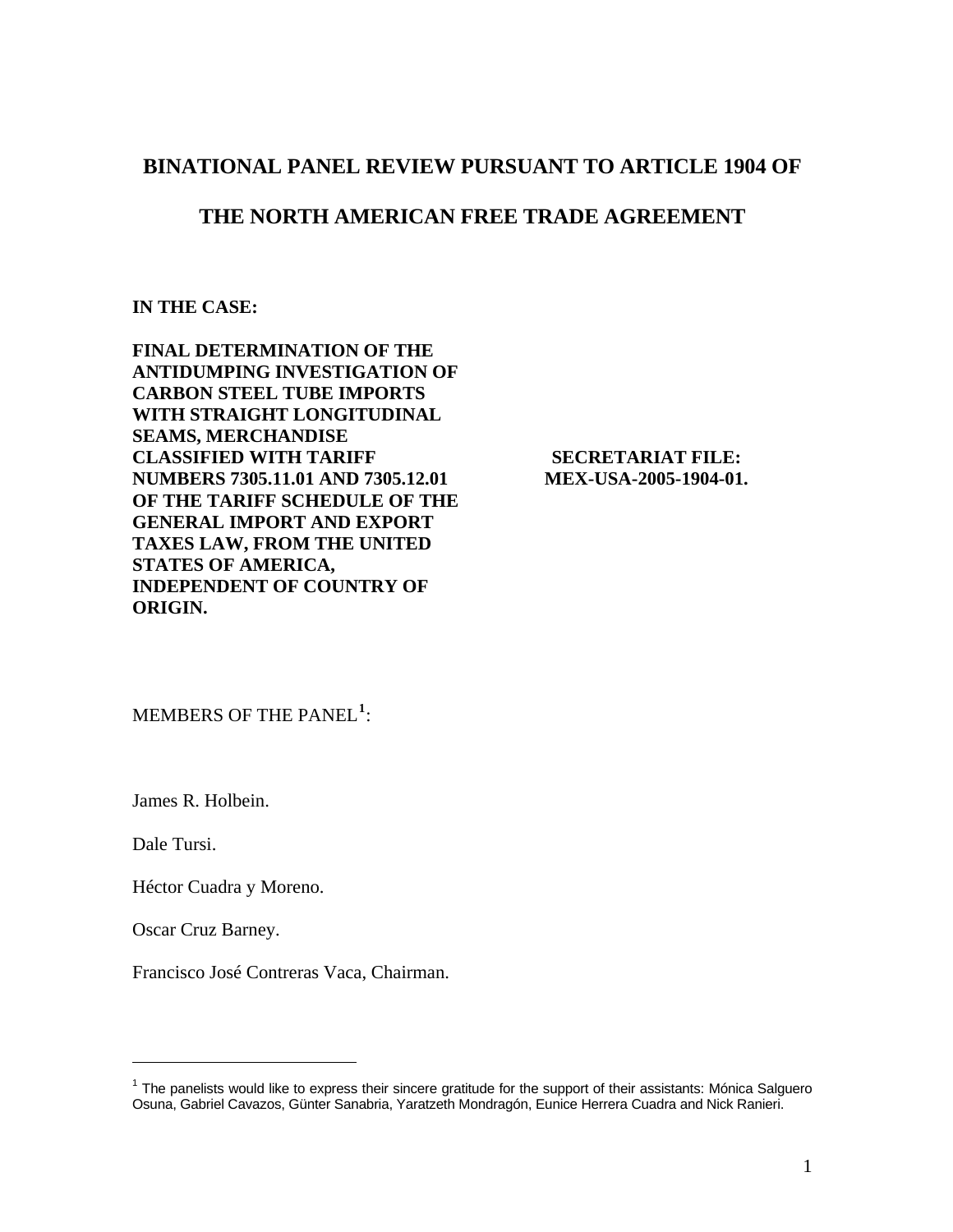# BINATIONAL PANEL REVIEW PURSUANT TO ARTICLE 1904 OF THE NORTH AMERICAN FREE TRADE AGREEMENT

**IN THE CASE:**

**FINAL DETERMINATION OF THE ANTIDUMPING INVESTIGATION OF CARBON STEEL TUBE IMPORTS WITH STRAIGHT LONGITUDINAL SEAMS, MERCHANDISE CLASSIFIED WITH TARIFF NUMBERS 7305.11.01 AND 7305.12.01 OF THE TARIFF SCHEDULE OF THE GENERAL IMPORT AND EXPORT TAXES LAW, FROM THE UNITED STATES OF AMERICA, INDEPENDENT OF COUNTRY OF ORIGIN.**

**SECRETARIAT FILE: MEX-USA-2005-1904-01.**

MEMBERS OF THE PANEL[1]:

James R. Holbein.

Dale Tursi.

Héctor Cuadra y Moreno.

Oscar Cruz Barney.

Francisco José Contreras Vaca, Chairman.

---

[1] The panelists would like to express their sincere gratitude for the support of their assistants: Mónica Salguero Osuna, Gabriel Cavazos, Günter Sanabria, Yaratzeth Mondragón, Eunice Herrera Cuadra and Nick Ranieri.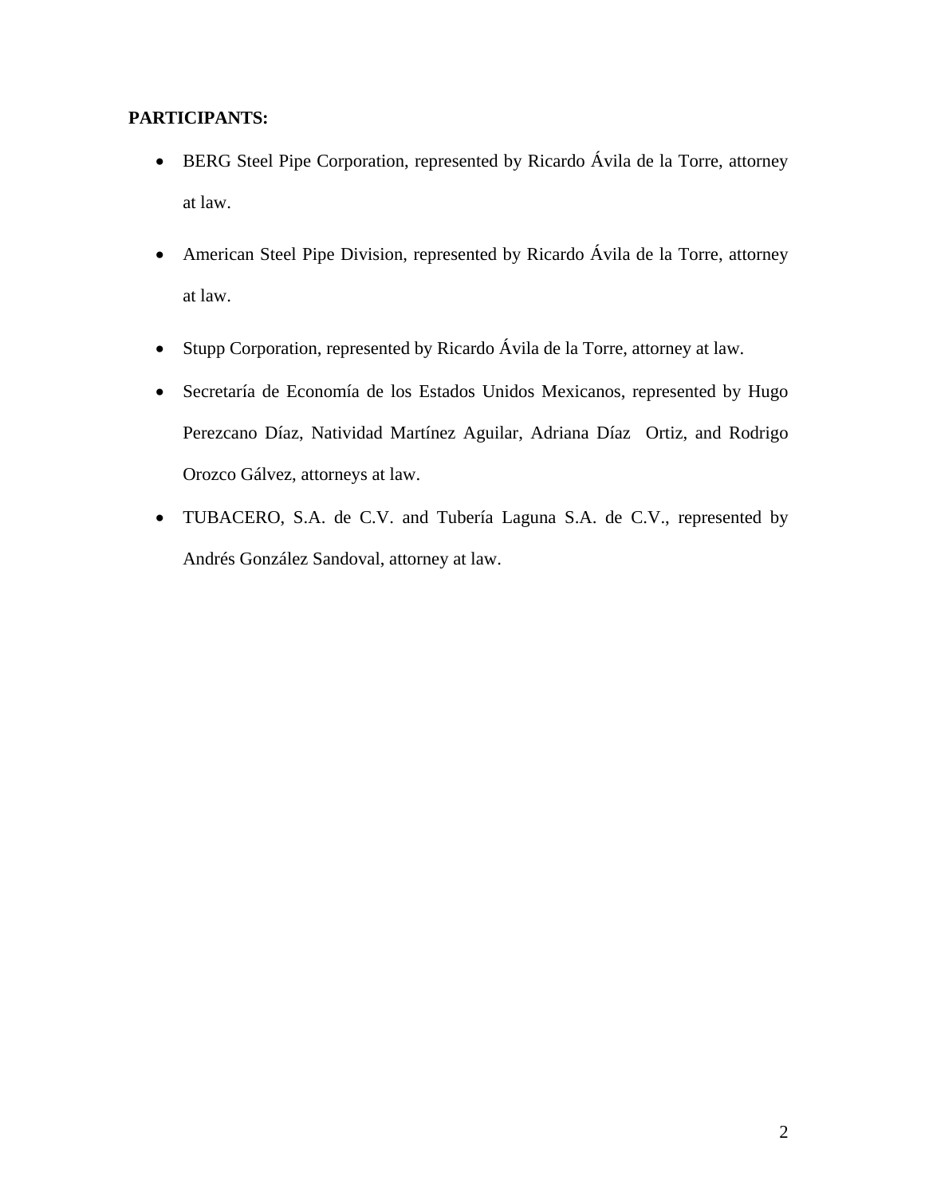**PARTICIPANTS:**

- BERG Steel Pipe Corporation, represented by Ricardo Ávila de la Torre, attorney at law.
- American Steel Pipe Division, represented by Ricardo Ávila de la Torre, attorney at law.
- Stupp Corporation, represented by Ricardo Ávila de la Torre, attorney at law.
- Secretaría de Economía de los Estados Unidos Mexicanos, represented by Hugo Perezcano Díaz, Natividad Martínez Aguilar, Adriana Díaz Ortiz, and Rodrigo Orozco Gálvez, attorneys at law.
- TUBACERO, S.A. de C.V. and Tubería Laguna S.A. de C.V., represented by Andrés González Sandoval, attorney at law.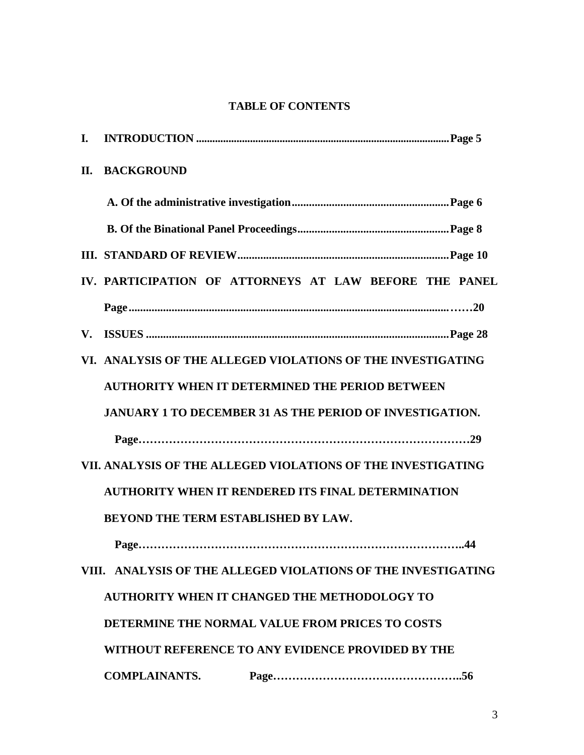**TABLE OF CONTENTS**

**I. INTRODUCTION ............................................................................................Page 5**

**II. BACKGROUND**

**A. Of the administrative investigation.......................................................Page 6**

**B. Of the Binational Panel Proceedings......................................................Page 8**

**III. STANDARD OF REVIEW..........................................................................Page 10**

**IV. PARTICIPATION OF ATTORNEYS AT LAW BEFORE THE PANEL Page.................................................................................................................……20**

**V. ISSUES ...........................................................................................................Page 28**

**VI. ANALYSIS OF THE ALLEGED VIOLATIONS OF THE INVESTIGATING AUTHORITY WHEN IT DETERMINED THE PERIOD BETWEEN JANUARY 1 TO DECEMBER 31 AS THE PERIOD OF INVESTIGATION. Page…………………………………………………………………………29**

**VII. ANALYSIS OF THE ALLEGED VIOLATIONS OF THE INVESTIGATING AUTHORITY WHEN IT RENDERED ITS FINAL DETERMINATION BEYOND THE TERM ESTABLISHED BY LAW. Page………………………………………………………………………..44**

**VIII. ANALYSIS OF THE ALLEGED VIOLATIONS OF THE INVESTIGATING AUTHORITY WHEN IT CHANGED THE METHODOLOGY TO DETERMINE THE NORMAL VALUE FROM PRICES TO COSTS WITHOUT REFERENCE TO ANY EVIDENCE PROVIDED BY THE COMPLAINANTS. Page…………………………………………..56**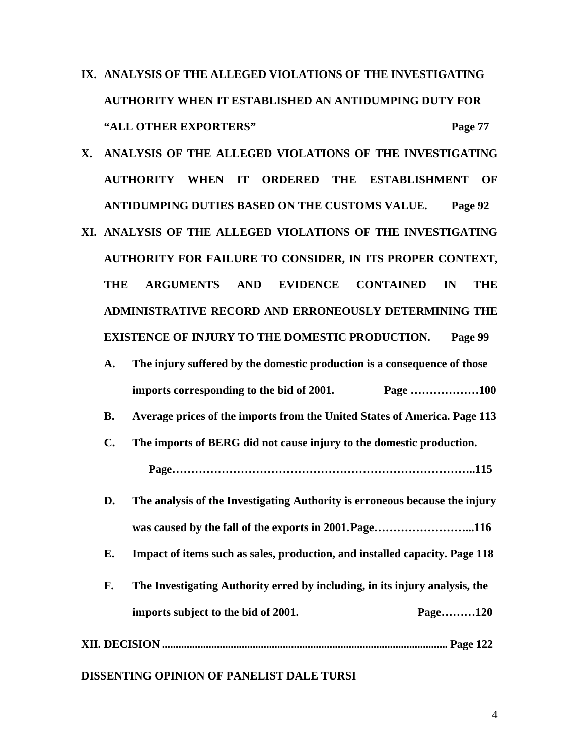**IX. ANALYSIS OF THE ALLEGED VIOLATIONS OF THE INVESTIGATING AUTHORITY WHEN IT ESTABLISHED AN ANTIDUMPING DUTY FOR "ALL OTHER EXPORTERS" Page 77**

**X. ANALYSIS OF THE ALLEGED VIOLATIONS OF THE INVESTIGATING AUTHORITY WHEN IT ORDERED THE ESTABLISHMENT OF ANTIDUMPING DUTIES BASED ON THE CUSTOMS VALUE. Page 92**

**XI. ANALYSIS OF THE ALLEGED VIOLATIONS OF THE INVESTIGATING AUTHORITY FOR FAILURE TO CONSIDER, IN ITS PROPER CONTEXT, THE ARGUMENTS AND EVIDENCE CONTAINED IN THE ADMINISTRATIVE RECORD AND ERRONEOUSLY DETERMINING THE EXISTENCE OF INJURY TO THE DOMESTIC PRODUCTION. Page 99**

- **A. The injury suffered by the domestic production is a consequence of those imports corresponding to the bid of 2001. Page ………………100**
- **B. Average prices of the imports from the United States of America. Page 113**
- **C. The imports of BERG did not cause injury to the domestic production. Page…………………………………………………………………..115**
- **D. The analysis of the Investigating Authority is erroneous because the injury was caused by the fall of the exports in 2001. Page……………………...116**
- **E. Impact of items such as sales, production, and installed capacity. Page 118**
- **F. The Investigating Authority erred by including, in its injury analysis, the imports subject to the bid of 2001. Page………120**

**XII. DECISION ........................................................................................................ Page 122**

**DISSENTING OPINION OF PANELIST DALE TURSI**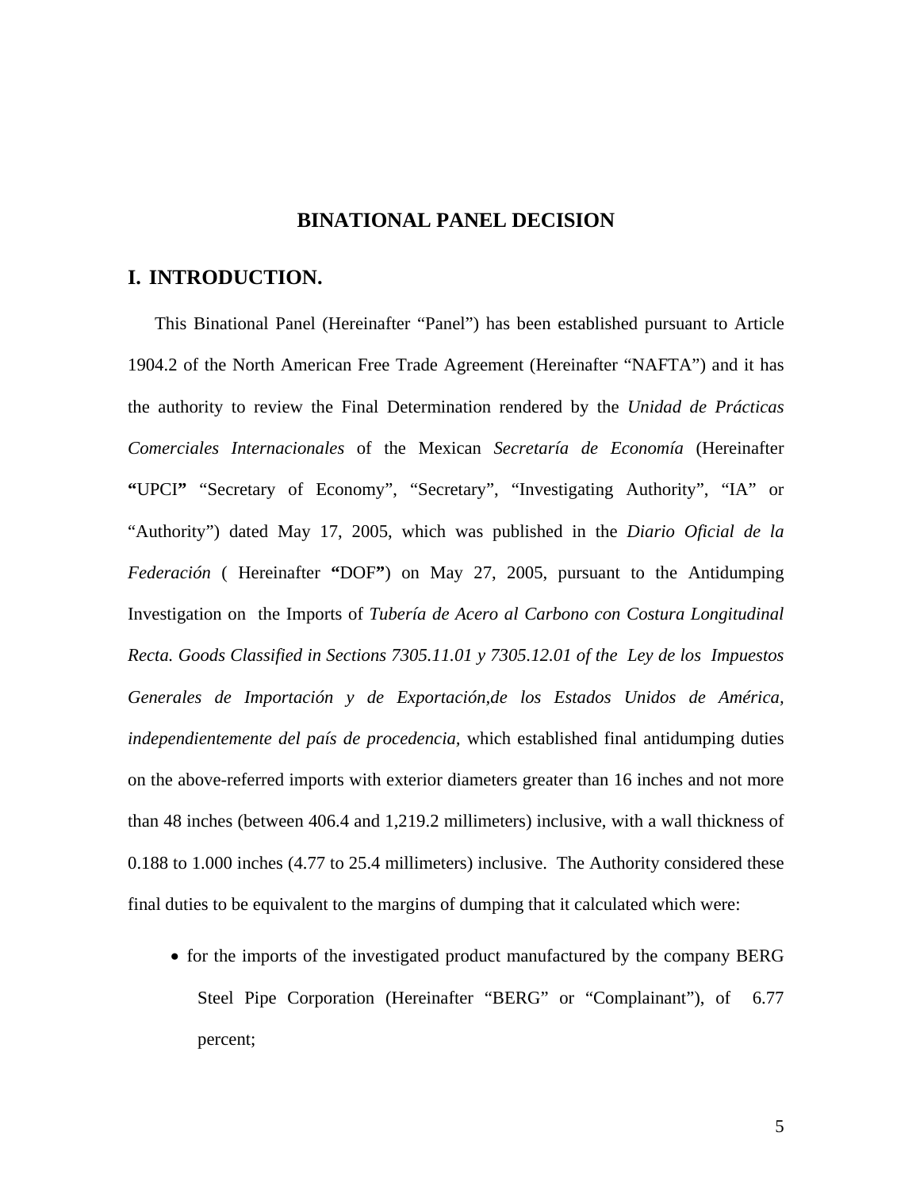# BINATIONAL PANEL DECISION

## I. INTRODUCTION.

This Binational Panel (Hereinafter "Panel") has been established pursuant to Article 1904.2 of the North American Free Trade Agreement (Hereinafter "NAFTA") and it has the authority to review the Final Determination rendered by the *Unidad de Prácticas Comerciales Internacionales* of the Mexican *Secretaría de Economía* (Hereinafter **"**UPCI**"** "Secretary of Economy", "Secretary", "Investigating Authority", "IA" or "Authority") dated May 17, 2005, which was published in the *Diario Oficial de la Federación* ( Hereinafter **"**DOF**"**) on May 27, 2005, pursuant to the Antidumping Investigation on the Imports of *Tubería de Acero al Carbono con Costura Longitudinal Recta. Goods Classified in Sections 7305.11.01 y 7305.12.01 of the Ley de los Impuestos Generales de Importación y de Exportación,de los Estados Unidos de América, independientemente del país de procedencia,* which established final antidumping duties on the above-referred imports with exterior diameters greater than 16 inches and not more than 48 inches (between 406.4 and 1,219.2 millimeters) inclusive, with a wall thickness of 0.188 to 1.000 inches (4.77 to 25.4 millimeters) inclusive. The Authority considered these final duties to be equivalent to the margins of dumping that it calculated which were:

- for the imports of the investigated product manufactured by the company BERG Steel Pipe Corporation (Hereinafter "BERG" or "Complainant"), of 6.77 percent;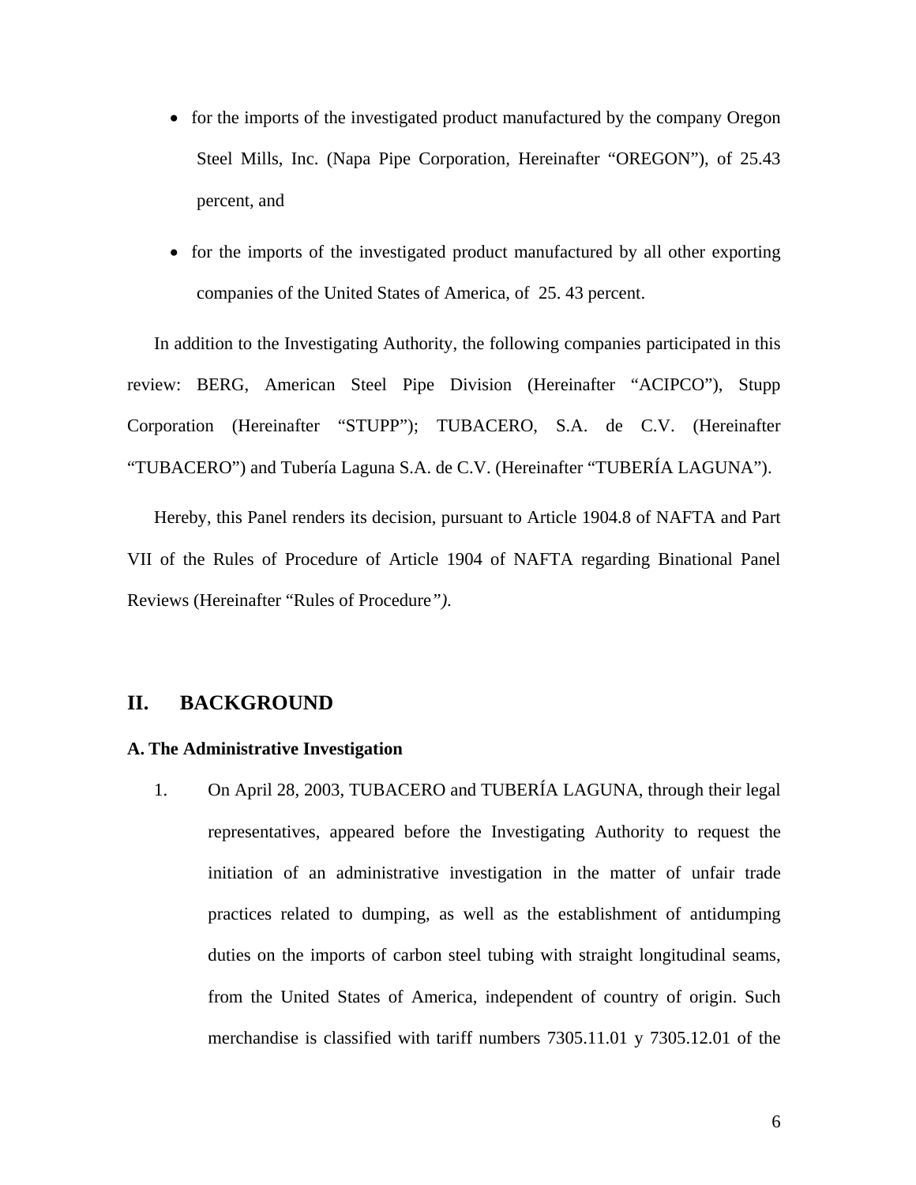- for the imports of the investigated product manufactured by the company Oregon Steel Mills, Inc. (Napa Pipe Corporation, Hereinafter "OREGON"), of 25.43 percent, and
- for the imports of the investigated product manufactured by all other exporting companies of the United States of America, of 25. 43 percent.

In addition to the Investigating Authority, the following companies participated in this review: BERG, American Steel Pipe Division (Hereinafter "ACIPCO"), Stupp Corporation (Hereinafter "STUPP"); TUBACERO, S.A. de C.V. (Hereinafter "TUBACERO") and Tubería Laguna S.A. de C.V. (Hereinafter "TUBERÍA LAGUNA").

Hereby, this Panel renders its decision, pursuant to Article 1904.8 of NAFTA and Part VII of the Rules of Procedure of Article 1904 of NAFTA regarding Binational Panel Reviews (Hereinafter "Rules of Procedure*")*.

## II. BACKGROUND

### A. The Administrative Investigation

1. On April 28, 2003, TUBACERO and TUBERÍA LAGUNA, through their legal representatives, appeared before the Investigating Authority to request the initiation of an administrative investigation in the matter of unfair trade practices related to dumping, as well as the establishment of antidumping duties on the imports of carbon steel tubing with straight longitudinal seams, from the United States of America, independent of country of origin. Such merchandise is classified with tariff numbers 7305.11.01 y 7305.12.01 of the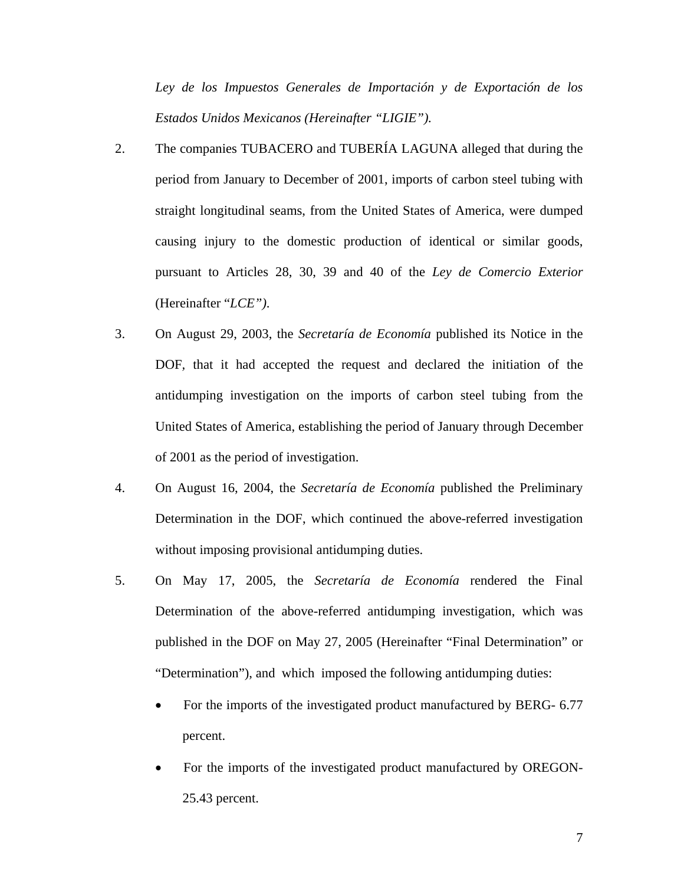*Ley de los Impuestos Generales de Importación y de Exportación de los Estados Unidos Mexicanos (Hereinafter "LIGIE").*

2. The companies TUBACERO and TUBERÍA LAGUNA alleged that during the period from January to December of 2001, imports of carbon steel tubing with straight longitudinal seams, from the United States of America, were dumped causing injury to the domestic production of identical or similar goods, pursuant to Articles 28, 30, 39 and 40 of the *Ley de Comercio Exterior* (Hereinafter "*LCE").*

3. On August 29, 2003, the *Secretaría de Economía* published its Notice in the DOF, that it had accepted the request and declared the initiation of the antidumping investigation on the imports of carbon steel tubing from the United States of America, establishing the period of January through December of 2001 as the period of investigation.

4. On August 16, 2004, the *Secretaría de Economía* published the Preliminary Determination in the DOF, which continued the above-referred investigation without imposing provisional antidumping duties.

5. On May 17, 2005, the *Secretaría de Economía* rendered the Final Determination of the above-referred antidumping investigation, which was published in the DOF on May 27, 2005 (Hereinafter "Final Determination" or "Determination"), and which imposed the following antidumping duties:

   - For the imports of the investigated product manufactured by BERG- 6.77 percent.

   - For the imports of the investigated product manufactured by OREGON- 25.43 percent.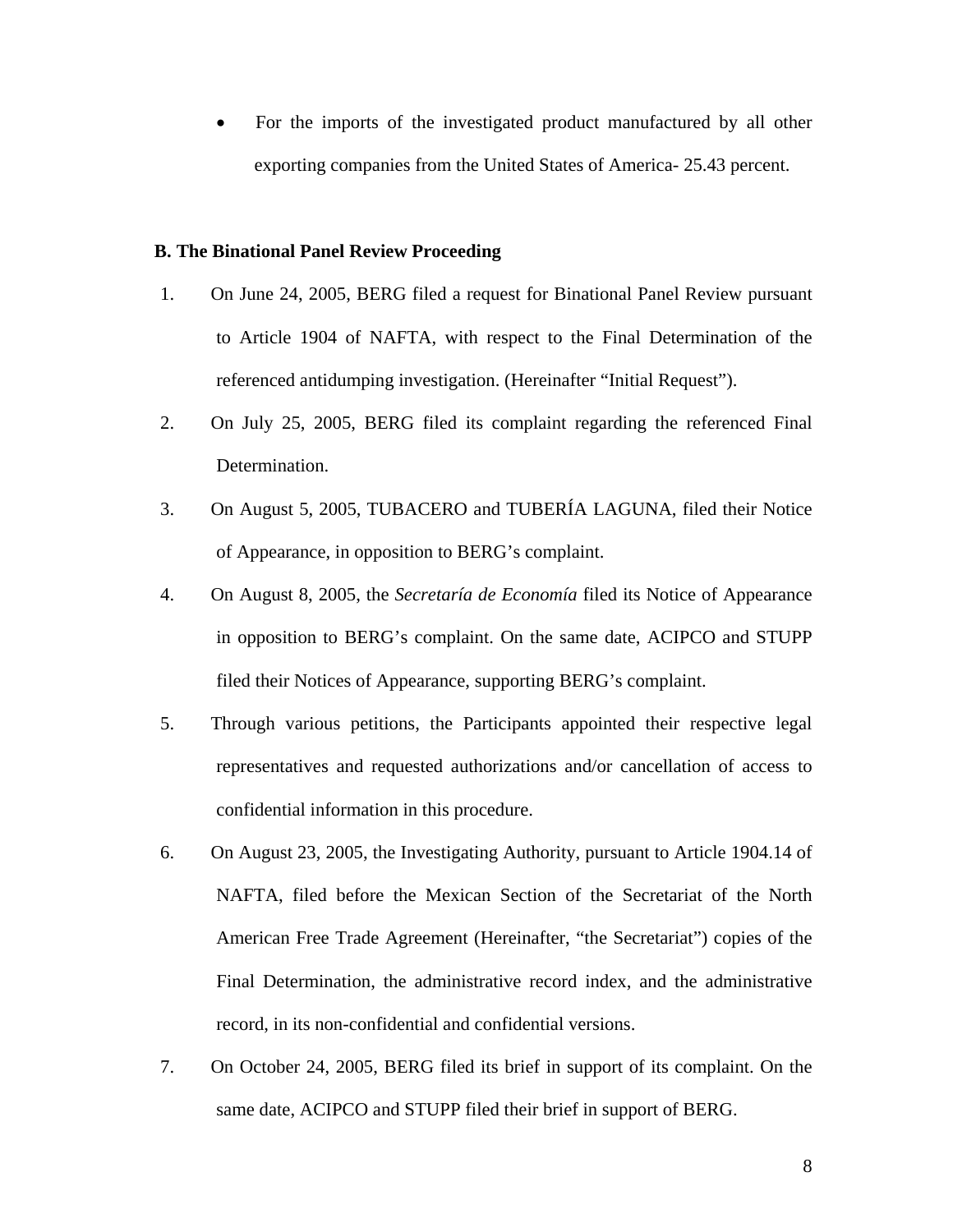- For the imports of the investigated product manufactured by all other exporting companies from the United States of America- 25.43 percent.

**B. The Binational Panel Review Proceeding**

1. On June 24, 2005, BERG filed a request for Binational Panel Review pursuant to Article 1904 of NAFTA, with respect to the Final Determination of the referenced antidumping investigation. (Hereinafter "Initial Request").
2. On July 25, 2005, BERG filed its complaint regarding the referenced Final Determination.
3. On August 5, 2005, TUBACERO and TUBERÍA LAGUNA, filed their Notice of Appearance, in opposition to BERG's complaint.
4. On August 8, 2005, the *Secretaría de Economía* filed its Notice of Appearance in opposition to BERG's complaint. On the same date, ACIPCO and STUPP filed their Notices of Appearance, supporting BERG's complaint.
5. Through various petitions, the Participants appointed their respective legal representatives and requested authorizations and/or cancellation of access to confidential information in this procedure.
6. On August 23, 2005, the Investigating Authority, pursuant to Article 1904.14 of NAFTA, filed before the Mexican Section of the Secretariat of the North American Free Trade Agreement (Hereinafter, "the Secretariat") copies of the Final Determination, the administrative record index, and the administrative record, in its non-confidential and confidential versions.
7. On October 24, 2005, BERG filed its brief in support of its complaint. On the same date, ACIPCO and STUPP filed their brief in support of BERG.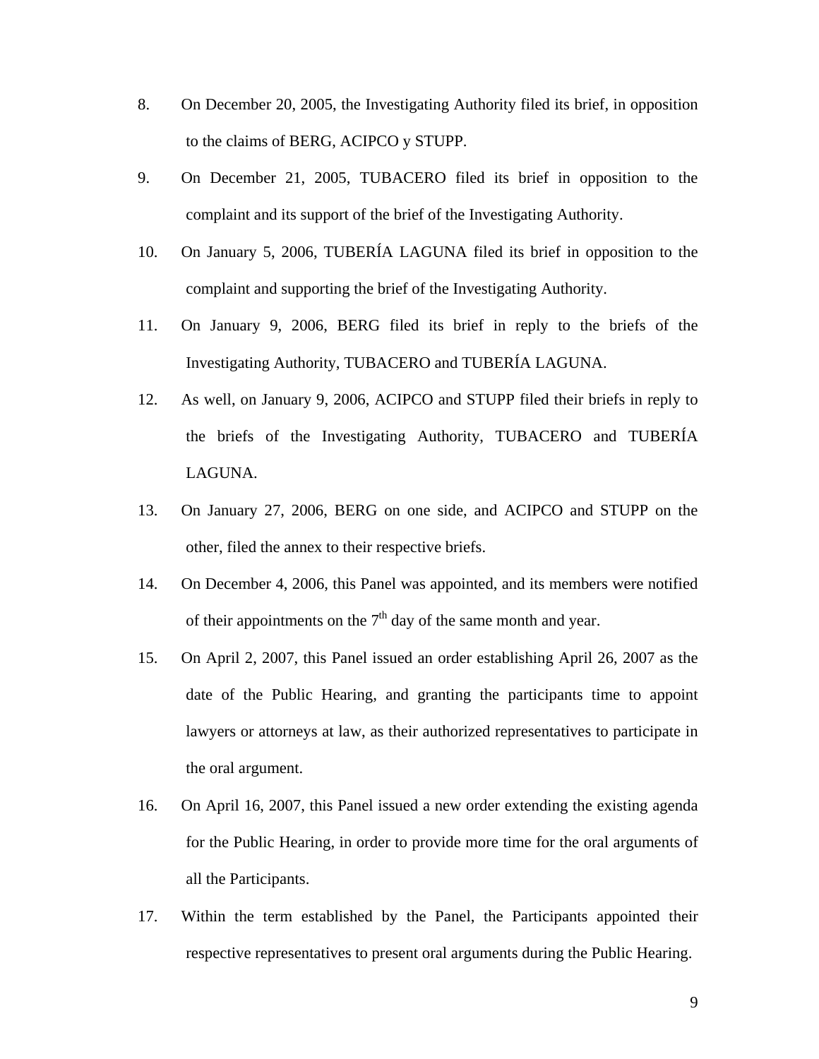8. On December 20, 2005, the Investigating Authority filed its brief, in opposition to the claims of BERG, ACIPCO y STUPP.

9. On December 21, 2005, TUBACERO filed its brief in opposition to the complaint and its support of the brief of the Investigating Authority.

10. On January 5, 2006, TUBERÍA LAGUNA filed its brief in opposition to the complaint and supporting the brief of the Investigating Authority.

11. On January 9, 2006, BERG filed its brief in reply to the briefs of the Investigating Authority, TUBACERO and TUBERÍA LAGUNA.

12. As well, on January 9, 2006, ACIPCO and STUPP filed their briefs in reply to the briefs of the Investigating Authority, TUBACERO and TUBERÍA LAGUNA.

13. On January 27, 2006, BERG on one side, and ACIPCO and STUPP on the other, filed the annex to their respective briefs.

14. On December 4, 2006, this Panel was appointed, and its members were notified of their appointments on the 7th day of the same month and year.

15. On April 2, 2007, this Panel issued an order establishing April 26, 2007 as the date of the Public Hearing, and granting the participants time to appoint lawyers or attorneys at law, as their authorized representatives to participate in the oral argument.

16. On April 16, 2007, this Panel issued a new order extending the existing agenda for the Public Hearing, in order to provide more time for the oral arguments of all the Participants.

17. Within the term established by the Panel, the Participants appointed their respective representatives to present oral arguments during the Public Hearing.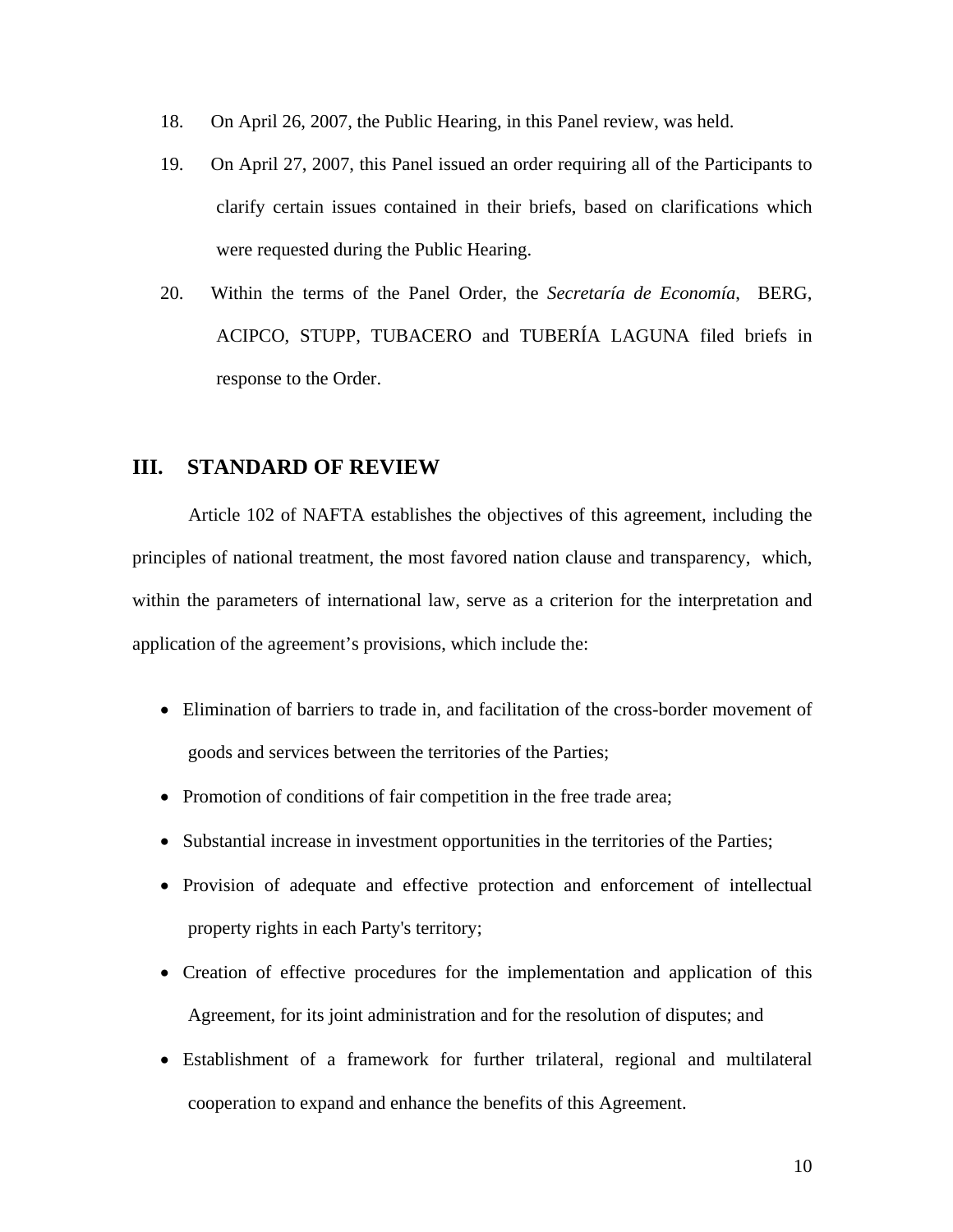18. On April 26, 2007, the Public Hearing, in this Panel review, was held.

19. On April 27, 2007, this Panel issued an order requiring all of the Participants to clarify certain issues contained in their briefs, based on clarifications which were requested during the Public Hearing.

20. Within the terms of the Panel Order, the *Secretaría de Economía*, BERG, ACIPCO, STUPP, TUBACERO and TUBERÍA LAGUNA filed briefs in response to the Order.

## III. STANDARD OF REVIEW

Article 102 of NAFTA establishes the objectives of this agreement, including the principles of national treatment, the most favored nation clause and transparency, which, within the parameters of international law, serve as a criterion for the interpretation and application of the agreement's provisions, which include the:

- Elimination of barriers to trade in, and facilitation of the cross-border movement of goods and services between the territories of the Parties;
- Promotion of conditions of fair competition in the free trade area;
- Substantial increase in investment opportunities in the territories of the Parties;
- Provision of adequate and effective protection and enforcement of intellectual property rights in each Party's territory;
- Creation of effective procedures for the implementation and application of this Agreement, for its joint administration and for the resolution of disputes; and
- Establishment of a framework for further trilateral, regional and multilateral cooperation to expand and enhance the benefits of this Agreement.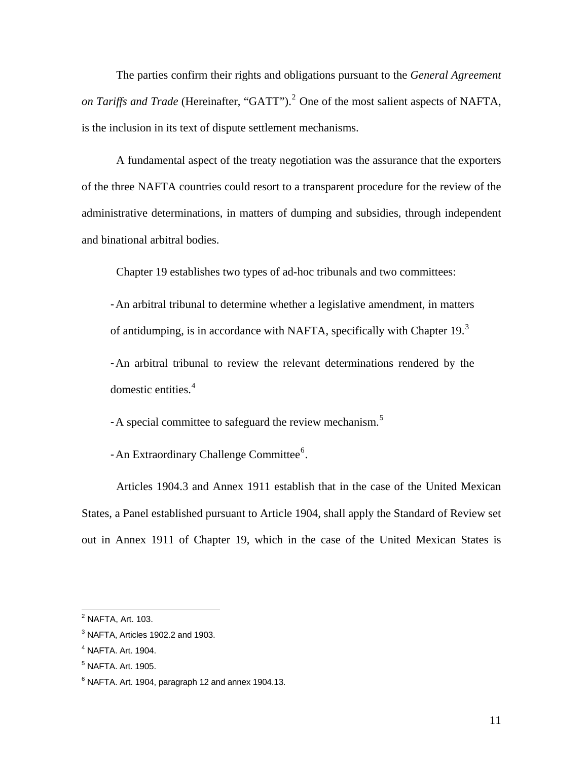The parties confirm their rights and obligations pursuant to the *General Agreement on Tariffs and Trade* (Hereinafter, "GATT").[2] One of the most salient aspects of NAFTA, is the inclusion in its text of dispute settlement mechanisms.

A fundamental aspect of the treaty negotiation was the assurance that the exporters of the three NAFTA countries could resort to a transparent procedure for the review of the administrative determinations, in matters of dumping and subsidies, through independent and binational arbitral bodies.

Chapter 19 establishes two types of ad-hoc tribunals and two committees:

- An arbitral tribunal to determine whether a legislative amendment, in matters of antidumping, is in accordance with NAFTA, specifically with Chapter 19.[3]
- An arbitral tribunal to review the relevant determinations rendered by the domestic entities.[4]
- A special committee to safeguard the review mechanism.[5]
- An Extraordinary Challenge Committee[6].

Articles 1904.3 and Annex 1911 establish that in the case of the United Mexican States, a Panel established pursuant to Article 1904, shall apply the Standard of Review set out in Annex 1911 of Chapter 19, which in the case of the United Mexican States is

---

[2] NAFTA, Art. 103.

[3] NAFTA, Articles 1902.2 and 1903.

[4] NAFTA. Art. 1904.

[5] NAFTA. Art. 1905.

[6] NAFTA. Art. 1904, paragraph 12 and annex 1904.13.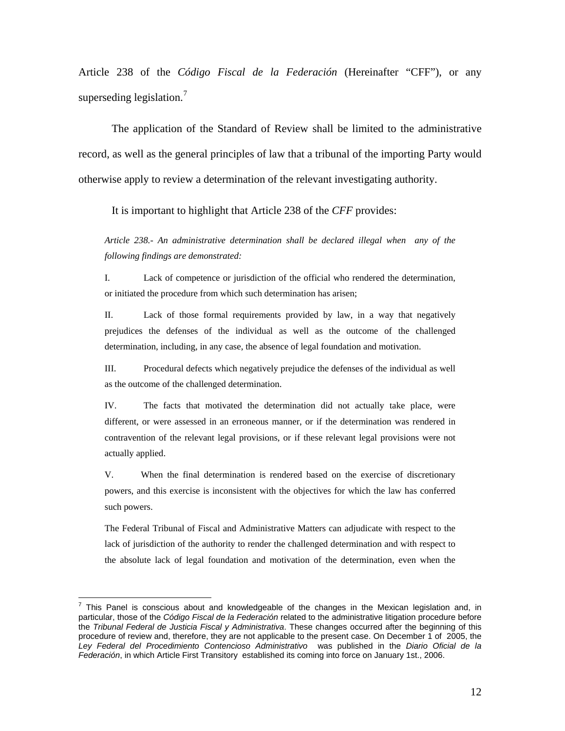Article 238 of the *Código Fiscal de la Federación* (Hereinafter "CFF"), or any superseding legislation.[7]

The application of the Standard of Review shall be limited to the administrative record, as well as the general principles of law that a tribunal of the importing Party would otherwise apply to review a determination of the relevant investigating authority.

It is important to highlight that Article 238 of the *CFF* provides:

> *Article 238.- An administrative determination shall be declared illegal when any of the following findings are demonstrated:*
>
> I. Lack of competence or jurisdiction of the official who rendered the determination, or initiated the procedure from which such determination has arisen;
>
> II. Lack of those formal requirements provided by law, in a way that negatively prejudices the defenses of the individual as well as the outcome of the challenged determination, including, in any case, the absence of legal foundation and motivation.
>
> III. Procedural defects which negatively prejudice the defenses of the individual as well as the outcome of the challenged determination.
>
> IV. The facts that motivated the determination did not actually take place, were different, or were assessed in an erroneous manner, or if the determination was rendered in contravention of the relevant legal provisions, or if these relevant legal provisions were not actually applied.
>
> V. When the final determination is rendered based on the exercise of discretionary powers, and this exercise is inconsistent with the objectives for which the law has conferred such powers.
>
> The Federal Tribunal of Fiscal and Administrative Matters can adjudicate with respect to the lack of jurisdiction of the authority to render the challenged determination and with respect to the absolute lack of legal foundation and motivation of the determination, even when the

---

[7] This Panel is conscious about and knowledgeable of the changes in the Mexican legislation and, in particular, those of the *Código Fiscal de la Federación* related to the administrative litigation procedure before the *Tribunal Federal de Justicia Fiscal y Administrativa*. These changes occurred after the beginning of this procedure of review and, therefore, they are not applicable to the present case. On December 1 of 2005, the *Ley Federal del Procedimiento Contencioso Administrativo* was published in the *Diario Oficial de la Federación*, in which Article First Transitory established its coming into force on January 1st., 2006.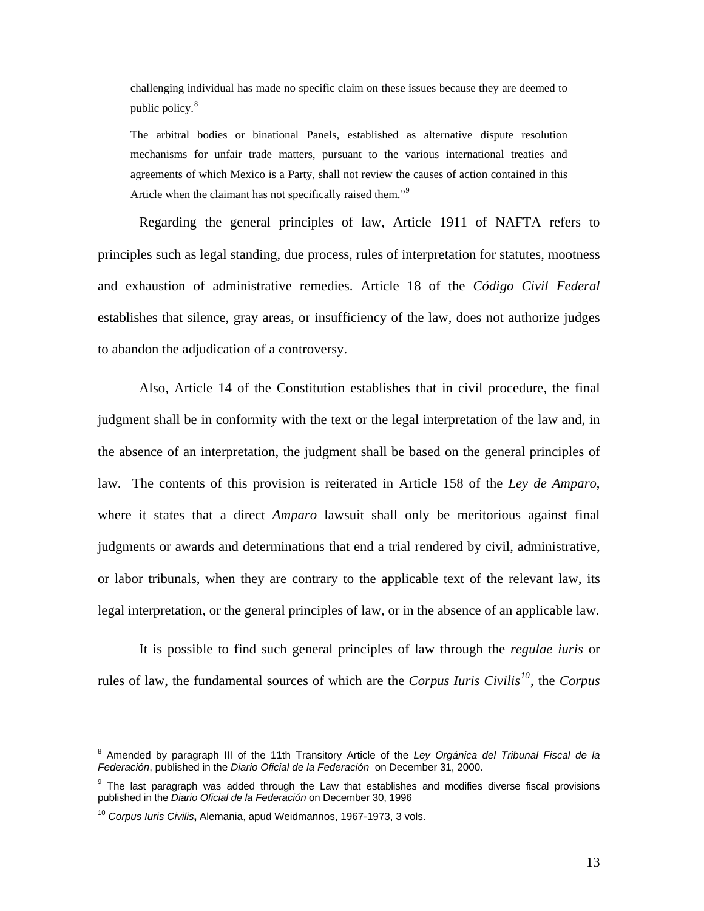challenging individual has made no specific claim on these issues because they are deemed to public policy.[8]

The arbitral bodies or binational Panels, established as alternative dispute resolution mechanisms for unfair trade matters, pursuant to the various international treaties and agreements of which Mexico is a Party, shall not review the causes of action contained in this Article when the claimant has not specifically raised them."[9]

Regarding the general principles of law, Article 1911 of NAFTA refers to principles such as legal standing, due process, rules of interpretation for statutes, mootness and exhaustion of administrative remedies. Article 18 of the *Código Civil Federal* establishes that silence, gray areas, or insufficiency of the law, does not authorize judges to abandon the adjudication of a controversy.

Also, Article 14 of the Constitution establishes that in civil procedure, the final judgment shall be in conformity with the text or the legal interpretation of the law and, in the absence of an interpretation, the judgment shall be based on the general principles of law. The contents of this provision is reiterated in Article 158 of the *Ley de Amparo*, where it states that a direct *Amparo* lawsuit shall only be meritorious against final judgments or awards and determinations that end a trial rendered by civil, administrative, or labor tribunals, when they are contrary to the applicable text of the relevant law, its legal interpretation, or the general principles of law, or in the absence of an applicable law.

It is possible to find such general principles of law through the *regulae iuris* or rules of law, the fundamental sources of which are the *Corpus Iuris Civilis*[10], the *Corpus*

---

[8] Amended by paragraph III of the 11th Transitory Article of the *Ley Orgánica del Tribunal Fiscal de la Federación*, published in the *Diario Oficial de la Federación* on December 31, 2000.

[9] The last paragraph was added through the Law that establishes and modifies diverse fiscal provisions published in the *Diario Oficial de la Federación* on December 30, 1996

[10] *Corpus Iuris Civilis*, Alemania, apud Weidmannos, 1967-1973, 3 vols.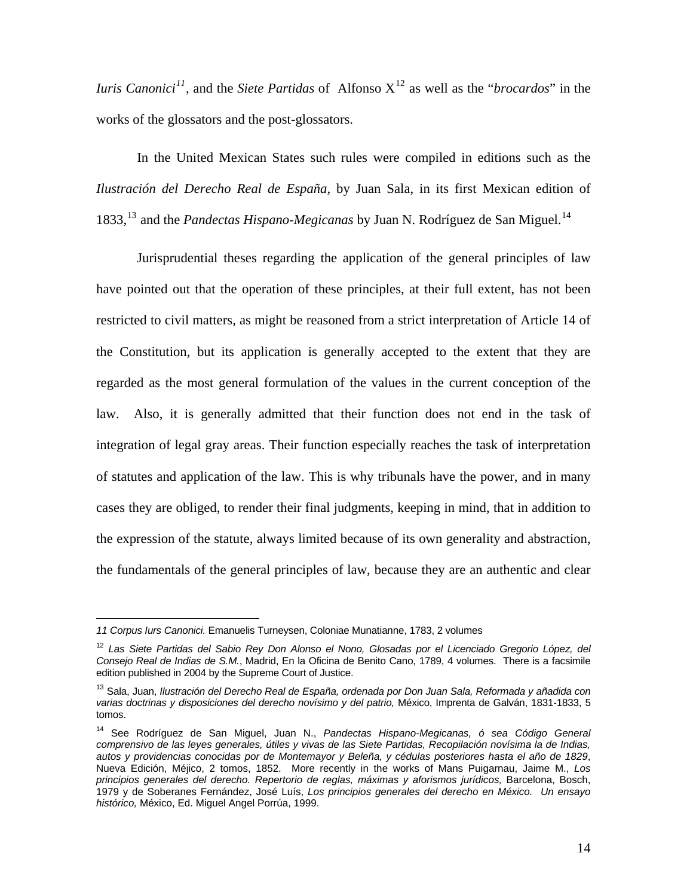*Iuris Canonici*[11], and the *Siete Partidas* of Alfonso X[12] as well as the "*brocardos*" in the works of the glossators and the post-glossators.

In the United Mexican States such rules were compiled in editions such as the *Ilustración del Derecho Real de España,* by Juan Sala, in its first Mexican edition of 1833,[13] and the *Pandectas Hispano-Megicanas* by Juan N. Rodríguez de San Miguel.[14]

Jurisprudential theses regarding the application of the general principles of law have pointed out that the operation of these principles, at their full extent, has not been restricted to civil matters, as might be reasoned from a strict interpretation of Article 14 of the Constitution, but its application is generally accepted to the extent that they are regarded as the most general formulation of the values in the current conception of the law. Also, it is generally admitted that their function does not end in the task of integration of legal gray areas. Their function especially reaches the task of interpretation of statutes and application of the law. This is why tribunals have the power, and in many cases they are obliged, to render their final judgments, keeping in mind, that in addition to the expression of the statute, always limited because of its own generality and abstraction, the fundamentals of the general principles of law, because they are an authentic and clear

---

*11 Corpus Iurs Canonici.* Emanuelis Turneysen, Coloniae Munatianne, 1783, 2 volumes

[12] *Las Siete Partidas del Sabio Rey Don Alonso el Nono, Glosadas por el Licenciado Gregorio López, del Consejo Real de Indias de S.M.*, Madrid, En la Oficina de Benito Cano, 1789, 4 volumes. There is a facsimile edition published in 2004 by the Supreme Court of Justice.

[13] Sala, Juan, *Ilustración del Derecho Real de España, ordenada por Don Juan Sala, Reformada y añadida con varias doctrinas y disposiciones del derecho novísimo y del patrio,* México, Imprenta de Galván, 1831-1833, 5 tomos.

[14] See Rodríguez de San Miguel, Juan N., *Pandectas Hispano-Megicanas, ó sea Código General comprensivo de las leyes generales, útiles y vivas de las Siete Partidas, Recopilación novísima la de Indias, autos y providencias conocidas por de Montemayor y Beleña, y cédulas posteriores hasta el año de 1829*, Nueva Edición, Méjico, 2 tomos, 1852. More recently in the works of Mans Puigarnau, Jaime M., *Los principios generales del derecho. Repertorio de reglas, máximas y aforismos jurídicos,* Barcelona, Bosch, 1979 y de Soberanes Fernández, José Luís, *Los principios generales del derecho en México. Un ensayo histórico,* México, Ed. Miguel Angel Porrúa, 1999.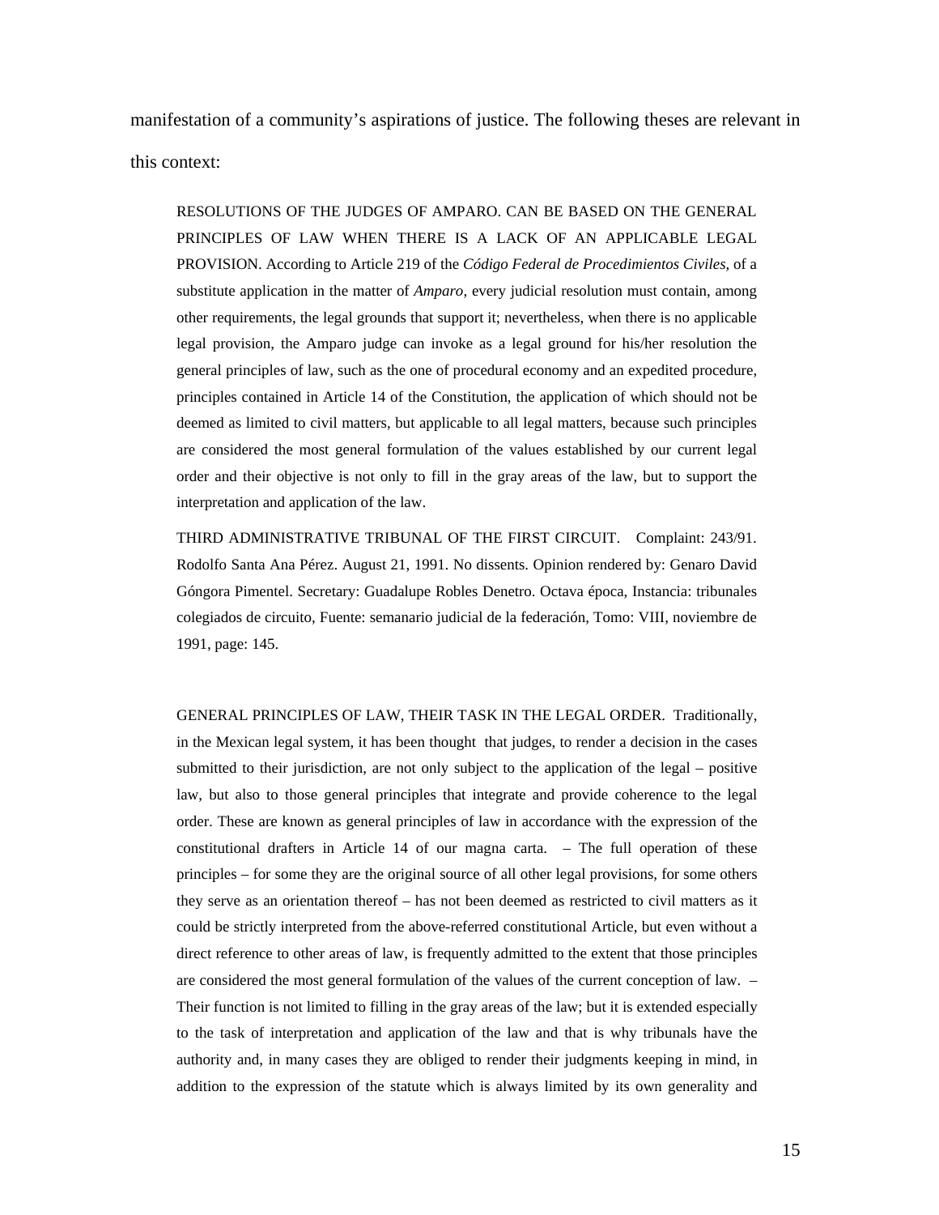manifestation of a community's aspirations of justice. The following theses are relevant in this context:

> RESOLUTIONS OF THE JUDGES OF AMPARO. CAN BE BASED ON THE GENERAL PRINCIPLES OF LAW WHEN THERE IS A LACK OF AN APPLICABLE LEGAL PROVISION. According to Article 219 of the *Código Federal de Procedimientos Civiles*, of a substitute application in the matter of *Amparo*, every judicial resolution must contain, among other requirements, the legal grounds that support it; nevertheless, when there is no applicable legal provision, the Amparo judge can invoke as a legal ground for his/her resolution the general principles of law, such as the one of procedural economy and an expedited procedure, principles contained in Article 14 of the Constitution, the application of which should not be deemed as limited to civil matters, but applicable to all legal matters, because such principles are considered the most general formulation of the values established by our current legal order and their objective is not only to fill in the gray areas of the law, but to support the interpretation and application of the law.
>
> THIRD ADMINISTRATIVE TRIBUNAL OF THE FIRST CIRCUIT. Complaint: 243/91. Rodolfo Santa Ana Pérez. August 21, 1991. No dissents. Opinion rendered by: Genaro David Góngora Pimentel. Secretary: Guadalupe Robles Denetro. Octava época, Instancia: tribunales colegiados de circuito, Fuente: semanario judicial de la federación, Tomo: VIII, noviembre de 1991, page: 145.

> GENERAL PRINCIPLES OF LAW, THEIR TASK IN THE LEGAL ORDER. Traditionally, in the Mexican legal system, it has been thought that judges, to render a decision in the cases submitted to their jurisdiction, are not only subject to the application of the legal – positive law, but also to those general principles that integrate and provide coherence to the legal order. These are known as general principles of law in accordance with the expression of the constitutional drafters in Article 14 of our magna carta. – The full operation of these principles – for some they are the original source of all other legal provisions, for some others they serve as an orientation thereof – has not been deemed as restricted to civil matters as it could be strictly interpreted from the above-referred constitutional Article, but even without a direct reference to other areas of law, is frequently admitted to the extent that those principles are considered the most general formulation of the values of the current conception of law. – Their function is not limited to filling in the gray areas of the law; but it is extended especially to the task of interpretation and application of the law and that is why tribunals have the authority and, in many cases they are obliged to render their judgments keeping in mind, in addition to the expression of the statute which is always limited by its own generality and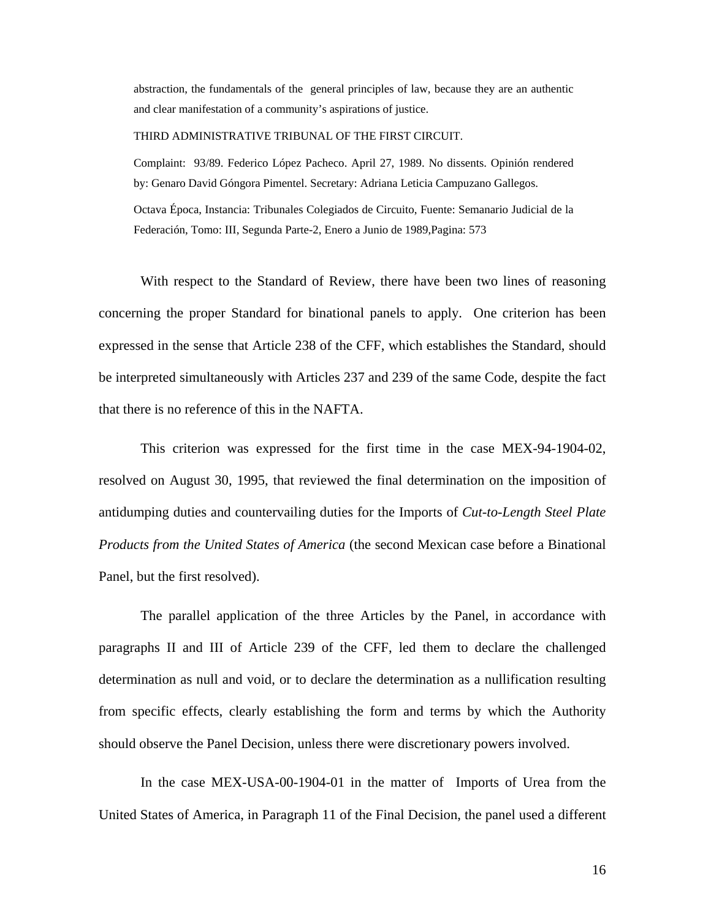abstraction, the fundamentals of the general principles of law, because they are an authentic and clear manifestation of a community's aspirations of justice.

THIRD ADMINISTRATIVE TRIBUNAL OF THE FIRST CIRCUIT.

Complaint: 93/89. Federico López Pacheco. April 27, 1989. No dissents. Opinión rendered by: Genaro David Góngora Pimentel. Secretary: Adriana Leticia Campuzano Gallegos.

Octava Época, Instancia: Tribunales Colegiados de Circuito, Fuente: Semanario Judicial de la Federación, Tomo: III, Segunda Parte-2, Enero a Junio de 1989,Pagina: 573

With respect to the Standard of Review, there have been two lines of reasoning concerning the proper Standard for binational panels to apply. One criterion has been expressed in the sense that Article 238 of the CFF, which establishes the Standard, should be interpreted simultaneously with Articles 237 and 239 of the same Code, despite the fact that there is no reference of this in the NAFTA.

This criterion was expressed for the first time in the case MEX-94-1904-02, resolved on August 30, 1995, that reviewed the final determination on the imposition of antidumping duties and countervailing duties for the Imports of *Cut-to-Length Steel Plate Products from the United States of America* (the second Mexican case before a Binational Panel, but the first resolved).

The parallel application of the three Articles by the Panel, in accordance with paragraphs II and III of Article 239 of the CFF, led them to declare the challenged determination as null and void, or to declare the determination as a nullification resulting from specific effects, clearly establishing the form and terms by which the Authority should observe the Panel Decision, unless there were discretionary powers involved.

In the case MEX-USA-00-1904-01 in the matter of Imports of Urea from the United States of America, in Paragraph 11 of the Final Decision, the panel used a different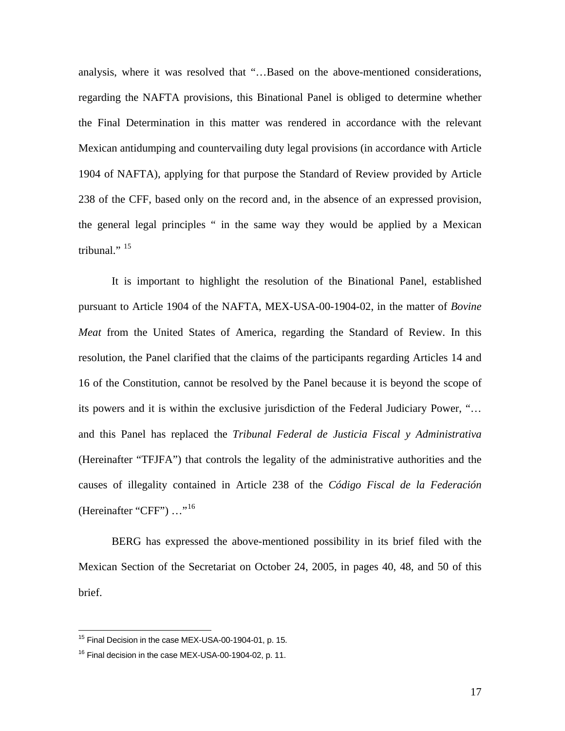analysis, where it was resolved that "…Based on the above-mentioned considerations, regarding the NAFTA provisions, this Binational Panel is obliged to determine whether the Final Determination in this matter was rendered in accordance with the relevant Mexican antidumping and countervailing duty legal provisions (in accordance with Article 1904 of NAFTA), applying for that purpose the Standard of Review provided by Article 238 of the CFF, based only on the record and, in the absence of an expressed provision, the general legal principles " in the same way they would be applied by a Mexican tribunal." [15]

It is important to highlight the resolution of the Binational Panel, established pursuant to Article 1904 of the NAFTA, MEX-USA-00-1904-02, in the matter of *Bovine Meat* from the United States of America, regarding the Standard of Review. In this resolution, the Panel clarified that the claims of the participants regarding Articles 14 and 16 of the Constitution, cannot be resolved by the Panel because it is beyond the scope of its powers and it is within the exclusive jurisdiction of the Federal Judiciary Power, "… and this Panel has replaced the *Tribunal Federal de Justicia Fiscal y Administrativa* (Hereinafter "TFJFA") that controls the legality of the administrative authorities and the causes of illegality contained in Article 238 of the *Código Fiscal de la Federación* (Hereinafter "CFF") …"[16]

BERG has expressed the above-mentioned possibility in its brief filed with the Mexican Section of the Secretariat on October 24, 2005, in pages 40, 48, and 50 of this brief.

---

[15] Final Decision in the case MEX-USA-00-1904-01, p. 15.

[16] Final decision in the case MEX-USA-00-1904-02, p. 11.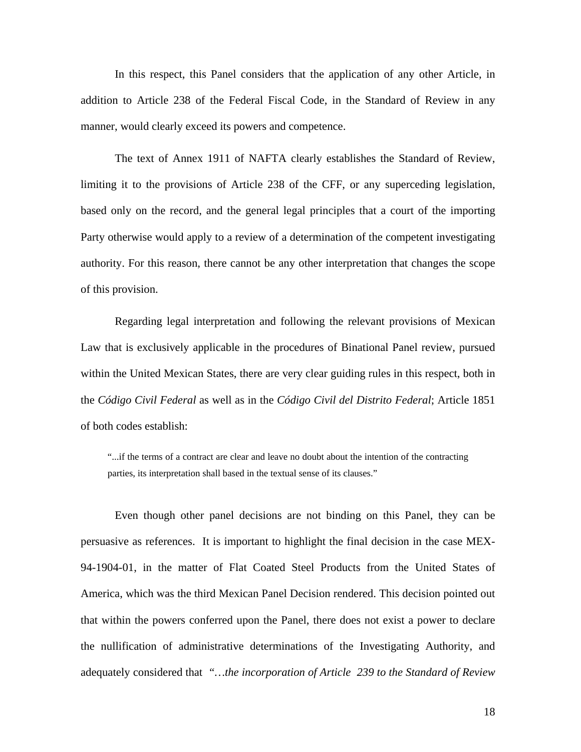In this respect, this Panel considers that the application of any other Article, in addition to Article 238 of the Federal Fiscal Code, in the Standard of Review in any manner, would clearly exceed its powers and competence.

The text of Annex 1911 of NAFTA clearly establishes the Standard of Review, limiting it to the provisions of Article 238 of the CFF, or any superceding legislation, based only on the record, and the general legal principles that a court of the importing Party otherwise would apply to a review of a determination of the competent investigating authority. For this reason, there cannot be any other interpretation that changes the scope of this provision.

Regarding legal interpretation and following the relevant provisions of Mexican Law that is exclusively applicable in the procedures of Binational Panel review, pursued within the United Mexican States, there are very clear guiding rules in this respect, both in the *Código Civil Federal* as well as in the *Código Civil del Distrito Federal*; Article 1851 of both codes establish:

> "...if the terms of a contract are clear and leave no doubt about the intention of the contracting parties, its interpretation shall based in the textual sense of its clauses."

Even though other panel decisions are not binding on this Panel, they can be persuasive as references. It is important to highlight the final decision in the case MEX-94-1904-01, in the matter of Flat Coated Steel Products from the United States of America, which was the third Mexican Panel Decision rendered. This decision pointed out that within the powers conferred upon the Panel, there does not exist a power to declare the nullification of administrative determinations of the Investigating Authority, and adequately considered that *"…the incorporation of Article 239 to the Standard of Review*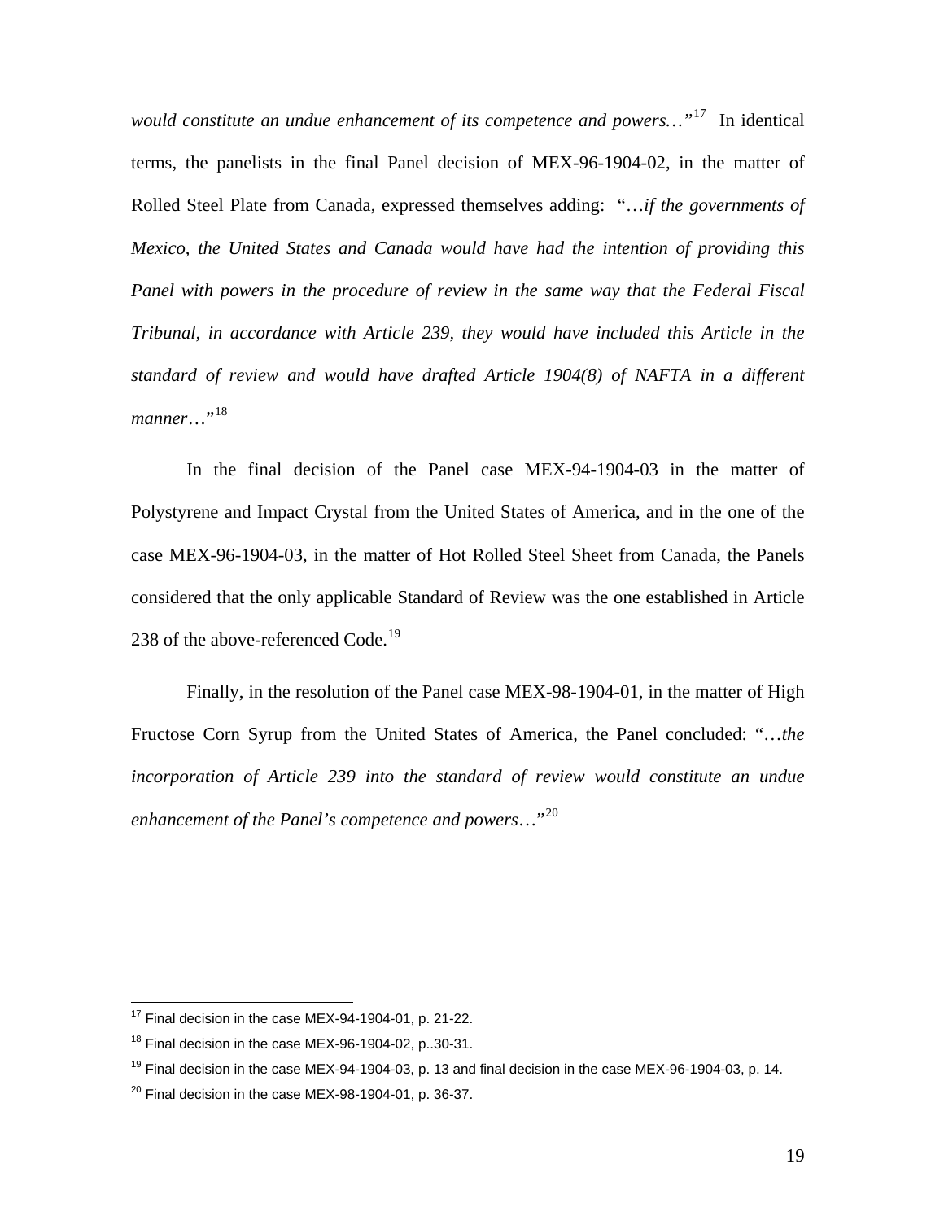*would constitute an undue enhancement of its competence and powers…*"[17] In identical terms, the panelists in the final Panel decision of MEX-96-1904-02, in the matter of Rolled Steel Plate from Canada, expressed themselves adding: "*…if the governments of Mexico, the United States and Canada would have had the intention of providing this Panel with powers in the procedure of review in the same way that the Federal Fiscal Tribunal, in accordance with Article 239, they would have included this Article in the standard of review and would have drafted Article 1904(8) of NAFTA in a different manner*…"[18]

In the final decision of the Panel case MEX-94-1904-03 in the matter of Polystyrene and Impact Crystal from the United States of America, and in the one of the case MEX-96-1904-03, in the matter of Hot Rolled Steel Sheet from Canada, the Panels considered that the only applicable Standard of Review was the one established in Article 238 of the above-referenced Code.[19]

Finally, in the resolution of the Panel case MEX-98-1904-01, in the matter of High Fructose Corn Syrup from the United States of America, the Panel concluded: "*…the incorporation of Article 239 into the standard of review would constitute an undue enhancement of the Panel's competence and powers*…"[20]

---

[17] Final decision in the case MEX-94-1904-01, p. 21-22.

[18] Final decision in the case MEX-96-1904-02, p..30-31.

[19] Final decision in the case MEX-94-1904-03, p. 13 and final decision in the case MEX-96-1904-03, p. 14.

[20] Final decision in the case MEX-98-1904-01, p. 36-37.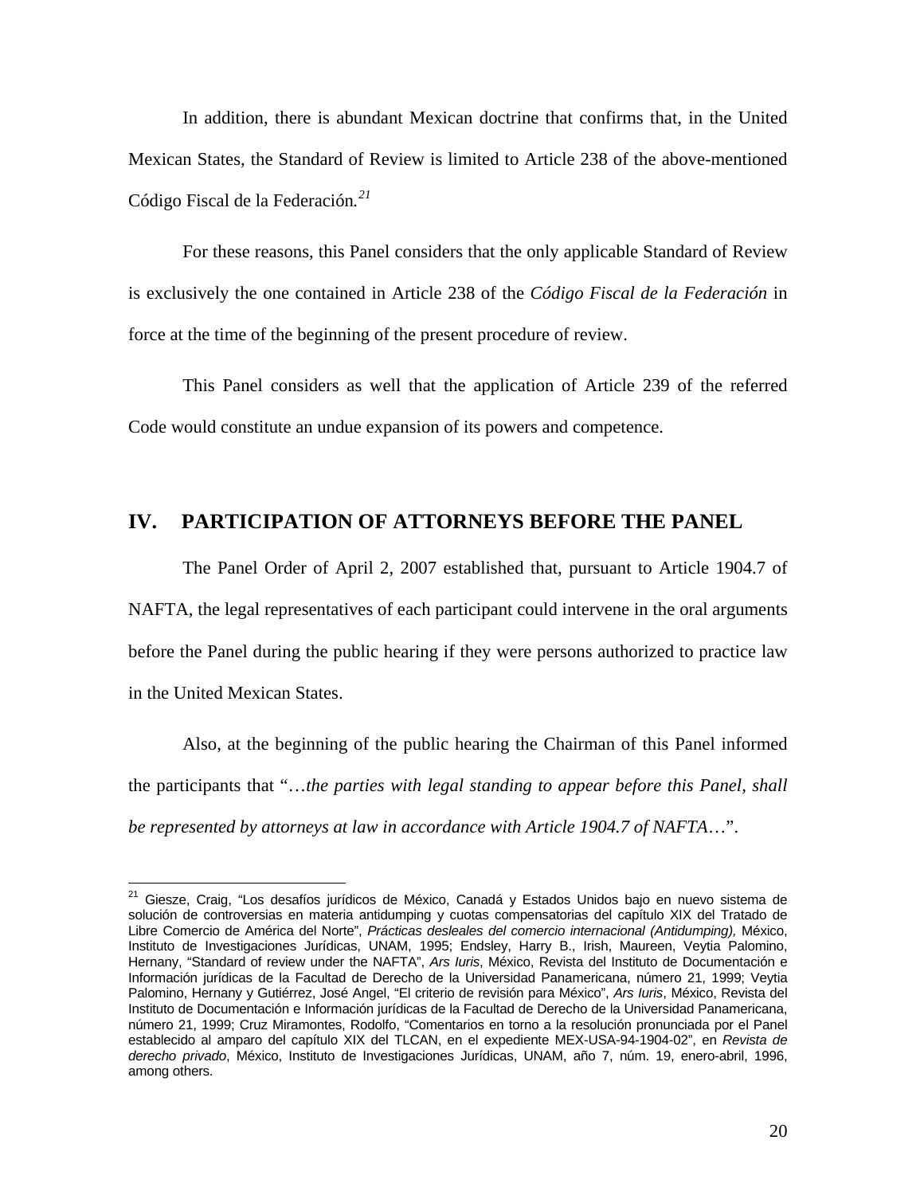In addition, there is abundant Mexican doctrine that confirms that, in the United Mexican States, the Standard of Review is limited to Article 238 of the above-mentioned Código Fiscal de la Federación.[21]

For these reasons, this Panel considers that the only applicable Standard of Review is exclusively the one contained in Article 238 of the *Código Fiscal de la Federación* in force at the time of the beginning of the present procedure of review.

This Panel considers as well that the application of Article 239 of the referred Code would constitute an undue expansion of its powers and competence.

## IV. PARTICIPATION OF ATTORNEYS BEFORE THE PANEL

The Panel Order of April 2, 2007 established that, pursuant to Article 1904.7 of NAFTA, the legal representatives of each participant could intervene in the oral arguments before the Panel during the public hearing if they were persons authorized to practice law in the United Mexican States.

Also, at the beginning of the public hearing the Chairman of this Panel informed the participants that "…*the parties with legal standing to appear before this Panel, shall be represented by attorneys at law in accordance with Article 1904.7 of NAFTA*…".

---

[21] Giesze, Craig, "Los desafíos jurídicos de México, Canadá y Estados Unidos bajo en nuevo sistema de solución de controversias en materia antidumping y cuotas compensatorias del capítulo XIX del Tratado de Libre Comercio de América del Norte", *Prácticas desleales del comercio internacional (Antidumping),* México, Instituto de Investigaciones Jurídicas, UNAM, 1995; Endsley, Harry B., Irish, Maureen, Veytia Palomino, Hernany, "Standard of review under the NAFTA", *Ars Iuris*, México, Revista del Instituto de Documentación e Información jurídicas de la Facultad de Derecho de la Universidad Panamericana, número 21, 1999; Veytia Palomino, Hernany y Gutiérrez, José Angel, "El criterio de revisión para México", *Ars Iuris*, México, Revista del Instituto de Documentación e Información jurídicas de la Facultad de Derecho de la Universidad Panamericana, número 21, 1999; Cruz Miramontes, Rodolfo, "Comentarios en torno a la resolución pronunciada por el Panel establecido al amparo del capítulo XIX del TLCAN, en el expediente MEX-USA-94-1904-02", en *Revista de derecho privado*, México, Instituto de Investigaciones Jurídicas, UNAM, año 7, núm. 19, enero-abril, 1996, among others.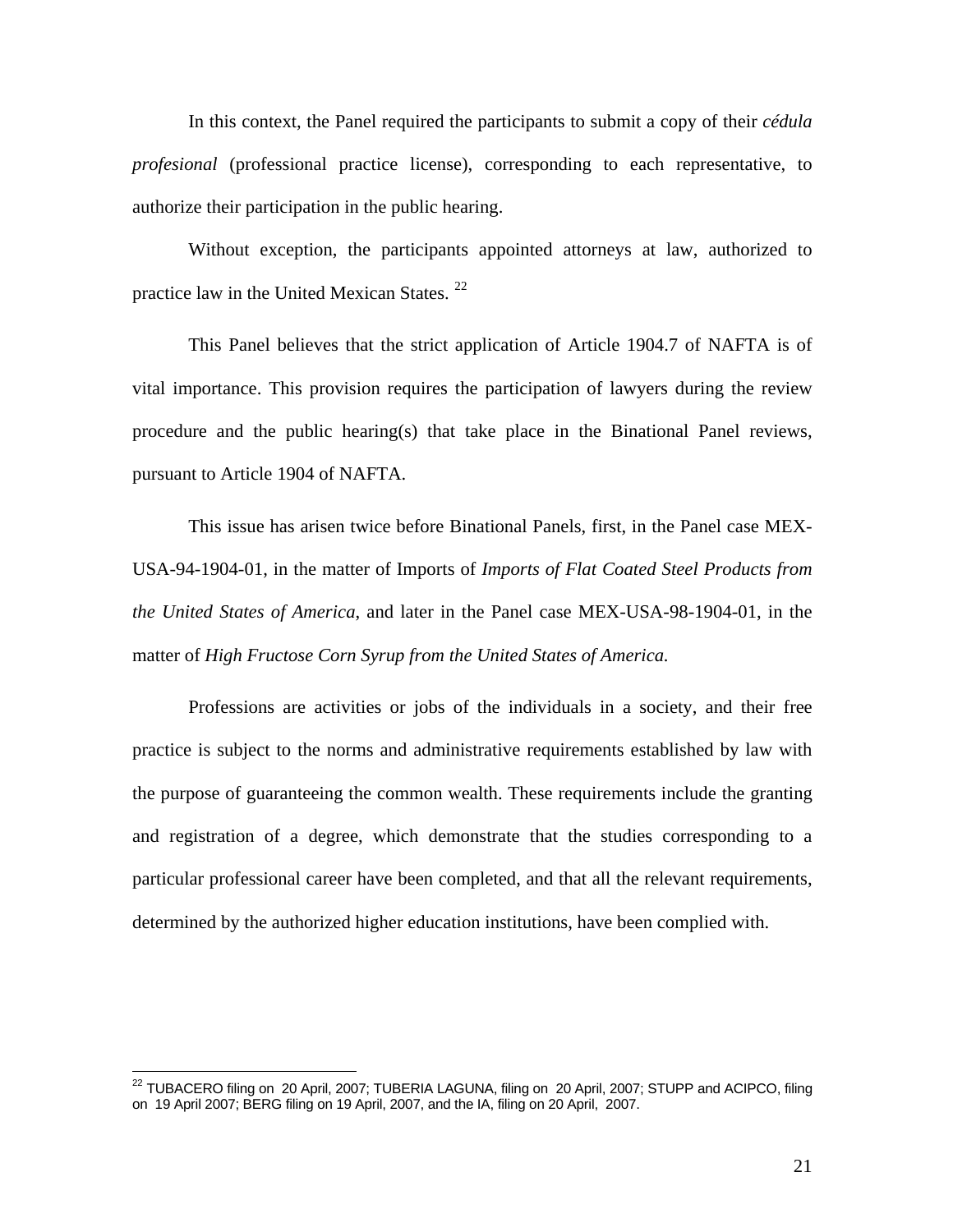In this context, the Panel required the participants to submit a copy of their *cédula profesional* (professional practice license), corresponding to each representative, to authorize their participation in the public hearing.

Without exception, the participants appointed attorneys at law, authorized to practice law in the United Mexican States. [22]

This Panel believes that the strict application of Article 1904.7 of NAFTA is of vital importance. This provision requires the participation of lawyers during the review procedure and the public hearing(s) that take place in the Binational Panel reviews, pursuant to Article 1904 of NAFTA.

This issue has arisen twice before Binational Panels, first, in the Panel case MEX-USA-94-1904-01, in the matter of Imports of *Imports of Flat Coated Steel Products from the United States of America*, and later in the Panel case MEX-USA-98-1904-01, in the matter of *High Fructose Corn Syrup from the United States of America.*

Professions are activities or jobs of the individuals in a society, and their free practice is subject to the norms and administrative requirements established by law with the purpose of guaranteeing the common wealth. These requirements include the granting and registration of a degree, which demonstrate that the studies corresponding to a particular professional career have been completed, and that all the relevant requirements, determined by the authorized higher education institutions, have been complied with.

---

[22] TUBACERO filing on 20 April, 2007; TUBERIA LAGUNA, filing on 20 April, 2007; STUPP and ACIPCO, filing on 19 April 2007; BERG filing on 19 April, 2007, and the IA, filing on 20 April, 2007.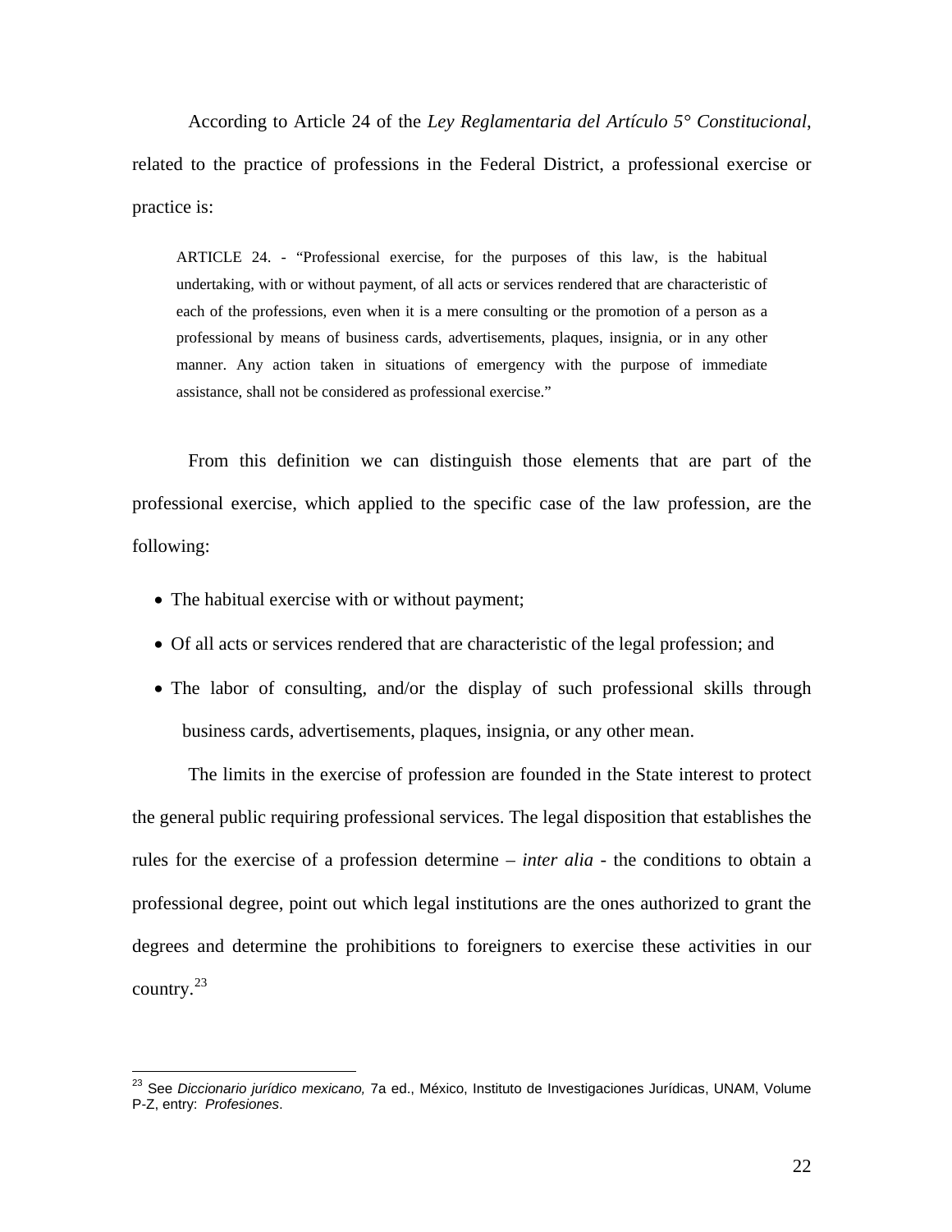According to Article 24 of the *Ley Reglamentaria del Artículo 5° Constitucional*, related to the practice of professions in the Federal District, a professional exercise or practice is:

> ARTICLE 24. - "Professional exercise, for the purposes of this law, is the habitual undertaking, with or without payment, of all acts or services rendered that are characteristic of each of the professions, even when it is a mere consulting or the promotion of a person as a professional by means of business cards, advertisements, plaques, insignia, or in any other manner. Any action taken in situations of emergency with the purpose of immediate assistance, shall not be considered as professional exercise."

From this definition we can distinguish those elements that are part of the professional exercise, which applied to the specific case of the law profession, are the following:

- The habitual exercise with or without payment;
- Of all acts or services rendered that are characteristic of the legal profession; and
- The labor of consulting, and/or the display of such professional skills through business cards, advertisements, plaques, insignia, or any other mean.

The limits in the exercise of profession are founded in the State interest to protect the general public requiring professional services. The legal disposition that establishes the rules for the exercise of a profession determine – *inter alia* - the conditions to obtain a professional degree, point out which legal institutions are the ones authorized to grant the degrees and determine the prohibitions to foreigners to exercise these activities in our country.[23]

---

[23] See *Diccionario jurídico mexicano,* 7a ed., México, Instituto de Investigaciones Jurídicas, UNAM, Volume P-Z, entry: *Profesiones*.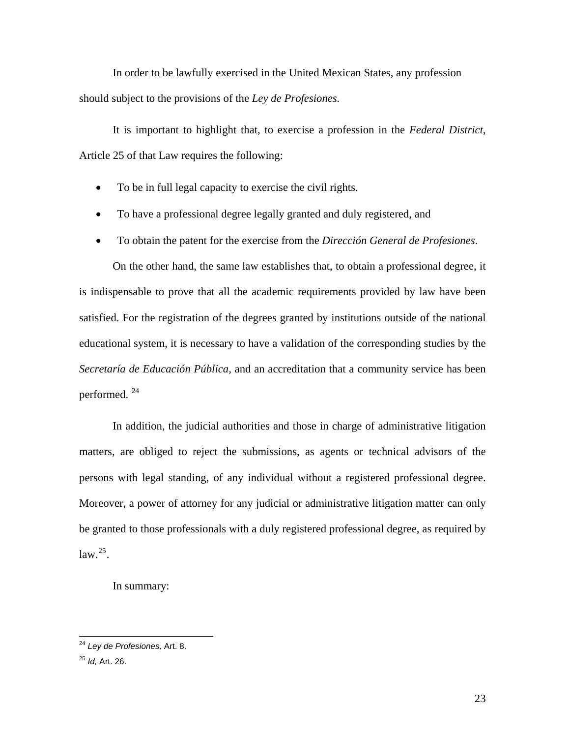In order to be lawfully exercised in the United Mexican States, any profession should subject to the provisions of the *Ley de Profesiones.*

It is important to highlight that, to exercise a profession in the *Federal District*, Article 25 of that Law requires the following:

- To be in full legal capacity to exercise the civil rights.
- To have a professional degree legally granted and duly registered, and
- To obtain the patent for the exercise from the *Dirección General de Profesiones*.

On the other hand, the same law establishes that, to obtain a professional degree, it is indispensable to prove that all the academic requirements provided by law have been satisfied. For the registration of the degrees granted by institutions outside of the national educational system, it is necessary to have a validation of the corresponding studies by the *Secretaría de Educación Pública,* and an accreditation that a community service has been performed. [24]

In addition, the judicial authorities and those in charge of administrative litigation matters, are obliged to reject the submissions, as agents or technical advisors of the persons with legal standing, of any individual without a registered professional degree. Moreover, a power of attorney for any judicial or administrative litigation matter can only be granted to those professionals with a duly registered professional degree, as required by law.[25].

In summary:

---

[24] *Ley de Profesiones,* Art. 8.

[25] *Id,* Art. 26.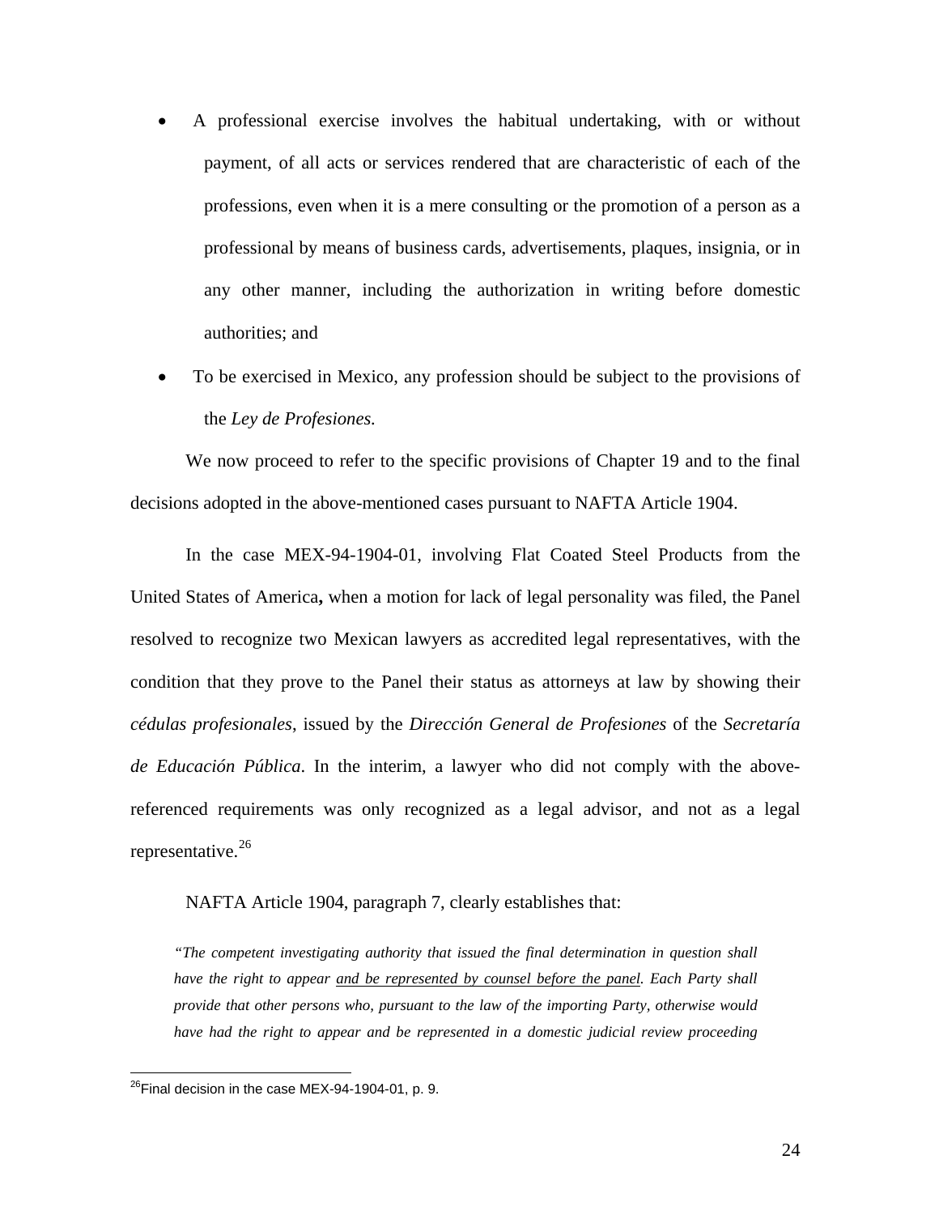- A professional exercise involves the habitual undertaking, with or without payment, of all acts or services rendered that are characteristic of each of the professions, even when it is a mere consulting or the promotion of a person as a professional by means of business cards, advertisements, plaques, insignia, or in any other manner, including the authorization in writing before domestic authorities; and
- To be exercised in Mexico, any profession should be subject to the provisions of the *Ley de Profesiones.*

We now proceed to refer to the specific provisions of Chapter 19 and to the final decisions adopted in the above-mentioned cases pursuant to NAFTA Article 1904.

In the case MEX-94-1904-01, involving Flat Coated Steel Products from the United States of America**,** when a motion for lack of legal personality was filed, the Panel resolved to recognize two Mexican lawyers as accredited legal representatives, with the condition that they prove to the Panel their status as attorneys at law by showing their *cédulas profesionales*, issued by the *Dirección General de Profesiones* of the *Secretaría de Educación Pública*. In the interim, a lawyer who did not comply with the above-referenced requirements was only recognized as a legal advisor, and not as a legal representative.[26]

NAFTA Article 1904, paragraph 7, clearly establishes that:

> *"The competent investigating authority that issued the final determination in question shall have the right to appear <u>and be represented by counsel before the panel</u>. Each Party shall provide that other persons who, pursuant to the law of the importing Party, otherwise would have had the right to appear and be represented in a domestic judicial review proceeding*

[26] Final decision in the case MEX-94-1904-01, p. 9.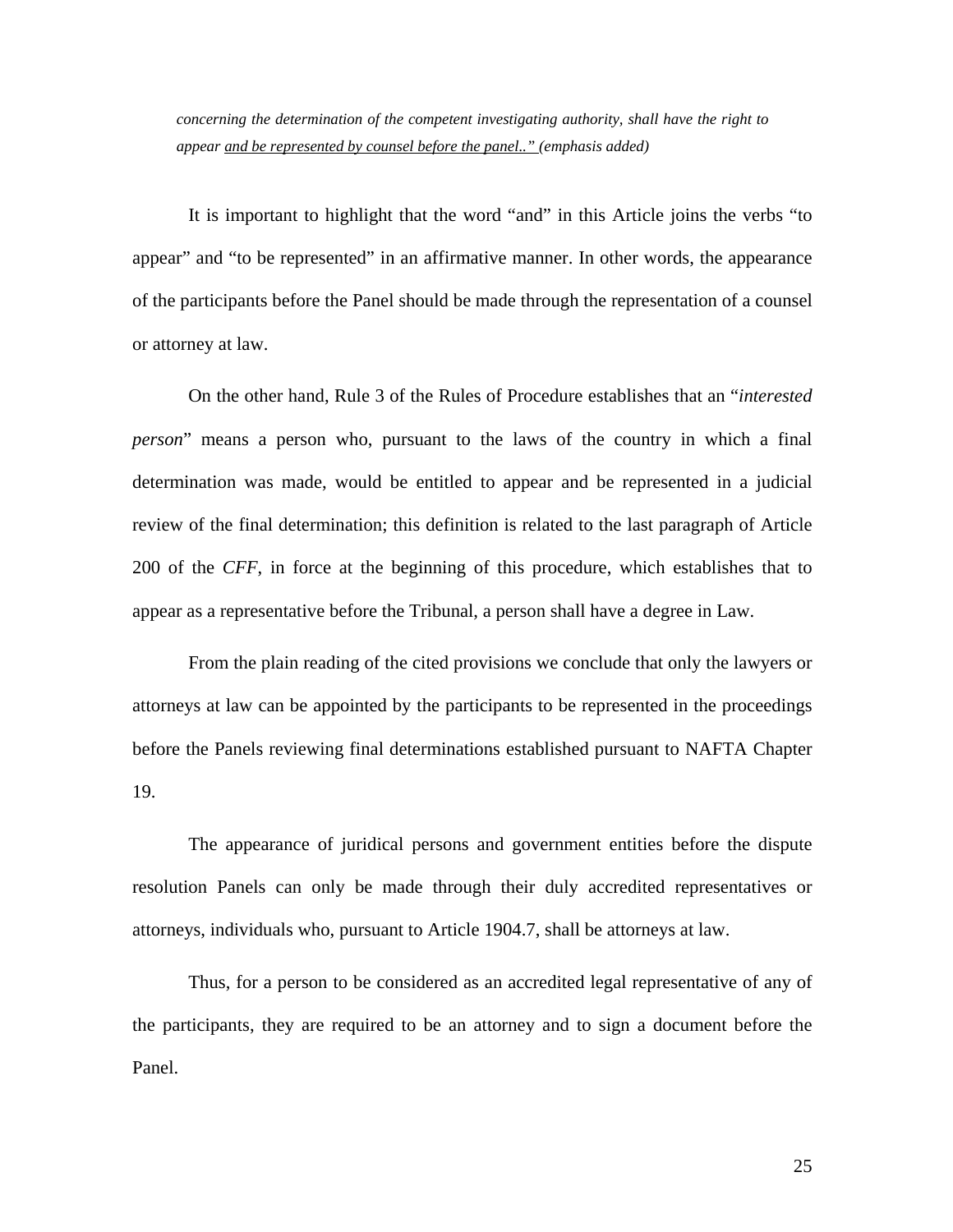> *concerning the determination of the competent investigating authority, shall have the right to appear* <u>*and be represented by counsel before the panel.."*</u> *(emphasis added)*

It is important to highlight that the word "and" in this Article joins the verbs "to appear" and "to be represented" in an affirmative manner. In other words, the appearance of the participants before the Panel should be made through the representation of a counsel or attorney at law.

On the other hand, Rule 3 of the Rules of Procedure establishes that an "*interested person*" means a person who, pursuant to the laws of the country in which a final determination was made, would be entitled to appear and be represented in a judicial review of the final determination; this definition is related to the last paragraph of Article 200 of the *CFF*, in force at the beginning of this procedure, which establishes that to appear as a representative before the Tribunal, a person shall have a degree in Law.

From the plain reading of the cited provisions we conclude that only the lawyers or attorneys at law can be appointed by the participants to be represented in the proceedings before the Panels reviewing final determinations established pursuant to NAFTA Chapter 19.

The appearance of juridical persons and government entities before the dispute resolution Panels can only be made through their duly accredited representatives or attorneys, individuals who, pursuant to Article 1904.7, shall be attorneys at law.

Thus, for a person to be considered as an accredited legal representative of any of the participants, they are required to be an attorney and to sign a document before the Panel.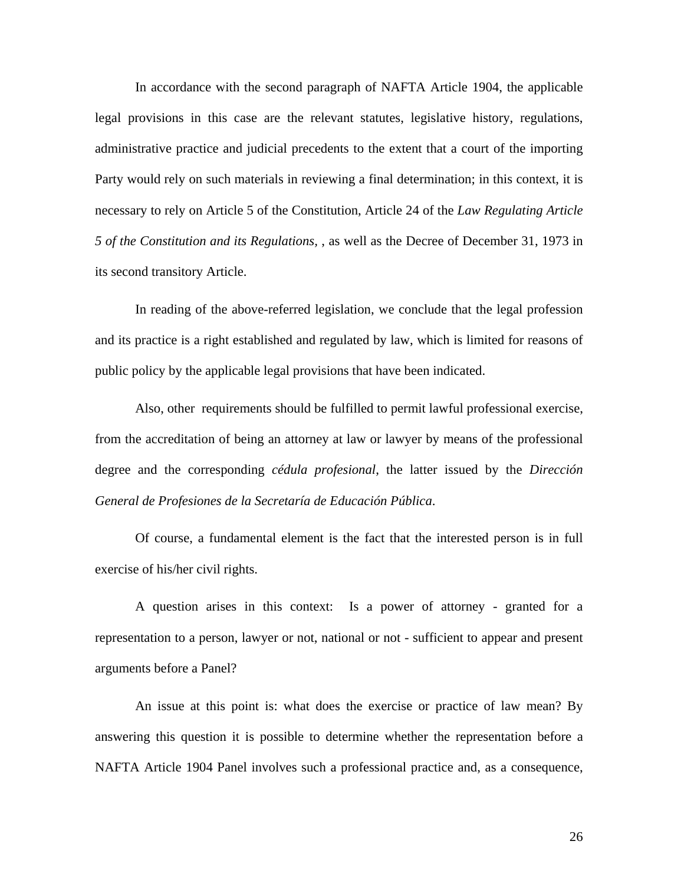In accordance with the second paragraph of NAFTA Article 1904, the applicable legal provisions in this case are the relevant statutes, legislative history, regulations, administrative practice and judicial precedents to the extent that a court of the importing Party would rely on such materials in reviewing a final determination; in this context, it is necessary to rely on Article 5 of the Constitution, Article 24 of the *Law Regulating Article 5 of the Constitution and its Regulations*, , as well as the Decree of December 31, 1973 in its second transitory Article.

In reading of the above-referred legislation, we conclude that the legal profession and its practice is a right established and regulated by law, which is limited for reasons of public policy by the applicable legal provisions that have been indicated.

Also, other requirements should be fulfilled to permit lawful professional exercise, from the accreditation of being an attorney at law or lawyer by means of the professional degree and the corresponding *cédula profesional*, the latter issued by the *Dirección General de Profesiones de la Secretaría de Educación Pública*.

Of course, a fundamental element is the fact that the interested person is in full exercise of his/her civil rights.

A question arises in this context: Is a power of attorney - granted for a representation to a person, lawyer or not, national or not - sufficient to appear and present arguments before a Panel?

An issue at this point is: what does the exercise or practice of law mean? By answering this question it is possible to determine whether the representation before a NAFTA Article 1904 Panel involves such a professional practice and, as a consequence,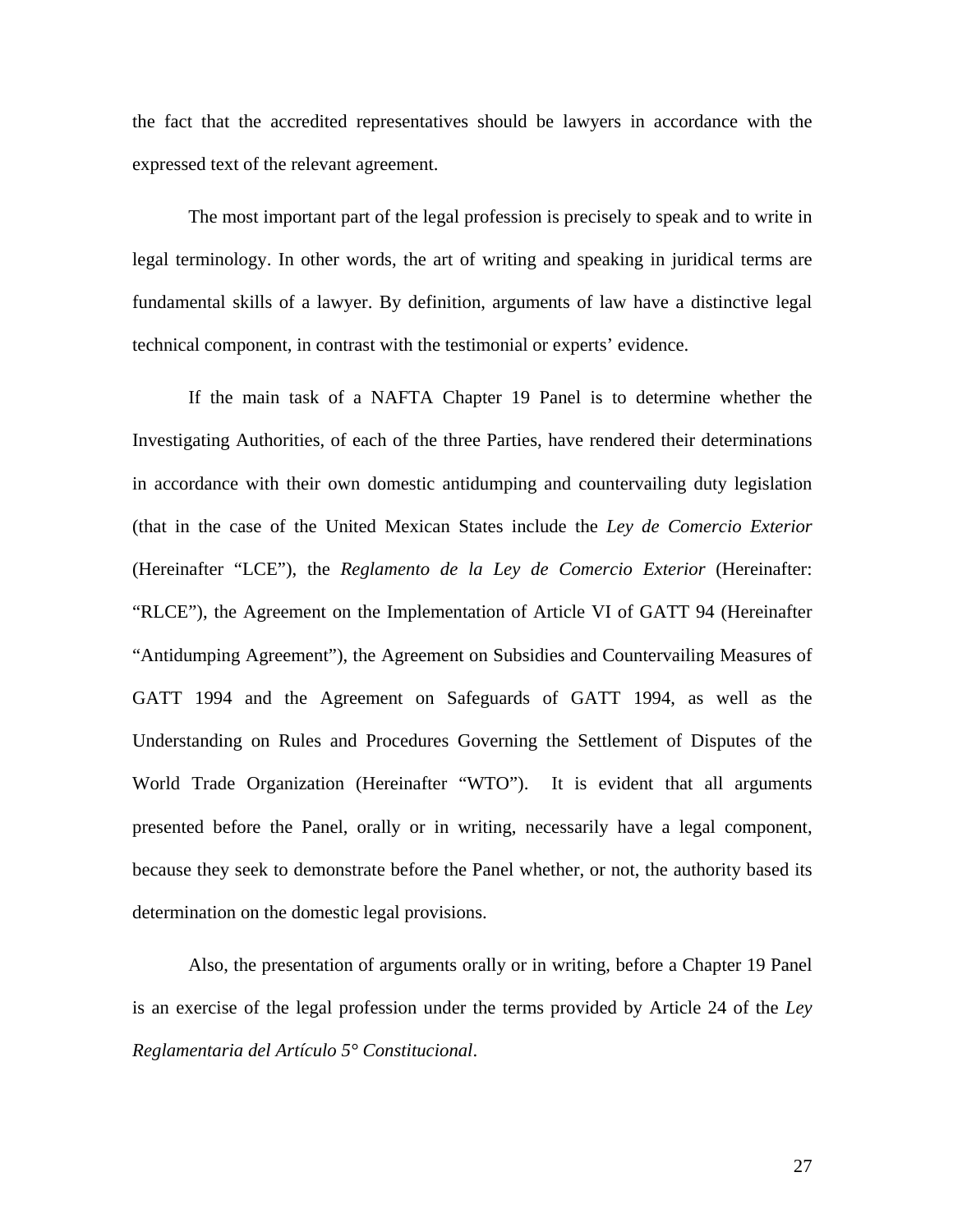the fact that the accredited representatives should be lawyers in accordance with the expressed text of the relevant agreement.

The most important part of the legal profession is precisely to speak and to write in legal terminology. In other words, the art of writing and speaking in juridical terms are fundamental skills of a lawyer. By definition, arguments of law have a distinctive legal technical component, in contrast with the testimonial or experts' evidence.

If the main task of a NAFTA Chapter 19 Panel is to determine whether the Investigating Authorities, of each of the three Parties, have rendered their determinations in accordance with their own domestic antidumping and countervailing duty legislation (that in the case of the United Mexican States include the *Ley de Comercio Exterior* (Hereinafter "LCE"), the *Reglamento de la Ley de Comercio Exterior* (Hereinafter: "RLCE"), the Agreement on the Implementation of Article VI of GATT 94 (Hereinafter "Antidumping Agreement"), the Agreement on Subsidies and Countervailing Measures of GATT 1994 and the Agreement on Safeguards of GATT 1994, as well as the Understanding on Rules and Procedures Governing the Settlement of Disputes of the World Trade Organization (Hereinafter "WTO"). It is evident that all arguments presented before the Panel, orally or in writing, necessarily have a legal component, because they seek to demonstrate before the Panel whether, or not, the authority based its determination on the domestic legal provisions.

Also, the presentation of arguments orally or in writing, before a Chapter 19 Panel is an exercise of the legal profession under the terms provided by Article 24 of the *Ley Reglamentaria del Artículo 5° Constitucional*.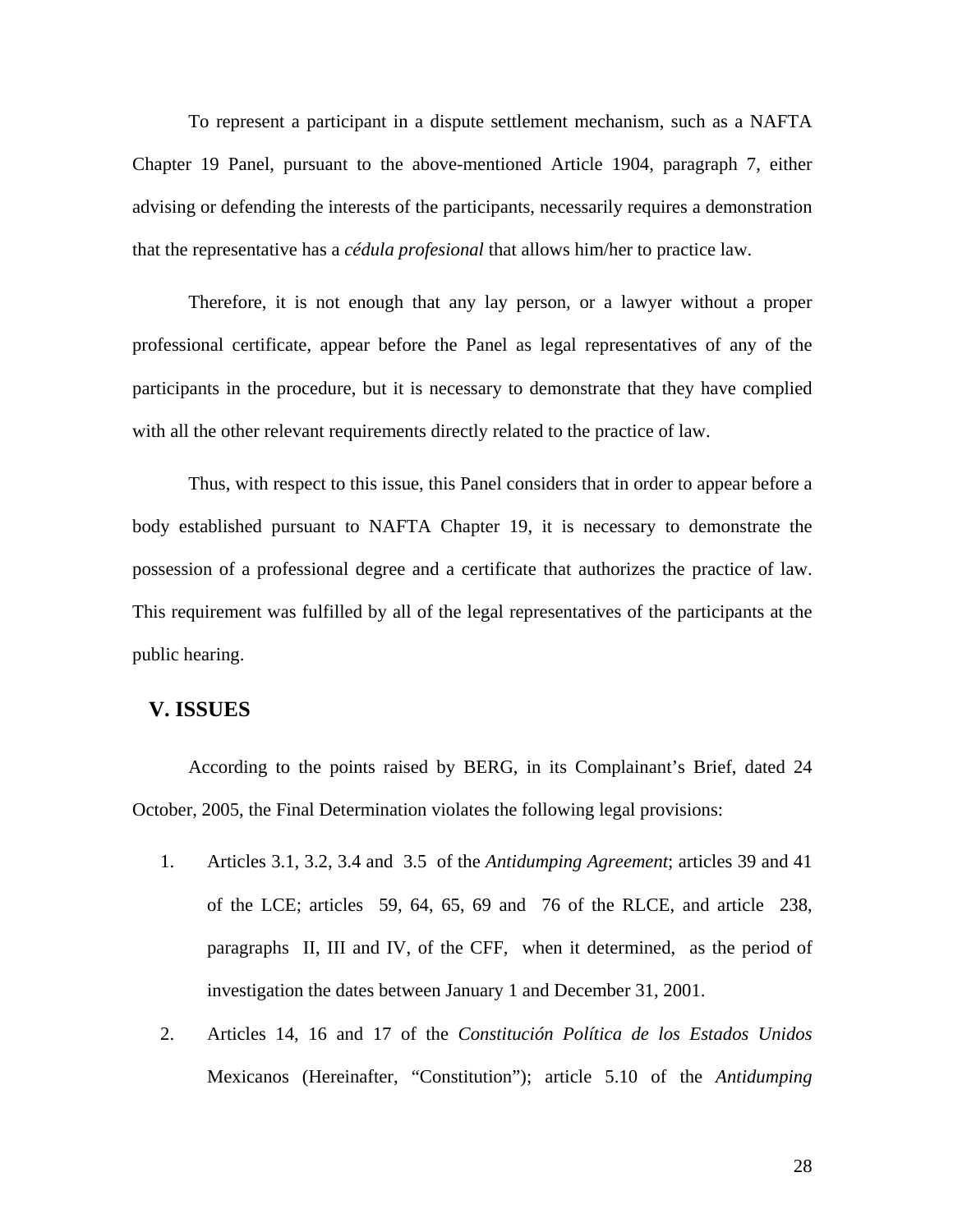To represent a participant in a dispute settlement mechanism, such as a NAFTA Chapter 19 Panel, pursuant to the above-mentioned Article 1904, paragraph 7, either advising or defending the interests of the participants, necessarily requires a demonstration that the representative has a *cédula profesional* that allows him/her to practice law.

Therefore, it is not enough that any lay person, or a lawyer without a proper professional certificate, appear before the Panel as legal representatives of any of the participants in the procedure, but it is necessary to demonstrate that they have complied with all the other relevant requirements directly related to the practice of law.

Thus, with respect to this issue, this Panel considers that in order to appear before a body established pursuant to NAFTA Chapter 19, it is necessary to demonstrate the possession of a professional degree and a certificate that authorizes the practice of law. This requirement was fulfilled by all of the legal representatives of the participants at the public hearing.

## V. ISSUES

According to the points raised by BERG, in its Complainant's Brief, dated 24 October, 2005, the Final Determination violates the following legal provisions:

1. Articles 3.1, 3.2, 3.4 and 3.5 of the *Antidumping Agreement*; articles 39 and 41 of the LCE; articles 59, 64, 65, 69 and 76 of the RLCE, and article 238, paragraphs II, III and IV, of the CFF, when it determined, as the period of investigation the dates between January 1 and December 31, 2001.

2. Articles 14, 16 and 17 of the *Constitución Política de los Estados Unidos* Mexicanos (Hereinafter, "Constitution"); article 5.10 of the *Antidumping*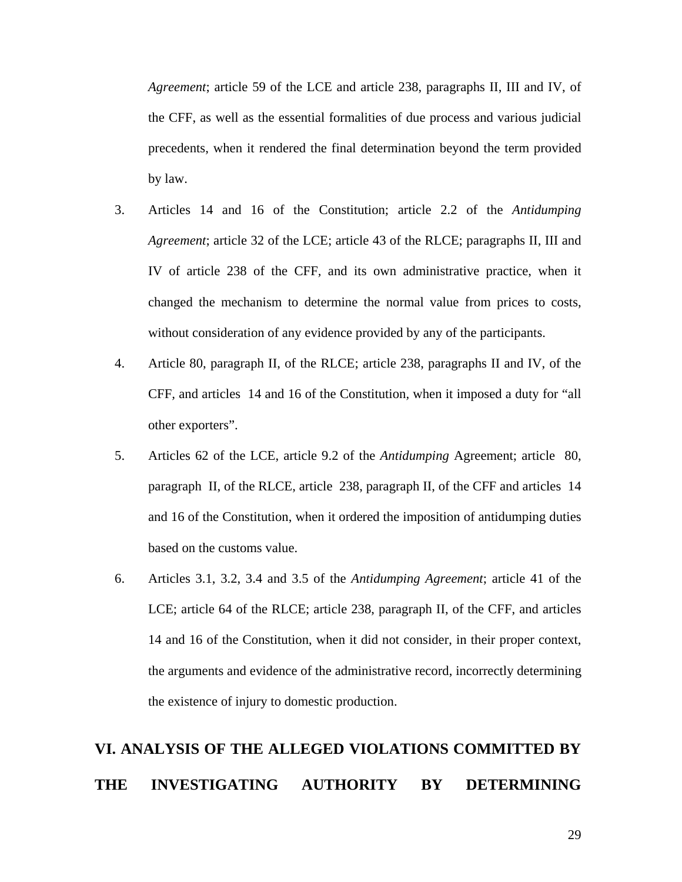*Agreement*; article 59 of the LCE and article 238, paragraphs II, III and IV, of the CFF, as well as the essential formalities of due process and various judicial precedents, when it rendered the final determination beyond the term provided by law.

3. Articles 14 and 16 of the Constitution; article 2.2 of the *Antidumping Agreement*; article 32 of the LCE; article 43 of the RLCE; paragraphs II, III and IV of article 238 of the CFF, and its own administrative practice, when it changed the mechanism to determine the normal value from prices to costs, without consideration of any evidence provided by any of the participants.

4. Article 80, paragraph II, of the RLCE; article 238, paragraphs II and IV, of the CFF, and articles 14 and 16 of the Constitution, when it imposed a duty for "all other exporters".

5. Articles 62 of the LCE, article 9.2 of the *Antidumping* Agreement; article 80, paragraph II, of the RLCE, article 238, paragraph II, of the CFF and articles 14 and 16 of the Constitution, when it ordered the imposition of antidumping duties based on the customs value.

6. Articles 3.1, 3.2, 3.4 and 3.5 of the *Antidumping Agreement*; article 41 of the LCE; article 64 of the RLCE; article 238, paragraph II, of the CFF, and articles 14 and 16 of the Constitution, when it did not consider, in their proper context, the arguments and evidence of the administrative record, incorrectly determining the existence of injury to domestic production.

## VI. ANALYSIS OF THE ALLEGED VIOLATIONS COMMITTED BY THE INVESTIGATING AUTHORITY BY DETERMINING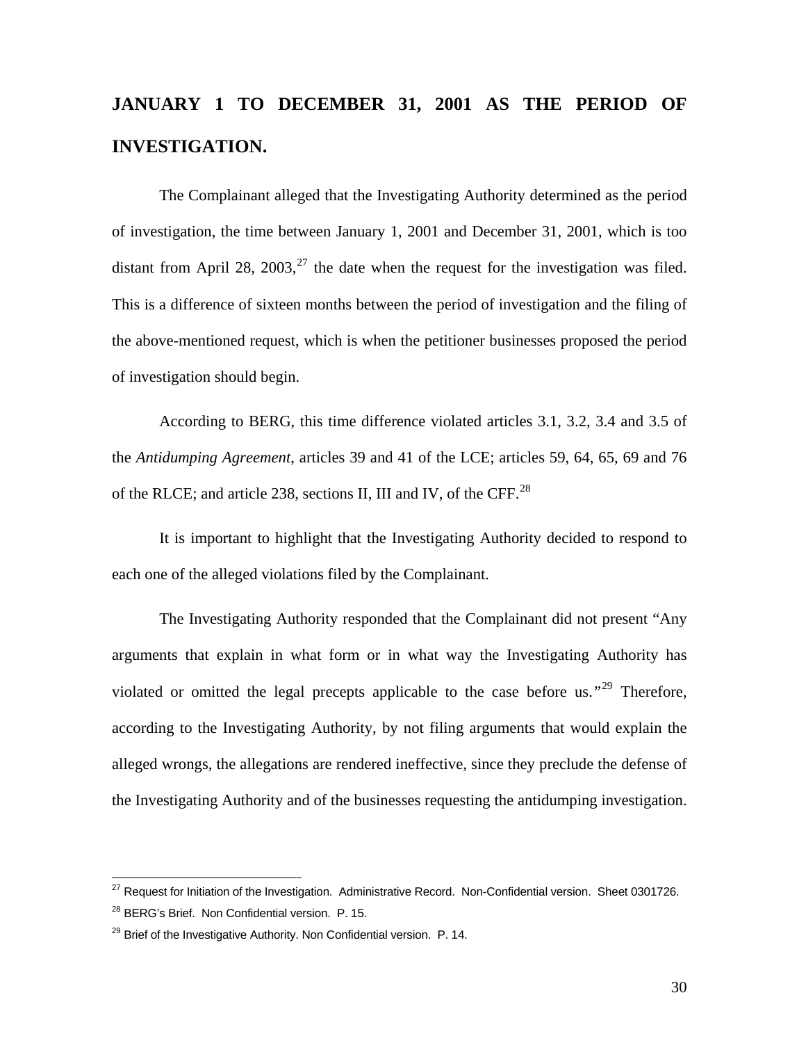**JANUARY 1 TO DECEMBER 31, 2001 AS THE PERIOD OF INVESTIGATION.**

The Complainant alleged that the Investigating Authority determined as the period of investigation, the time between January 1, 2001 and December 31, 2001, which is too distant from April 28, 2003,[27] the date when the request for the investigation was filed. This is a difference of sixteen months between the period of investigation and the filing of the above-mentioned request, which is when the petitioner businesses proposed the period of investigation should begin.

According to BERG, this time difference violated articles 3.1, 3.2, 3.4 and 3.5 of the *Antidumping Agreement*, articles 39 and 41 of the LCE; articles 59, 64, 65, 69 and 76 of the RLCE; and article 238, sections II, III and IV, of the CFF.[28]

It is important to highlight that the Investigating Authority decided to respond to each one of the alleged violations filed by the Complainant.

The Investigating Authority responded that the Complainant did not present "Any arguments that explain in what form or in what way the Investigating Authority has violated or omitted the legal precepts applicable to the case before us."[29] Therefore, according to the Investigating Authority, by not filing arguments that would explain the alleged wrongs, the allegations are rendered ineffective, since they preclude the defense of the Investigating Authority and of the businesses requesting the antidumping investigation.

---

[27] Request for Initiation of the Investigation. Administrative Record. Non-Confidential version. Sheet 0301726.

[28] BERG's Brief. Non Confidential version. P. 15.

[29] Brief of the Investigative Authority. Non Confidential version. P. 14.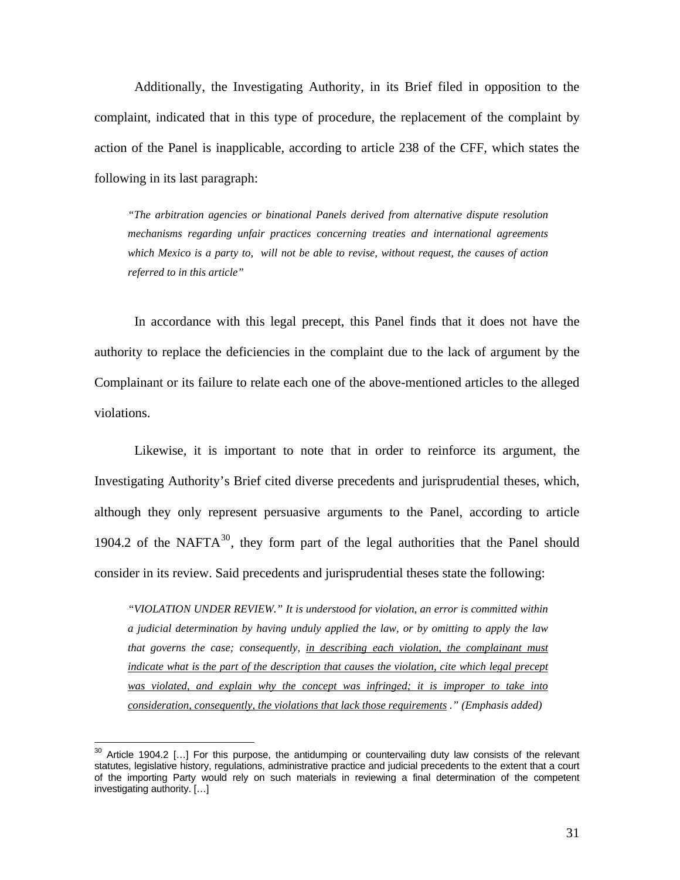Additionally, the Investigating Authority, in its Brief filed in opposition to the complaint, indicated that in this type of procedure, the replacement of the complaint by action of the Panel is inapplicable, according to article 238 of the CFF, which states the following in its last paragraph:

> *"The arbitration agencies or binational Panels derived from alternative dispute resolution mechanisms regarding unfair practices concerning treaties and international agreements which Mexico is a party to, will not be able to revise, without request, the causes of action referred to in this article"*

In accordance with this legal precept, this Panel finds that it does not have the authority to replace the deficiencies in the complaint due to the lack of argument by the Complainant or its failure to relate each one of the above-mentioned articles to the alleged violations.

Likewise, it is important to note that in order to reinforce its argument, the Investigating Authority's Brief cited diverse precedents and jurisprudential theses, which, although they only represent persuasive arguments to the Panel, according to article 1904.2 of the NAFTA[30], they form part of the legal authorities that the Panel should consider in its review. Said precedents and jurisprudential theses state the following:

> *"VIOLATION UNDER REVIEW." It is understood for violation, an error is committed within a judicial determination by having unduly applied the law, or by omitting to apply the law that governs the case; consequently, <u>in describing each violation, the complainant must indicate what is the part of the description that causes the violation, cite which legal precept was violated, and explain why the concept was infringed; it is improper to take into consideration, consequently, the violations that lack those requirements</u> ." (Emphasis added)*

---

[30] Article 1904.2 […] For this purpose, the antidumping or countervailing duty law consists of the relevant statutes, legislative history, regulations, administrative practice and judicial precedents to the extent that a court of the importing Party would rely on such materials in reviewing a final determination of the competent investigating authority. […]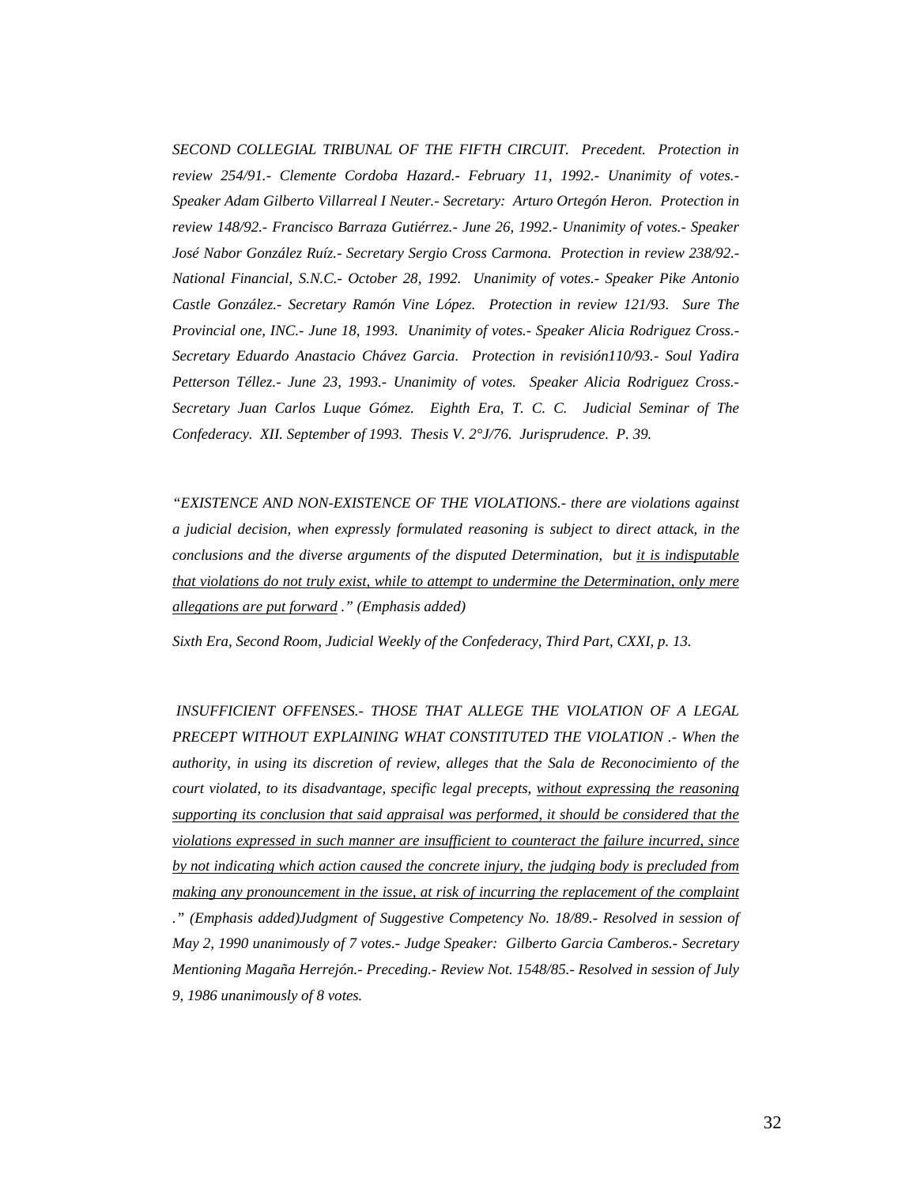*SECOND COLLEGIAL TRIBUNAL OF THE FIFTH CIRCUIT. Precedent. Protection in review 254/91.- Clemente Cordoba Hazard.- February 11, 1992.- Unanimity of votes.- Speaker Adam Gilberto Villarreal I Neuter.- Secretary: Arturo Ortegón Heron. Protection in review 148/92.- Francisco Barraza Gutiérrez.- June 26, 1992.- Unanimity of votes.- Speaker José Nabor González Ruíz.- Secretary Sergio Cross Carmona. Protection in review 238/92.- National Financial, S.N.C.- October 28, 1992. Unanimity of votes.- Speaker Pike Antonio Castle González.- Secretary Ramón Vine López. Protection in review 121/93. Sure The Provincial one, INC.- June 18, 1993. Unanimity of votes.- Speaker Alicia Rodriguez Cross.- Secretary Eduardo Anastacio Chávez Garcia. Protection in revisión110/93.- Soul Yadira Petterson Téllez.- June 23, 1993.- Unanimity of votes. Speaker Alicia Rodriguez Cross.- Secretary Juan Carlos Luque Gómez. Eighth Era, T. C. C. Judicial Seminar of The Confederacy. XII. September of 1993. Thesis V. 2°J/76. Jurisprudence. P. 39.*

*"EXISTENCE AND NON-EXISTENCE OF THE VIOLATIONS.- there are violations against a judicial decision, when expressly formulated reasoning is subject to direct attack, in the conclusions and the diverse arguments of the disputed Determination, but <u>it is indisputable that violations do not truly exist, while to attempt to undermine the Determination, only mere allegations are put forward</u> ." (Emphasis added)*

*Sixth Era, Second Room, Judicial Weekly of the Confederacy, Third Part, CXXI, p. 13.*

*INSUFFICIENT OFFENSES.- THOSE THAT ALLEGE THE VIOLATION OF A LEGAL PRECEPT WITHOUT EXPLAINING WHAT CONSTITUTED THE VIOLATION .- When the authority, in using its discretion of review, alleges that the Sala de Reconocimiento of the court violated, to its disadvantage, specific legal precepts, <u>without expressing the reasoning supporting its conclusion that said appraisal was performed, it should be considered that the violations expressed in such manner are insufficient to counteract the failure incurred, since by not indicating which action caused the concrete injury, the judging body is precluded from making any pronouncement in the issue, at risk of incurring the replacement of the complaint</u> ." (Emphasis added)Judgment of Suggestive Competency No. 18/89.- Resolved in session of May 2, 1990 unanimously of 7 votes.- Judge Speaker: Gilberto Garcia Camberos.- Secretary Mentioning Magaña Herrejón.- Preceding.- Review Not. 1548/85.- Resolved in session of July 9, 1986 unanimously of 8 votes.*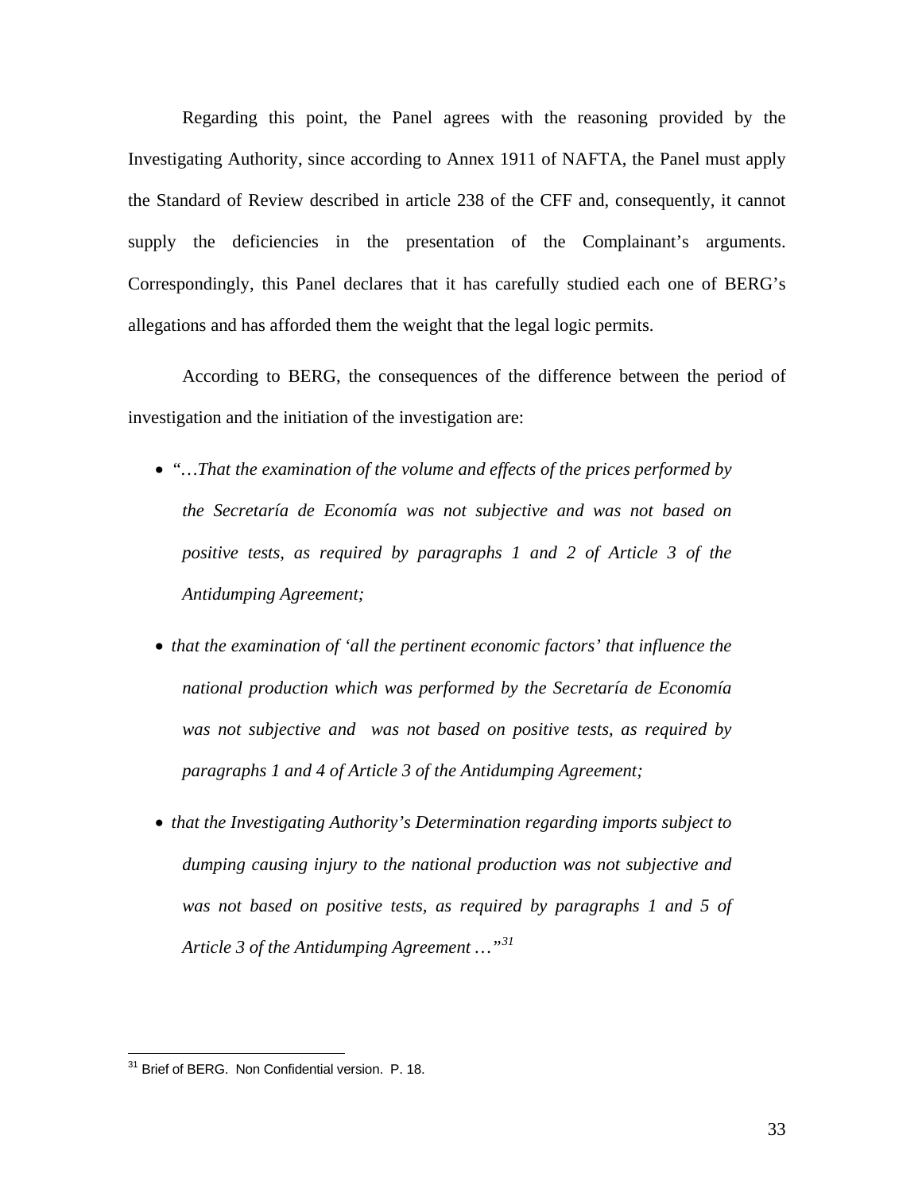Regarding this point, the Panel agrees with the reasoning provided by the Investigating Authority, since according to Annex 1911 of NAFTA, the Panel must apply the Standard of Review described in article 238 of the CFF and, consequently, it cannot supply the deficiencies in the presentation of the Complainant's arguments. Correspondingly, this Panel declares that it has carefully studied each one of BERG's allegations and has afforded them the weight that the legal logic permits.

According to BERG, the consequences of the difference between the period of investigation and the initiation of the investigation are:

- *"…That the examination of the volume and effects of the prices performed by the Secretaría de Economía was not subjective and was not based on positive tests, as required by paragraphs 1 and 2 of Article 3 of the Antidumping Agreement;*
- *that the examination of 'all the pertinent economic factors' that influence the national production which was performed by the Secretaría de Economía was not subjective and was not based on positive tests, as required by paragraphs 1 and 4 of Article 3 of the Antidumping Agreement;*
- *that the Investigating Authority's Determination regarding imports subject to dumping causing injury to the national production was not subjective and was not based on positive tests, as required by paragraphs 1 and 5 of Article 3 of the Antidumping Agreement …"*[31]

[31] Brief of BERG. Non Confidential version. P. 18.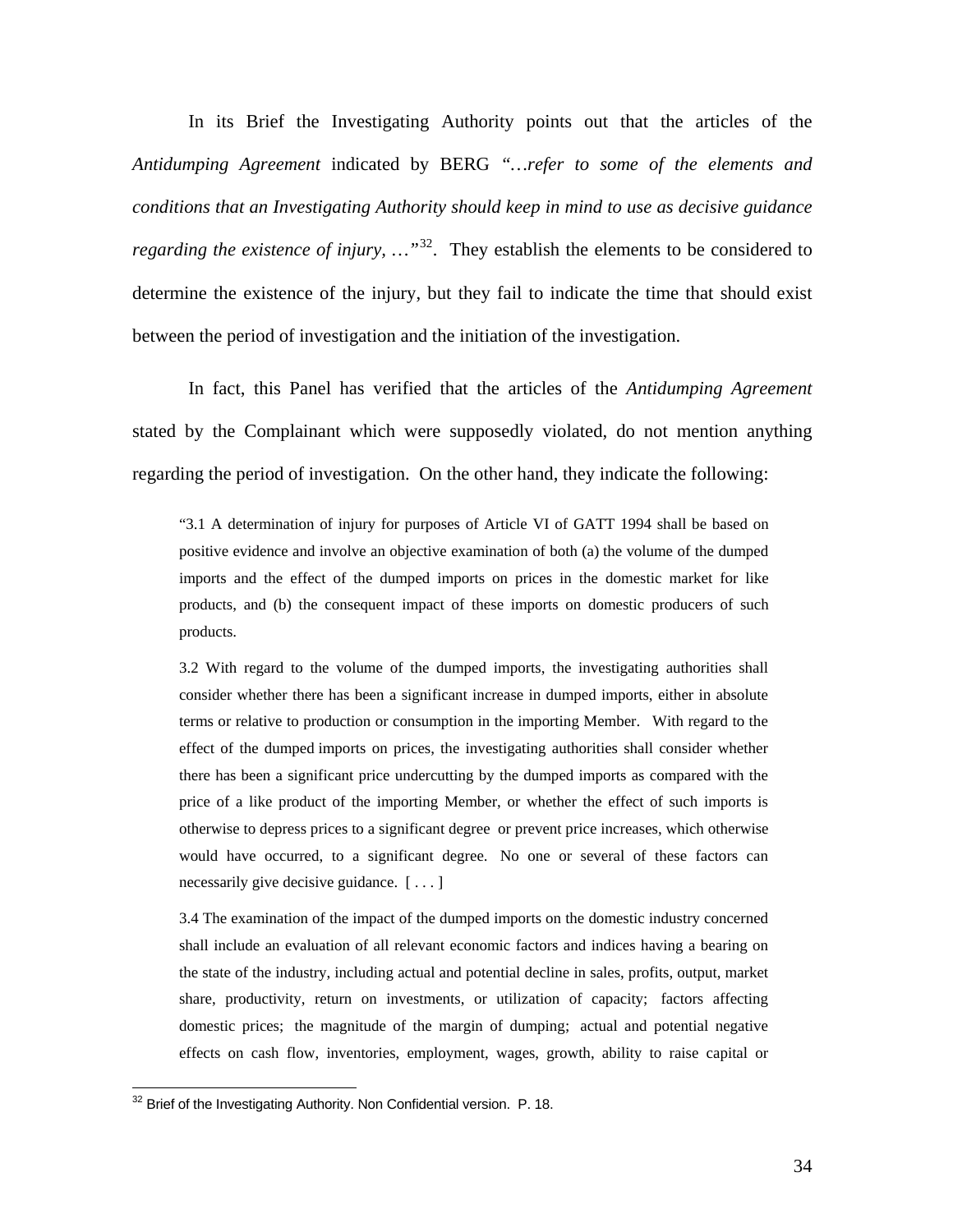In its Brief the Investigating Authority points out that the articles of the *Antidumping Agreement* indicated by BERG *"…refer to some of the elements and conditions that an Investigating Authority should keep in mind to use as decisive guidance regarding the existence of injury, …"*[32]. They establish the elements to be considered to determine the existence of the injury, but they fail to indicate the time that should exist between the period of investigation and the initiation of the investigation.

In fact, this Panel has verified that the articles of the *Antidumping Agreement* stated by the Complainant which were supposedly violated, do not mention anything regarding the period of investigation. On the other hand, they indicate the following:

> "3.1 A determination of injury for purposes of Article VI of GATT 1994 shall be based on positive evidence and involve an objective examination of both (a) the volume of the dumped imports and the effect of the dumped imports on prices in the domestic market for like products, and (b) the consequent impact of these imports on domestic producers of such products.
>
> 3.2 With regard to the volume of the dumped imports, the investigating authorities shall consider whether there has been a significant increase in dumped imports, either in absolute terms or relative to production or consumption in the importing Member. With regard to the effect of the dumped imports on prices, the investigating authorities shall consider whether there has been a significant price undercutting by the dumped imports as compared with the price of a like product of the importing Member, or whether the effect of such imports is otherwise to depress prices to a significant degree or prevent price increases, which otherwise would have occurred, to a significant degree. No one or several of these factors can necessarily give decisive guidance. [ . . . ]
>
> 3.4 The examination of the impact of the dumped imports on the domestic industry concerned shall include an evaluation of all relevant economic factors and indices having a bearing on the state of the industry, including actual and potential decline in sales, profits, output, market share, productivity, return on investments, or utilization of capacity; factors affecting domestic prices; the magnitude of the margin of dumping; actual and potential negative effects on cash flow, inventories, employment, wages, growth, ability to raise capital or

[32] Brief of the Investigating Authority. Non Confidential version. P. 18.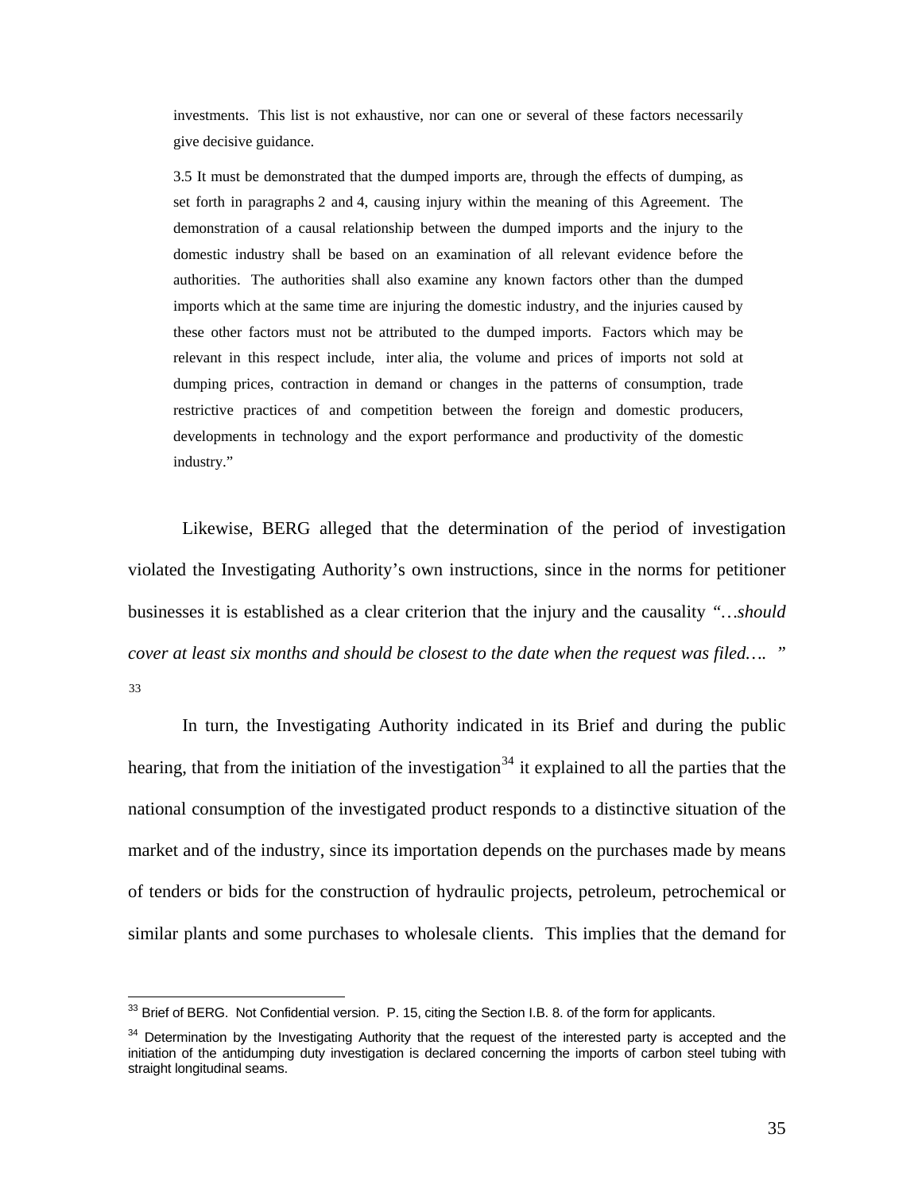> investments. This list is not exhaustive, nor can one or several of these factors necessarily give decisive guidance.
>
> 3.5 It must be demonstrated that the dumped imports are, through the effects of dumping, as set forth in paragraphs 2 and 4, causing injury within the meaning of this Agreement. The demonstration of a causal relationship between the dumped imports and the injury to the domestic industry shall be based on an examination of all relevant evidence before the authorities. The authorities shall also examine any known factors other than the dumped imports which at the same time are injuring the domestic industry, and the injuries caused by these other factors must not be attributed to the dumped imports. Factors which may be relevant in this respect include, inter alia, the volume and prices of imports not sold at dumping prices, contraction in demand or changes in the patterns of consumption, trade restrictive practices of and competition between the foreign and domestic producers, developments in technology and the export performance and productivity of the domestic industry."

Likewise, BERG alleged that the determination of the period of investigation violated the Investigating Authority's own instructions, since in the norms for petitioner businesses it is established as a clear criterion that the injury and the causality *"…should cover at least six months and should be closest to the date when the request was filed…. "* [33]

In turn, the Investigating Authority indicated in its Brief and during the public hearing, that from the initiation of the investigation[34] it explained to all the parties that the national consumption of the investigated product responds to a distinctive situation of the market and of the industry, since its importation depends on the purchases made by means of tenders or bids for the construction of hydraulic projects, petroleum, petrochemical or similar plants and some purchases to wholesale clients. This implies that the demand for

---

[33] Brief of BERG. Not Confidential version. P. 15, citing the Section I.B. 8. of the form for applicants.

[34] Determination by the Investigating Authority that the request of the interested party is accepted and the initiation of the antidumping duty investigation is declared concerning the imports of carbon steel tubing with straight longitudinal seams.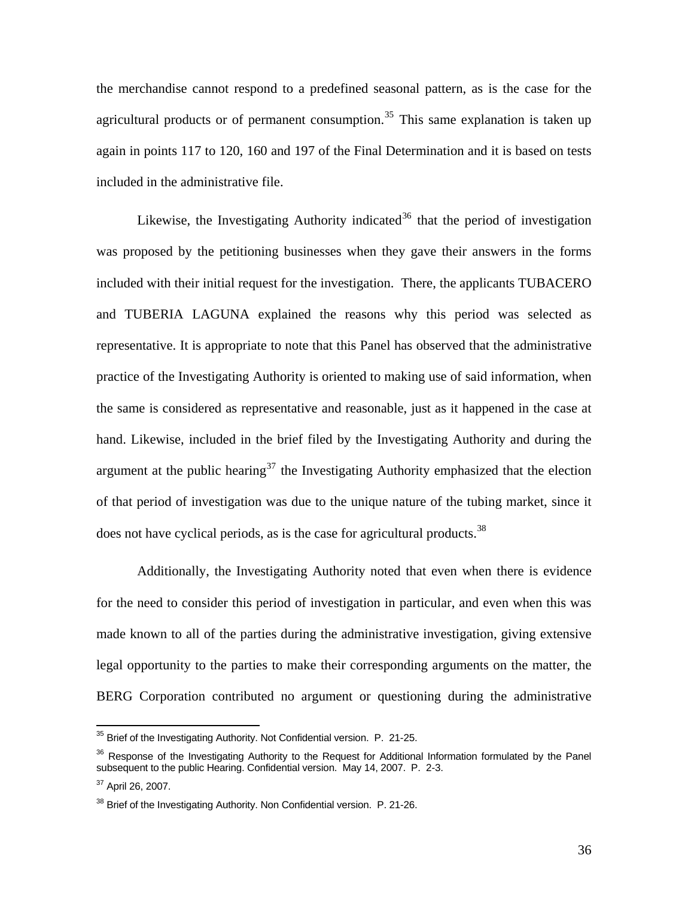the merchandise cannot respond to a predefined seasonal pattern, as is the case for the agricultural products or of permanent consumption.[35] This same explanation is taken up again in points 117 to 120, 160 and 197 of the Final Determination and it is based on tests included in the administrative file.

Likewise, the Investigating Authority indicated[36] that the period of investigation was proposed by the petitioning businesses when they gave their answers in the forms included with their initial request for the investigation. There, the applicants TUBACERO and TUBERIA LAGUNA explained the reasons why this period was selected as representative. It is appropriate to note that this Panel has observed that the administrative practice of the Investigating Authority is oriented to making use of said information, when the same is considered as representative and reasonable, just as it happened in the case at hand. Likewise, included in the brief filed by the Investigating Authority and during the argument at the public hearing[37] the Investigating Authority emphasized that the election of that period of investigation was due to the unique nature of the tubing market, since it does not have cyclical periods, as is the case for agricultural products.[38]

Additionally, the Investigating Authority noted that even when there is evidence for the need to consider this period of investigation in particular, and even when this was made known to all of the parties during the administrative investigation, giving extensive legal opportunity to the parties to make their corresponding arguments on the matter, the BERG Corporation contributed no argument or questioning during the administrative

---

[35] Brief of the Investigating Authority. Not Confidential version. P. 21-25.

[36] Response of the Investigating Authority to the Request for Additional Information formulated by the Panel subsequent to the public Hearing. Confidential version. May 14, 2007. P. 2-3.

[37] April 26, 2007.

[38] Brief of the Investigating Authority. Non Confidential version. P. 21-26.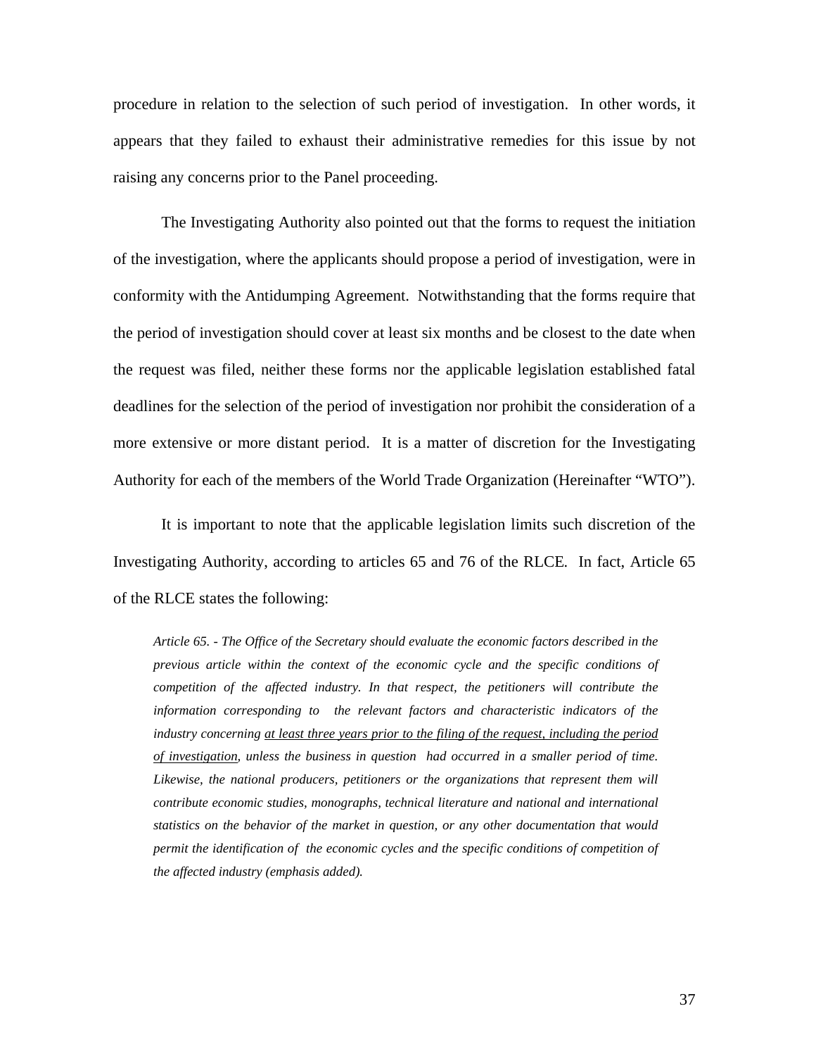procedure in relation to the selection of such period of investigation. In other words, it appears that they failed to exhaust their administrative remedies for this issue by not raising any concerns prior to the Panel proceeding.

The Investigating Authority also pointed out that the forms to request the initiation of the investigation, where the applicants should propose a period of investigation, were in conformity with the Antidumping Agreement. Notwithstanding that the forms require that the period of investigation should cover at least six months and be closest to the date when the request was filed, neither these forms nor the applicable legislation established fatal deadlines for the selection of the period of investigation nor prohibit the consideration of a more extensive or more distant period. It is a matter of discretion for the Investigating Authority for each of the members of the World Trade Organization (Hereinafter "WTO").

It is important to note that the applicable legislation limits such discretion of the Investigating Authority, according to articles 65 and 76 of the RLCE. In fact, Article 65 of the RLCE states the following:

> *Article 65. - The Office of the Secretary should evaluate the economic factors described in the previous article within the context of the economic cycle and the specific conditions of competition of the affected industry. In that respect, the petitioners will contribute the information corresponding to the relevant factors and characteristic indicators of the industry concerning <u>at least three years prior to the filing of the request, including the period of investigation</u>, unless the business in question had occurred in a smaller period of time. Likewise, the national producers, petitioners or the organizations that represent them will contribute economic studies, monographs, technical literature and national and international statistics on the behavior of the market in question, or any other documentation that would permit the identification of the economic cycles and the specific conditions of competition of the affected industry (emphasis added).*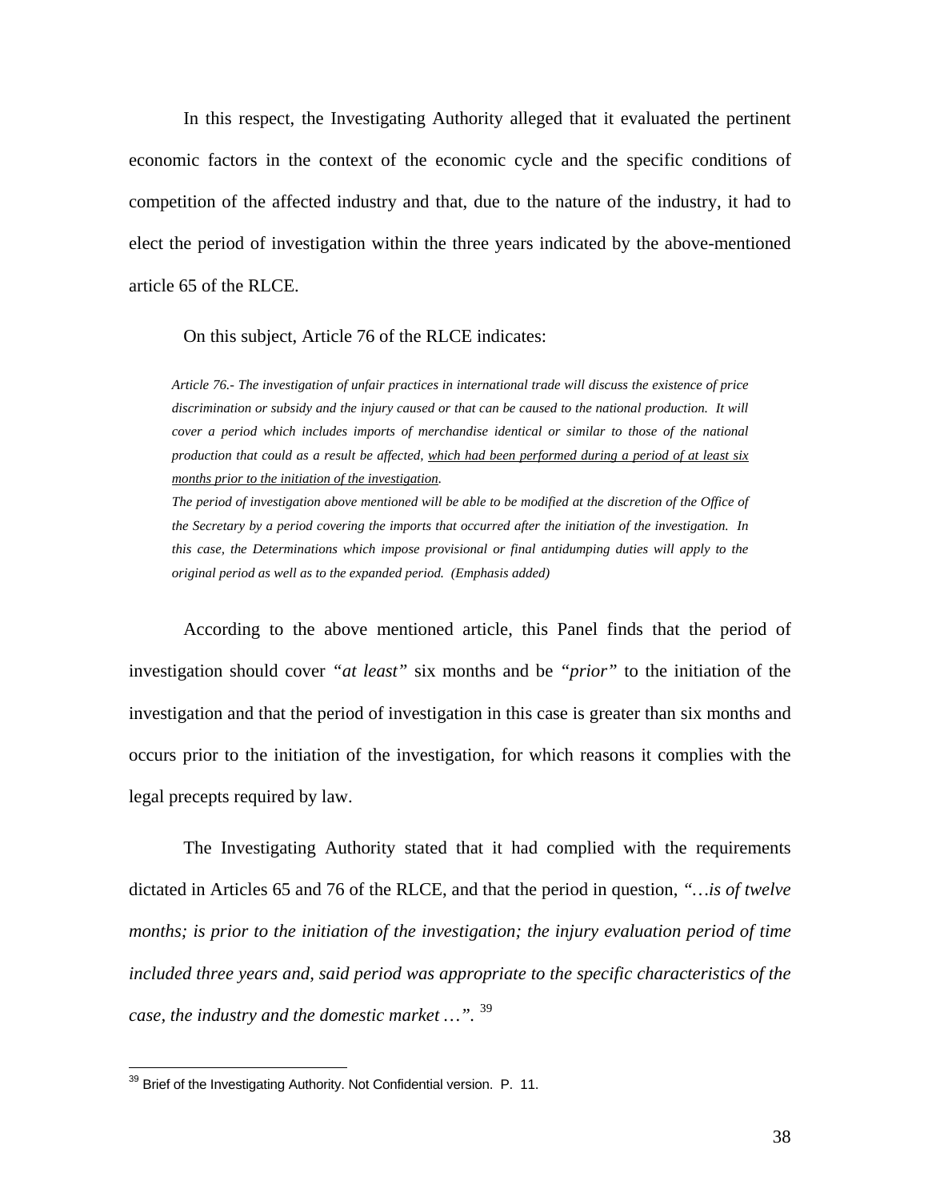In this respect, the Investigating Authority alleged that it evaluated the pertinent economic factors in the context of the economic cycle and the specific conditions of competition of the affected industry and that, due to the nature of the industry, it had to elect the period of investigation within the three years indicated by the above-mentioned article 65 of the RLCE.

On this subject, Article 76 of the RLCE indicates:

> *Article 76.- The investigation of unfair practices in international trade will discuss the existence of price discrimination or subsidy and the injury caused or that can be caused to the national production. It will cover a period which includes imports of merchandise identical or similar to those of the national production that could as a result be affected, <u>which had been performed during a period of at least six months prior to the initiation of the investigation</u>.*
>
> *The period of investigation above mentioned will be able to be modified at the discretion of the Office of the Secretary by a period covering the imports that occurred after the initiation of the investigation. In this case, the Determinations which impose provisional or final antidumping duties will apply to the original period as well as to the expanded period. (Emphasis added)*

According to the above mentioned article, this Panel finds that the period of investigation should cover *"at least"* six months and be *"prior"* to the initiation of the investigation and that the period of investigation in this case is greater than six months and occurs prior to the initiation of the investigation, for which reasons it complies with the legal precepts required by law.

The Investigating Authority stated that it had complied with the requirements dictated in Articles 65 and 76 of the RLCE, and that the period in question, *"…is of twelve months; is prior to the initiation of the investigation; the injury evaluation period of time included three years and, said period was appropriate to the specific characteristics of the case, the industry and the domestic market …"*. [39]

---

[39] Brief of the Investigating Authority. Not Confidential version. P. 11.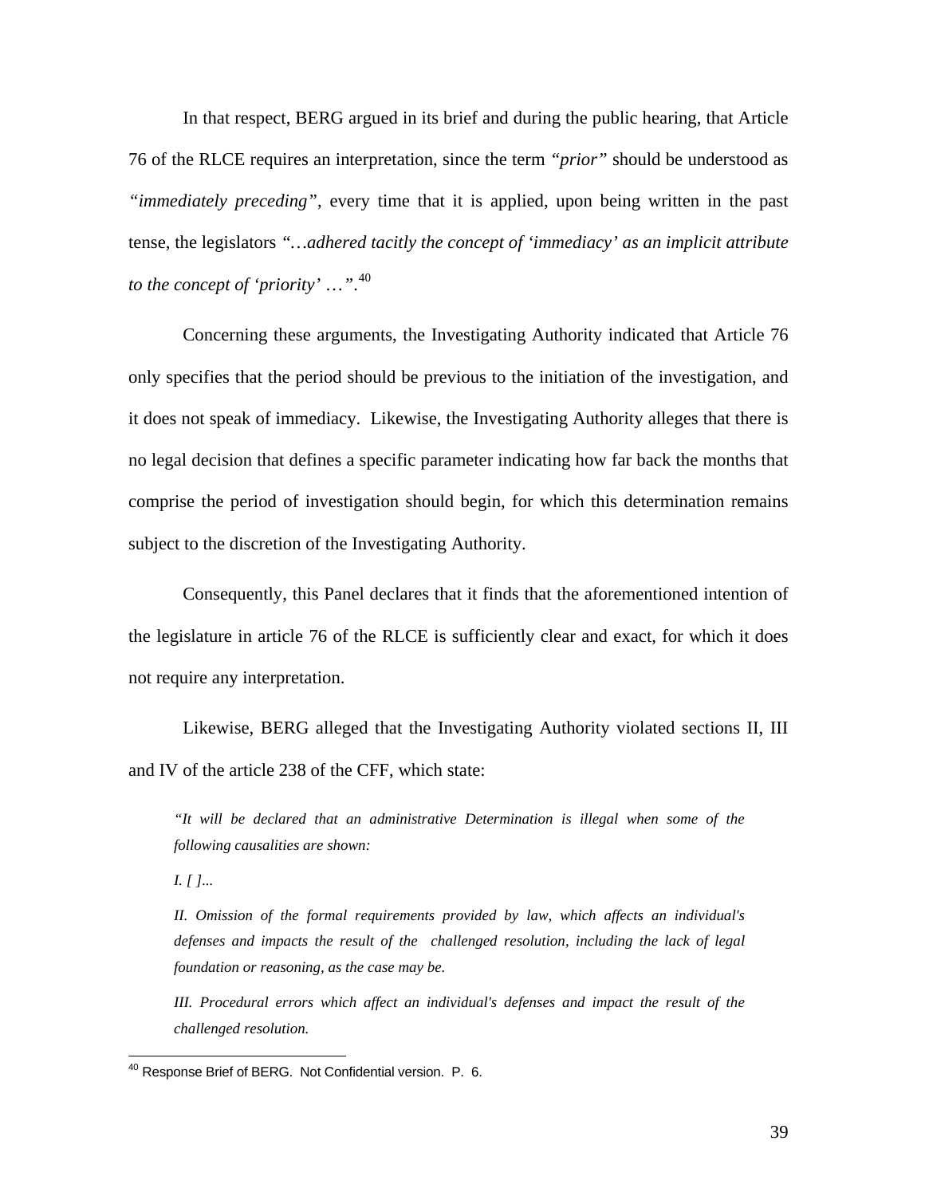In that respect, BERG argued in its brief and during the public hearing, that Article 76 of the RLCE requires an interpretation, since the term *"prior"* should be understood as *"immediately preceding"*, every time that it is applied, upon being written in the past tense, the legislators *"…adhered tacitly the concept of 'immediacy' as an implicit attribute to the concept of 'priority' …"*.[40]

Concerning these arguments, the Investigating Authority indicated that Article 76 only specifies that the period should be previous to the initiation of the investigation, and it does not speak of immediacy. Likewise, the Investigating Authority alleges that there is no legal decision that defines a specific parameter indicating how far back the months that comprise the period of investigation should begin, for which this determination remains subject to the discretion of the Investigating Authority.

Consequently, this Panel declares that it finds that the aforementioned intention of the legislature in article 76 of the RLCE is sufficiently clear and exact, for which it does not require any interpretation.

Likewise, BERG alleged that the Investigating Authority violated sections II, III and IV of the article 238 of the CFF, which state:

> *"It will be declared that an administrative Determination is illegal when some of the following causalities are shown:*
>
> *I. [ ]...*
>
> *II. Omission of the formal requirements provided by law, which affects an individual's defenses and impacts the result of the challenged resolution, including the lack of legal foundation or reasoning, as the case may be.*
>
> *III. Procedural errors which affect an individual's defenses and impact the result of the challenged resolution.*

[40] Response Brief of BERG. Not Confidential version. P. 6.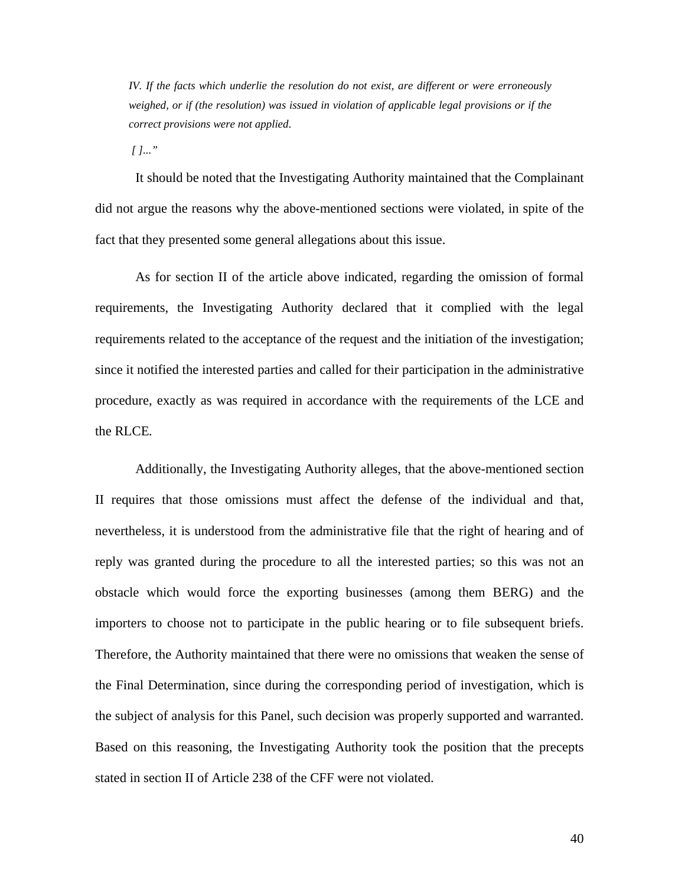*IV. If the facts which underlie the resolution do not exist, are different or were erroneously weighed, or if (the resolution) was issued in violation of applicable legal provisions or if the correct provisions were not applied.*

*[ ]...”*

It should be noted that the Investigating Authority maintained that the Complainant did not argue the reasons why the above-mentioned sections were violated, in spite of the fact that they presented some general allegations about this issue.

As for section II of the article above indicated, regarding the omission of formal requirements, the Investigating Authority declared that it complied with the legal requirements related to the acceptance of the request and the initiation of the investigation; since it notified the interested parties and called for their participation in the administrative procedure, exactly as was required in accordance with the requirements of the LCE and the RLCE.

Additionally, the Investigating Authority alleges, that the above-mentioned section II requires that those omissions must affect the defense of the individual and that, nevertheless, it is understood from the administrative file that the right of hearing and of reply was granted during the procedure to all the interested parties; so this was not an obstacle which would force the exporting businesses (among them BERG) and the importers to choose not to participate in the public hearing or to file subsequent briefs. Therefore, the Authority maintained that there were no omissions that weaken the sense of the Final Determination, since during the corresponding period of investigation, which is the subject of analysis for this Panel, such decision was properly supported and warranted. Based on this reasoning, the Investigating Authority took the position that the precepts stated in section II of Article 238 of the CFF were not violated.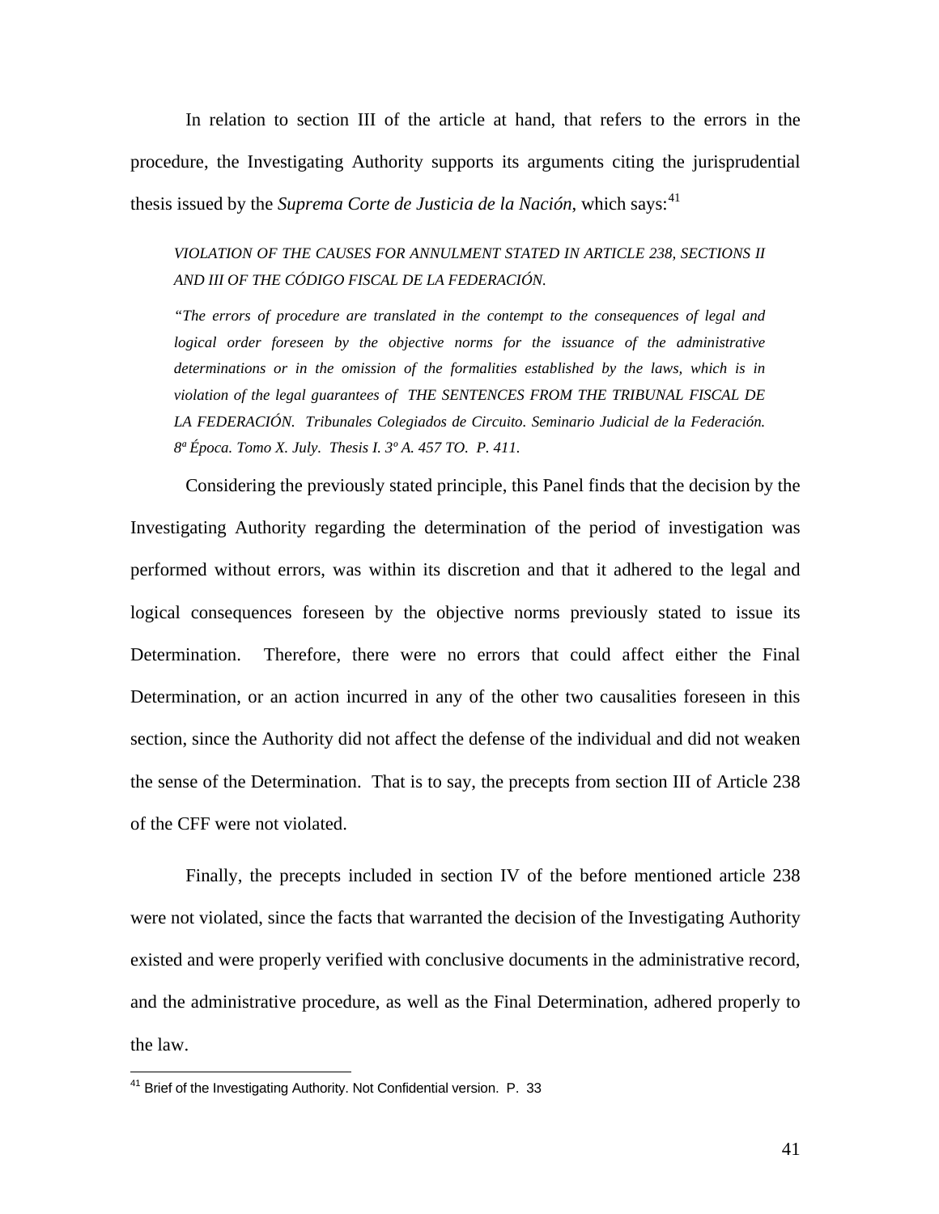In relation to section III of the article at hand, that refers to the errors in the procedure, the Investigating Authority supports its arguments citing the jurisprudential thesis issued by the *Suprema Corte de Justicia de la Nación*, which says:[41]

> *VIOLATION OF THE CAUSES FOR ANNULMENT STATED IN ARTICLE 238, SECTIONS II AND III OF THE CÓDIGO FISCAL DE LA FEDERACIÓN.*
>
> *"The errors of procedure are translated in the contempt to the consequences of legal and logical order foreseen by the objective norms for the issuance of the administrative determinations or in the omission of the formalities established by the laws, which is in violation of the legal guarantees of THE SENTENCES FROM THE TRIBUNAL FISCAL DE LA FEDERACIÓN. Tribunales Colegiados de Circuito. Seminario Judicial de la Federación. 8ª Época. Tomo X. July. Thesis I. 3º A. 457 TO. P. 411.*

Considering the previously stated principle, this Panel finds that the decision by the Investigating Authority regarding the determination of the period of investigation was performed without errors, was within its discretion and that it adhered to the legal and logical consequences foreseen by the objective norms previously stated to issue its Determination. Therefore, there were no errors that could affect either the Final Determination, or an action incurred in any of the other two causalities foreseen in this section, since the Authority did not affect the defense of the individual and did not weaken the sense of the Determination. That is to say, the precepts from section III of Article 238 of the CFF were not violated.

Finally, the precepts included in section IV of the before mentioned article 238 were not violated, since the facts that warranted the decision of the Investigating Authority existed and were properly verified with conclusive documents in the administrative record, and the administrative procedure, as well as the Final Determination, adhered properly to the law.

---

[41] Brief of the Investigating Authority. Not Confidential version. P. 33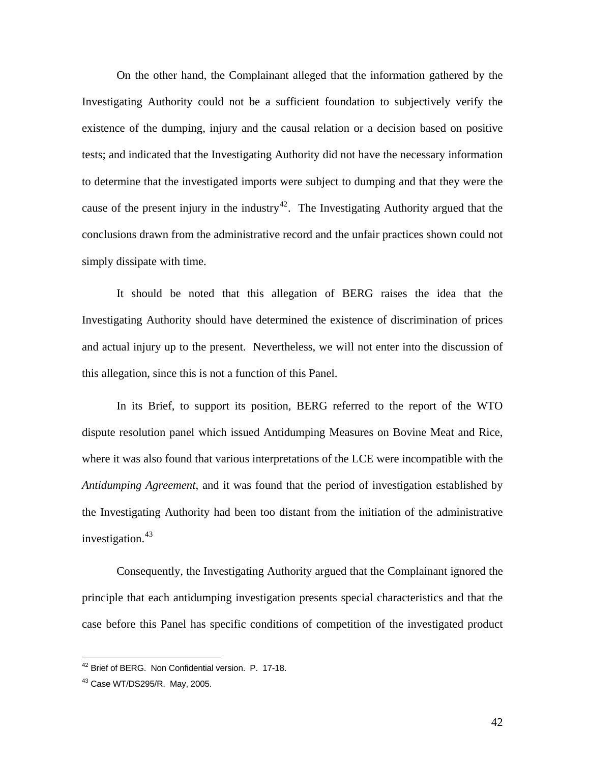On the other hand, the Complainant alleged that the information gathered by the Investigating Authority could not be a sufficient foundation to subjectively verify the existence of the dumping, injury and the causal relation or a decision based on positive tests; and indicated that the Investigating Authority did not have the necessary information to determine that the investigated imports were subject to dumping and that they were the cause of the present injury in the industry[42]. The Investigating Authority argued that the conclusions drawn from the administrative record and the unfair practices shown could not simply dissipate with time.

It should be noted that this allegation of BERG raises the idea that the Investigating Authority should have determined the existence of discrimination of prices and actual injury up to the present. Nevertheless, we will not enter into the discussion of this allegation, since this is not a function of this Panel.

In its Brief, to support its position, BERG referred to the report of the WTO dispute resolution panel which issued Antidumping Measures on Bovine Meat and Rice, where it was also found that various interpretations of the LCE were incompatible with the *Antidumping Agreement*, and it was found that the period of investigation established by the Investigating Authority had been too distant from the initiation of the administrative investigation.[43]

Consequently, the Investigating Authority argued that the Complainant ignored the principle that each antidumping investigation presents special characteristics and that the case before this Panel has specific conditions of competition of the investigated product

---

[42] Brief of BERG. Non Confidential version. P. 17-18.

[43] Case WT/DS295/R. May, 2005.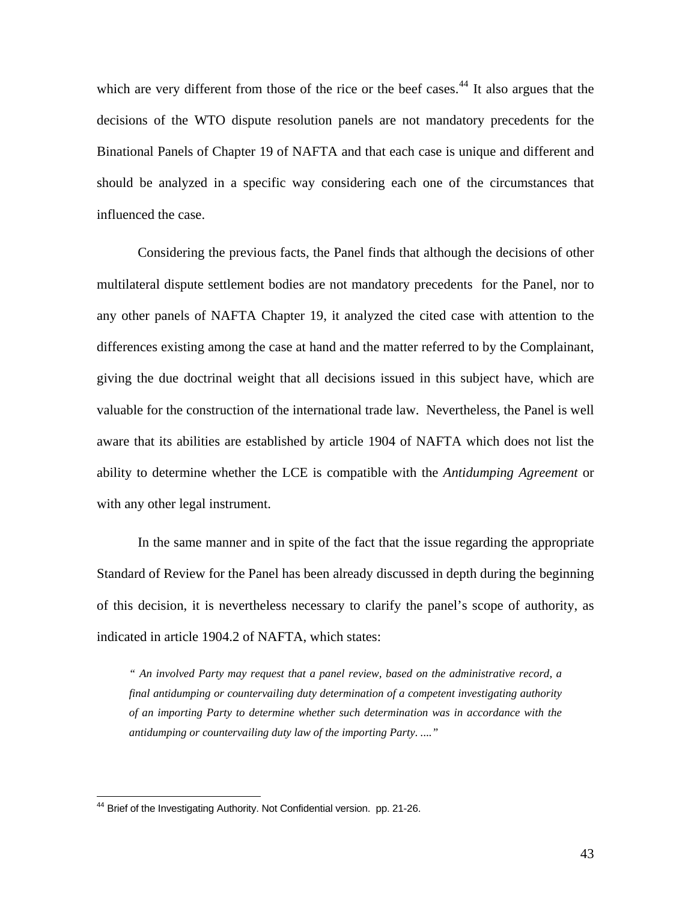which are very different from those of the rice or the beef cases.[44] It also argues that the decisions of the WTO dispute resolution panels are not mandatory precedents for the Binational Panels of Chapter 19 of NAFTA and that each case is unique and different and should be analyzed in a specific way considering each one of the circumstances that influenced the case.

Considering the previous facts, the Panel finds that although the decisions of other multilateral dispute settlement bodies are not mandatory precedents for the Panel, nor to any other panels of NAFTA Chapter 19, it analyzed the cited case with attention to the differences existing among the case at hand and the matter referred to by the Complainant, giving the due doctrinal weight that all decisions issued in this subject have, which are valuable for the construction of the international trade law. Nevertheless, the Panel is well aware that its abilities are established by article 1904 of NAFTA which does not list the ability to determine whether the LCE is compatible with the *Antidumping Agreement* or with any other legal instrument.

In the same manner and in spite of the fact that the issue regarding the appropriate Standard of Review for the Panel has been already discussed in depth during the beginning of this decision, it is nevertheless necessary to clarify the panel's scope of authority, as indicated in article 1904.2 of NAFTA, which states:

> *" An involved Party may request that a panel review, based on the administrative record, a final antidumping or countervailing duty determination of a competent investigating authority of an importing Party to determine whether such determination was in accordance with the antidumping or countervailing duty law of the importing Party. ...."*

---

[44] Brief of the Investigating Authority. Not Confidential version. pp. 21-26.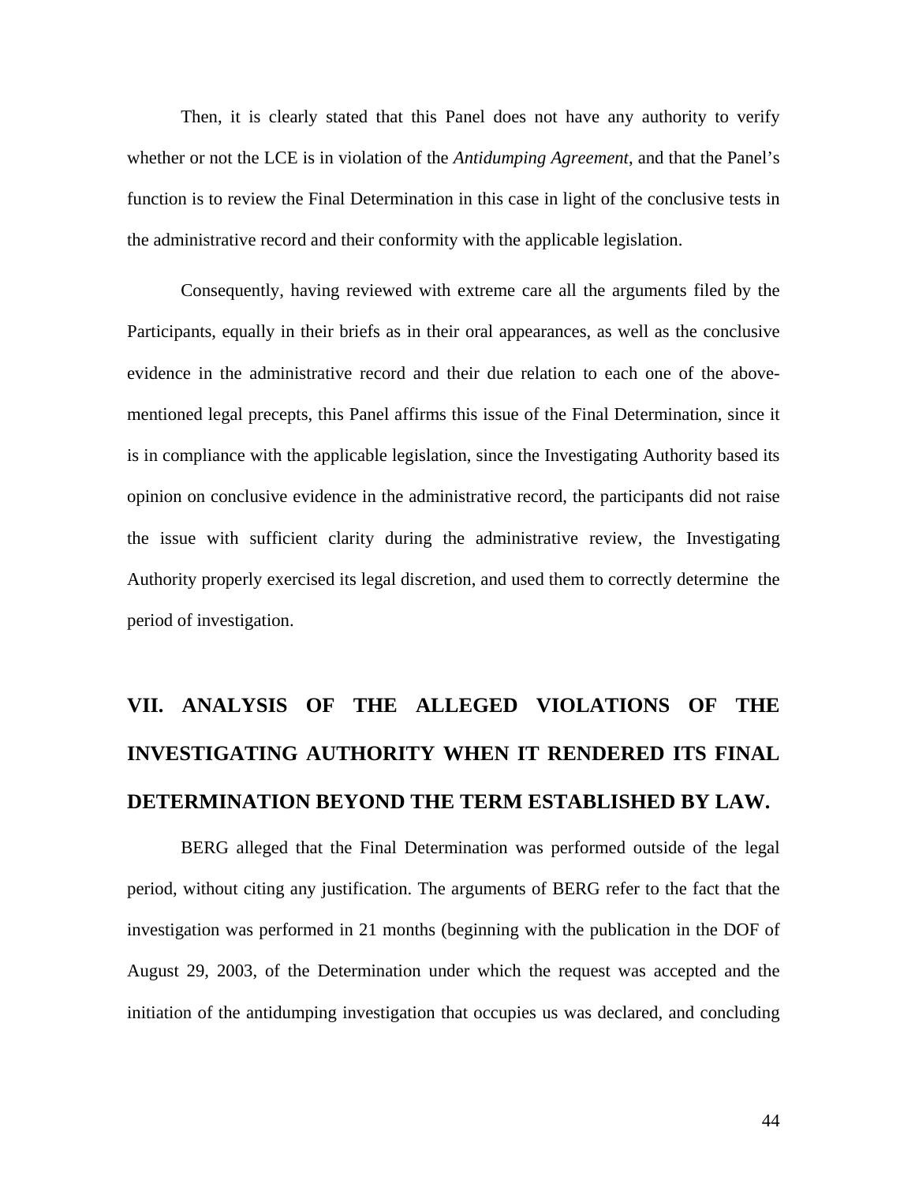Then, it is clearly stated that this Panel does not have any authority to verify whether or not the LCE is in violation of the *Antidumping Agreement*, and that the Panel's function is to review the Final Determination in this case in light of the conclusive tests in the administrative record and their conformity with the applicable legislation.

Consequently, having reviewed with extreme care all the arguments filed by the Participants, equally in their briefs as in their oral appearances, as well as the conclusive evidence in the administrative record and their due relation to each one of the above-mentioned legal precepts, this Panel affirms this issue of the Final Determination, since it is in compliance with the applicable legislation, since the Investigating Authority based its opinion on conclusive evidence in the administrative record, the participants did not raise the issue with sufficient clarity during the administrative review, the Investigating Authority properly exercised its legal discretion, and used them to correctly determine the period of investigation.

## VII. ANALYSIS OF THE ALLEGED VIOLATIONS OF THE INVESTIGATING AUTHORITY WHEN IT RENDERED ITS FINAL DETERMINATION BEYOND THE TERM ESTABLISHED BY LAW.

BERG alleged that the Final Determination was performed outside of the legal period, without citing any justification. The arguments of BERG refer to the fact that the investigation was performed in 21 months (beginning with the publication in the DOF of August 29, 2003, of the Determination under which the request was accepted and the initiation of the antidumping investigation that occupies us was declared, and concluding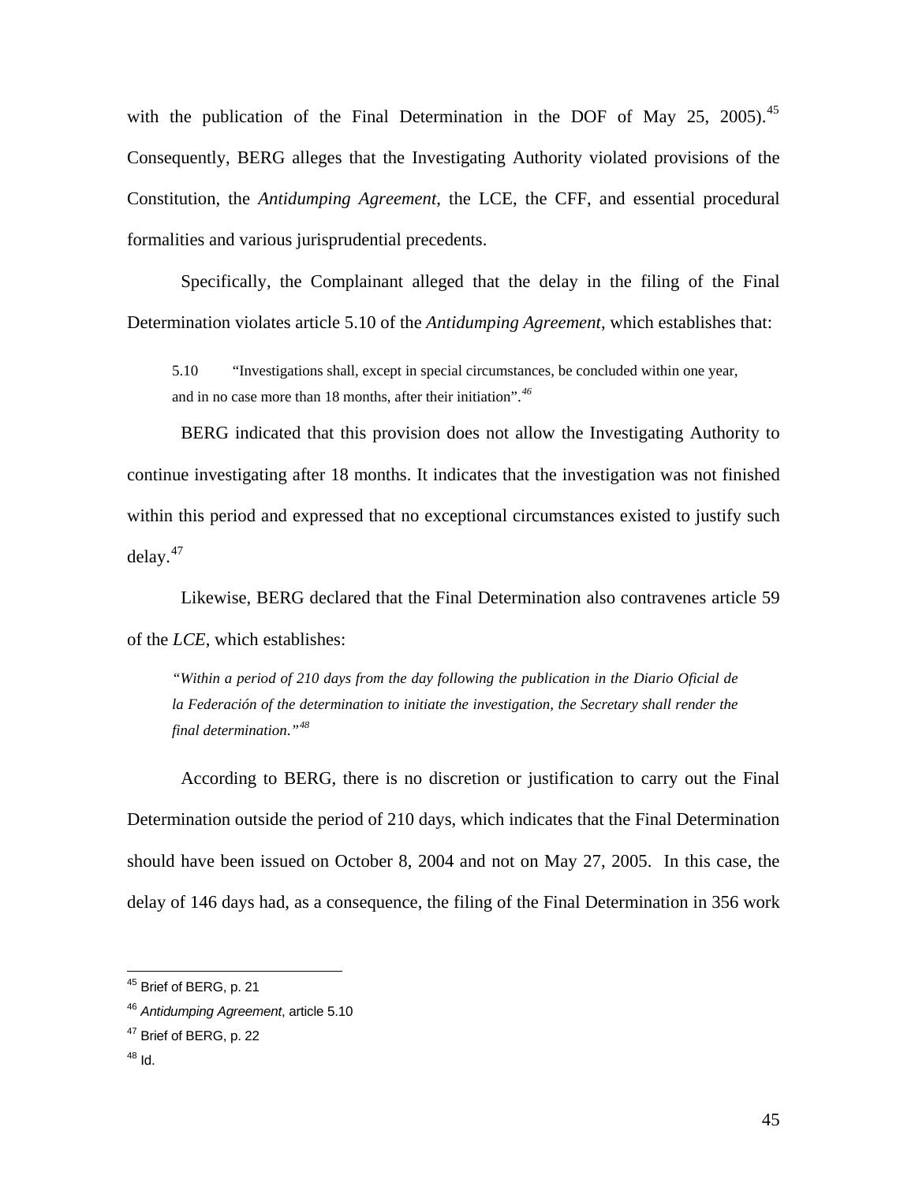with the publication of the Final Determination in the DOF of May 25, 2005).[45] Consequently, BERG alleges that the Investigating Authority violated provisions of the Constitution, the *Antidumping Agreement*, the LCE, the CFF, and essential procedural formalities and various jurisprudential precedents.

Specifically, the Complainant alleged that the delay in the filing of the Final Determination violates article 5.10 of the *Antidumping Agreement*, which establishes that:

> 5.10 "Investigations shall, except in special circumstances, be concluded within one year, and in no case more than 18 months, after their initiation".[46]

BERG indicated that this provision does not allow the Investigating Authority to continue investigating after 18 months. It indicates that the investigation was not finished within this period and expressed that no exceptional circumstances existed to justify such delay.[47]

Likewise, BERG declared that the Final Determination also contravenes article 59 of the *LCE*, which establishes:

> *"Within a period of 210 days from the day following the publication in the Diario Oficial de la Federación of the determination to initiate the investigation, the Secretary shall render the final determination."*[48]

According to BERG, there is no discretion or justification to carry out the Final Determination outside the period of 210 days, which indicates that the Final Determination should have been issued on October 8, 2004 and not on May 27, 2005. In this case, the delay of 146 days had, as a consequence, the filing of the Final Determination in 356 work

---

[45] Brief of BERG, p. 21

[46] *Antidumping Agreement*, article 5.10

[47] Brief of BERG, p. 22

[48] Id.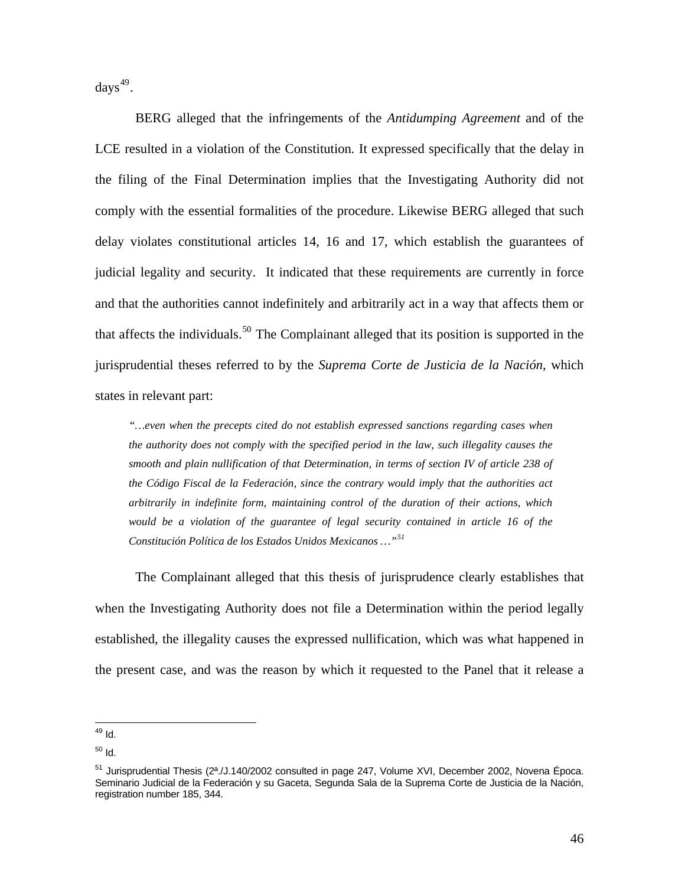days[49].

BERG alleged that the infringements of the *Antidumping Agreement* and of the LCE resulted in a violation of the Constitution. It expressed specifically that the delay in the filing of the Final Determination implies that the Investigating Authority did not comply with the essential formalities of the procedure. Likewise BERG alleged that such delay violates constitutional articles 14, 16 and 17, which establish the guarantees of judicial legality and security. It indicated that these requirements are currently in force and that the authorities cannot indefinitely and arbitrarily act in a way that affects them or that affects the individuals.[50] The Complainant alleged that its position is supported in the jurisprudential theses referred to by the *Suprema Corte de Justicia de la Nación*, which states in relevant part:

> *"…even when the precepts cited do not establish expressed sanctions regarding cases when the authority does not comply with the specified period in the law, such illegality causes the smooth and plain nullification of that Determination, in terms of section IV of article 238 of the Código Fiscal de la Federación, since the contrary would imply that the authorities act arbitrarily in indefinite form, maintaining control of the duration of their actions, which would be a violation of the guarantee of legal security contained in article 16 of the Constitución Política de los Estados Unidos Mexicanos …"*[51]

The Complainant alleged that this thesis of jurisprudence clearly establishes that when the Investigating Authority does not file a Determination within the period legally established, the illegality causes the expressed nullification, which was what happened in the present case, and was the reason by which it requested to the Panel that it release a

---

[49] Id.

[50] Id.

[51] Jurisprudential Thesis (2ª./J.140/2002 consulted in page 247, Volume XVI, December 2002, Novena Época. Seminario Judicial de la Federación y su Gaceta, Segunda Sala de la Suprema Corte de Justicia de la Nación, registration number 185, 344.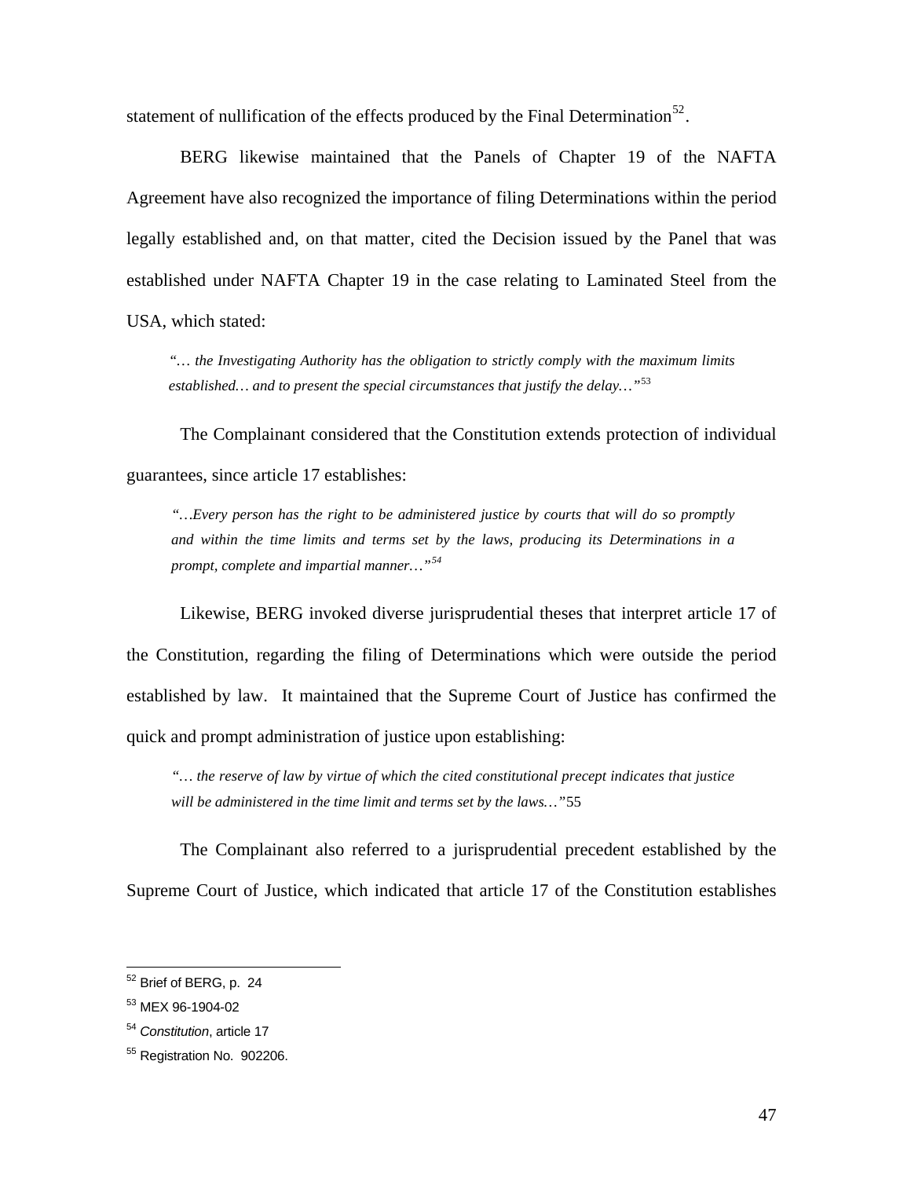statement of nullification of the effects produced by the Final Determination[52].

BERG likewise maintained that the Panels of Chapter 19 of the NAFTA Agreement have also recognized the importance of filing Determinations within the period legally established and, on that matter, cited the Decision issued by the Panel that was established under NAFTA Chapter 19 in the case relating to Laminated Steel from the USA, which stated:

> *"… the Investigating Authority has the obligation to strictly comply with the maximum limits established… and to present the special circumstances that justify the delay…"*[53]

The Complainant considered that the Constitution extends protection of individual guarantees, since article 17 establishes:

> *"…Every person has the right to be administered justice by courts that will do so promptly and within the time limits and terms set by the laws, producing its Determinations in a prompt, complete and impartial manner…"*[54]

Likewise, BERG invoked diverse jurisprudential theses that interpret article 17 of the Constitution, regarding the filing of Determinations which were outside the period established by law. It maintained that the Supreme Court of Justice has confirmed the quick and prompt administration of justice upon establishing:

> *"… the reserve of law by virtue of which the cited constitutional precept indicates that justice will be administered in the time limit and terms set by the laws…"*55

The Complainant also referred to a jurisprudential precedent established by the Supreme Court of Justice, which indicated that article 17 of the Constitution establishes

---

[52] Brief of BERG, p. 24

[53] MEX 96-1904-02

[54] *Constitution*, article 17

[55] Registration No. 902206.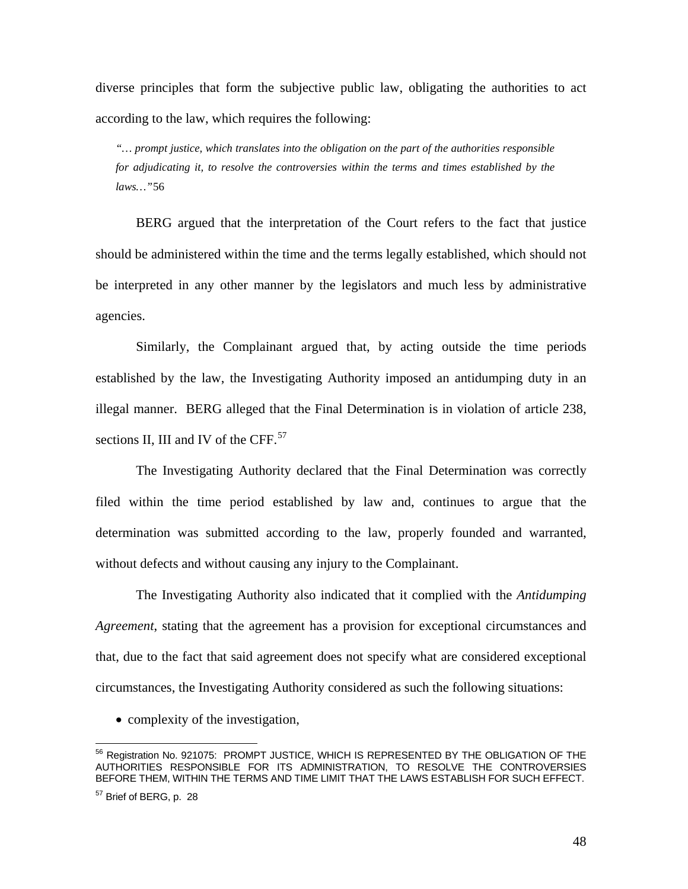diverse principles that form the subjective public law, obligating the authorities to act according to the law, which requires the following:

> *"… prompt justice, which translates into the obligation on the part of the authorities responsible for adjudicating it, to resolve the controversies within the terms and times established by the laws…"*56

BERG argued that the interpretation of the Court refers to the fact that justice should be administered within the time and the terms legally established, which should not be interpreted in any other manner by the legislators and much less by administrative agencies.

Similarly, the Complainant argued that, by acting outside the time periods established by the law, the Investigating Authority imposed an antidumping duty in an illegal manner. BERG alleged that the Final Determination is in violation of article 238, sections II, III and IV of the CFF.[57]

The Investigating Authority declared that the Final Determination was correctly filed within the time period established by law and, continues to argue that the determination was submitted according to the law, properly founded and warranted, without defects and without causing any injury to the Complainant.

The Investigating Authority also indicated that it complied with the *Antidumping Agreement*, stating that the agreement has a provision for exceptional circumstances and that, due to the fact that said agreement does not specify what are considered exceptional circumstances, the Investigating Authority considered as such the following situations:

- complexity of the investigation,

---

[56] Registration No. 921075: PROMPT JUSTICE, WHICH IS REPRESENTED BY THE OBLIGATION OF THE AUTHORITIES RESPONSIBLE FOR ITS ADMINISTRATION, TO RESOLVE THE CONTROVERSIES BEFORE THEM, WITHIN THE TERMS AND TIME LIMIT THAT THE LAWS ESTABLISH FOR SUCH EFFECT.

[57] Brief of BERG, p. 28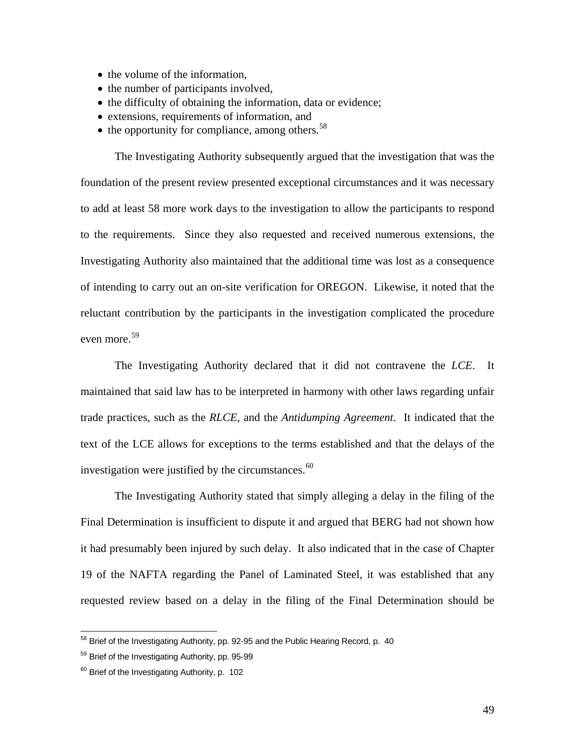- the volume of the information,
- the number of participants involved,
- the difficulty of obtaining the information, data or evidence;
- extensions, requirements of information, and
- the opportunity for compliance, among others.[58]

The Investigating Authority subsequently argued that the investigation that was the foundation of the present review presented exceptional circumstances and it was necessary to add at least 58 more work days to the investigation to allow the participants to respond to the requirements. Since they also requested and received numerous extensions, the Investigating Authority also maintained that the additional time was lost as a consequence of intending to carry out an on-site verification for OREGON. Likewise, it noted that the reluctant contribution by the participants in the investigation complicated the procedure even more.[59]

The Investigating Authority declared that it did not contravene the *LCE*. It maintained that said law has to be interpreted in harmony with other laws regarding unfair trade practices, such as the *RLCE*, and the *Antidumping Agreement*. It indicated that the text of the LCE allows for exceptions to the terms established and that the delays of the investigation were justified by the circumstances.[60]

The Investigating Authority stated that simply alleging a delay in the filing of the Final Determination is insufficient to dispute it and argued that BERG had not shown how it had presumably been injured by such delay. It also indicated that in the case of Chapter 19 of the NAFTA regarding the Panel of Laminated Steel, it was established that any requested review based on a delay in the filing of the Final Determination should be

---

[58] Brief of the Investigating Authority, pp. 92-95 and the Public Hearing Record, p. 40

[59] Brief of the Investigating Authority, pp. 95-99

[60] Brief of the Investigating Authority, p. 102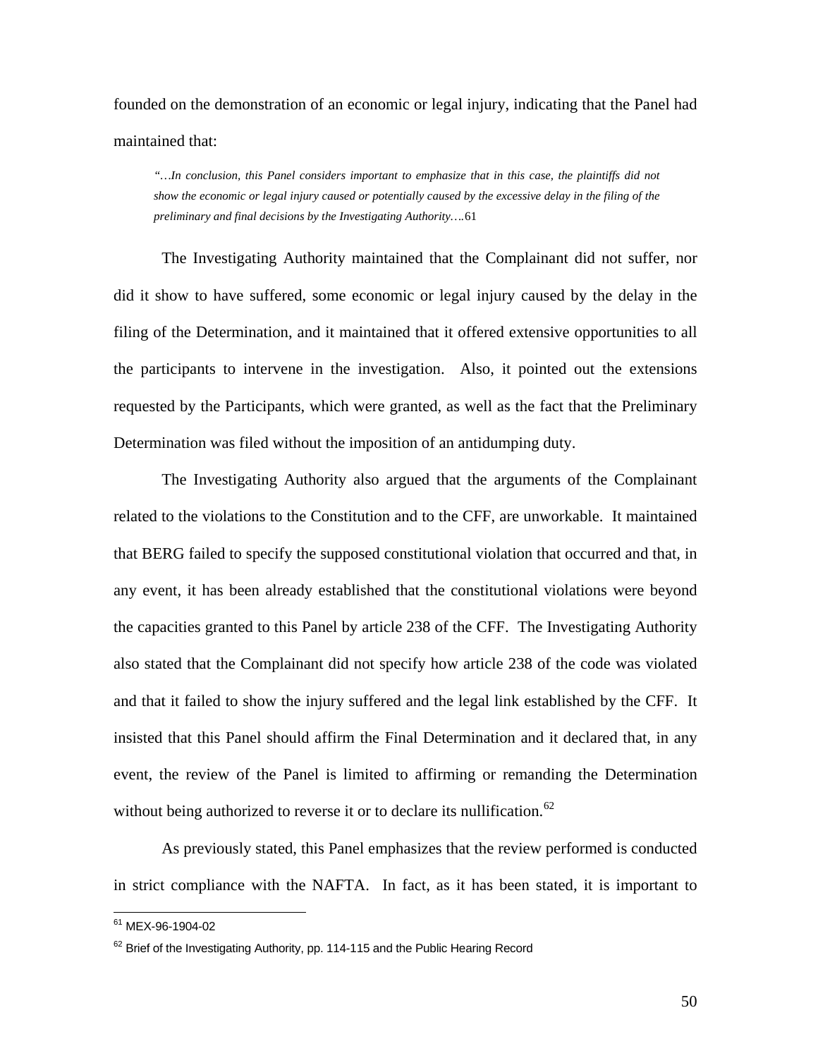founded on the demonstration of an economic or legal injury, indicating that the Panel had maintained that:

> *"…In conclusion, this Panel considers important to emphasize that in this case, the plaintiffs did not show the economic or legal injury caused or potentially caused by the excessive delay in the filing of the preliminary and final decisions by the Investigating Authority….*[61]

The Investigating Authority maintained that the Complainant did not suffer, nor did it show to have suffered, some economic or legal injury caused by the delay in the filing of the Determination, and it maintained that it offered extensive opportunities to all the participants to intervene in the investigation. Also, it pointed out the extensions requested by the Participants, which were granted, as well as the fact that the Preliminary Determination was filed without the imposition of an antidumping duty.

The Investigating Authority also argued that the arguments of the Complainant related to the violations to the Constitution and to the CFF, are unworkable. It maintained that BERG failed to specify the supposed constitutional violation that occurred and that, in any event, it has been already established that the constitutional violations were beyond the capacities granted to this Panel by article 238 of the CFF. The Investigating Authority also stated that the Complainant did not specify how article 238 of the code was violated and that it failed to show the injury suffered and the legal link established by the CFF. It insisted that this Panel should affirm the Final Determination and it declared that, in any event, the review of the Panel is limited to affirming or remanding the Determination without being authorized to reverse it or to declare its nullification.[62]

As previously stated, this Panel emphasizes that the review performed is conducted in strict compliance with the NAFTA. In fact, as it has been stated, it is important to

---

[61] MEX-96-1904-02

[62] Brief of the Investigating Authority, pp. 114-115 and the Public Hearing Record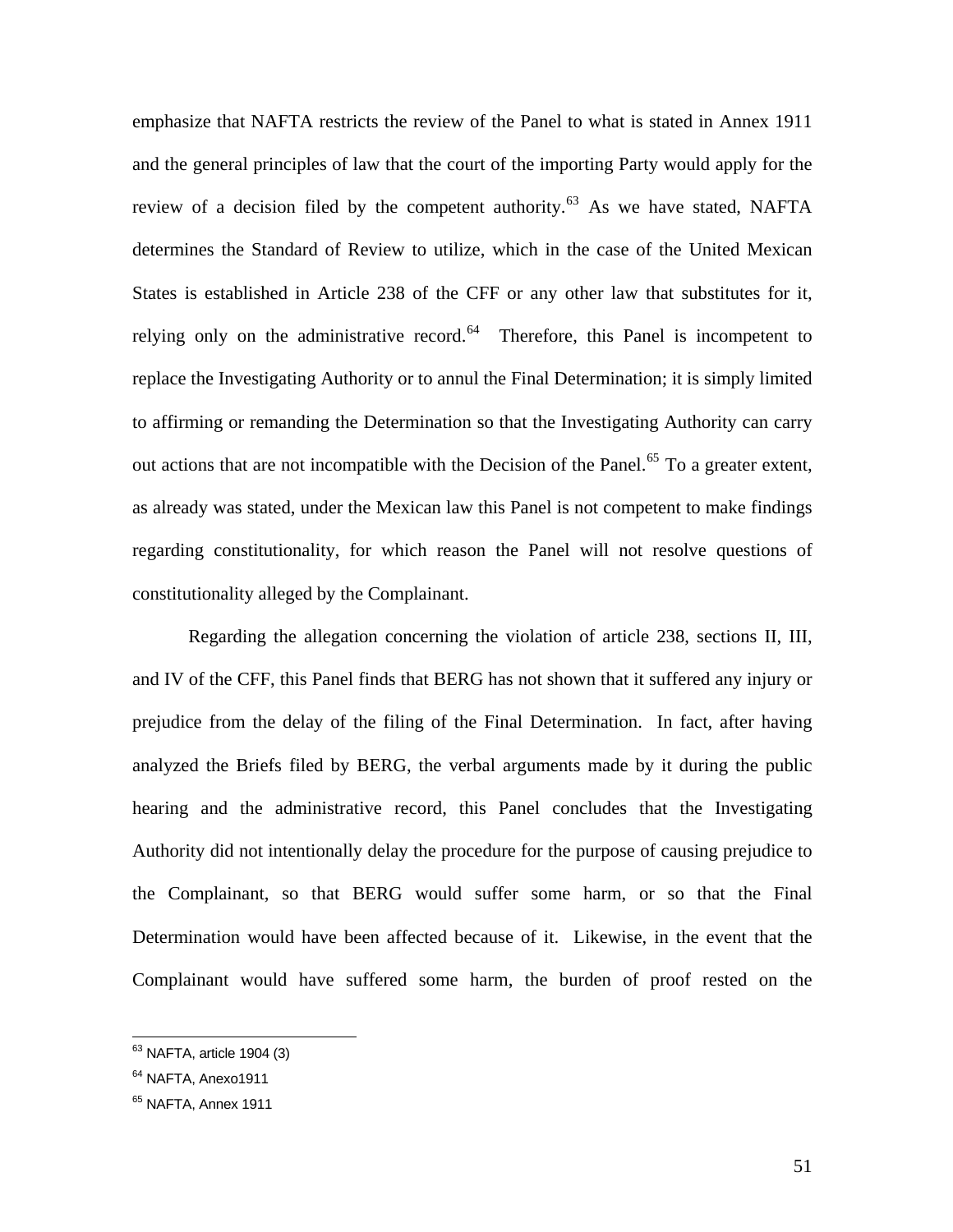emphasize that NAFTA restricts the review of the Panel to what is stated in Annex 1911 and the general principles of law that the court of the importing Party would apply for the review of a decision filed by the competent authority.[63] As we have stated, NAFTA determines the Standard of Review to utilize, which in the case of the United Mexican States is established in Article 238 of the CFF or any other law that substitutes for it, relying only on the administrative record.[64] Therefore, this Panel is incompetent to replace the Investigating Authority or to annul the Final Determination; it is simply limited to affirming or remanding the Determination so that the Investigating Authority can carry out actions that are not incompatible with the Decision of the Panel.[65] To a greater extent, as already was stated, under the Mexican law this Panel is not competent to make findings regarding constitutionality, for which reason the Panel will not resolve questions of constitutionality alleged by the Complainant.

Regarding the allegation concerning the violation of article 238, sections II, III, and IV of the CFF, this Panel finds that BERG has not shown that it suffered any injury or prejudice from the delay of the filing of the Final Determination. In fact, after having analyzed the Briefs filed by BERG, the verbal arguments made by it during the public hearing and the administrative record, this Panel concludes that the Investigating Authority did not intentionally delay the procedure for the purpose of causing prejudice to the Complainant, so that BERG would suffer some harm, or so that the Final Determination would have been affected because of it. Likewise, in the event that the Complainant would have suffered some harm, the burden of proof rested on the

---

[63] NAFTA, article 1904 (3)

[64] NAFTA, Anexo1911

[65] NAFTA, Annex 1911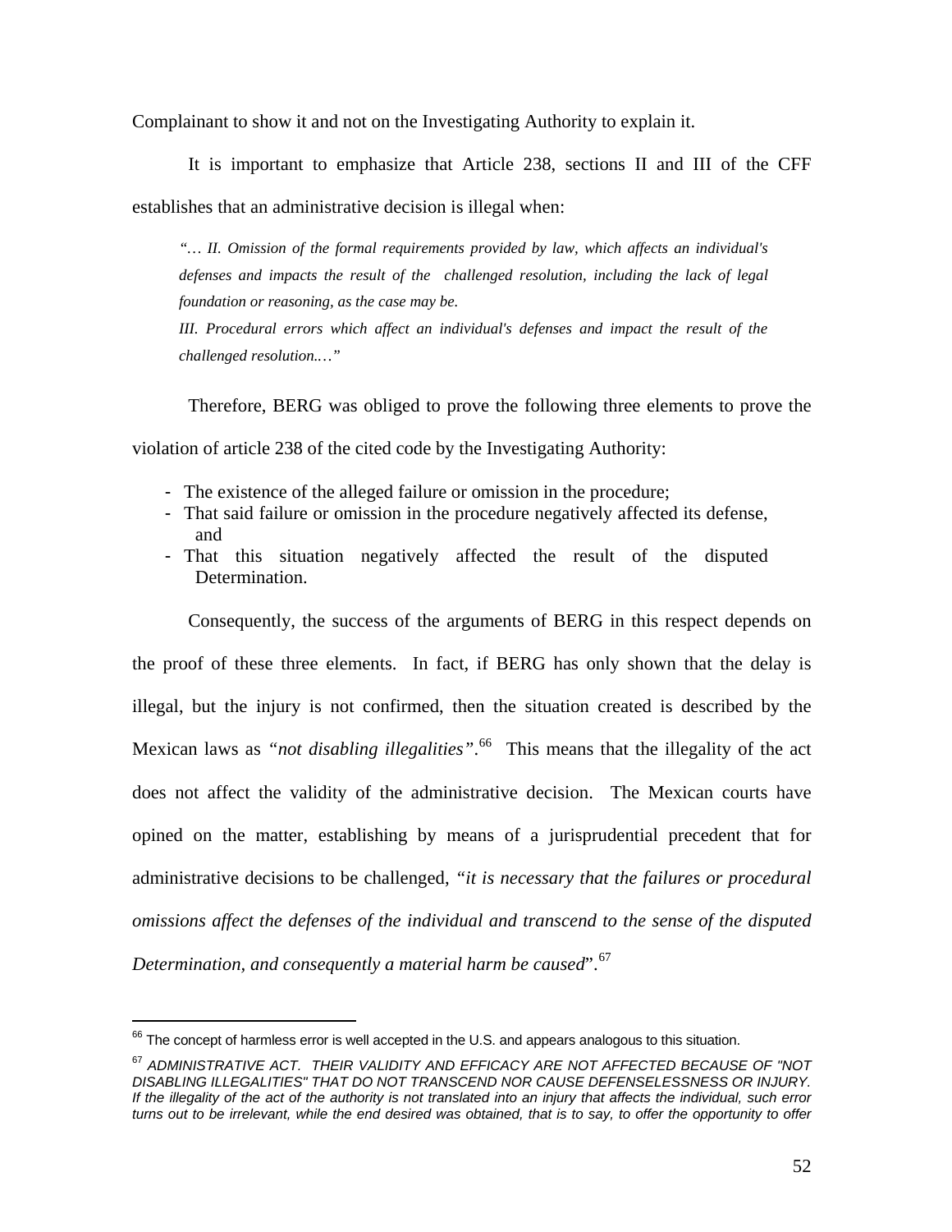Complainant to show it and not on the Investigating Authority to explain it.

It is important to emphasize that Article 238, sections II and III of the CFF establishes that an administrative decision is illegal when:

> *"… II. Omission of the formal requirements provided by law, which affects an individual's defenses and impacts the result of the challenged resolution, including the lack of legal foundation or reasoning, as the case may be.*
>
> *III. Procedural errors which affect an individual's defenses and impact the result of the challenged resolution.…"*

Therefore, BERG was obliged to prove the following three elements to prove the violation of article 238 of the cited code by the Investigating Authority:

- The existence of the alleged failure or omission in the procedure;
- That said failure or omission in the procedure negatively affected its defense, and
- That this situation negatively affected the result of the disputed Determination.

Consequently, the success of the arguments of BERG in this respect depends on the proof of these three elements. In fact, if BERG has only shown that the delay is illegal, but the injury is not confirmed, then the situation created is described by the Mexican laws as *"not disabling illegalities"*.[66] This means that the illegality of the act does not affect the validity of the administrative decision. The Mexican courts have opined on the matter, establishing by means of a jurisprudential precedent that for administrative decisions to be challenged, *"it is necessary that the failures or procedural omissions affect the defenses of the individual and transcend to the sense of the disputed Determination, and consequently a material harm be caused*".[67]

---

[66] The concept of harmless error is well accepted in the U.S. and appears analogous to this situation.

[67] *ADMINISTRATIVE ACT. THEIR VALIDITY AND EFFICACY ARE NOT AFFECTED BECAUSE OF "NOT DISABLING ILLEGALITIES" THAT DO NOT TRANSCEND NOR CAUSE DEFENSELESSNESS OR INJURY. If the illegality of the act of the authority is not translated into an injury that affects the individual, such error turns out to be irrelevant, while the end desired was obtained, that is to say, to offer the opportunity to offer*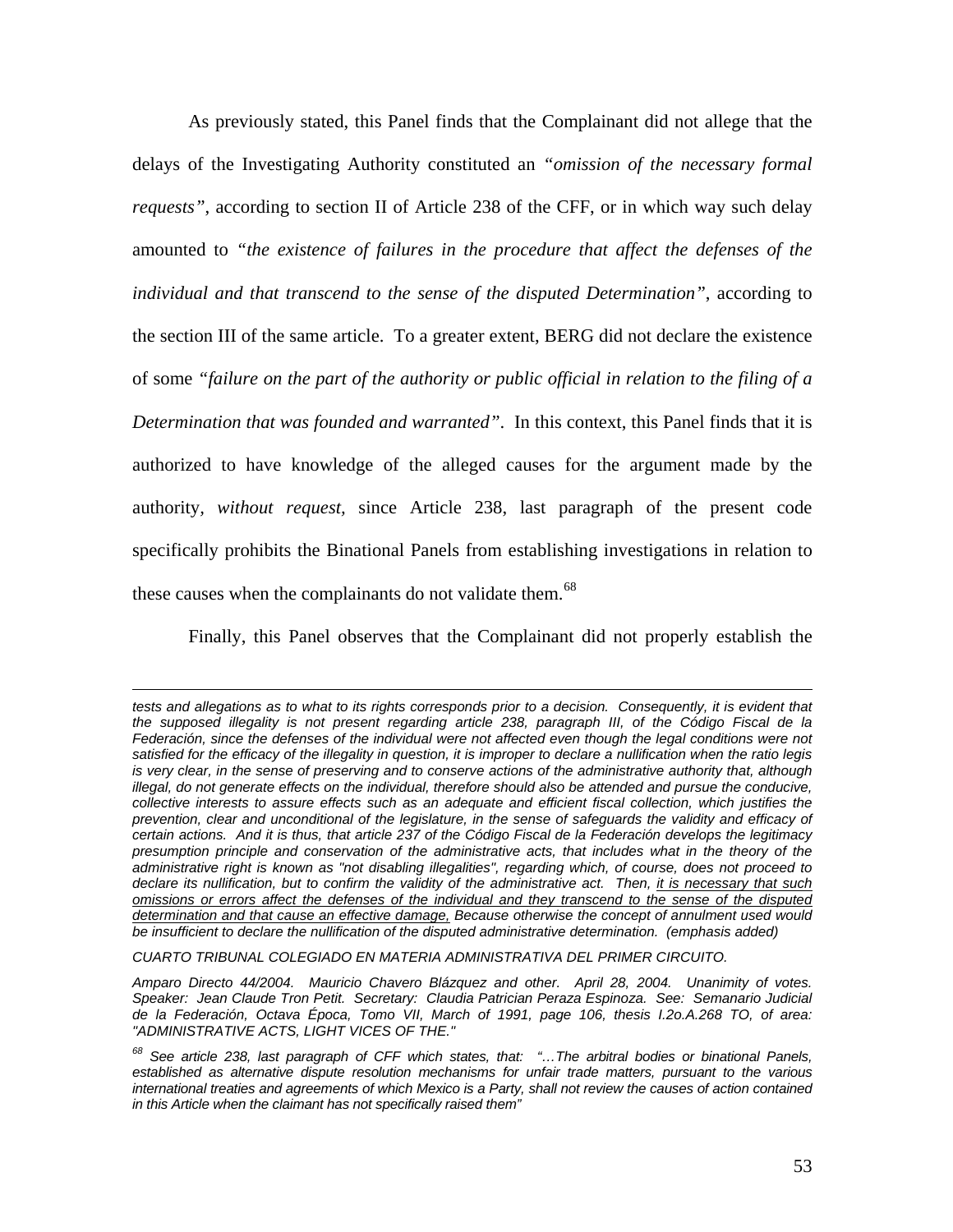As previously stated, this Panel finds that the Complainant did not allege that the delays of the Investigating Authority constituted an *"omission of the necessary formal requests"*, according to section II of Article 238 of the CFF, or in which way such delay amounted to *"the existence of failures in the procedure that affect the defenses of the individual and that transcend to the sense of the disputed Determination"*, according to the section III of the same article. To a greater extent, BERG did not declare the existence of some *"failure on the part of the authority or public official in relation to the filing of a Determination that was founded and warranted"*. In this context, this Panel finds that it is authorized to have knowledge of the alleged causes for the argument made by the authority, *without request*, since Article 238, last paragraph of the present code specifically prohibits the Binational Panels from establishing investigations in relation to these causes when the complainants do not validate them.[68]

Finally, this Panel observes that the Complainant did not properly establish the

---

*tests and allegations as to what to its rights corresponds prior to a decision. Consequently, it is evident that the supposed illegality is not present regarding article 238, paragraph III, of the Código Fiscal de la Federación, since the defenses of the individual were not affected even though the legal conditions were not satisfied for the efficacy of the illegality in question, it is improper to declare a nullification when the ratio legis is very clear, in the sense of preserving and to conserve actions of the administrative authority that, although illegal, do not generate effects on the individual, therefore should also be attended and pursue the conducive, collective interests to assure effects such as an adequate and efficient fiscal collection, which justifies the prevention, clear and unconditional of the legislature, in the sense of safeguards the validity and efficacy of certain actions. And it is thus, that article 237 of the Código Fiscal de la Federación develops the legitimacy presumption principle and conservation of the administrative acts, that includes what in the theory of the administrative right is known as "not disabling illegalities", regarding which, of course, does not proceed to declare its nullification, but to confirm the validity of the administrative act. Then, <u>it is necessary that such omissions or errors affect the defenses of the individual and they transcend to the sense of the disputed determination and that cause an effective damage,</u> Because otherwise the concept of annulment used would be insufficient to declare the nullification of the disputed administrative determination. (emphasis added)*

*CUARTO TRIBUNAL COLEGIADO EN MATERIA ADMINISTRATIVA DEL PRIMER CIRCUITO.*

*Amparo Directo 44/2004. Mauricio Chavero Blázquez and other. April 28, 2004. Unanimity of votes. Speaker: Jean Claude Tron Petit. Secretary: Claudia Patrician Peraza Espinoza. See: Semanario Judicial de la Federación, Octava Época, Tomo VII, March of 1991, page 106, thesis I.2o.A.268 TO, of area: "ADMINISTRATIVE ACTS, LIGHT VICES OF THE."*

[68] *See article 238, last paragraph of CFF which states, that: "…The arbitral bodies or binational Panels, established as alternative dispute resolution mechanisms for unfair trade matters, pursuant to the various international treaties and agreements of which Mexico is a Party, shall not review the causes of action contained in this Article when the claimant has not specifically raised them"*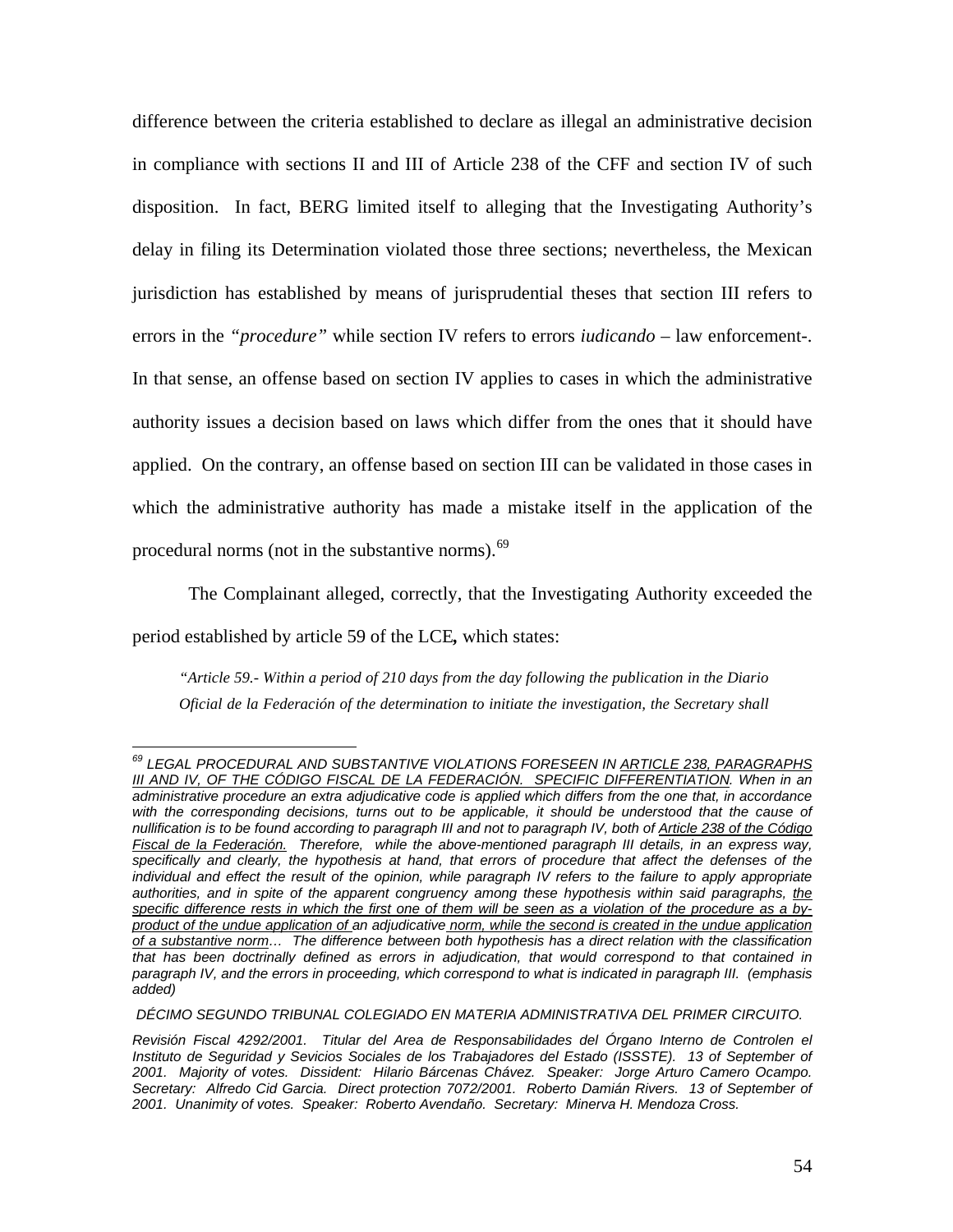difference between the criteria established to declare as illegal an administrative decision in compliance with sections II and III of Article 238 of the CFF and section IV of such disposition. In fact, BERG limited itself to alleging that the Investigating Authority's delay in filing its Determination violated those three sections; nevertheless, the Mexican jurisdiction has established by means of jurisprudential theses that section III refers to errors in the *"procedure"* while section IV refers to errors *iudicando* – law enforcement-. In that sense, an offense based on section IV applies to cases in which the administrative authority issues a decision based on laws which differ from the ones that it should have applied. On the contrary, an offense based on section III can be validated in those cases in which the administrative authority has made a mistake itself in the application of the procedural norms (not in the substantive norms).[69]

The Complainant alleged, correctly, that the Investigating Authority exceeded the period established by article 59 of the LCE**,** which states:

> *"Article 59.- Within a period of 210 days from the day following the publication in the Diario Oficial de la Federación of the determination to initiate the investigation, the Secretary shall*

---

[69] *LEGAL PROCEDURAL AND SUBSTANTIVE VIOLATIONS FORESEEN IN <u>ARTICLE 238, PARAGRAPHS III AND IV, OF THE CÓDIGO FISCAL DE LA FEDERACIÓN. SPECIFIC DIFFERENTIATION</u>. When in an administrative procedure an extra adjudicative code is applied which differs from the one that, in accordance with the corresponding decisions, turns out to be applicable, it should be understood that the cause of nullification is to be found according to paragraph III and not to paragraph IV, both of <u>Article 238 of the Código Fiscal de la Federación.</u> Therefore, while the above-mentioned paragraph III details, in an express way, specifically and clearly, the hypothesis at hand, that errors of procedure that affect the defenses of the individual and effect the result of the opinion, while paragraph IV refers to the failure to apply appropriate authorities, and in spite of the apparent congruency among these hypothesis within said paragraphs, <u>the specific difference rests in which the first one of them will be seen as a violation of the procedure as a by-product of the undue application of</u> an adjudicative <u>norm, while the second is created in the undue application of a substantive norm</u>… The difference between both hypothesis has a direct relation with the classification that has been doctrinally defined as errors in adjudication, that would correspond to that contained in paragraph IV, and the errors in proceeding, which correspond to what is indicated in paragraph III. (emphasis added)*

*DÉCIMO SEGUNDO TRIBUNAL COLEGIADO EN MATERIA ADMINISTRATIVA DEL PRIMER CIRCUITO.*

*Revisión Fiscal 4292/2001. Titular del Area de Responsabilidades del Órgano Interno de Controlen el Instituto de Seguridad y Sevicios Sociales de los Trabajadores del Estado (ISSSTE). 13 of September of 2001. Majority of votes. Dissident: Hilario Bárcenas Chávez. Speaker: Jorge Arturo Camero Ocampo. Secretary: Alfredo Cid Garcia. Direct protection 7072/2001. Roberto Damián Rivers. 13 of September of 2001. Unanimity of votes. Speaker: Roberto Avendaño. Secretary: Minerva H. Mendoza Cross.*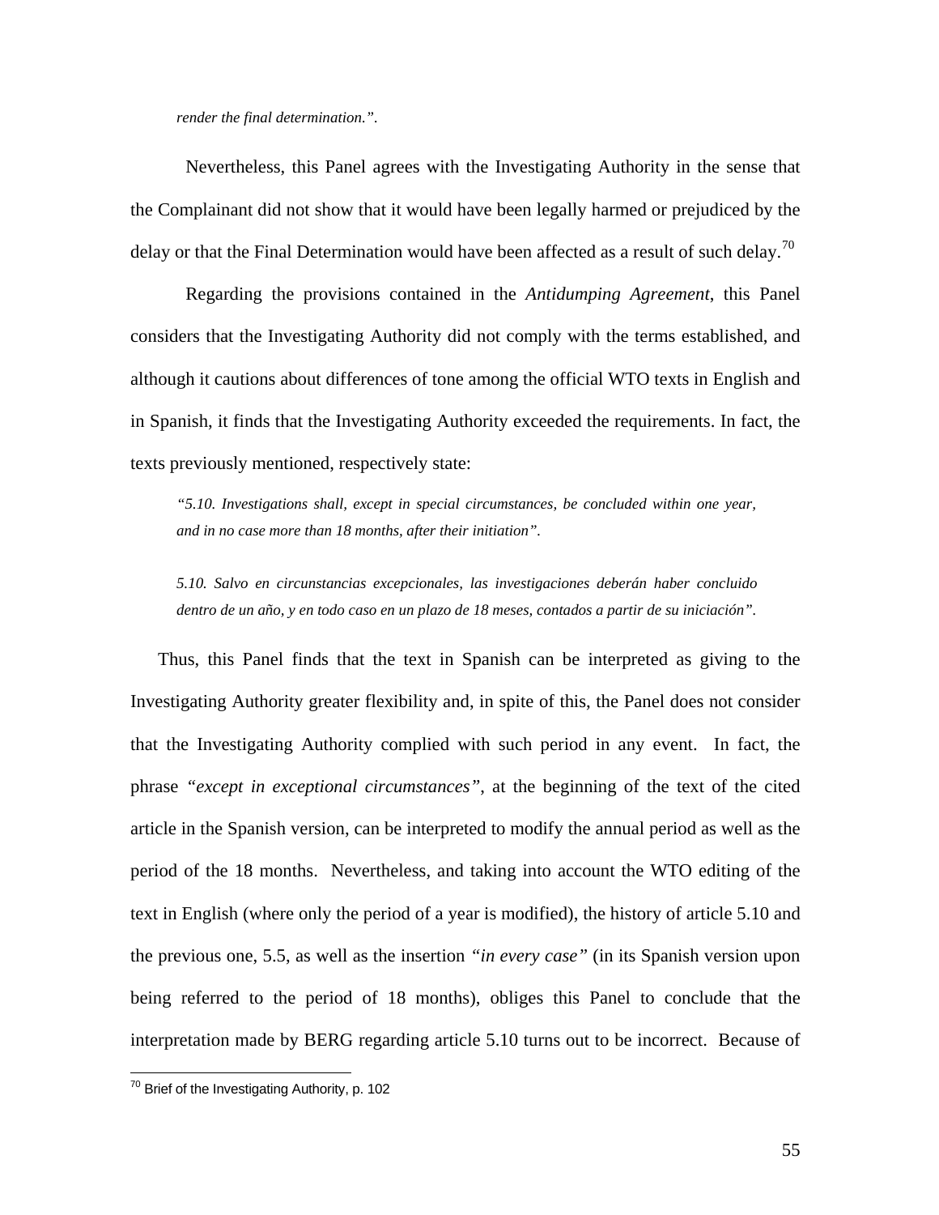*render the final determination.”.*

Nevertheless, this Panel agrees with the Investigating Authority in the sense that the Complainant did not show that it would have been legally harmed or prejudiced by the delay or that the Final Determination would have been affected as a result of such delay.[70]

Regarding the provisions contained in the *Antidumping Agreement*, this Panel considers that the Investigating Authority did not comply with the terms established, and although it cautions about differences of tone among the official WTO texts in English and in Spanish, it finds that the Investigating Authority exceeded the requirements. In fact, the texts previously mentioned, respectively state:

> *“5.10. Investigations shall, except in special circumstances, be concluded within one year, and in no case more than 18 months, after their initiation”.*
>
> *5.10. Salvo en circunstancias excepcionales, las investigaciones deberán haber concluido dentro de un año, y en todo caso en un plazo de 18 meses, contados a partir de su iniciación”.*

Thus, this Panel finds that the text in Spanish can be interpreted as giving to the Investigating Authority greater flexibility and, in spite of this, the Panel does not consider that the Investigating Authority complied with such period in any event. In fact, the phrase *“except in exceptional circumstances”*, at the beginning of the text of the cited article in the Spanish version, can be interpreted to modify the annual period as well as the period of the 18 months. Nevertheless, and taking into account the WTO editing of the text in English (where only the period of a year is modified), the history of article 5.10 and the previous one, 5.5, as well as the insertion *“in every case”* (in its Spanish version upon being referred to the period of 18 months), obliges this Panel to conclude that the interpretation made by BERG regarding article 5.10 turns out to be incorrect. Because of

[70] Brief of the Investigating Authority, p. 102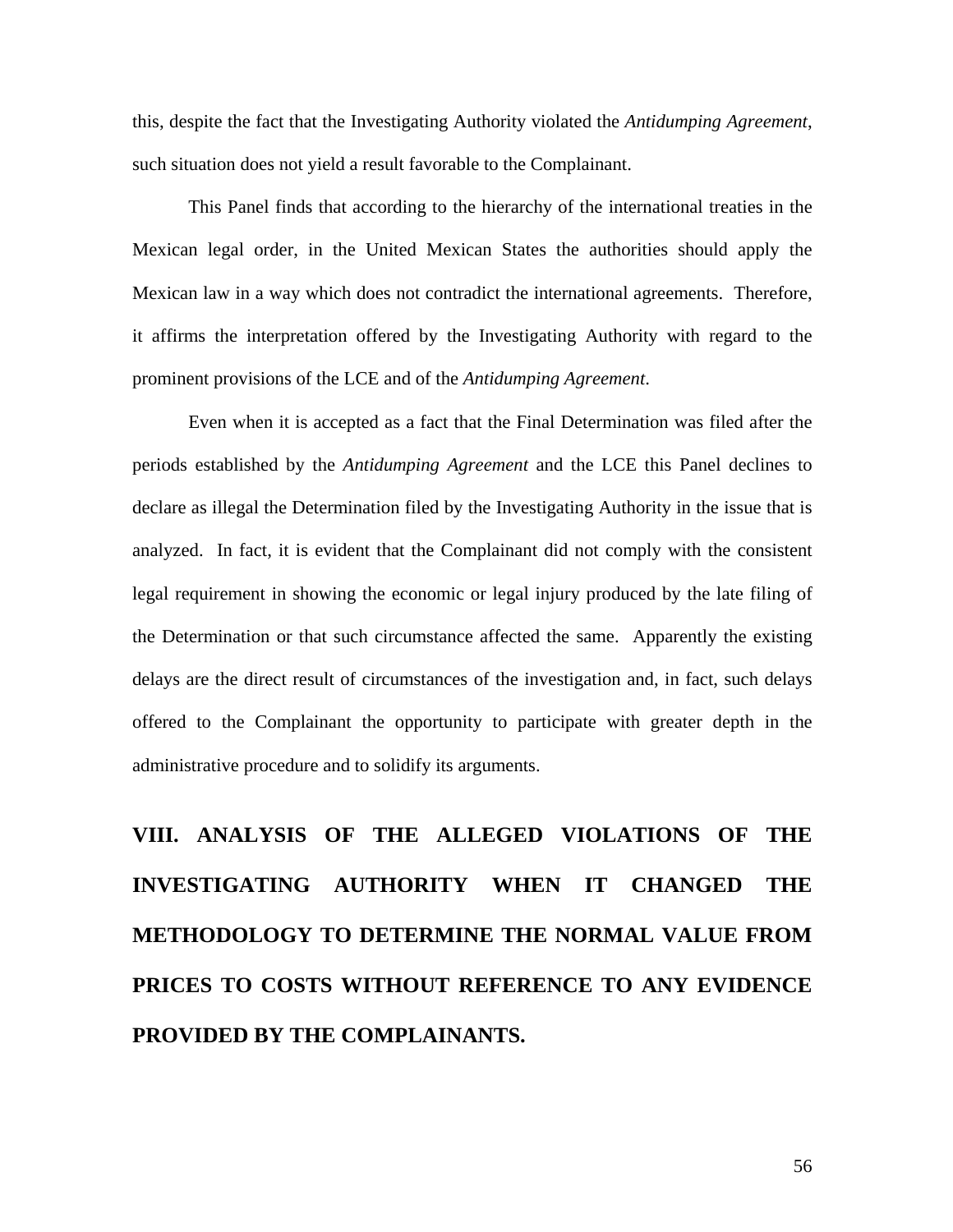this, despite the fact that the Investigating Authority violated the *Antidumping Agreement*, such situation does not yield a result favorable to the Complainant.

This Panel finds that according to the hierarchy of the international treaties in the Mexican legal order, in the United Mexican States the authorities should apply the Mexican law in a way which does not contradict the international agreements. Therefore, it affirms the interpretation offered by the Investigating Authority with regard to the prominent provisions of the LCE and of the *Antidumping Agreement*.

Even when it is accepted as a fact that the Final Determination was filed after the periods established by the *Antidumping Agreement* and the LCE this Panel declines to declare as illegal the Determination filed by the Investigating Authority in the issue that is analyzed. In fact, it is evident that the Complainant did not comply with the consistent legal requirement in showing the economic or legal injury produced by the late filing of the Determination or that such circumstance affected the same. Apparently the existing delays are the direct result of circumstances of the investigation and, in fact, such delays offered to the Complainant the opportunity to participate with greater depth in the administrative procedure and to solidify its arguments.

## VIII. ANALYSIS OF THE ALLEGED VIOLATIONS OF THE INVESTIGATING AUTHORITY WHEN IT CHANGED THE METHODOLOGY TO DETERMINE THE NORMAL VALUE FROM PRICES TO COSTS WITHOUT REFERENCE TO ANY EVIDENCE PROVIDED BY THE COMPLAINANTS.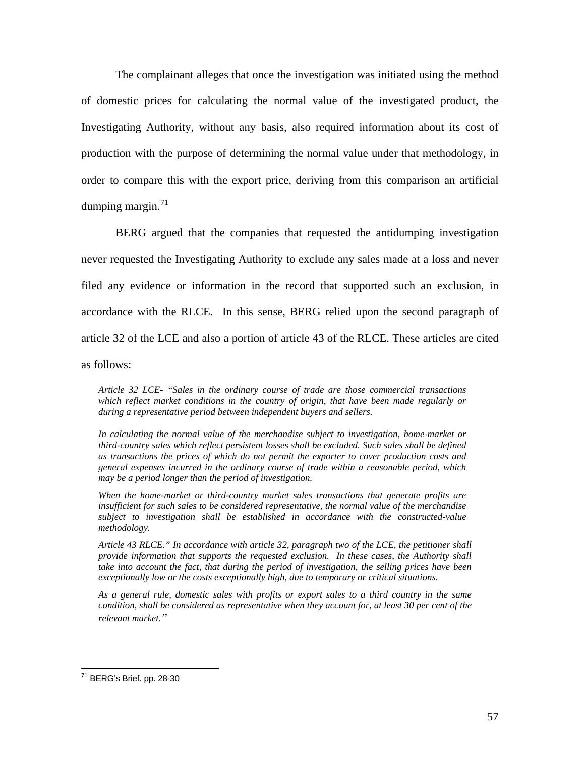The complainant alleges that once the investigation was initiated using the method of domestic prices for calculating the normal value of the investigated product, the Investigating Authority, without any basis, also required information about its cost of production with the purpose of determining the normal value under that methodology, in order to compare this with the export price, deriving from this comparison an artificial dumping margin.[71]

BERG argued that the companies that requested the antidumping investigation never requested the Investigating Authority to exclude any sales made at a loss and never filed any evidence or information in the record that supported such an exclusion, in accordance with the RLCE. In this sense, BERG relied upon the second paragraph of article 32 of the LCE and also a portion of article 43 of the RLCE. These articles are cited as follows:

> *Article 32 LCE- "Sales in the ordinary course of trade are those commercial transactions which reflect market conditions in the country of origin, that have been made regularly or during a representative period between independent buyers and sellers.*
>
> *In calculating the normal value of the merchandise subject to investigation, home-market or third-country sales which reflect persistent losses shall be excluded. Such sales shall be defined as transactions the prices of which do not permit the exporter to cover production costs and general expenses incurred in the ordinary course of trade within a reasonable period, which may be a period longer than the period of investigation.*
>
> *When the home-market or third-country market sales transactions that generate profits are insufficient for such sales to be considered representative, the normal value of the merchandise subject to investigation shall be established in accordance with the constructed-value methodology.*
>
> *Article 43 RLCE." In accordance with article 32, paragraph two of the LCE, the petitioner shall provide information that supports the requested exclusion. In these cases, the Authority shall take into account the fact, that during the period of investigation, the selling prices have been exceptionally low or the costs exceptionally high, due to temporary or critical situations.*
>
> *As a general rule, domestic sales with profits or export sales to a third country in the same condition, shall be considered as representative when they account for, at least 30 per cent of the relevant market."*

---

[71] BERG's Brief. pp. 28-30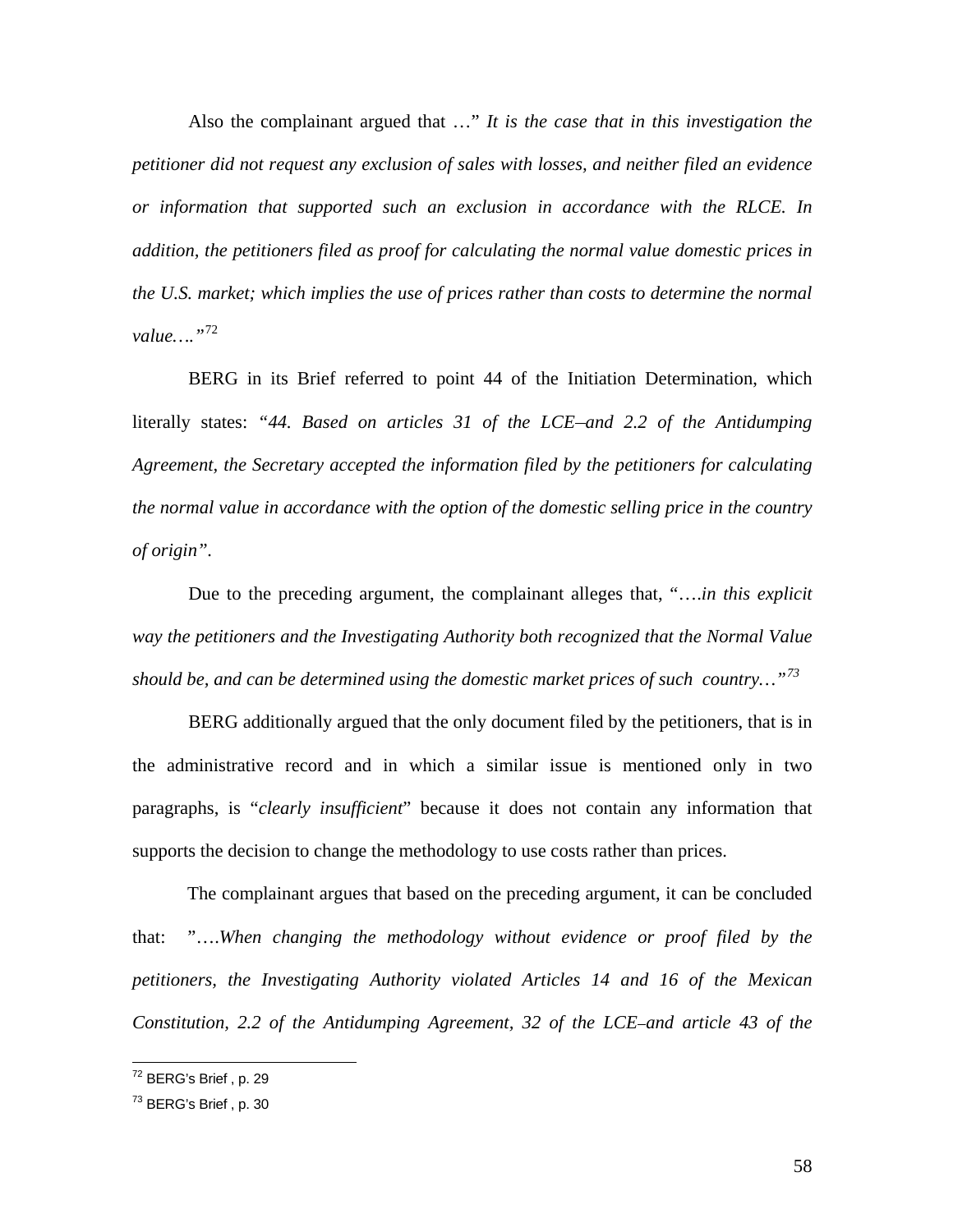Also the complainant argued that …" *It is the case that in this investigation the petitioner did not request any exclusion of sales with losses, and neither filed an evidence or information that supported such an exclusion in accordance with the RLCE. In addition, the petitioners filed as proof for calculating the normal value domestic prices in the U.S. market; which implies the use of prices rather than costs to determine the normal value…."*[72]

BERG in its Brief referred to point 44 of the Initiation Determination, which literally states: "*44. Based on articles 31 of the LCE–and 2.2 of the Antidumping Agreement, the Secretary accepted the information filed by the petitioners for calculating the normal value in accordance with the option of the domestic selling price in the country of origin"*.

Due to the preceding argument, the complainant alleges that, "….*in this explicit way the petitioners and the Investigating Authority both recognized that the Normal Value should be, and can be determined using the domestic market prices of such country…"*[73]

BERG additionally argued that the only document filed by the petitioners, that is in the administrative record and in which a similar issue is mentioned only in two paragraphs, is "*clearly insufficient*" because it does not contain any information that supports the decision to change the methodology to use costs rather than prices.

The complainant argues that based on the preceding argument, it can be concluded that: "….*When changing the methodology without evidence or proof filed by the petitioners, the Investigating Authority violated Articles 14 and 16 of the Mexican Constitution, 2.2 of the Antidumping Agreement, 32 of the LCE–and article 43 of the*

---

[72] BERG's Brief , p. 29

[73] BERG's Brief , p. 30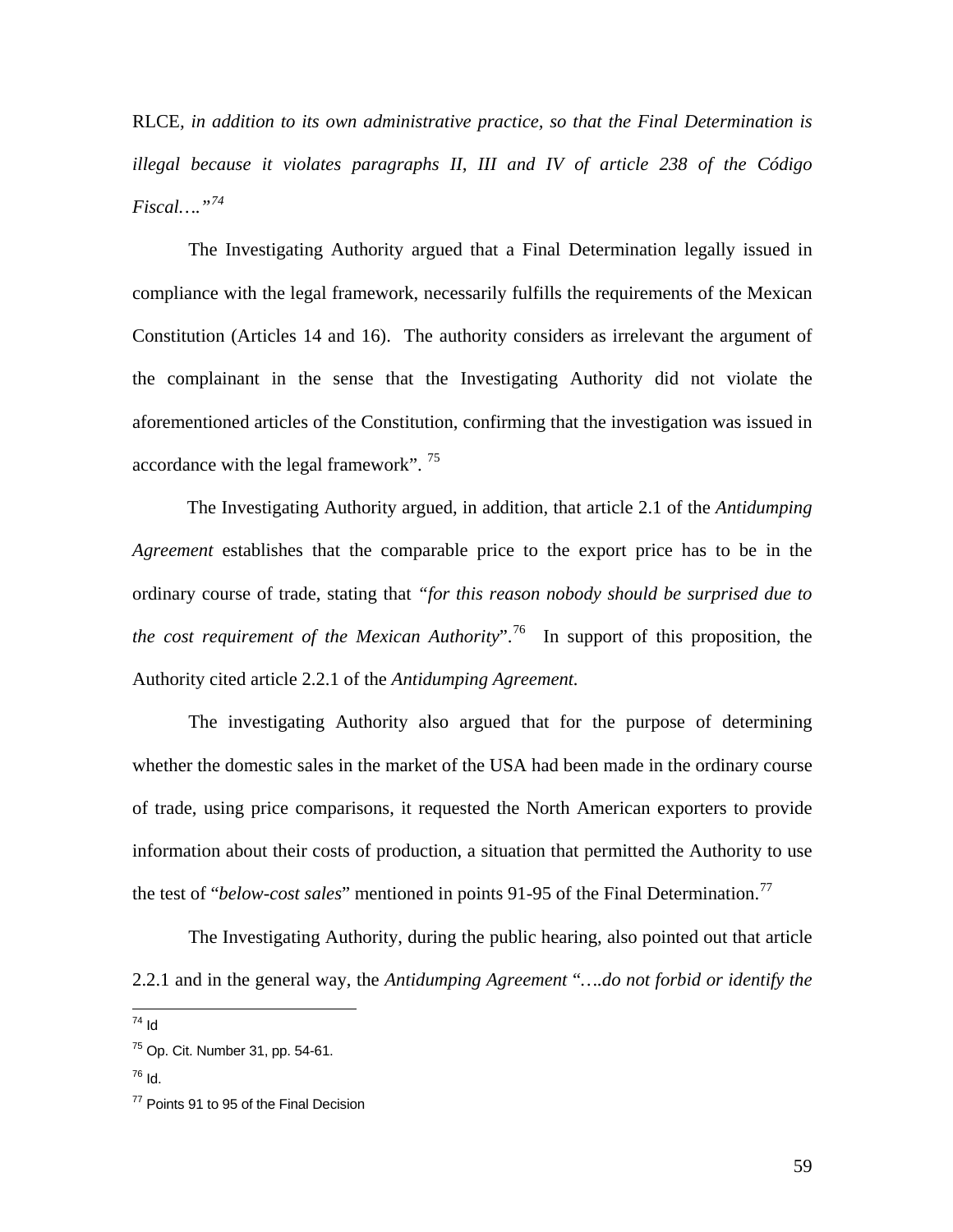RLCE, *in addition to its own administrative practice, so that the Final Determination is illegal because it violates paragraphs II, III and IV of article 238 of the Código Fiscal….*"[74]

The Investigating Authority argued that a Final Determination legally issued in compliance with the legal framework, necessarily fulfills the requirements of the Mexican Constitution (Articles 14 and 16). The authority considers as irrelevant the argument of the complainant in the sense that the Investigating Authority did not violate the aforementioned articles of the Constitution, confirming that the investigation was issued in accordance with the legal framework". [75]

The Investigating Authority argued, in addition, that article 2.1 of the *Antidumping Agreement* establishes that the comparable price to the export price has to be in the ordinary course of trade, stating that "*for this reason nobody should be surprised due to the cost requirement of the Mexican Authority*".[76] In support of this proposition, the Authority cited article 2.2.1 of the *Antidumping Agreement.*

The investigating Authority also argued that for the purpose of determining whether the domestic sales in the market of the USA had been made in the ordinary course of trade, using price comparisons, it requested the North American exporters to provide information about their costs of production, a situation that permitted the Authority to use the test of "*below-cost sales*" mentioned in points 91-95 of the Final Determination.[77]

The Investigating Authority, during the public hearing, also pointed out that article 2.2.1 and in the general way, the *Antidumping Agreement* "*….do not forbid or identify the*

---

[74] Id

[75] Op. Cit. Number 31, pp. 54-61.

[76] Id.

[77] Points 91 to 95 of the Final Decision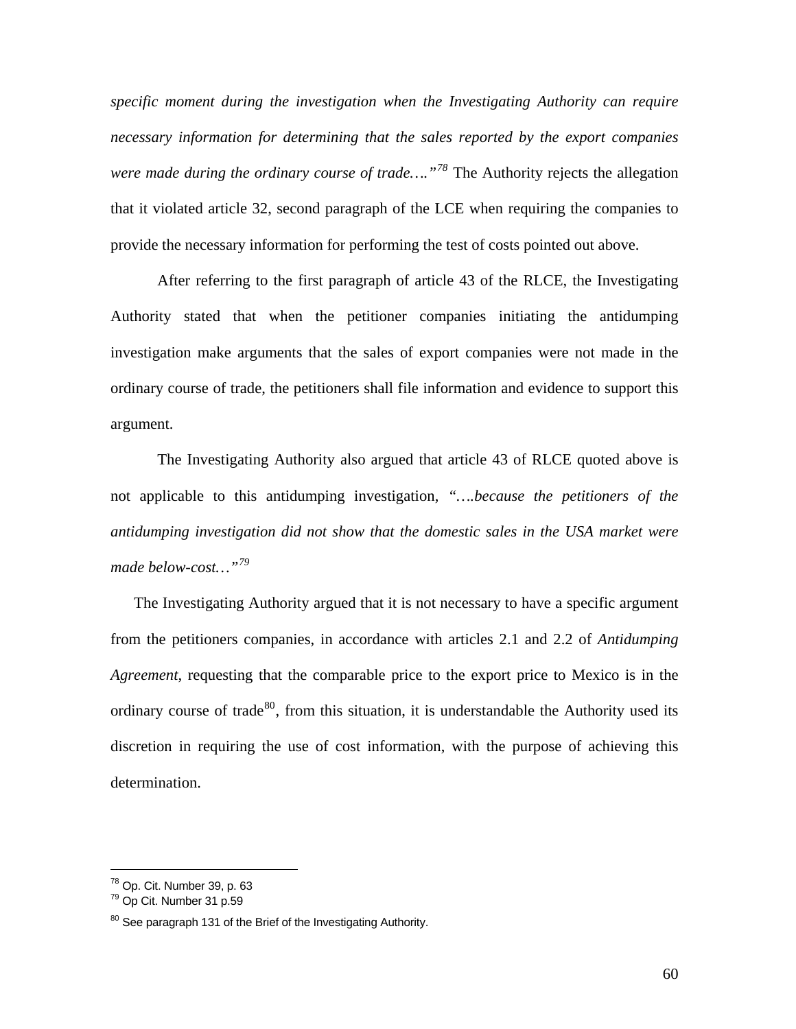*specific moment during the investigation when the Investigating Authority can require necessary information for determining that the sales reported by the export companies were made during the ordinary course of trade…."*[78] The Authority rejects the allegation that it violated article 32, second paragraph of the LCE when requiring the companies to provide the necessary information for performing the test of costs pointed out above.

After referring to the first paragraph of article 43 of the RLCE, the Investigating Authority stated that when the petitioner companies initiating the antidumping investigation make arguments that the sales of export companies were not made in the ordinary course of trade, the petitioners shall file information and evidence to support this argument.

The Investigating Authority also argued that article 43 of RLCE quoted above is not applicable to this antidumping investigation, *"….because the petitioners of the antidumping investigation did not show that the domestic sales in the USA market were made below-cost…"*[79]

The Investigating Authority argued that it is not necessary to have a specific argument from the petitioners companies, in accordance with articles 2.1 and 2.2 of *Antidumping Agreement*, requesting that the comparable price to the export price to Mexico is in the ordinary course of trade[80], from this situation, it is understandable the Authority used its discretion in requiring the use of cost information, with the purpose of achieving this determination.

---

[78] Op. Cit. Number 39, p. 63

[79] Op Cit. Number 31 p.59

[80] See paragraph 131 of the Brief of the Investigating Authority.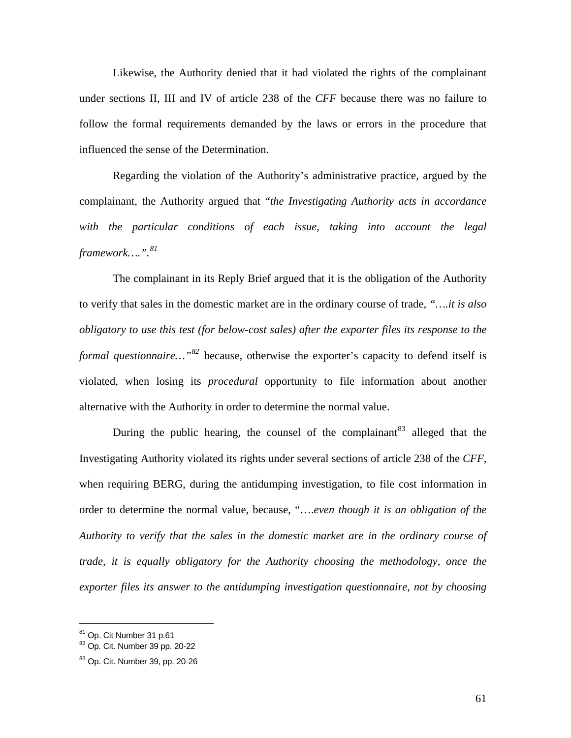Likewise, the Authority denied that it had violated the rights of the complainant under sections II, III and IV of article 238 of the *CFF* because there was no failure to follow the formal requirements demanded by the laws or errors in the procedure that influenced the sense of the Determination.

Regarding the violation of the Authority's administrative practice, argued by the complainant, the Authority argued that "*the Investigating Authority acts in accordance with the particular conditions of each issue, taking into account the legal framework….".*[81]

The complainant in its Reply Brief argued that it is the obligation of the Authority to verify that sales in the domestic market are in the ordinary course of trade, *"….it is also obligatory to use this test (for below-cost sales) after the exporter files its response to the formal questionnaire…"*[82] because, otherwise the exporter's capacity to defend itself is violated, when losing its *procedural* opportunity to file information about another alternative with the Authority in order to determine the normal value.

During the public hearing, the counsel of the complainant[83] alleged that the Investigating Authority violated its rights under several sections of article 238 of the *CFF*, when requiring BERG, during the antidumping investigation, to file cost information in order to determine the normal value, because, "….*even though it is an obligation of the Authority to verify that the sales in the domestic market are in the ordinary course of trade, it is equally obligatory for the Authority choosing the methodology, once the exporter files its answer to the antidumping investigation questionnaire, not by choosing*

---

[81] Op. Cit Number 31 p.61

[82] Op. Cit. Number 39 pp. 20-22

[83] Op. Cit. Number 39, pp. 20-26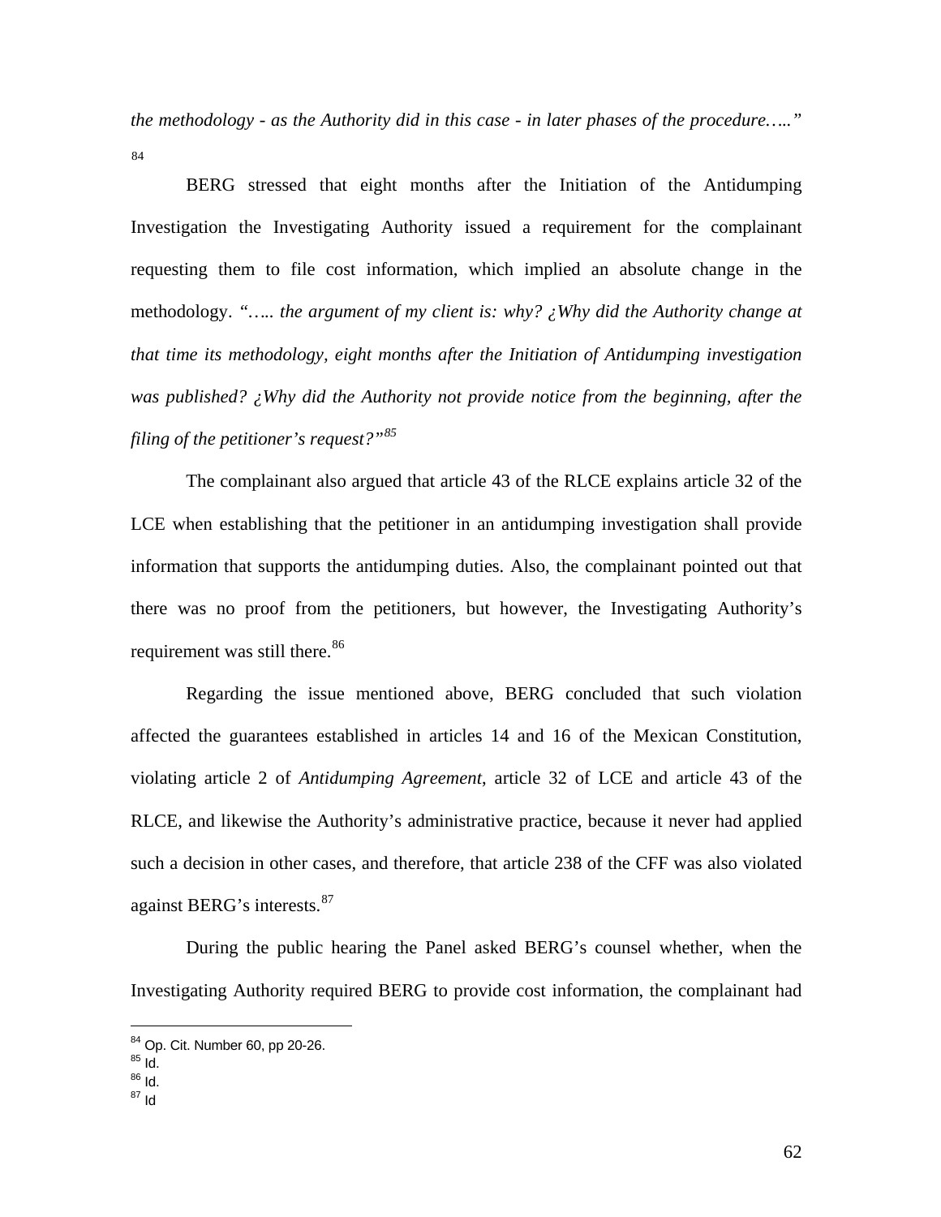*the methodology - as the Authority did in this case - in later phases of the procedure….."* [84]

BERG stressed that eight months after the Initiation of the Antidumping Investigation the Investigating Authority issued a requirement for the complainant requesting them to file cost information, which implied an absolute change in the methodology. *"….. the argument of my client is: why? ¿Why did the Authority change at that time its methodology, eight months after the Initiation of Antidumping investigation was published? ¿Why did the Authority not provide notice from the beginning, after the filing of the petitioner's request?"*[85]

The complainant also argued that article 43 of the RLCE explains article 32 of the LCE when establishing that the petitioner in an antidumping investigation shall provide information that supports the antidumping duties. Also, the complainant pointed out that there was no proof from the petitioners, but however, the Investigating Authority's requirement was still there.[86]

Regarding the issue mentioned above, BERG concluded that such violation affected the guarantees established in articles 14 and 16 of the Mexican Constitution, violating article 2 of *Antidumping Agreement,* article 32 of LCE and article 43 of the RLCE, and likewise the Authority's administrative practice, because it never had applied such a decision in other cases, and therefore, that article 238 of the CFF was also violated against BERG's interests.[87]

During the public hearing the Panel asked BERG's counsel whether, when the Investigating Authority required BERG to provide cost information, the complainant had

---

[84] Op. Cit. Number 60, pp 20-26.
[85] Id.
[86] Id.
[87] Id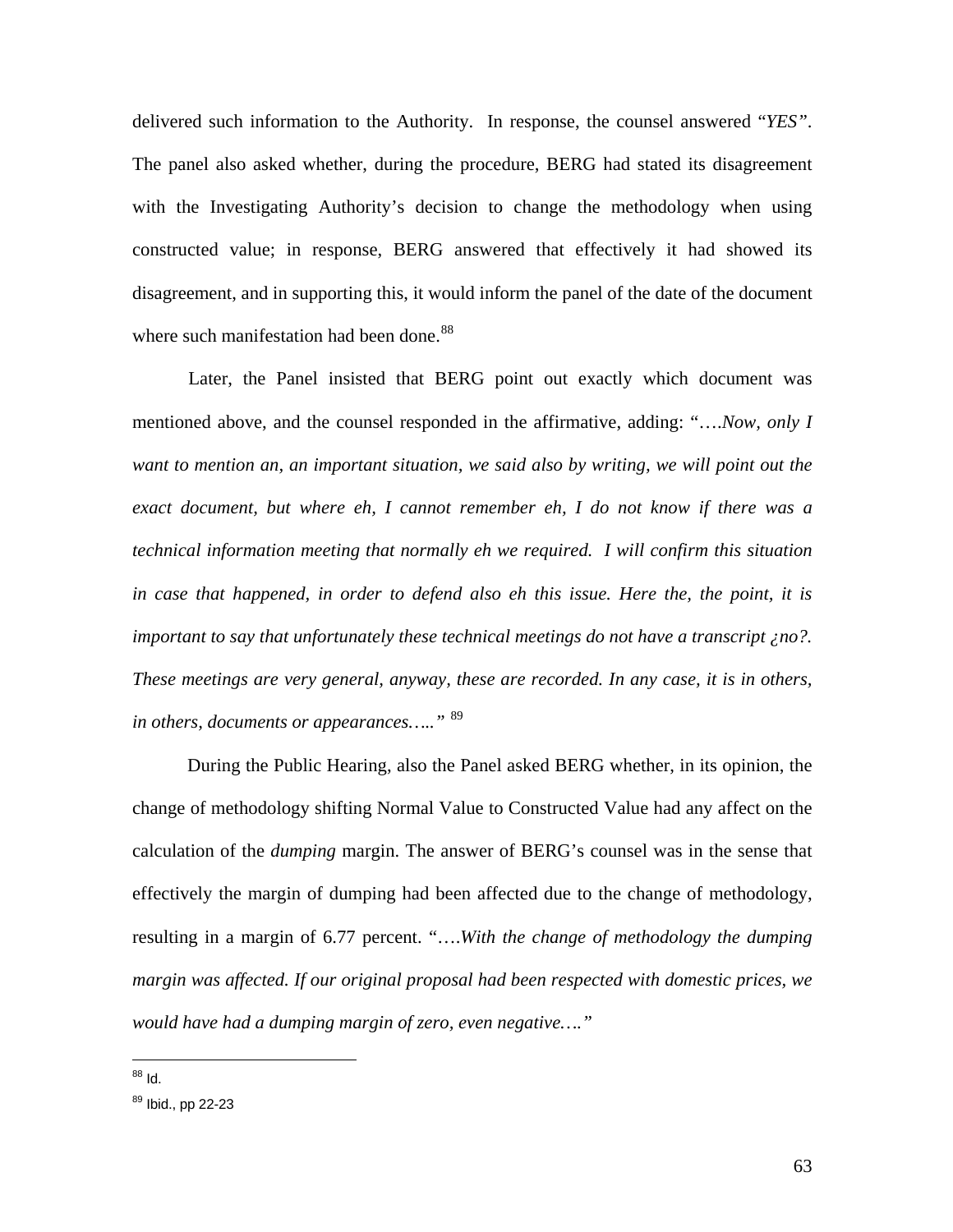delivered such information to the Authority. In response, the counsel answered "*YES*". The panel also asked whether, during the procedure, BERG had stated its disagreement with the Investigating Authority's decision to change the methodology when using constructed value; in response, BERG answered that effectively it had showed its disagreement, and in supporting this, it would inform the panel of the date of the document where such manifestation had been done.[88]

Later, the Panel insisted that BERG point out exactly which document was mentioned above, and the counsel responded in the affirmative, adding: "….*Now, only I want to mention an, an important situation, we said also by writing, we will point out the exact document, but where eh, I cannot remember eh, I do not know if there was a technical information meeting that normally eh we required. I will confirm this situation in case that happened, in order to defend also eh this issue. Here the, the point, it is important to say that unfortunately these technical meetings do not have a transcript ¿no?. These meetings are very general, anyway, these are recorded. In any case, it is in others, in others, documents or appearances…..*" [89]

During the Public Hearing, also the Panel asked BERG whether, in its opinion, the change of methodology shifting Normal Value to Constructed Value had any affect on the calculation of the *dumping* margin. The answer of BERG's counsel was in the sense that effectively the margin of dumping had been affected due to the change of methodology, resulting in a margin of 6.77 percent. "….*With the change of methodology the dumping margin was affected. If our original proposal had been respected with domestic prices, we would have had a dumping margin of zero, even negative….*"

---

[88] Id.

[89] Ibid., pp 22-23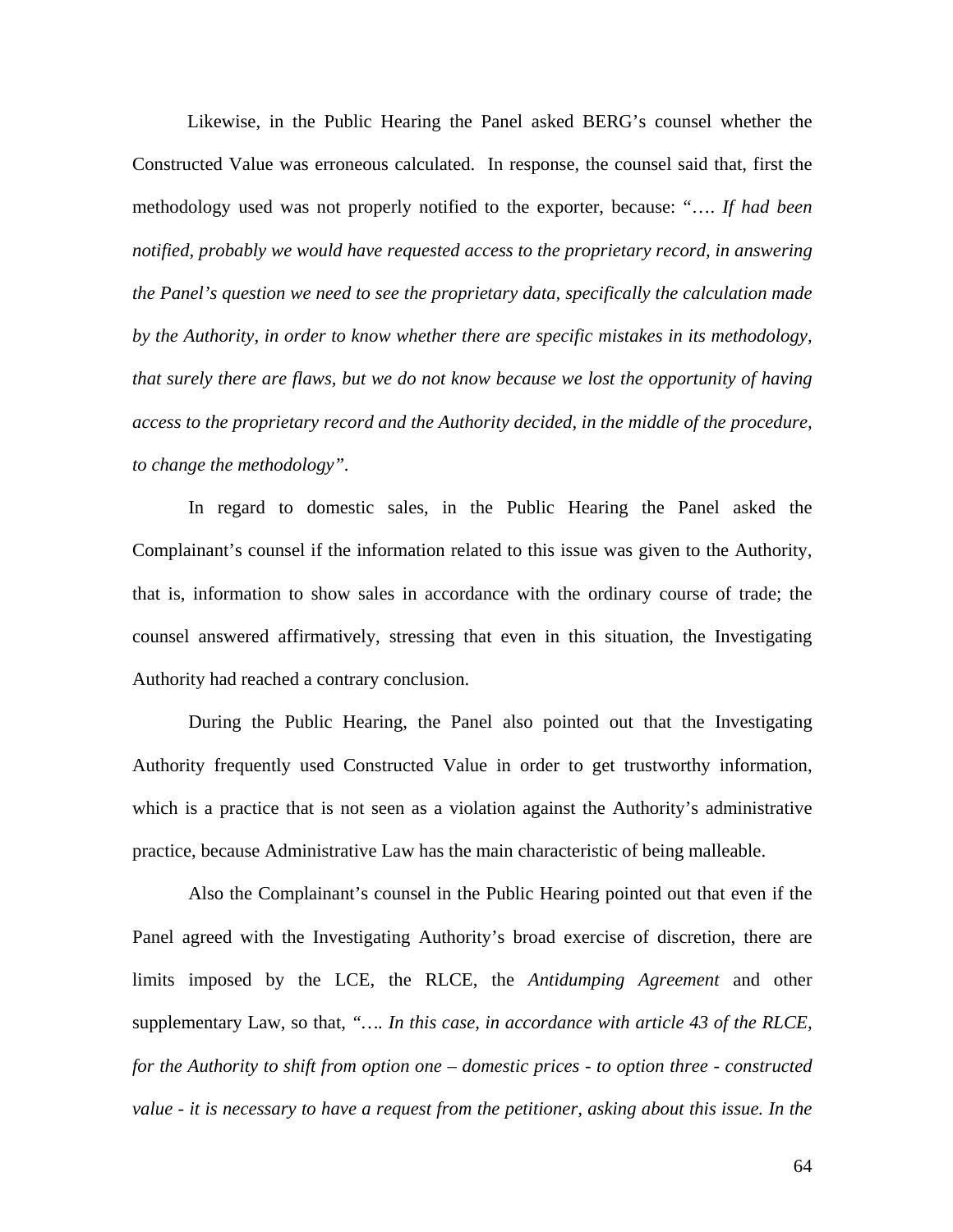Likewise, in the Public Hearing the Panel asked BERG's counsel whether the Constructed Value was erroneous calculated. In response, the counsel said that, first the methodology used was not properly notified to the exporter, because: "…. *If had been notified, probably we would have requested access to the proprietary record, in answering the Panel's question we need to see the proprietary data, specifically the calculation made by the Authority, in order to know whether there are specific mistakes in its methodology, that surely there are flaws, but we do not know because we lost the opportunity of having access to the proprietary record and the Authority decided, in the middle of the procedure, to change the methodology"*.

In regard to domestic sales, in the Public Hearing the Panel asked the Complainant's counsel if the information related to this issue was given to the Authority, that is, information to show sales in accordance with the ordinary course of trade; the counsel answered affirmatively, stressing that even in this situation, the Investigating Authority had reached a contrary conclusion.

During the Public Hearing, the Panel also pointed out that the Investigating Authority frequently used Constructed Value in order to get trustworthy information, which is a practice that is not seen as a violation against the Authority's administrative practice, because Administrative Law has the main characteristic of being malleable.

Also the Complainant's counsel in the Public Hearing pointed out that even if the Panel agreed with the Investigating Authority's broad exercise of discretion, there are limits imposed by the LCE, the RLCE, the *Antidumping Agreement* and other supplementary Law, so that, *"…. In this case, in accordance with article 43 of the RLCE, for the Authority to shift from option one – domestic prices - to option three - constructed value - it is necessary to have a request from the petitioner, asking about this issue. In the*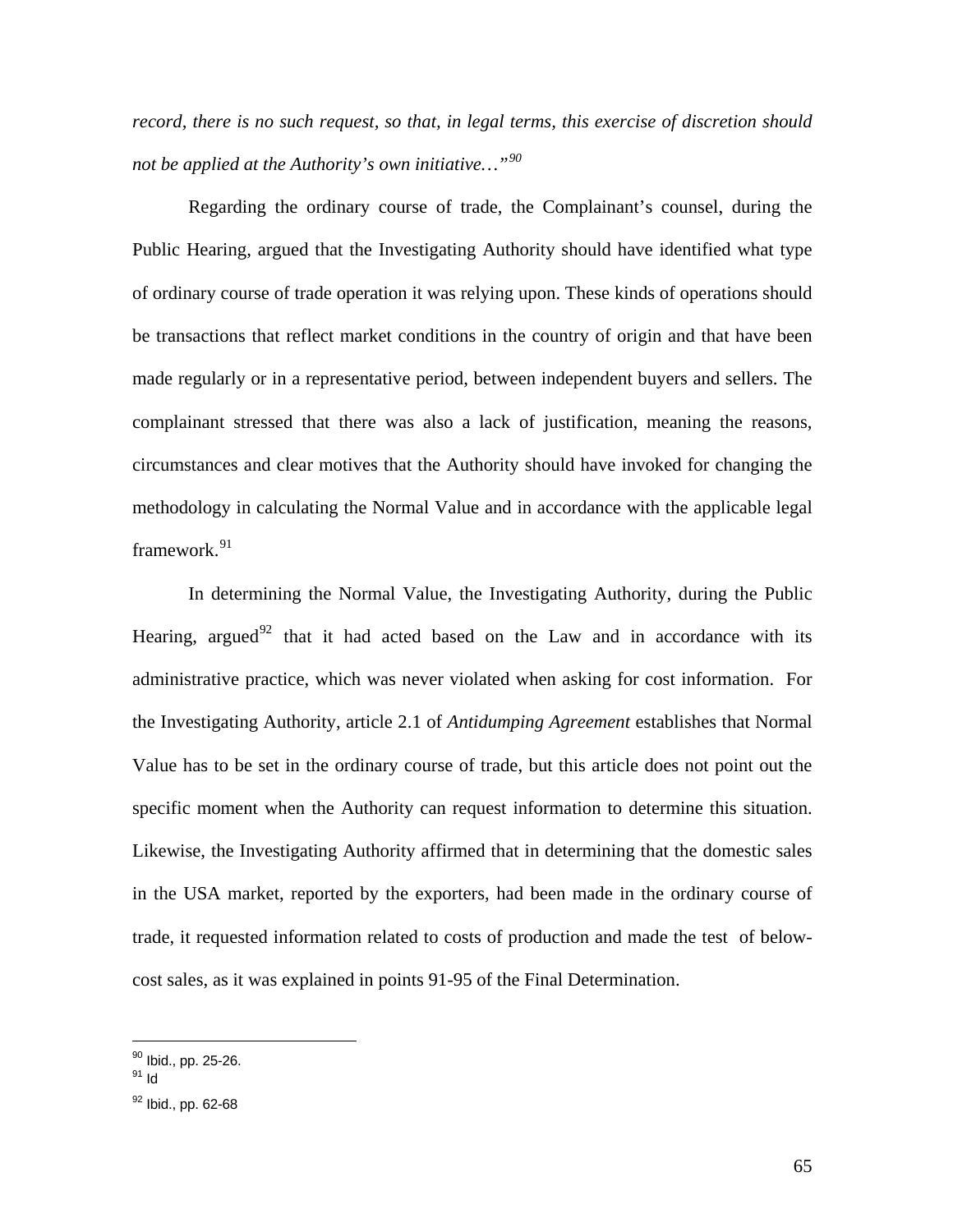*record, there is no such request, so that, in legal terms, this exercise of discretion should not be applied at the Authority's own initiative…"*[90]

Regarding the ordinary course of trade, the Complainant's counsel, during the Public Hearing, argued that the Investigating Authority should have identified what type of ordinary course of trade operation it was relying upon. These kinds of operations should be transactions that reflect market conditions in the country of origin and that have been made regularly or in a representative period, between independent buyers and sellers. The complainant stressed that there was also a lack of justification, meaning the reasons, circumstances and clear motives that the Authority should have invoked for changing the methodology in calculating the Normal Value and in accordance with the applicable legal framework.[91]

In determining the Normal Value, the Investigating Authority, during the Public Hearing, argued[92] that it had acted based on the Law and in accordance with its administrative practice, which was never violated when asking for cost information. For the Investigating Authority, article 2.1 of *Antidumping Agreement* establishes that Normal Value has to be set in the ordinary course of trade, but this article does not point out the specific moment when the Authority can request information to determine this situation. Likewise, the Investigating Authority affirmed that in determining that the domestic sales in the USA market, reported by the exporters, had been made in the ordinary course of trade, it requested information related to costs of production and made the test of below-cost sales, as it was explained in points 91-95 of the Final Determination.

---

[90] Ibid., pp. 25-26.

[91] Id

[92] Ibid., pp. 62-68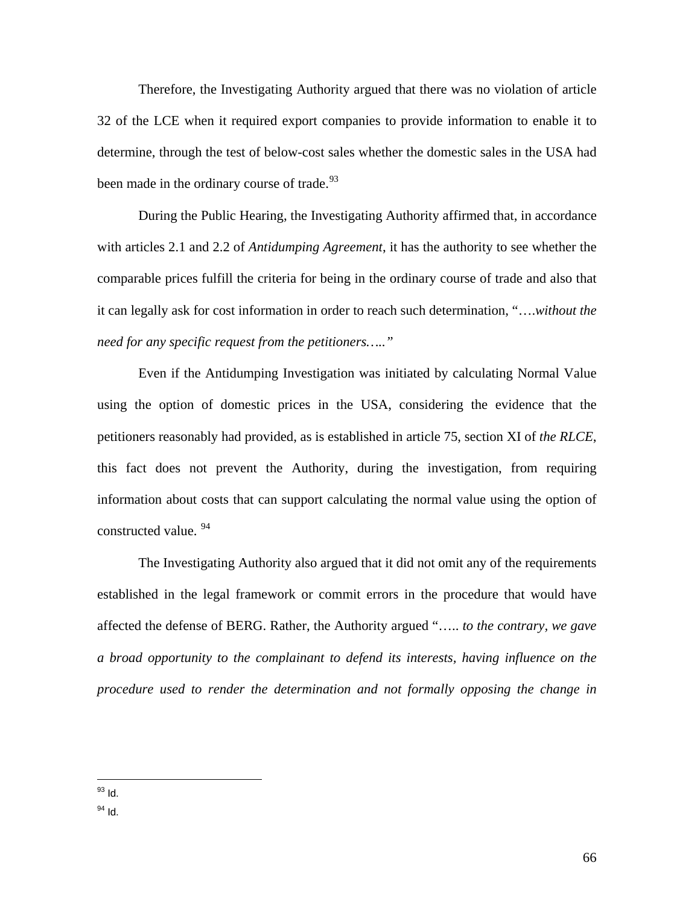Therefore, the Investigating Authority argued that there was no violation of article 32 of the LCE when it required export companies to provide information to enable it to determine, through the test of below-cost sales whether the domestic sales in the USA had been made in the ordinary course of trade.[93]

During the Public Hearing, the Investigating Authority affirmed that, in accordance with articles 2.1 and 2.2 of *Antidumping Agreement*, it has the authority to see whether the comparable prices fulfill the criteria for being in the ordinary course of trade and also that it can legally ask for cost information in order to reach such determination, "….*without the need for any specific request from the petitioners…..*"

Even if the Antidumping Investigation was initiated by calculating Normal Value using the option of domestic prices in the USA, considering the evidence that the petitioners reasonably had provided, as is established in article 75, section XI of *the RLCE*, this fact does not prevent the Authority, during the investigation, from requiring information about costs that can support calculating the normal value using the option of constructed value. [94]

The Investigating Authority also argued that it did not omit any of the requirements established in the legal framework or commit errors in the procedure that would have affected the defense of BERG. Rather, the Authority argued "….. *to the contrary, we gave a broad opportunity to the complainant to defend its interests, having influence on the procedure used to render the determination and not formally opposing the change in*

---

[93] Id.

[94] Id.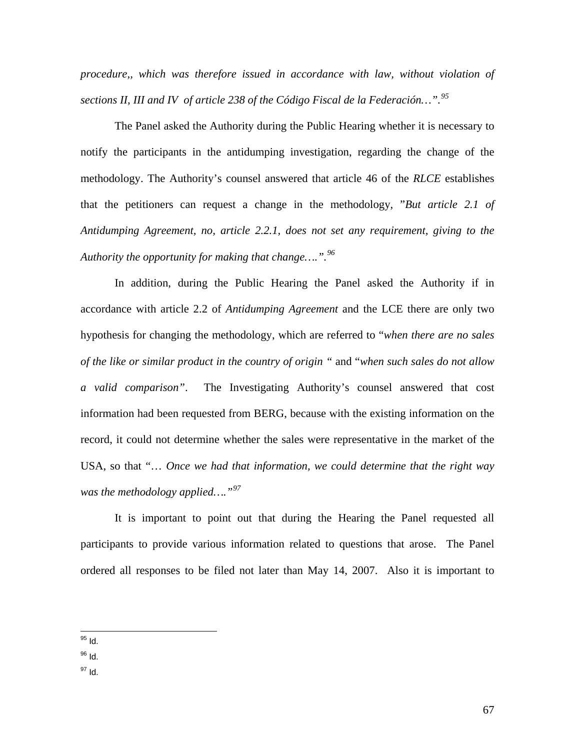*procedure,, which was therefore issued in accordance with law, without violation of sections II, III and IV of article 238 of the Código Fiscal de la Federación…”.*[95]

The Panel asked the Authority during the Public Hearing whether it is necessary to notify the participants in the antidumping investigation, regarding the change of the methodology. The Authority's counsel answered that article 46 of the *RLCE* establishes that the petitioners can request a change in the methodology, "*But article 2.1 of Antidumping Agreement, no, article 2.2.1, does not set any requirement, giving to the Authority the opportunity for making that change….”.*[96]

In addition, during the Public Hearing the Panel asked the Authority if in accordance with article 2.2 of *Antidumping Agreement* and the LCE there are only two hypothesis for changing the methodology, which are referred to "*when there are no sales of the like or similar product in the country of origin* " and "*when such sales do not allow a valid comparison”*. The Investigating Authority's counsel answered that cost information had been requested from BERG, because with the existing information on the record, it could not determine whether the sales were representative in the market of the USA, so that "… *Once we had that information, we could determine that the right way was the methodology applied….”*[97]

It is important to point out that during the Hearing the Panel requested all participants to provide various information related to questions that arose. The Panel ordered all responses to be filed not later than May 14, 2007. Also it is important to

---

[95] Id.

[96] Id.

[97] Id.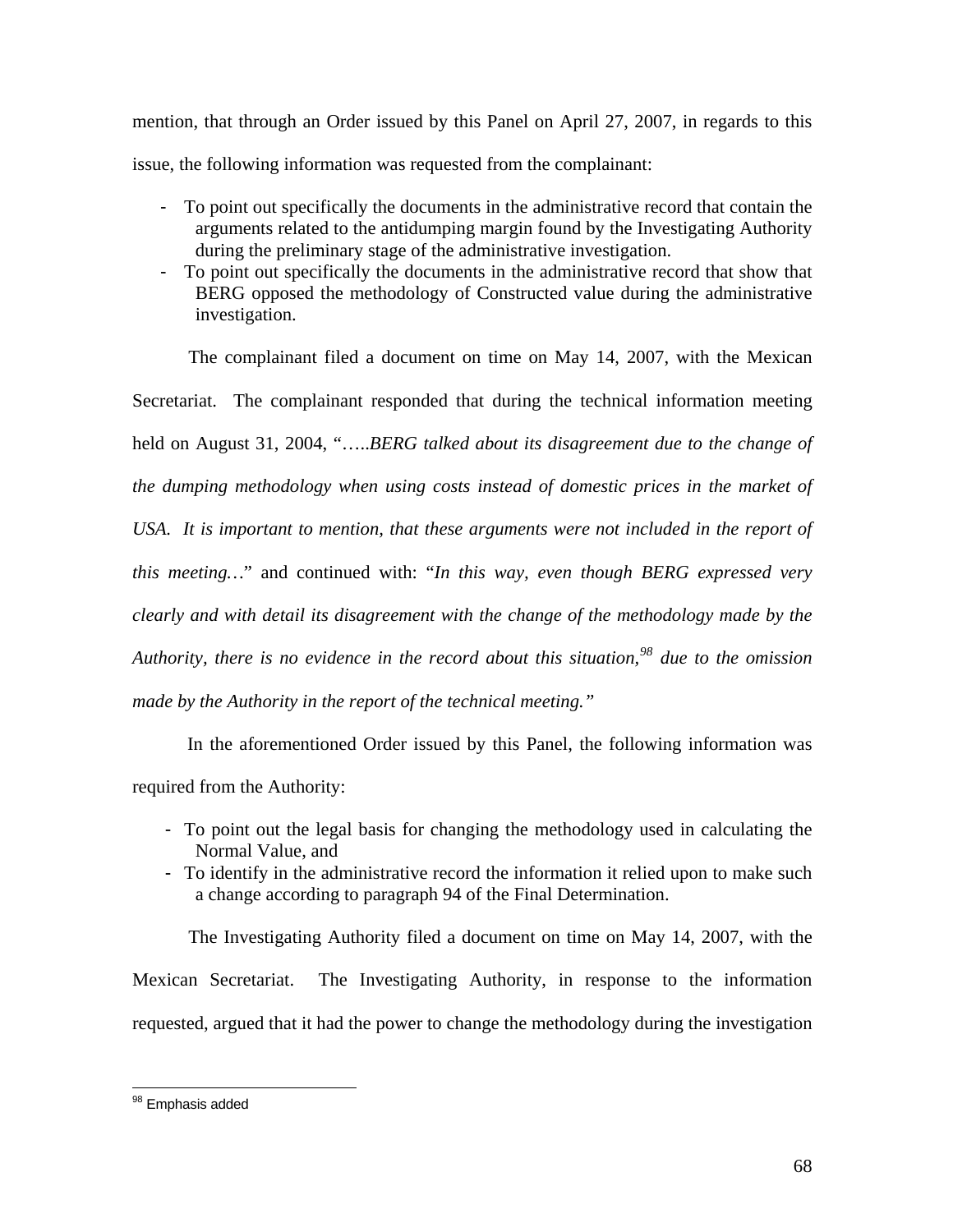mention, that through an Order issued by this Panel on April 27, 2007, in regards to this issue, the following information was requested from the complainant:

- To point out specifically the documents in the administrative record that contain the arguments related to the antidumping margin found by the Investigating Authority during the preliminary stage of the administrative investigation.
- To point out specifically the documents in the administrative record that show that BERG opposed the methodology of Constructed value during the administrative investigation.

The complainant filed a document on time on May 14, 2007, with the Mexican Secretariat. The complainant responded that during the technical information meeting held on August 31, 2004, "…..*BERG talked about its disagreement due to the change of the dumping methodology when using costs instead of domestic prices in the market of USA. It is important to mention, that these arguments were not included in the report of this meeting…*" and continued with: "*In this way, even though BERG expressed very clearly and with detail its disagreement with the change of the methodology made by the Authority, there is no evidence in the record about this situation,*[98] *due to the omission made by the Authority in the report of the technical meeting.*"

In the aforementioned Order issued by this Panel, the following information was required from the Authority:

- To point out the legal basis for changing the methodology used in calculating the Normal Value, and
- To identify in the administrative record the information it relied upon to make such a change according to paragraph 94 of the Final Determination.

The Investigating Authority filed a document on time on May 14, 2007, with the Mexican Secretariat. The Investigating Authority, in response to the information requested, argued that it had the power to change the methodology during the investigation

---

[98] Emphasis added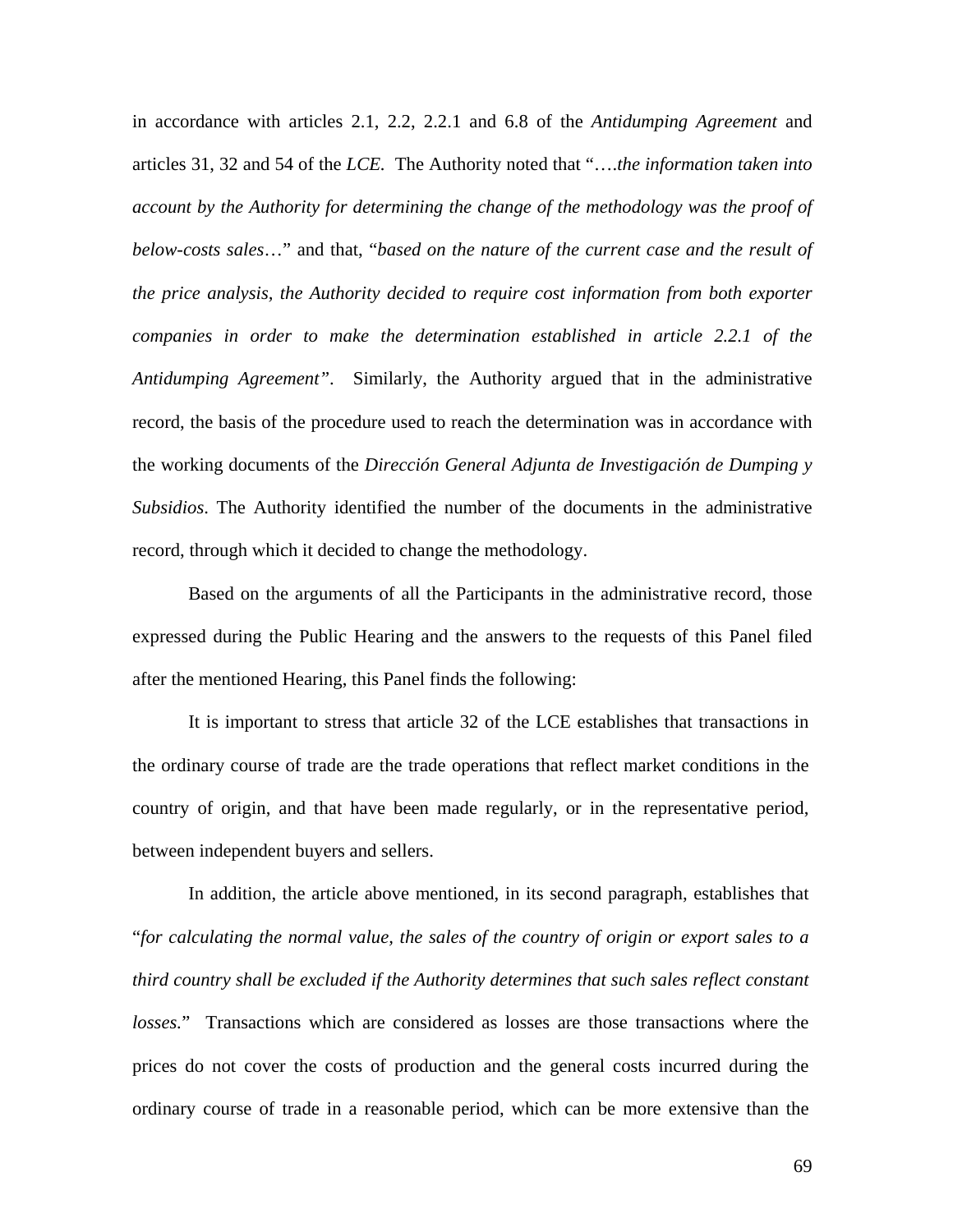in accordance with articles 2.1, 2.2, 2.2.1 and 6.8 of the *Antidumping Agreement* and articles 31, 32 and 54 of the *LCE.* The Authority noted that "*….the information taken into account by the Authority for determining the change of the methodology was the proof of below-costs sales*…" and that, "*based on the nature of the current case and the result of the price analysis, the Authority decided to require cost information from both exporter companies in order to make the determination established in article 2.2.1 of the Antidumping Agreement"*. Similarly, the Authority argued that in the administrative record, the basis of the procedure used to reach the determination was in accordance with the working documents of the *Dirección General Adjunta de Investigación de Dumping y Subsidios*. The Authority identified the number of the documents in the administrative record, through which it decided to change the methodology.

Based on the arguments of all the Participants in the administrative record, those expressed during the Public Hearing and the answers to the requests of this Panel filed after the mentioned Hearing, this Panel finds the following:

It is important to stress that article 32 of the LCE establishes that transactions in the ordinary course of trade are the trade operations that reflect market conditions in the country of origin, and that have been made regularly, or in the representative period, between independent buyers and sellers.

In addition, the article above mentioned, in its second paragraph, establishes that "*for calculating the normal value, the sales of the country of origin or export sales to a third country shall be excluded if the Authority determines that such sales reflect constant losses.*" Transactions which are considered as losses are those transactions where the prices do not cover the costs of production and the general costs incurred during the ordinary course of trade in a reasonable period, which can be more extensive than the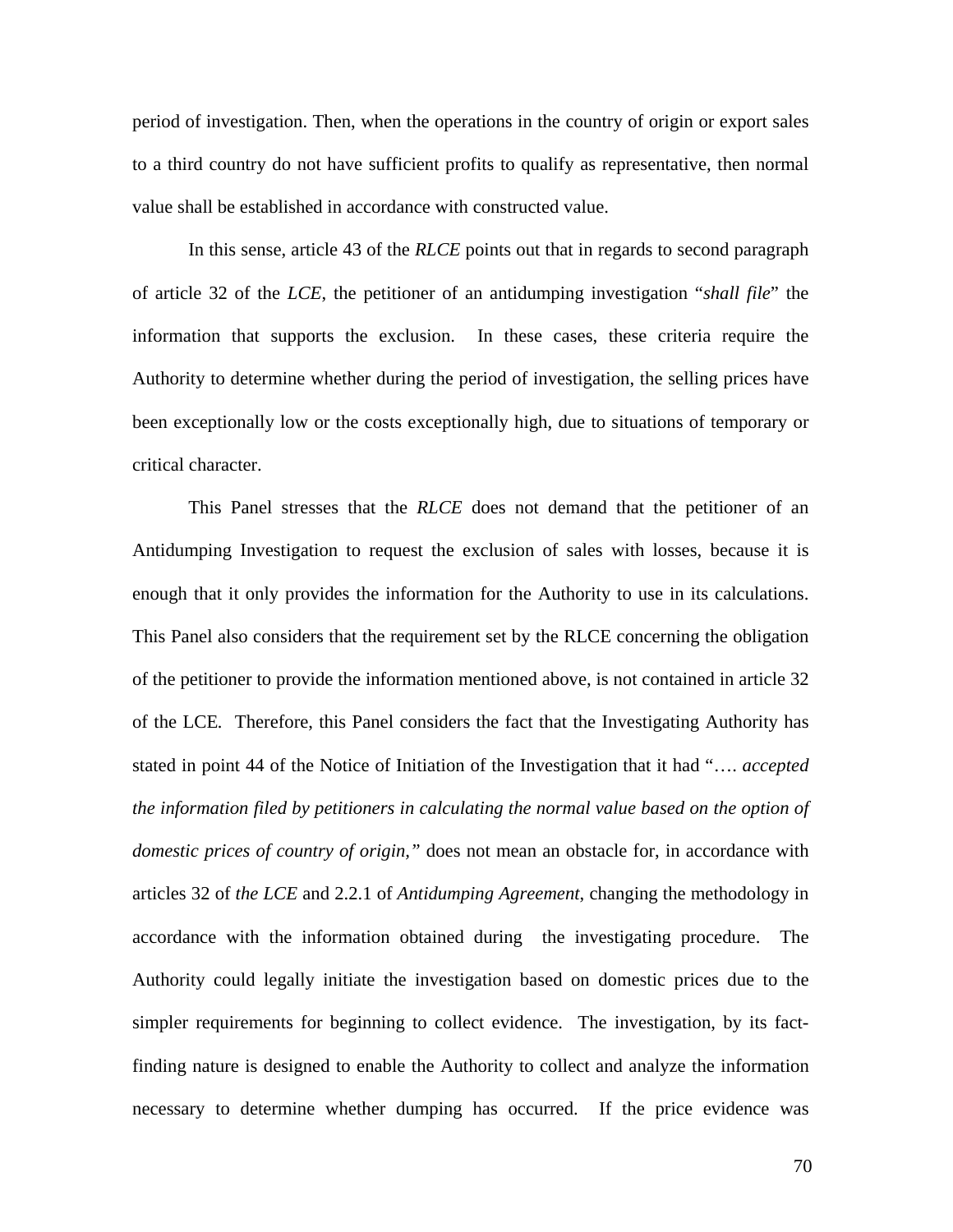period of investigation. Then, when the operations in the country of origin or export sales to a third country do not have sufficient profits to qualify as representative, then normal value shall be established in accordance with constructed value.

In this sense, article 43 of the *RLCE* points out that in regards to second paragraph of article 32 of the *LCE*, the petitioner of an antidumping investigation "*shall file*" the information that supports the exclusion. In these cases, these criteria require the Authority to determine whether during the period of investigation, the selling prices have been exceptionally low or the costs exceptionally high, due to situations of temporary or critical character.

This Panel stresses that the *RLCE* does not demand that the petitioner of an Antidumping Investigation to request the exclusion of sales with losses, because it is enough that it only provides the information for the Authority to use in its calculations. This Panel also considers that the requirement set by the RLCE concerning the obligation of the petitioner to provide the information mentioned above, is not contained in article 32 of the LCE. Therefore, this Panel considers the fact that the Investigating Authority has stated in point 44 of the Notice of Initiation of the Investigation that it had "…. *accepted the information filed by petitioners in calculating the normal value based on the option of domestic prices of country of origin,"* does not mean an obstacle for, in accordance with articles 32 of *the LCE* and 2.2.1 of *Antidumping Agreement*, changing the methodology in accordance with the information obtained during the investigating procedure. The Authority could legally initiate the investigation based on domestic prices due to the simpler requirements for beginning to collect evidence. The investigation, by its fact-finding nature is designed to enable the Authority to collect and analyze the information necessary to determine whether dumping has occurred. If the price evidence was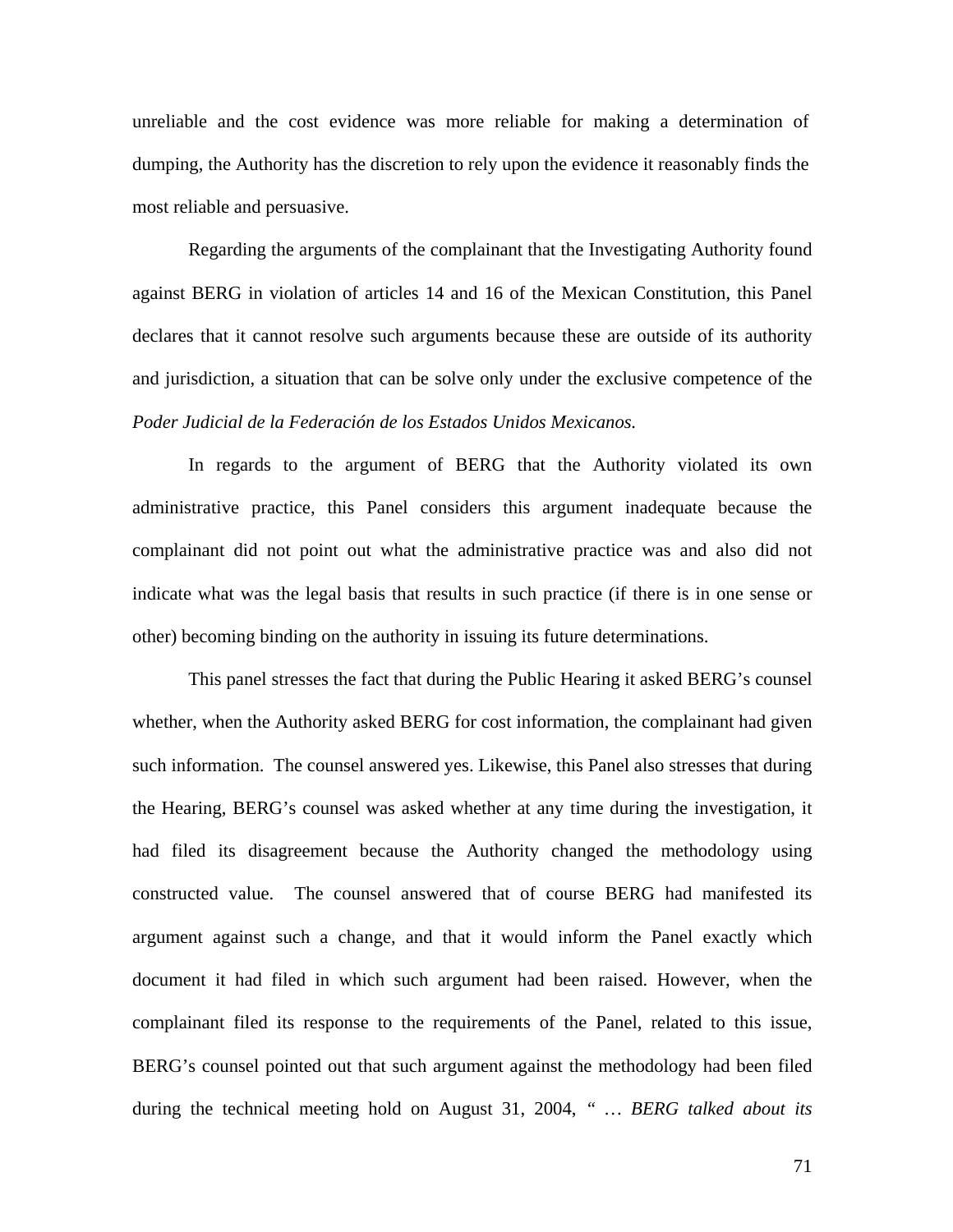unreliable and the cost evidence was more reliable for making a determination of dumping, the Authority has the discretion to rely upon the evidence it reasonably finds the most reliable and persuasive.

Regarding the arguments of the complainant that the Investigating Authority found against BERG in violation of articles 14 and 16 of the Mexican Constitution, this Panel declares that it cannot resolve such arguments because these are outside of its authority and jurisdiction, a situation that can be solve only under the exclusive competence of the *Poder Judicial de la Federación de los Estados Unidos Mexicanos.*

In regards to the argument of BERG that the Authority violated its own administrative practice, this Panel considers this argument inadequate because the complainant did not point out what the administrative practice was and also did not indicate what was the legal basis that results in such practice (if there is in one sense or other) becoming binding on the authority in issuing its future determinations.

This panel stresses the fact that during the Public Hearing it asked BERG's counsel whether, when the Authority asked BERG for cost information, the complainant had given such information. The counsel answered yes. Likewise, this Panel also stresses that during the Hearing, BERG's counsel was asked whether at any time during the investigation, it had filed its disagreement because the Authority changed the methodology using constructed value. The counsel answered that of course BERG had manifested its argument against such a change, and that it would inform the Panel exactly which document it had filed in which such argument had been raised. However, when the complainant filed its response to the requirements of the Panel, related to this issue, BERG's counsel pointed out that such argument against the methodology had been filed during the technical meeting hold on August 31, 2004, " … *BERG talked about its*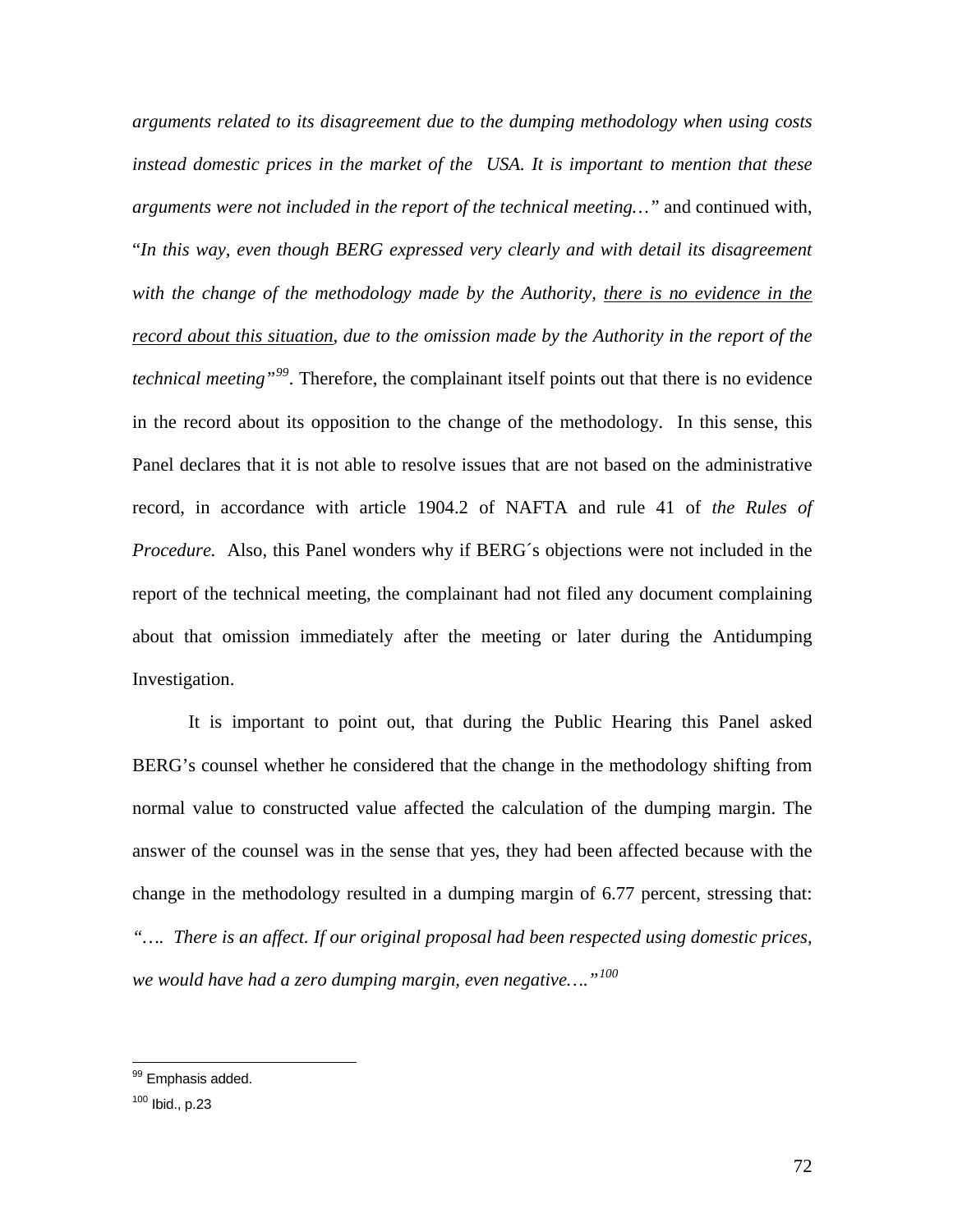*arguments related to its disagreement due to the dumping methodology when using costs instead domestic prices in the market of the USA. It is important to mention that these arguments were not included in the report of the technical meeting…"* and continued with, "*In this way, even though BERG expressed very clearly and with detail its disagreement with the change of the methodology made by the Authority, <u>there is no evidence in the record about this situation</u>, due to the omission made by the Authority in the report of the technical meeting"*[99]. Therefore, the complainant itself points out that there is no evidence in the record about its opposition to the change of the methodology. In this sense, this Panel declares that it is not able to resolve issues that are not based on the administrative record, in accordance with article 1904.2 of NAFTA and rule 41 of *the Rules of Procedure.* Also, this Panel wonders why if BERG´s objections were not included in the report of the technical meeting, the complainant had not filed any document complaining about that omission immediately after the meeting or later during the Antidumping Investigation.

It is important to point out, that during the Public Hearing this Panel asked BERG's counsel whether he considered that the change in the methodology shifting from normal value to constructed value affected the calculation of the dumping margin. The answer of the counsel was in the sense that yes, they had been affected because with the change in the methodology resulted in a dumping margin of 6.77 percent, stressing that: *"…. There is an affect. If our original proposal had been respected using domestic prices, we would have had a zero dumping margin, even negative…."*[100]

---

[99] Emphasis added.

[100] Ibid., p.23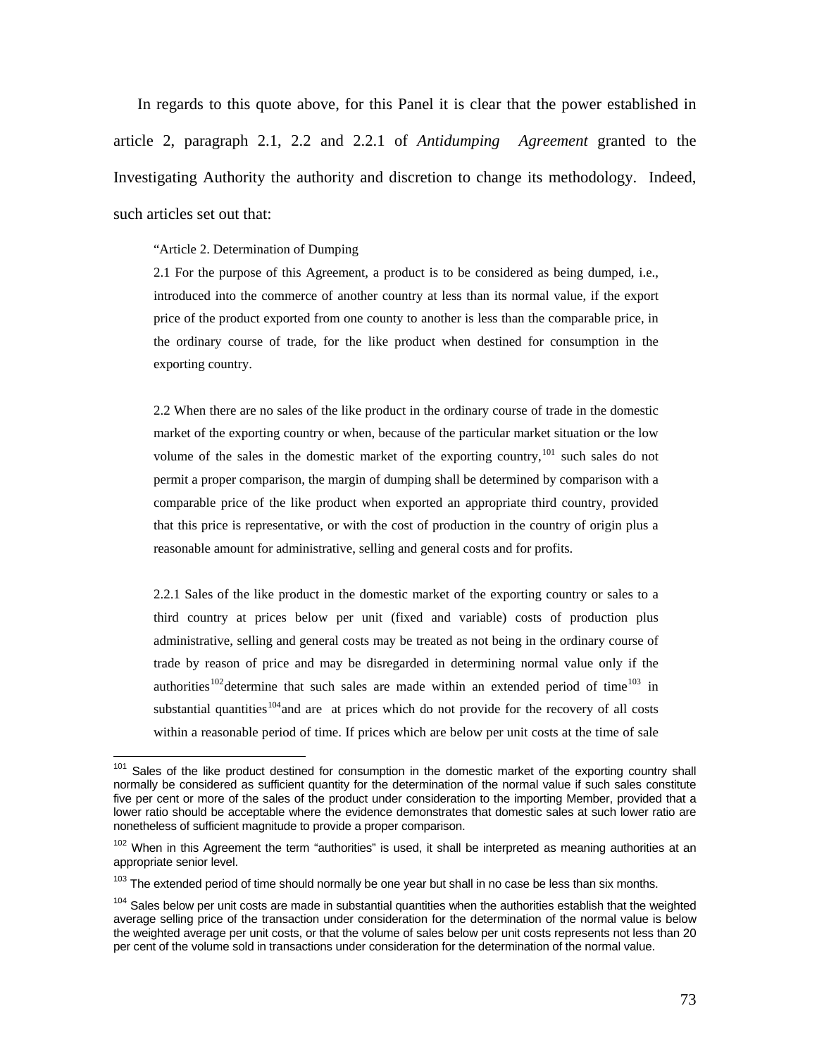In regards to this quote above, for this Panel it is clear that the power established in article 2, paragraph 2.1, 2.2 and 2.2.1 of *Antidumping Agreement* granted to the Investigating Authority the authority and discretion to change its methodology. Indeed, such articles set out that:

> "Article 2. Determination of Dumping
>
> 2.1 For the purpose of this Agreement, a product is to be considered as being dumped, i.e., introduced into the commerce of another country at less than its normal value, if the export price of the product exported from one county to another is less than the comparable price, in the ordinary course of trade, for the like product when destined for consumption in the exporting country.
>
> 2.2 When there are no sales of the like product in the ordinary course of trade in the domestic market of the exporting country or when, because of the particular market situation or the low volume of the sales in the domestic market of the exporting country,[101] such sales do not permit a proper comparison, the margin of dumping shall be determined by comparison with a comparable price of the like product when exported an appropriate third country, provided that this price is representative, or with the cost of production in the country of origin plus a reasonable amount for administrative, selling and general costs and for profits.
>
> 2.2.1 Sales of the like product in the domestic market of the exporting country or sales to a third country at prices below per unit (fixed and variable) costs of production plus administrative, selling and general costs may be treated as not being in the ordinary course of trade by reason of price and may be disregarded in determining normal value only if the authorities[102] determine that such sales are made within an extended period of time[103] in substantial quantities[104] and are at prices which do not provide for the recovery of all costs within a reasonable period of time. If prices which are below per unit costs at the time of sale

---

[101] Sales of the like product destined for consumption in the domestic market of the exporting country shall normally be considered as sufficient quantity for the determination of the normal value if such sales constitute five per cent or more of the sales of the product under consideration to the importing Member, provided that a lower ratio should be acceptable where the evidence demonstrates that domestic sales at such lower ratio are nonetheless of sufficient magnitude to provide a proper comparison.

[102] When in this Agreement the term "authorities" is used, it shall be interpreted as meaning authorities at an appropriate senior level.

[103] The extended period of time should normally be one year but shall in no case be less than six months.

[104] Sales below per unit costs are made in substantial quantities when the authorities establish that the weighted average selling price of the transaction under consideration for the determination of the normal value is below the weighted average per unit costs, or that the volume of sales below per unit costs represents not less than 20 per cent of the volume sold in transactions under consideration for the determination of the normal value.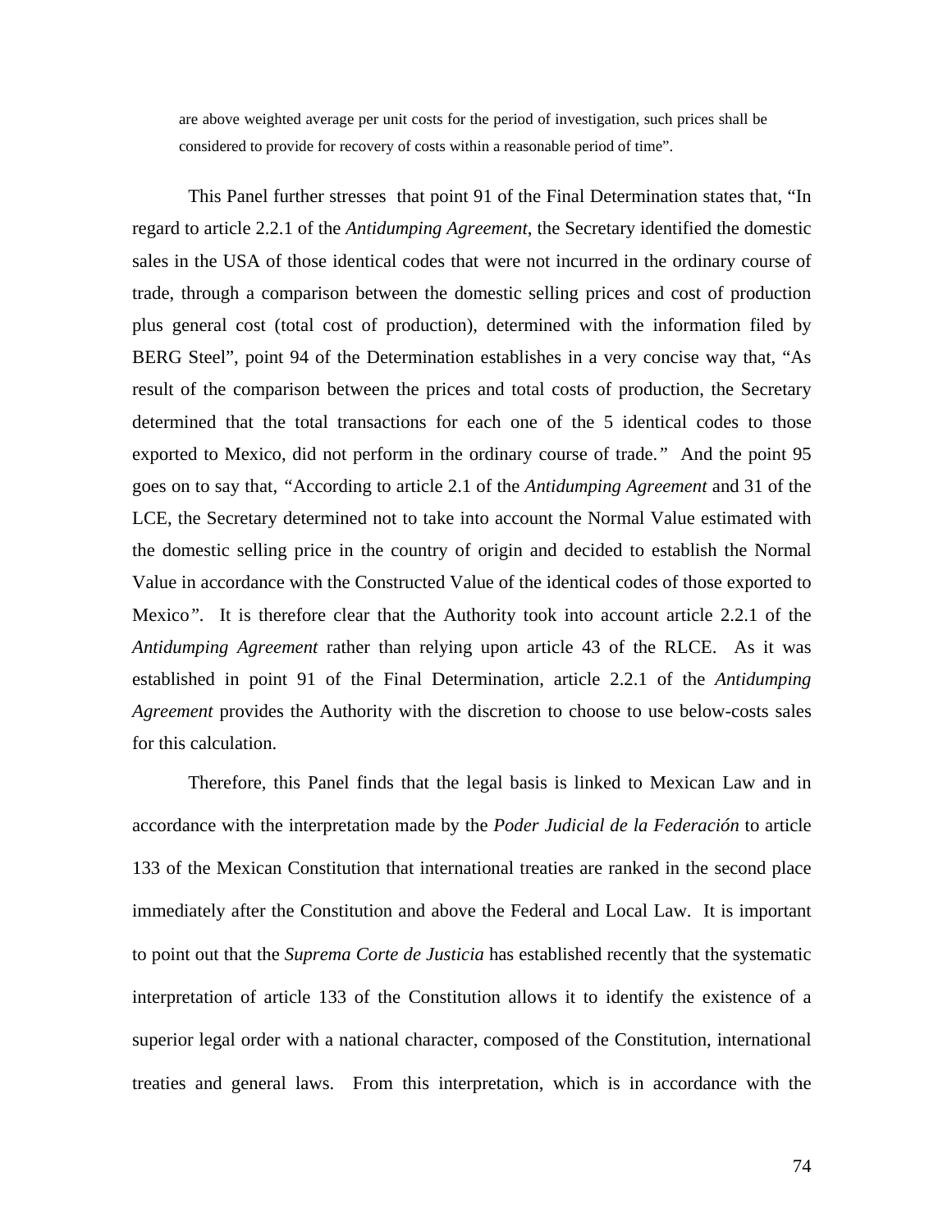are above weighted average per unit costs for the period of investigation, such prices shall be considered to provide for recovery of costs within a reasonable period of time".

This Panel further stresses that point 91 of the Final Determination states that, "In regard to article 2.2.1 of the *Antidumping Agreement*, the Secretary identified the domestic sales in the USA of those identical codes that were not incurred in the ordinary course of trade, through a comparison between the domestic selling prices and cost of production plus general cost (total cost of production), determined with the information filed by BERG Steel", point 94 of the Determination establishes in a very concise way that, "As result of the comparison between the prices and total costs of production, the Secretary determined that the total transactions for each one of the 5 identical codes to those exported to Mexico, did not perform in the ordinary course of trade*.*" And the point 95 goes on to say that, *"*According to article 2.1 of the *Antidumping Agreement* and 31 of the LCE, the Secretary determined not to take into account the Normal Value estimated with the domestic selling price in the country of origin and decided to establish the Normal Value in accordance with the Constructed Value of the identical codes of those exported to Mexico*"*. It is therefore clear that the Authority took into account article 2.2.1 of the *Antidumping Agreement* rather than relying upon article 43 of the RLCE. As it was established in point 91 of the Final Determination, article 2.2.1 of the *Antidumping Agreement* provides the Authority with the discretion to choose to use below-costs sales for this calculation.

Therefore, this Panel finds that the legal basis is linked to Mexican Law and in accordance with the interpretation made by the *Poder Judicial de la Federación* to article 133 of the Mexican Constitution that international treaties are ranked in the second place immediately after the Constitution and above the Federal and Local Law. It is important to point out that the *Suprema Corte de Justicia* has established recently that the systematic interpretation of article 133 of the Constitution allows it to identify the existence of a superior legal order with a national character, composed of the Constitution, international treaties and general laws. From this interpretation, which is in accordance with the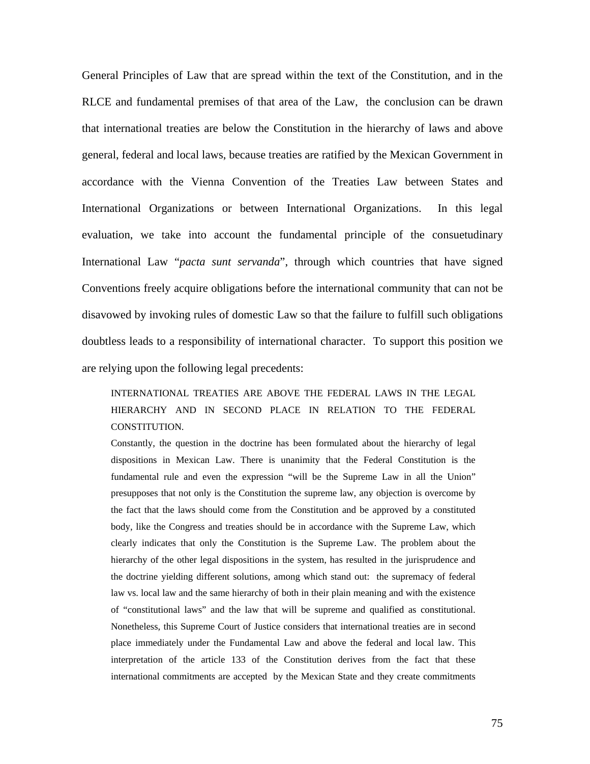General Principles of Law that are spread within the text of the Constitution, and in the RLCE and fundamental premises of that area of the Law, the conclusion can be drawn that international treaties are below the Constitution in the hierarchy of laws and above general, federal and local laws, because treaties are ratified by the Mexican Government in accordance with the Vienna Convention of the Treaties Law between States and International Organizations or between International Organizations. In this legal evaluation, we take into account the fundamental principle of the consuetudinary International Law "*pacta sunt servanda*", through which countries that have signed Conventions freely acquire obligations before the international community that can not be disavowed by invoking rules of domestic Law so that the failure to fulfill such obligations doubtless leads to a responsibility of international character. To support this position we are relying upon the following legal precedents:

> INTERNATIONAL TREATIES ARE ABOVE THE FEDERAL LAWS IN THE LEGAL HIERARCHY AND IN SECOND PLACE IN RELATION TO THE FEDERAL CONSTITUTION.
>
> Constantly, the question in the doctrine has been formulated about the hierarchy of legal dispositions in Mexican Law. There is unanimity that the Federal Constitution is the fundamental rule and even the expression "will be the Supreme Law in all the Union" presupposes that not only is the Constitution the supreme law, any objection is overcome by the fact that the laws should come from the Constitution and be approved by a constituted body, like the Congress and treaties should be in accordance with the Supreme Law, which clearly indicates that only the Constitution is the Supreme Law. The problem about the hierarchy of the other legal dispositions in the system, has resulted in the jurisprudence and the doctrine yielding different solutions, among which stand out: the supremacy of federal law vs. local law and the same hierarchy of both in their plain meaning and with the existence of "constitutional laws" and the law that will be supreme and qualified as constitutional. Nonetheless, this Supreme Court of Justice considers that international treaties are in second place immediately under the Fundamental Law and above the federal and local law. This interpretation of the article 133 of the Constitution derives from the fact that these international commitments are accepted by the Mexican State and they create commitments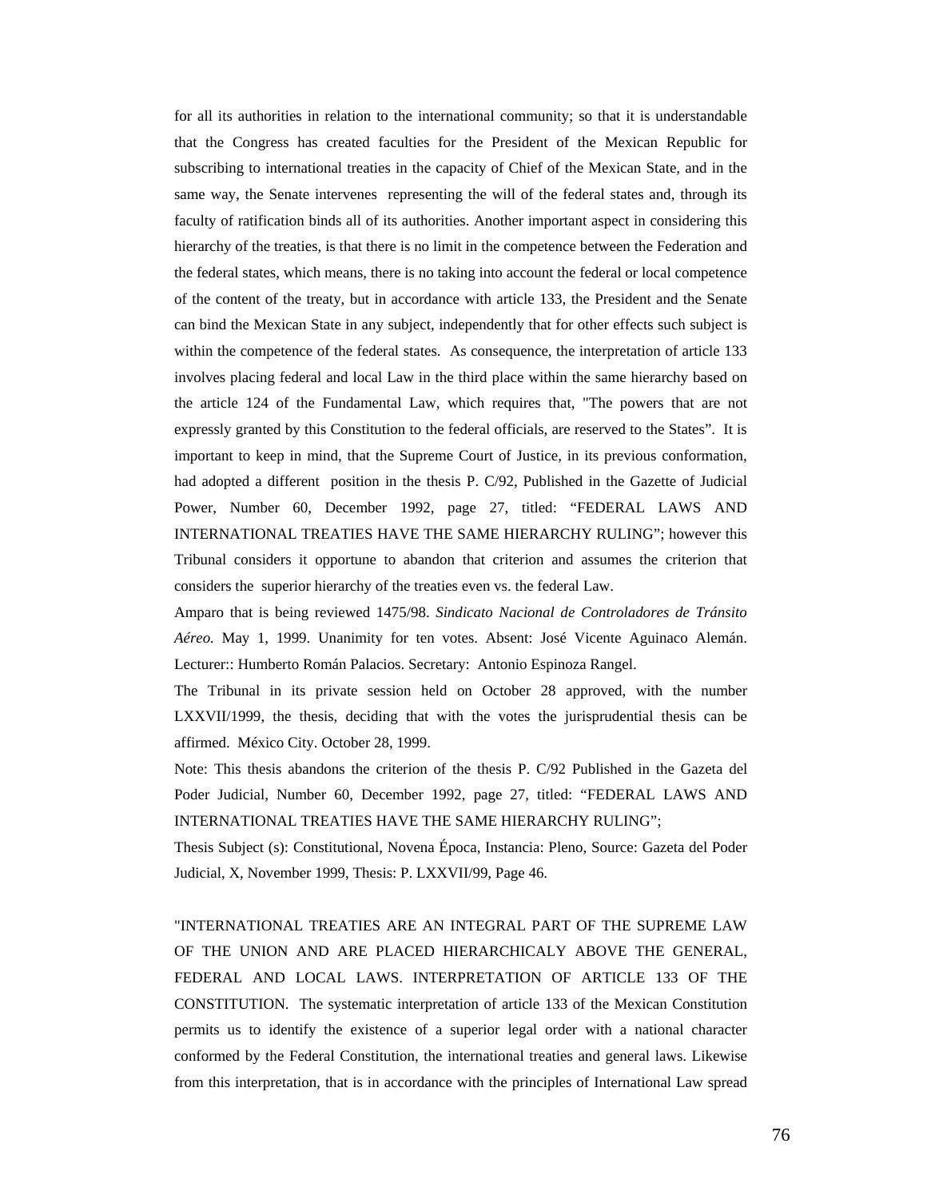for all its authorities in relation to the international community; so that it is understandable that the Congress has created faculties for the President of the Mexican Republic for subscribing to international treaties in the capacity of Chief of the Mexican State, and in the same way, the Senate intervenes representing the will of the federal states and, through its faculty of ratification binds all of its authorities. Another important aspect in considering this hierarchy of the treaties, is that there is no limit in the competence between the Federation and the federal states, which means, there is no taking into account the federal or local competence of the content of the treaty, but in accordance with article 133, the President and the Senate can bind the Mexican State in any subject, independently that for other effects such subject is within the competence of the federal states. As consequence, the interpretation of article 133 involves placing federal and local Law in the third place within the same hierarchy based on the article 124 of the Fundamental Law, which requires that, "The powers that are not expressly granted by this Constitution to the federal officials, are reserved to the States". It is important to keep in mind, that the Supreme Court of Justice, in its previous conformation, had adopted a different position in the thesis P. C/92, Published in the Gazette of Judicial Power, Number 60, December 1992, page 27, titled: "FEDERAL LAWS AND INTERNATIONAL TREATIES HAVE THE SAME HIERARCHY RULING"; however this Tribunal considers it opportune to abandon that criterion and assumes the criterion that considers the superior hierarchy of the treaties even vs. the federal Law.

Amparo that is being reviewed 1475/98. *Sindicato Nacional de Controladores de Tránsito Aéreo.* May 1, 1999. Unanimity for ten votes. Absent: José Vicente Aguinaco Alemán. Lecturer:: Humberto Román Palacios. Secretary: Antonio Espinoza Rangel.

The Tribunal in its private session held on October 28 approved, with the number LXXVII/1999, the thesis, deciding that with the votes the jurisprudential thesis can be affirmed. México City. October 28, 1999.

Note: This thesis abandons the criterion of the thesis P. C/92 Published in the Gazeta del Poder Judicial, Number 60, December 1992, page 27, titled: "FEDERAL LAWS AND INTERNATIONAL TREATIES HAVE THE SAME HIERARCHY RULING";

Thesis Subject (s): Constitutional, Novena Época, Instancia: Pleno, Source: Gazeta del Poder Judicial, X, November 1999, Thesis: P. LXXVII/99, Page 46.

"INTERNATIONAL TREATIES ARE AN INTEGRAL PART OF THE SUPREME LAW OF THE UNION AND ARE PLACED HIERARCHICALY ABOVE THE GENERAL, FEDERAL AND LOCAL LAWS. INTERPRETATION OF ARTICLE 133 OF THE CONSTITUTION. The systematic interpretation of article 133 of the Mexican Constitution permits us to identify the existence of a superior legal order with a national character conformed by the Federal Constitution, the international treaties and general laws. Likewise from this interpretation, that is in accordance with the principles of International Law spread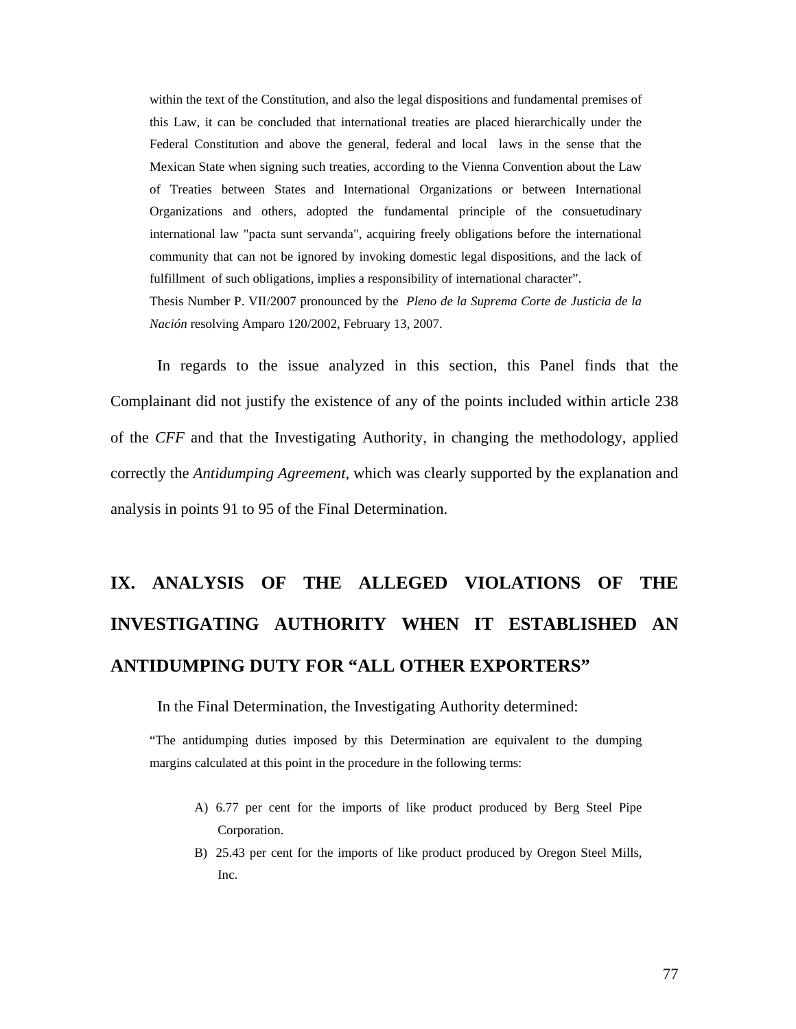> within the text of the Constitution, and also the legal dispositions and fundamental premises of this Law, it can be concluded that international treaties are placed hierarchically under the Federal Constitution and above the general, federal and local laws in the sense that the Mexican State when signing such treaties, according to the Vienna Convention about the Law of Treaties between States and International Organizations or between International Organizations and others, adopted the fundamental principle of the consuetudinary international law "pacta sunt servanda", acquiring freely obligations before the international community that can not be ignored by invoking domestic legal dispositions, and the lack of fulfillment of such obligations, implies a responsibility of international character".
>
> Thesis Number P. VII/2007 pronounced by the *Pleno de la Suprema Corte de Justicia de la Nación* resolving Amparo 120/2002, February 13, 2007.

In regards to the issue analyzed in this section, this Panel finds that the Complainant did not justify the existence of any of the points included within article 238 of the *CFF* and that the Investigating Authority, in changing the methodology, applied correctly the *Antidumping Agreement*, which was clearly supported by the explanation and analysis in points 91 to 95 of the Final Determination.

# IX. ANALYSIS OF THE ALLEGED VIOLATIONS OF THE INVESTIGATING AUTHORITY WHEN IT ESTABLISHED AN ANTIDUMPING DUTY FOR "ALL OTHER EXPORTERS"

In the Final Determination, the Investigating Authority determined:

> "The antidumping duties imposed by this Determination are equivalent to the dumping margins calculated at this point in the procedure in the following terms:
>
> A) 6.77 per cent for the imports of like product produced by Berg Steel Pipe Corporation.
>
> B) 25.43 per cent for the imports of like product produced by Oregon Steel Mills, Inc.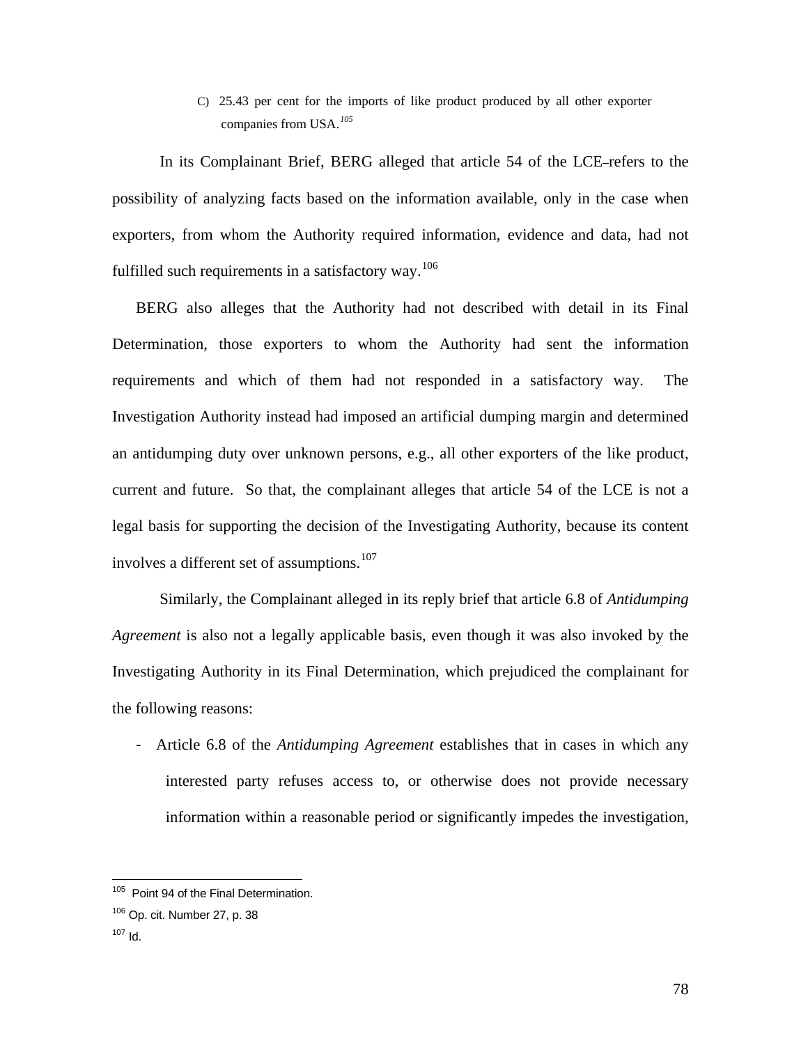C) 25.43 per cent for the imports of like product produced by all other exporter companies from USA.[105]

In its Complainant Brief, BERG alleged that article 54 of the LCE refers to the possibility of analyzing facts based on the information available, only in the case when exporters, from whom the Authority required information, evidence and data, had not fulfilled such requirements in a satisfactory way.[106]

BERG also alleges that the Authority had not described with detail in its Final Determination, those exporters to whom the Authority had sent the information requirements and which of them had not responded in a satisfactory way. The Investigation Authority instead had imposed an artificial dumping margin and determined an antidumping duty over unknown persons, e.g., all other exporters of the like product, current and future. So that, the complainant alleges that article 54 of the LCE is not a legal basis for supporting the decision of the Investigating Authority, because its content involves a different set of assumptions.[107]

Similarly, the Complainant alleged in its reply brief that article 6.8 of *Antidumping Agreement* is also not a legally applicable basis, even though it was also invoked by the Investigating Authority in its Final Determination, which prejudiced the complainant for the following reasons:

- Article 6.8 of the *Antidumping Agreement* establishes that in cases in which any interested party refuses access to, or otherwise does not provide necessary information within a reasonable period or significantly impedes the investigation,

---

[105] Point 94 of the Final Determination.

[106] Op. cit. Number 27, p. 38

[107] Id.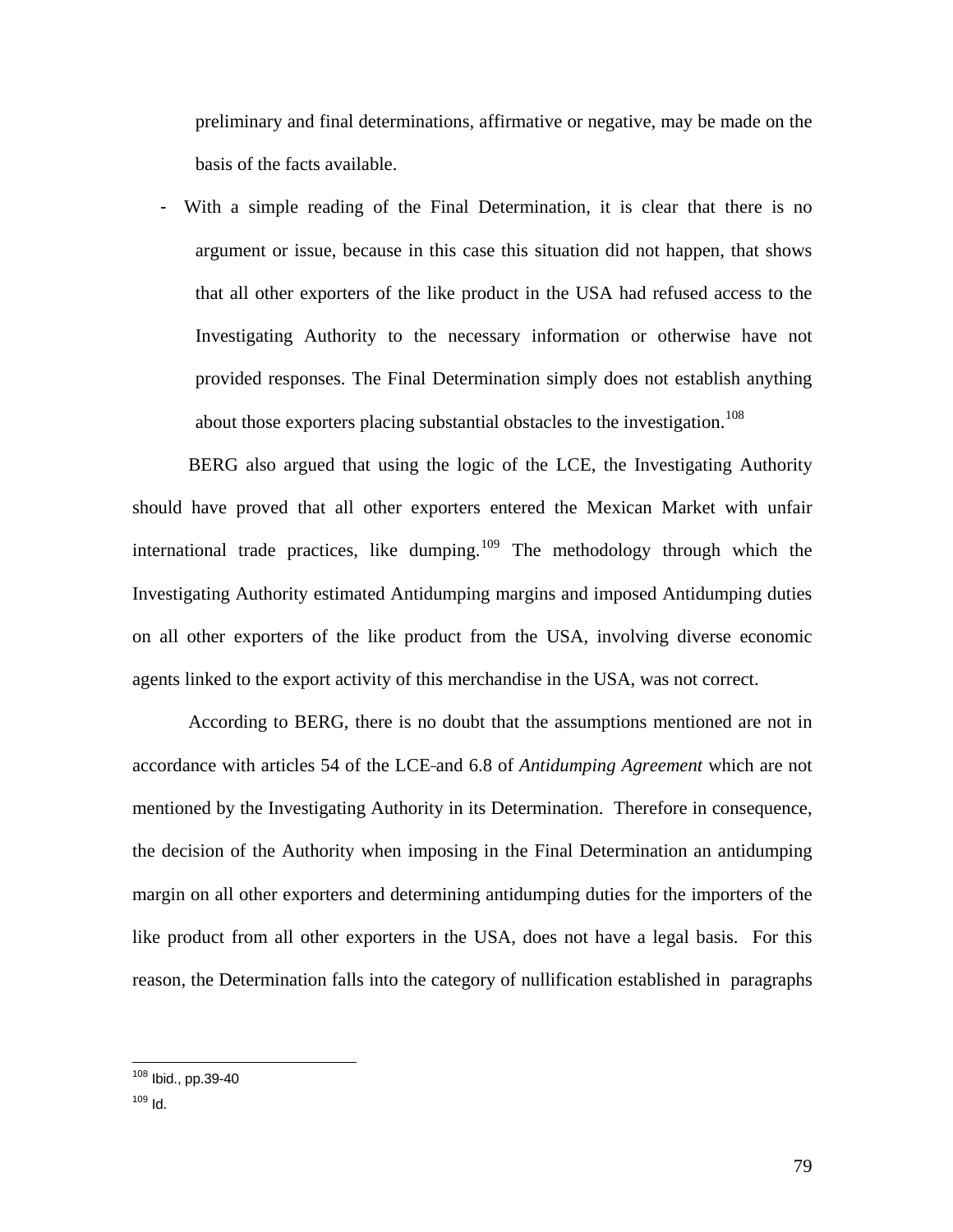preliminary and final determinations, affirmative or negative, may be made on the basis of the facts available.

- With a simple reading of the Final Determination, it is clear that there is no argument or issue, because in this case this situation did not happen, that shows that all other exporters of the like product in the USA had refused access to the Investigating Authority to the necessary information or otherwise have not provided responses. The Final Determination simply does not establish anything about those exporters placing substantial obstacles to the investigation.[108]

BERG also argued that using the logic of the LCE, the Investigating Authority should have proved that all other exporters entered the Mexican Market with unfair international trade practices, like dumping.[109] The methodology through which the Investigating Authority estimated Antidumping margins and imposed Antidumping duties on all other exporters of the like product from the USA, involving diverse economic agents linked to the export activity of this merchandise in the USA, was not correct.

According to BERG, there is no doubt that the assumptions mentioned are not in accordance with articles 54 of the LCE and 6.8 of *Antidumping Agreement* which are not mentioned by the Investigating Authority in its Determination. Therefore in consequence, the decision of the Authority when imposing in the Final Determination an antidumping margin on all other exporters and determining antidumping duties for the importers of the like product from all other exporters in the USA, does not have a legal basis. For this reason, the Determination falls into the category of nullification established in paragraphs

---

[108] Ibid., pp.39-40

[109] Id.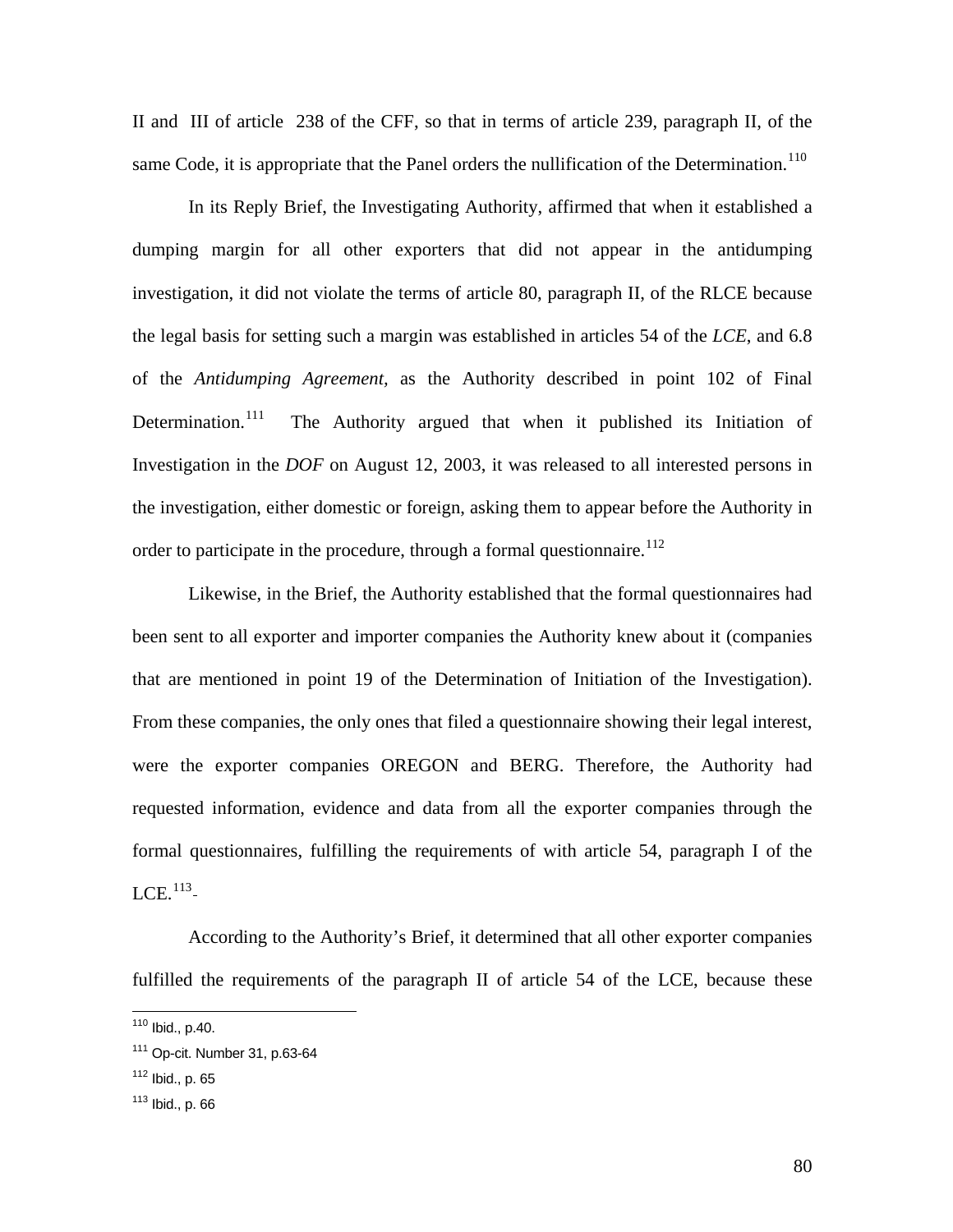II and III of article 238 of the CFF, so that in terms of article 239, paragraph II, of the same Code, it is appropriate that the Panel orders the nullification of the Determination.[110]

In its Reply Brief, the Investigating Authority, affirmed that when it established a dumping margin for all other exporters that did not appear in the antidumping investigation, it did not violate the terms of article 80, paragraph II, of the RLCE because the legal basis for setting such a margin was established in articles 54 of the *LCE*, and 6.8 of the *Antidumping Agreement,* as the Authority described in point 102 of Final Determination.[111] The Authority argued that when it published its Initiation of Investigation in the *DOF* on August 12, 2003, it was released to all interested persons in the investigation, either domestic or foreign, asking them to appear before the Authority in order to participate in the procedure, through a formal questionnaire.[112]

Likewise, in the Brief, the Authority established that the formal questionnaires had been sent to all exporter and importer companies the Authority knew about it (companies that are mentioned in point 19 of the Determination of Initiation of the Investigation). From these companies, the only ones that filed a questionnaire showing their legal interest, were the exporter companies OREGON and BERG. Therefore, the Authority had requested information, evidence and data from all the exporter companies through the formal questionnaires, fulfilling the requirements of with article 54, paragraph I of the LCE.[113]

According to the Authority's Brief, it determined that all other exporter companies fulfilled the requirements of the paragraph II of article 54 of the LCE, because these

---

[110] Ibid., p.40.

[111] Op-cit. Number 31, p.63-64

[112] Ibid., p. 65

[113] Ibid., p. 66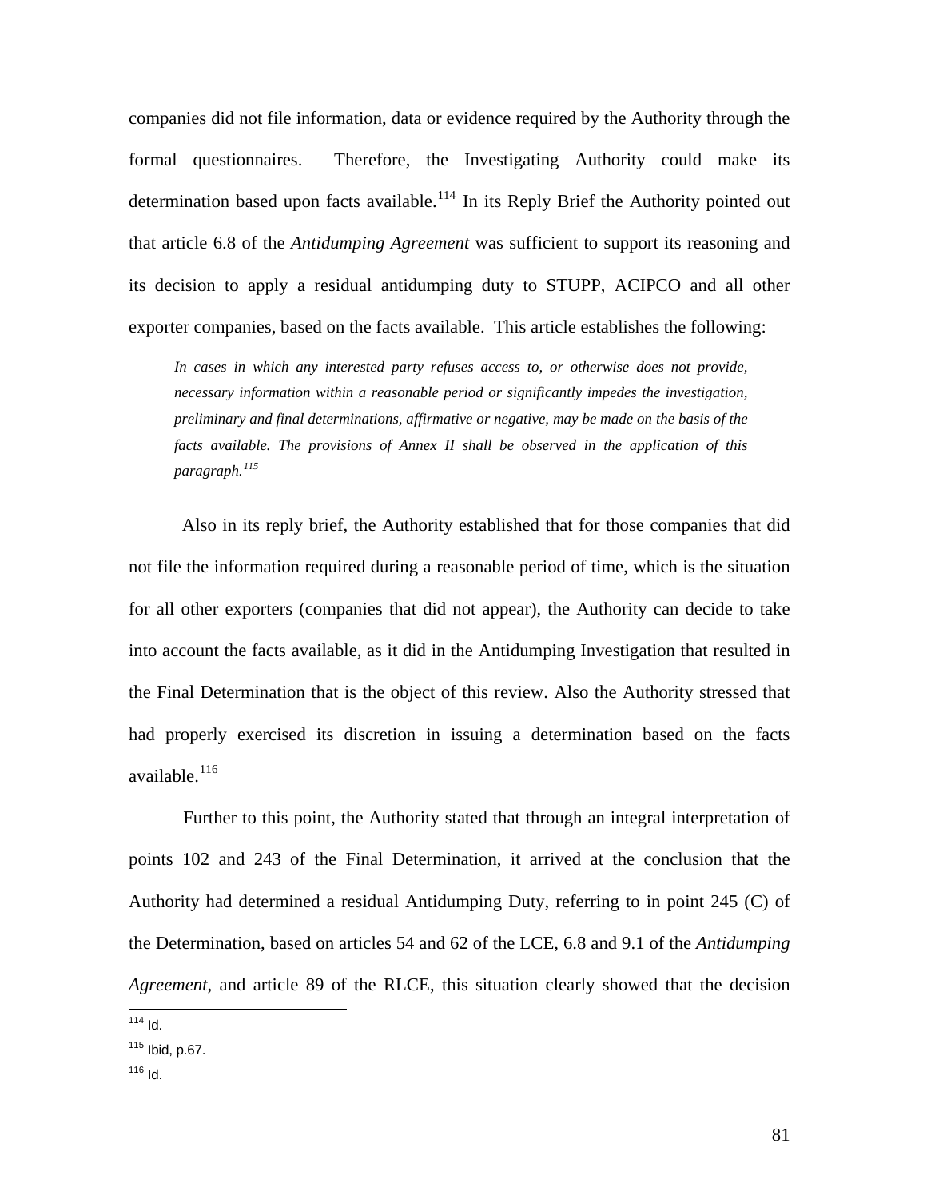companies did not file information, data or evidence required by the Authority through the formal questionnaires. Therefore, the Investigating Authority could make its determination based upon facts available.[114] In its Reply Brief the Authority pointed out that article 6.8 of the *Antidumping Agreement* was sufficient to support its reasoning and its decision to apply a residual antidumping duty to STUPP, ACIPCO and all other exporter companies, based on the facts available. This article establishes the following:

> *In cases in which any interested party refuses access to, or otherwise does not provide, necessary information within a reasonable period or significantly impedes the investigation, preliminary and final determinations, affirmative or negative, may be made on the basis of the facts available. The provisions of Annex II shall be observed in the application of this paragraph.*[115]

Also in its reply brief, the Authority established that for those companies that did not file the information required during a reasonable period of time, which is the situation for all other exporters (companies that did not appear), the Authority can decide to take into account the facts available, as it did in the Antidumping Investigation that resulted in the Final Determination that is the object of this review. Also the Authority stressed that had properly exercised its discretion in issuing a determination based on the facts available.[116]

Further to this point, the Authority stated that through an integral interpretation of points 102 and 243 of the Final Determination, it arrived at the conclusion that the Authority had determined a residual Antidumping Duty, referring to in point 245 (C) of the Determination, based on articles 54 and 62 of the LCE, 6.8 and 9.1 of the *Antidumping Agreement*, and article 89 of the RLCE, this situation clearly showed that the decision

---

[114] Id.

[115] Ibid, p.67.

[116] Id.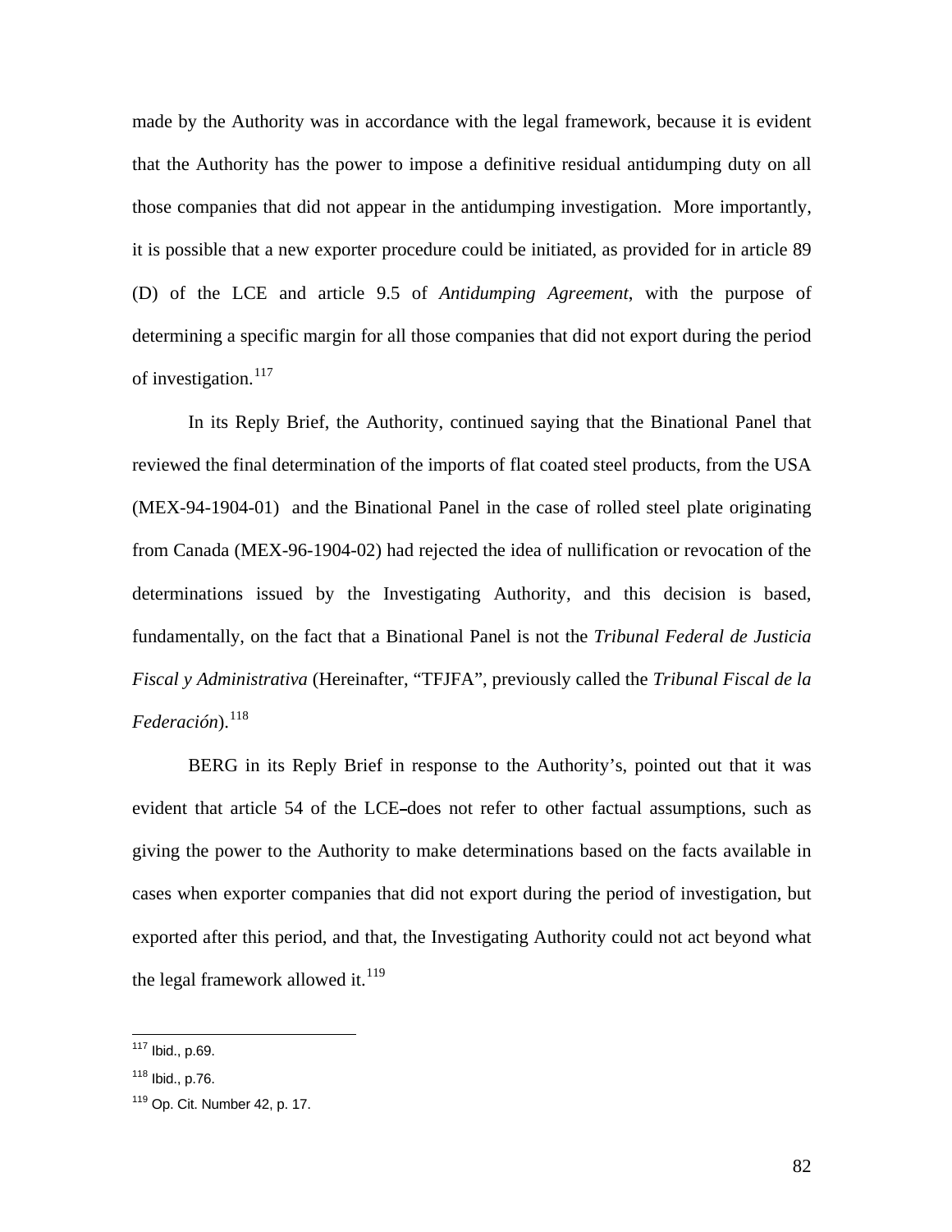made by the Authority was in accordance with the legal framework, because it is evident that the Authority has the power to impose a definitive residual antidumping duty on all those companies that did not appear in the antidumping investigation. More importantly, it is possible that a new exporter procedure could be initiated, as provided for in article 89 (D) of the LCE and article 9.5 of *Antidumping Agreement*, with the purpose of determining a specific margin for all those companies that did not export during the period of investigation.[117]

In its Reply Brief, the Authority, continued saying that the Binational Panel that reviewed the final determination of the imports of flat coated steel products, from the USA (MEX-94-1904-01) and the Binational Panel in the case of rolled steel plate originating from Canada (MEX-96-1904-02) had rejected the idea of nullification or revocation of the determinations issued by the Investigating Authority, and this decision is based, fundamentally, on the fact that a Binational Panel is not the *Tribunal Federal de Justicia Fiscal y Administrativa* (Hereinafter, "TFJFA", previously called the *Tribunal Fiscal de la Federación*).[118]

BERG in its Reply Brief in response to the Authority's, pointed out that it was evident that article 54 of the LCE does not refer to other factual assumptions, such as giving the power to the Authority to make determinations based on the facts available in cases when exporter companies that did not export during the period of investigation, but exported after this period, and that, the Investigating Authority could not act beyond what the legal framework allowed it.[119]

---

[117] Ibid., p.69.

[118] Ibid., p.76.

[119] Op. Cit. Number 42, p. 17.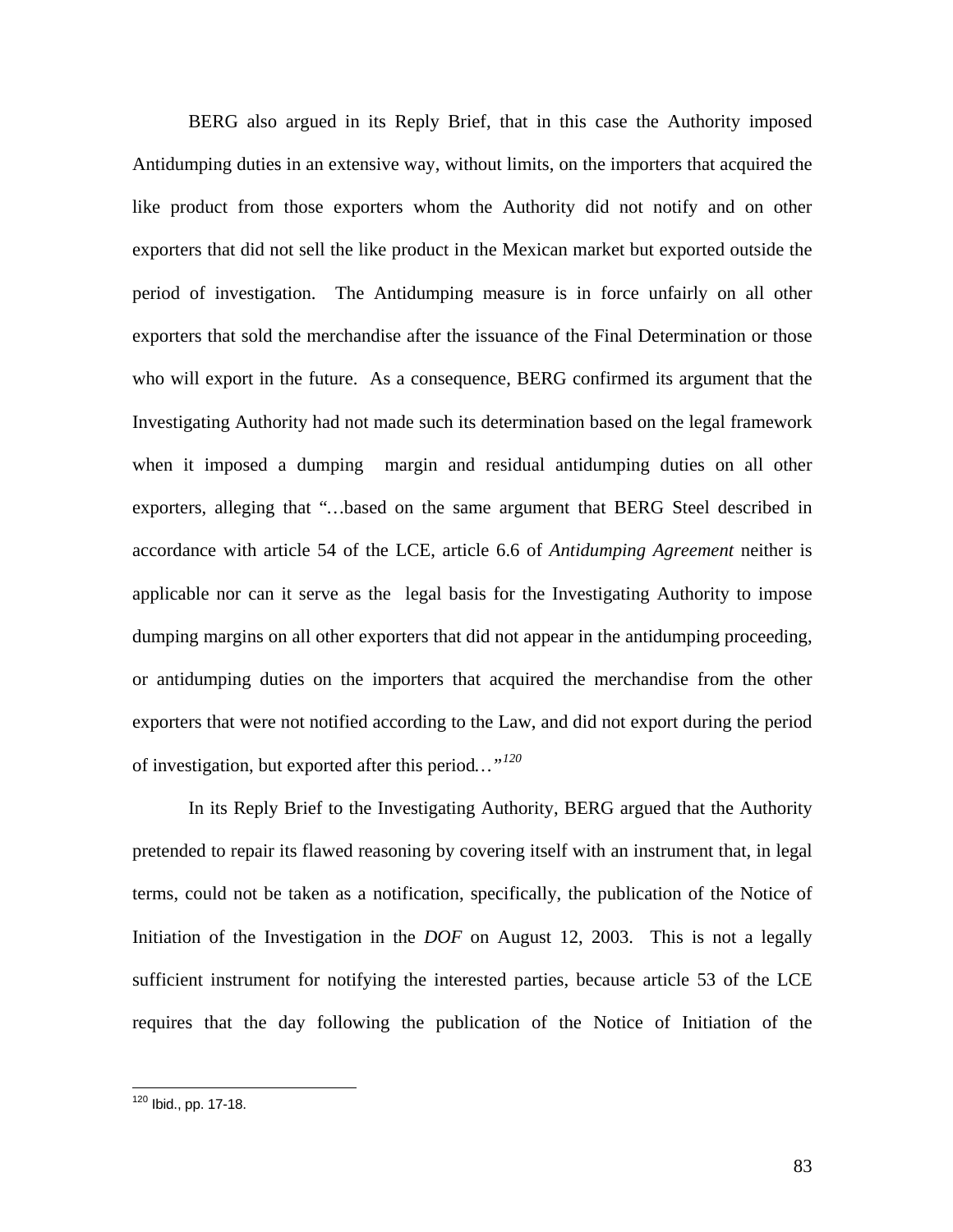BERG also argued in its Reply Brief, that in this case the Authority imposed Antidumping duties in an extensive way, without limits, on the importers that acquired the like product from those exporters whom the Authority did not notify and on other exporters that did not sell the like product in the Mexican market but exported outside the period of investigation. The Antidumping measure is in force unfairly on all other exporters that sold the merchandise after the issuance of the Final Determination or those who will export in the future. As a consequence, BERG confirmed its argument that the Investigating Authority had not made such its determination based on the legal framework when it imposed a dumping margin and residual antidumping duties on all other exporters, alleging that "…based on the same argument that BERG Steel described in accordance with article 54 of the LCE, article 6.6 of *Antidumping Agreement* neither is applicable nor can it serve as the legal basis for the Investigating Authority to impose dumping margins on all other exporters that did not appear in the antidumping proceeding, or antidumping duties on the importers that acquired the merchandise from the other exporters that were not notified according to the Law, and did not export during the period of investigation, but exported after this period…"[120]

In its Reply Brief to the Investigating Authority, BERG argued that the Authority pretended to repair its flawed reasoning by covering itself with an instrument that, in legal terms, could not be taken as a notification, specifically, the publication of the Notice of Initiation of the Investigation in the *DOF* on August 12, 2003. This is not a legally sufficient instrument for notifying the interested parties, because article 53 of the LCE requires that the day following the publication of the Notice of Initiation of the

---

[120] Ibid., pp. 17-18.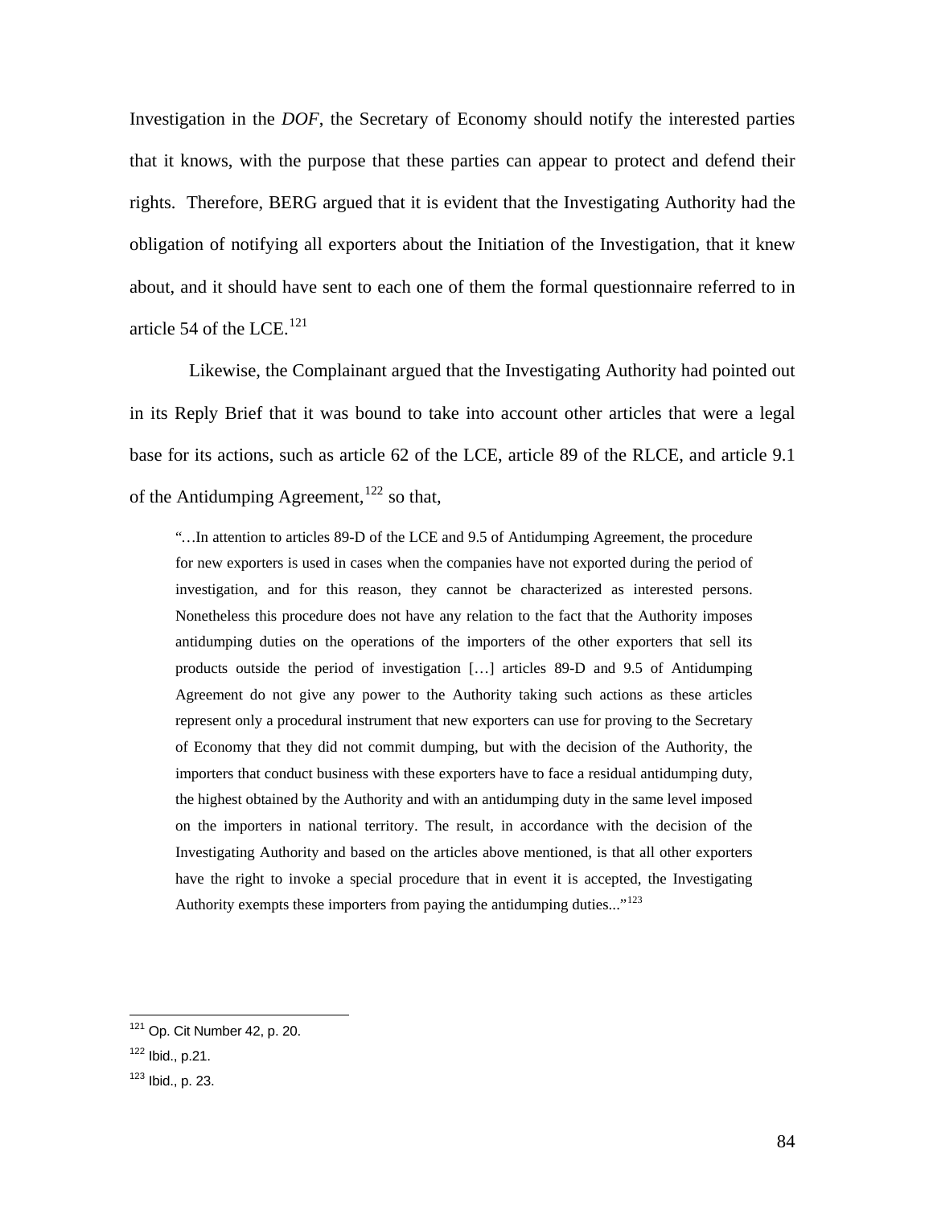Investigation in the *DOF*, the Secretary of Economy should notify the interested parties that it knows, with the purpose that these parties can appear to protect and defend their rights. Therefore, BERG argued that it is evident that the Investigating Authority had the obligation of notifying all exporters about the Initiation of the Investigation, that it knew about, and it should have sent to each one of them the formal questionnaire referred to in article 54 of the LCE.[121]

Likewise, the Complainant argued that the Investigating Authority had pointed out in its Reply Brief that it was bound to take into account other articles that were a legal base for its actions, such as article 62 of the LCE, article 89 of the RLCE, and article 9.1 of the Antidumping Agreement,[122] so that,

> "…In attention to articles 89-D of the LCE and 9.5 of Antidumping Agreement, the procedure for new exporters is used in cases when the companies have not exported during the period of investigation, and for this reason, they cannot be characterized as interested persons. Nonetheless this procedure does not have any relation to the fact that the Authority imposes antidumping duties on the operations of the importers of the other exporters that sell its products outside the period of investigation […] articles 89-D and 9.5 of Antidumping Agreement do not give any power to the Authority taking such actions as these articles represent only a procedural instrument that new exporters can use for proving to the Secretary of Economy that they did not commit dumping, but with the decision of the Authority, the importers that conduct business with these exporters have to face a residual antidumping duty, the highest obtained by the Authority and with an antidumping duty in the same level imposed on the importers in national territory. The result, in accordance with the decision of the Investigating Authority and based on the articles above mentioned, is that all other exporters have the right to invoke a special procedure that in event it is accepted, the Investigating Authority exempts these importers from paying the antidumping duties..."[123]

---

[121] Op. Cit Number 42, p. 20.

[122] Ibid., p.21.

[123] Ibid., p. 23.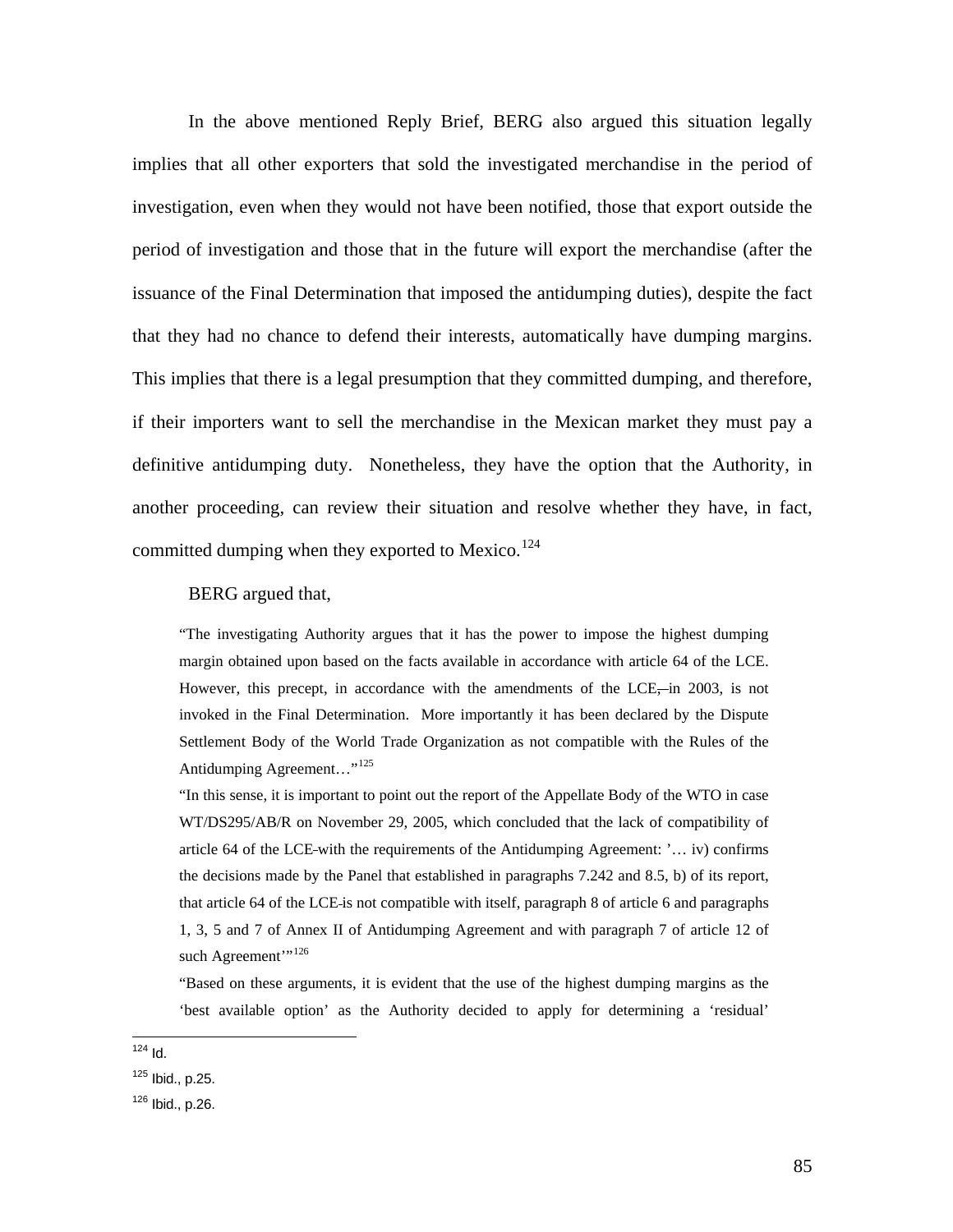In the above mentioned Reply Brief, BERG also argued this situation legally implies that all other exporters that sold the investigated merchandise in the period of investigation, even when they would not have been notified, those that export outside the period of investigation and those that in the future will export the merchandise (after the issuance of the Final Determination that imposed the antidumping duties), despite the fact that they had no chance to defend their interests, automatically have dumping margins. This implies that there is a legal presumption that they committed dumping, and therefore, if their importers want to sell the merchandise in the Mexican market they must pay a definitive antidumping duty. Nonetheless, they have the option that the Authority, in another proceeding, can review their situation and resolve whether they have, in fact, committed dumping when they exported to Mexico.[124]

BERG argued that,

> "The investigating Authority argues that it has the power to impose the highest dumping margin obtained upon based on the facts available in accordance with article 64 of the LCE. However, this precept, in accordance with the amendments of the LCE, in 2003, is not invoked in the Final Determination. More importantly it has been declared by the Dispute Settlement Body of the World Trade Organization as not compatible with the Rules of the Antidumping Agreement…"[125]
>
> "In this sense, it is important to point out the report of the Appellate Body of the WTO in case WT/DS295/AB/R on November 29, 2005, which concluded that the lack of compatibility of article 64 of the LCE with the requirements of the Antidumping Agreement: '… iv) confirms the decisions made by the Panel that established in paragraphs 7.242 and 8.5, b) of its report, that article 64 of the LCE is not compatible with itself, paragraph 8 of article 6 and paragraphs 1, 3, 5 and 7 of Annex II of Antidumping Agreement and with paragraph 7 of article 12 of such Agreement'"[126]
>
> "Based on these arguments, it is evident that the use of the highest dumping margins as the 'best available option' as the Authority decided to apply for determining a 'residual'

---

[124] Id.

[125] Ibid., p.25.

[126] Ibid., p.26.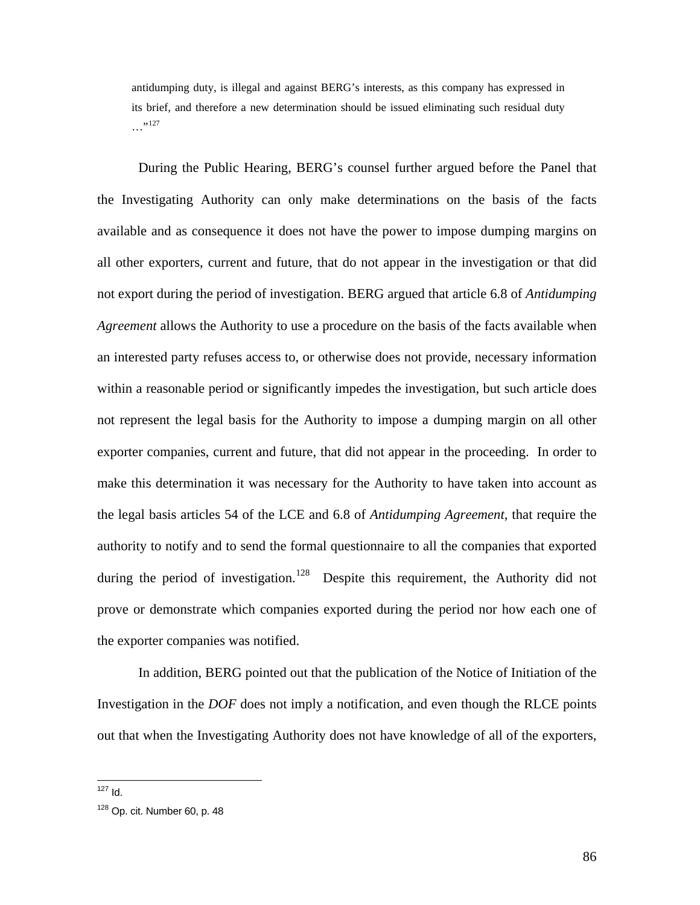> antidumping duty, is illegal and against BERG's interests, as this company has expressed in its brief, and therefore a new determination should be issued eliminating such residual duty …"[127]

During the Public Hearing, BERG's counsel further argued before the Panel that the Investigating Authority can only make determinations on the basis of the facts available and as consequence it does not have the power to impose dumping margins on all other exporters, current and future, that do not appear in the investigation or that did not export during the period of investigation. BERG argued that article 6.8 of *Antidumping Agreement* allows the Authority to use a procedure on the basis of the facts available when an interested party refuses access to, or otherwise does not provide, necessary information within a reasonable period or significantly impedes the investigation, but such article does not represent the legal basis for the Authority to impose a dumping margin on all other exporter companies, current and future, that did not appear in the proceeding. In order to make this determination it was necessary for the Authority to have taken into account as the legal basis articles 54 of the LCE and 6.8 of *Antidumping Agreement*, that require the authority to notify and to send the formal questionnaire to all the companies that exported during the period of investigation.[128] Despite this requirement, the Authority did not prove or demonstrate which companies exported during the period nor how each one of the exporter companies was notified.

In addition, BERG pointed out that the publication of the Notice of Initiation of the Investigation in the *DOF* does not imply a notification, and even though the RLCE points out that when the Investigating Authority does not have knowledge of all of the exporters,

---

[127] Id.

[128] Op. cit. Number 60, p. 48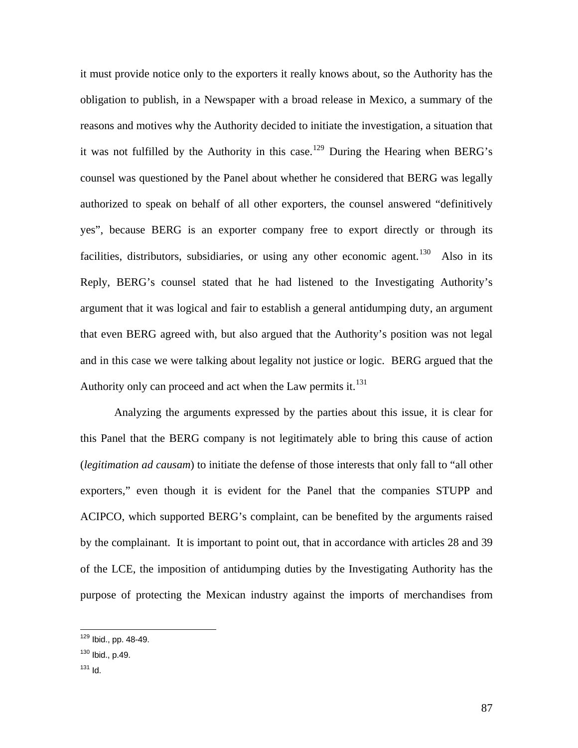it must provide notice only to the exporters it really knows about, so the Authority has the obligation to publish, in a Newspaper with a broad release in Mexico, a summary of the reasons and motives why the Authority decided to initiate the investigation, a situation that it was not fulfilled by the Authority in this case.[129] During the Hearing when BERG's counsel was questioned by the Panel about whether he considered that BERG was legally authorized to speak on behalf of all other exporters, the counsel answered "definitively yes", because BERG is an exporter company free to export directly or through its facilities, distributors, subsidiaries, or using any other economic agent.[130] Also in its Reply, BERG's counsel stated that he had listened to the Investigating Authority's argument that it was logical and fair to establish a general antidumping duty, an argument that even BERG agreed with, but also argued that the Authority's position was not legal and in this case we were talking about legality not justice or logic. BERG argued that the Authority only can proceed and act when the Law permits it.[131]

Analyzing the arguments expressed by the parties about this issue, it is clear for this Panel that the BERG company is not legitimately able to bring this cause of action (*legitimation ad causam*) to initiate the defense of those interests that only fall to "all other exporters," even though it is evident for the Panel that the companies STUPP and ACIPCO, which supported BERG's complaint, can be benefited by the arguments raised by the complainant. It is important to point out, that in accordance with articles 28 and 39 of the LCE, the imposition of antidumping duties by the Investigating Authority has the purpose of protecting the Mexican industry against the imports of merchandises from

[129] Ibid., pp. 48-49.

[130] Ibid., p.49.

[131] Id.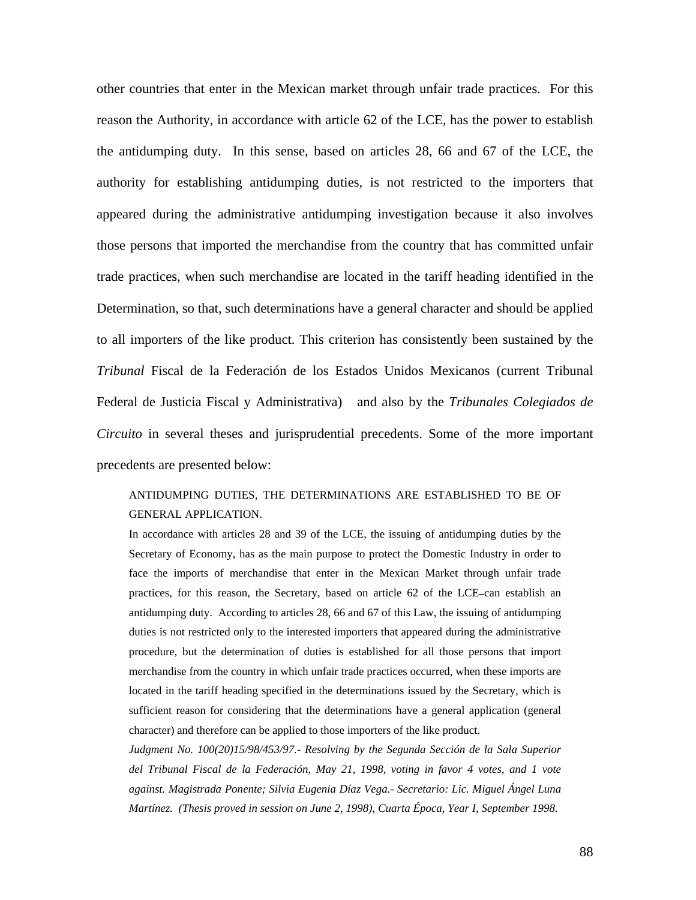other countries that enter in the Mexican market through unfair trade practices. For this reason the Authority, in accordance with article 62 of the LCE, has the power to establish the antidumping duty. In this sense, based on articles 28, 66 and 67 of the LCE, the authority for establishing antidumping duties, is not restricted to the importers that appeared during the administrative antidumping investigation because it also involves those persons that imported the merchandise from the country that has committed unfair trade practices, when such merchandise are located in the tariff heading identified in the Determination, so that, such determinations have a general character and should be applied to all importers of the like product. This criterion has consistently been sustained by the *Tribunal* Fiscal de la Federación de los Estados Unidos Mexicanos (current Tribunal Federal de Justicia Fiscal y Administrativa) and also by the *Tribunales Colegiados de Circuito* in several theses and jurisprudential precedents. Some of the more important precedents are presented below:

> ANTIDUMPING DUTIES, THE DETERMINATIONS ARE ESTABLISHED TO BE OF GENERAL APPLICATION.
>
> In accordance with articles 28 and 39 of the LCE, the issuing of antidumping duties by the Secretary of Economy, has as the main purpose to protect the Domestic Industry in order to face the imports of merchandise that enter in the Mexican Market through unfair trade practices, for this reason, the Secretary, based on article 62 of the LCE–can establish an antidumping duty. According to articles 28, 66 and 67 of this Law, the issuing of antidumping duties is not restricted only to the interested importers that appeared during the administrative procedure, but the determination of duties is established for all those persons that import merchandise from the country in which unfair trade practices occurred, when these imports are located in the tariff heading specified in the determinations issued by the Secretary, which is sufficient reason for considering that the determinations have a general application (general character) and therefore can be applied to those importers of the like product.
>
> *Judgment No. 100(20)15/98/453/97.- Resolving by the Segunda Sección de la Sala Superior del Tribunal Fiscal de la Federación, May 21, 1998, voting in favor 4 votes, and 1 vote against. Magistrada Ponente; Silvia Eugenia Díaz Vega.- Secretario: Lic. Miguel Ángel Luna Martínez. (Thesis proved in session on June 2, 1998), Cuarta Época, Year I, September 1998.*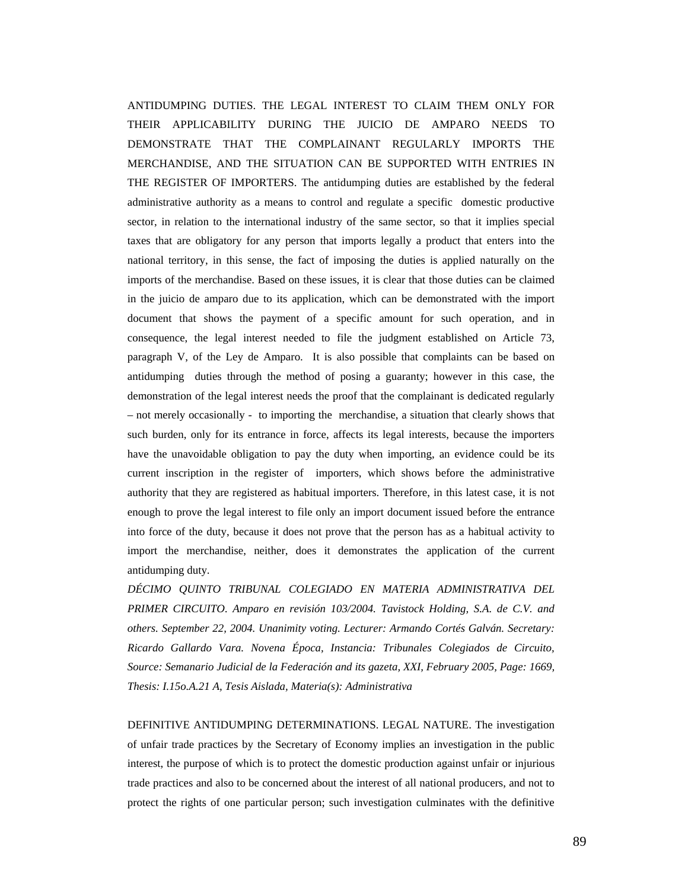ANTIDUMPING DUTIES. THE LEGAL INTEREST TO CLAIM THEM ONLY FOR THEIR APPLICABILITY DURING THE JUICIO DE AMPARO NEEDS TO DEMONSTRATE THAT THE COMPLAINANT REGULARLY IMPORTS THE MERCHANDISE, AND THE SITUATION CAN BE SUPPORTED WITH ENTRIES IN THE REGISTER OF IMPORTERS. The antidumping duties are established by the federal administrative authority as a means to control and regulate a specific domestic productive sector, in relation to the international industry of the same sector, so that it implies special taxes that are obligatory for any person that imports legally a product that enters into the national territory, in this sense, the fact of imposing the duties is applied naturally on the imports of the merchandise. Based on these issues, it is clear that those duties can be claimed in the juicio de amparo due to its application, which can be demonstrated with the import document that shows the payment of a specific amount for such operation, and in consequence, the legal interest needed to file the judgment established on Article 73, paragraph V, of the Ley de Amparo. It is also possible that complaints can be based on antidumping duties through the method of posing a guaranty; however in this case, the demonstration of the legal interest needs the proof that the complainant is dedicated regularly – not merely occasionally - to importing the merchandise, a situation that clearly shows that such burden, only for its entrance in force, affects its legal interests, because the importers have the unavoidable obligation to pay the duty when importing, an evidence could be its current inscription in the register of importers, which shows before the administrative authority that they are registered as habitual importers. Therefore, in this latest case, it is not enough to prove the legal interest to file only an import document issued before the entrance into force of the duty, because it does not prove that the person has as a habitual activity to import the merchandise, neither, does it demonstrates the application of the current antidumping duty.

*DÉCIMO QUINTO TRIBUNAL COLEGIADO EN MATERIA ADMINISTRATIVA DEL PRIMER CIRCUITO. Amparo en revisión 103/2004. Tavistock Holding, S.A. de C.V. and others. September 22, 2004. Unanimity voting. Lecturer: Armando Cortés Galván. Secretary: Ricardo Gallardo Vara. Novena Época, Instancia: Tribunales Colegiados de Circuito, Source: Semanario Judicial de la Federación and its gazeta, XXI, February 2005, Page: 1669, Thesis: I.15o.A.21 A, Tesis Aislada, Materia(s): Administrativa*

DEFINITIVE ANTIDUMPING DETERMINATIONS. LEGAL NATURE. The investigation of unfair trade practices by the Secretary of Economy implies an investigation in the public interest, the purpose of which is to protect the domestic production against unfair or injurious trade practices and also to be concerned about the interest of all national producers, and not to protect the rights of one particular person; such investigation culminates with the definitive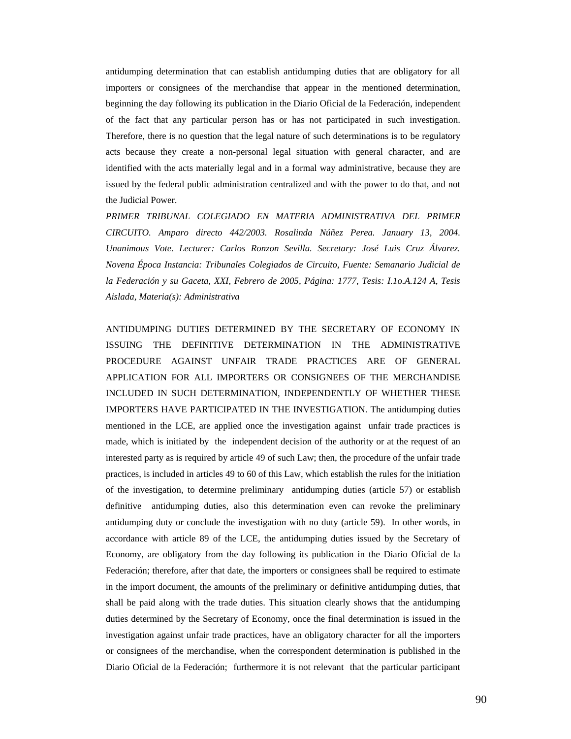antidumping determination that can establish antidumping duties that are obligatory for all importers or consignees of the merchandise that appear in the mentioned determination, beginning the day following its publication in the Diario Oficial de la Federación, independent of the fact that any particular person has or has not participated in such investigation. Therefore, there is no question that the legal nature of such determinations is to be regulatory acts because they create a non-personal legal situation with general character, and are identified with the acts materially legal and in a formal way administrative, because they are issued by the federal public administration centralized and with the power to do that, and not the Judicial Power.

*PRIMER TRIBUNAL COLEGIADO EN MATERIA ADMINISTRATIVA DEL PRIMER CIRCUITO. Amparo directo 442/2003. Rosalinda Núñez Perea. January 13, 2004. Unanimous Vote. Lecturer: Carlos Ronzon Sevilla. Secretary: José Luis Cruz Álvarez. Novena Época Instancia: Tribunales Colegiados de Circuito, Fuente: Semanario Judicial de la Federación y su Gaceta, XXI, Febrero de 2005, Página: 1777, Tesis: I.1o.A.124 A, Tesis Aislada, Materia(s): Administrativa*

ANTIDUMPING DUTIES DETERMINED BY THE SECRETARY OF ECONOMY IN ISSUING THE DEFINITIVE DETERMINATION IN THE ADMINISTRATIVE PROCEDURE AGAINST UNFAIR TRADE PRACTICES ARE OF GENERAL APPLICATION FOR ALL IMPORTERS OR CONSIGNEES OF THE MERCHANDISE INCLUDED IN SUCH DETERMINATION, INDEPENDENTLY OF WHETHER THESE IMPORTERS HAVE PARTICIPATED IN THE INVESTIGATION. The antidumping duties mentioned in the LCE, are applied once the investigation against unfair trade practices is made, which is initiated by the independent decision of the authority or at the request of an interested party as is required by article 49 of such Law; then, the procedure of the unfair trade practices, is included in articles 49 to 60 of this Law, which establish the rules for the initiation of the investigation, to determine preliminary antidumping duties (article 57) or establish definitive antidumping duties, also this determination even can revoke the preliminary antidumping duty or conclude the investigation with no duty (article 59). In other words, in accordance with article 89 of the LCE, the antidumping duties issued by the Secretary of Economy, are obligatory from the day following its publication in the Diario Oficial de la Federación; therefore, after that date, the importers or consignees shall be required to estimate in the import document, the amounts of the preliminary or definitive antidumping duties, that shall be paid along with the trade duties. This situation clearly shows that the antidumping duties determined by the Secretary of Economy, once the final determination is issued in the investigation against unfair trade practices, have an obligatory character for all the importers or consignees of the merchandise, when the correspondent determination is published in the Diario Oficial de la Federación; furthermore it is not relevant that the particular participant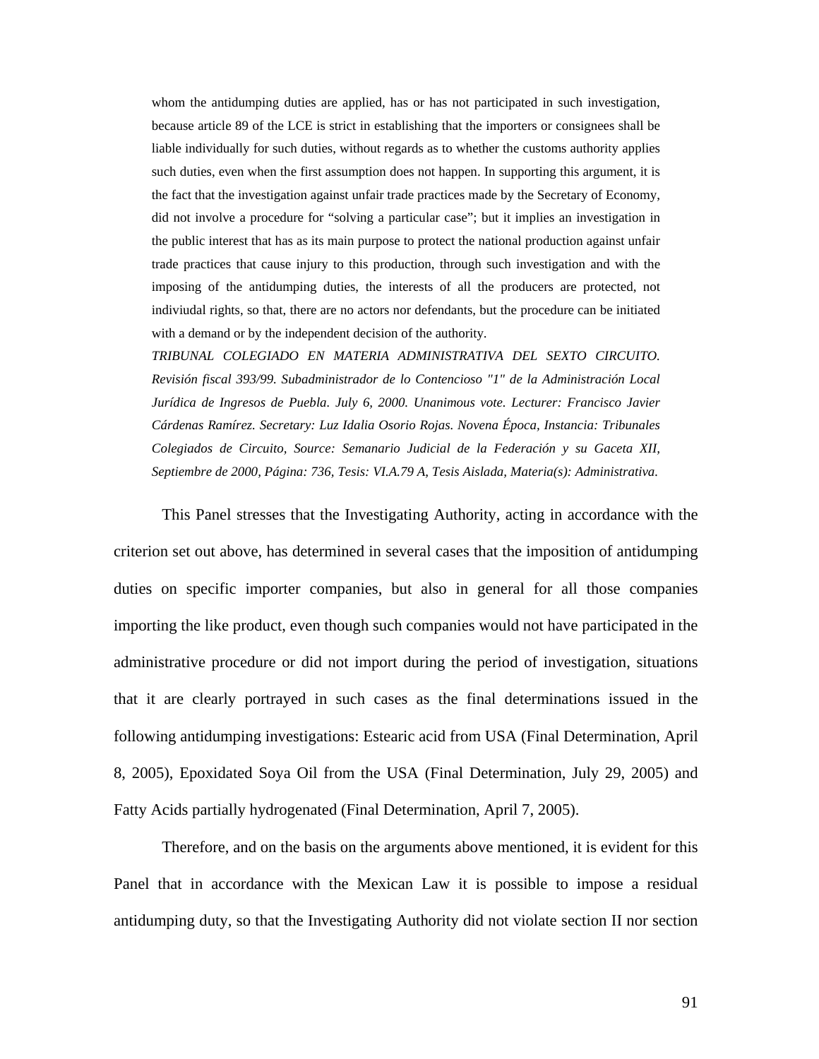> whom the antidumping duties are applied, has or has not participated in such investigation, because article 89 of the LCE is strict in establishing that the importers or consignees shall be liable individually for such duties, without regards as to whether the customs authority applies such duties, even when the first assumption does not happen. In supporting this argument, it is the fact that the investigation against unfair trade practices made by the Secretary of Economy, did not involve a procedure for "solving a particular case"; but it implies an investigation in the public interest that has as its main purpose to protect the national production against unfair trade practices that cause injury to this production, through such investigation and with the imposing of the antidumping duties, the interests of all the producers are protected, not indiviudal rights, so that, there are no actors nor defendants, but the procedure can be initiated with a demand or by the independent decision of the authority.
>
> *TRIBUNAL COLEGIADO EN MATERIA ADMINISTRATIVA DEL SEXTO CIRCUITO. Revisión fiscal 393/99. Subadministrador de lo Contencioso "1" de la Administración Local Jurídica de Ingresos de Puebla. July 6, 2000. Unanimous vote. Lecturer: Francisco Javier Cárdenas Ramírez. Secretary: Luz Idalia Osorio Rojas. Novena Época, Instancia: Tribunales Colegiados de Circuito, Source: Semanario Judicial de la Federación y su Gaceta XII, Septiembre de 2000, Página: 736, Tesis: VI.A.79 A, Tesis Aislada, Materia(s): Administrativa.*

This Panel stresses that the Investigating Authority, acting in accordance with the criterion set out above, has determined in several cases that the imposition of antidumping duties on specific importer companies, but also in general for all those companies importing the like product, even though such companies would not have participated in the administrative procedure or did not import during the period of investigation, situations that it are clearly portrayed in such cases as the final determinations issued in the following antidumping investigations: Estearic acid from USA (Final Determination, April 8, 2005), Epoxidated Soya Oil from the USA (Final Determination, July 29, 2005) and Fatty Acids partially hydrogenated (Final Determination, April 7, 2005).

Therefore, and on the basis on the arguments above mentioned, it is evident for this Panel that in accordance with the Mexican Law it is possible to impose a residual antidumping duty, so that the Investigating Authority did not violate section II nor section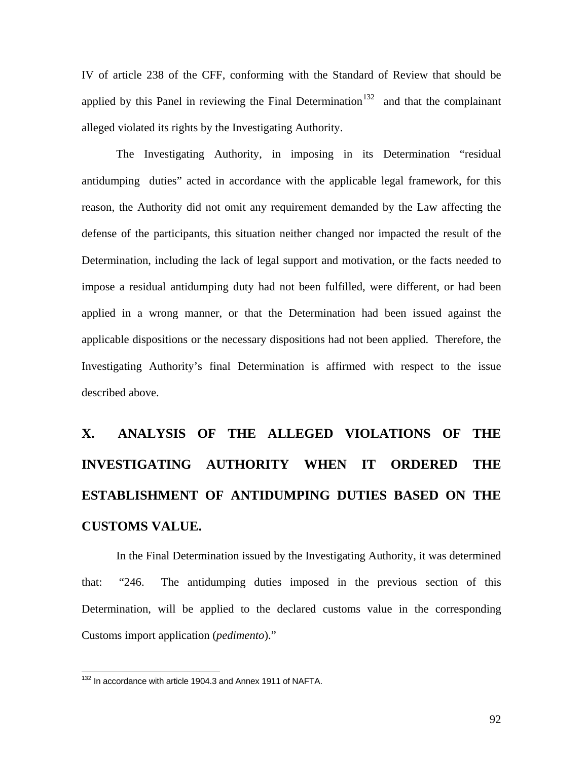IV of article 238 of the CFF, conforming with the Standard of Review that should be applied by this Panel in reviewing the Final Determination[132] and that the complainant alleged violated its rights by the Investigating Authority.

The Investigating Authority, in imposing in its Determination "residual antidumping duties" acted in accordance with the applicable legal framework, for this reason, the Authority did not omit any requirement demanded by the Law affecting the defense of the participants, this situation neither changed nor impacted the result of the Determination, including the lack of legal support and motivation, or the facts needed to impose a residual antidumping duty had not been fulfilled, were different, or had been applied in a wrong manner, or that the Determination had been issued against the applicable dispositions or the necessary dispositions had not been applied. Therefore, the Investigating Authority's final Determination is affirmed with respect to the issue described above.

## X. ANALYSIS OF THE ALLEGED VIOLATIONS OF THE INVESTIGATING AUTHORITY WHEN IT ORDERED THE ESTABLISHMENT OF ANTIDUMPING DUTIES BASED ON THE CUSTOMS VALUE.

In the Final Determination issued by the Investigating Authority, it was determined that: "246. The antidumping duties imposed in the previous section of this Determination, will be applied to the declared customs value in the corresponding Customs import application (*pedimento*)."

---

[132] In accordance with article 1904.3 and Annex 1911 of NAFTA.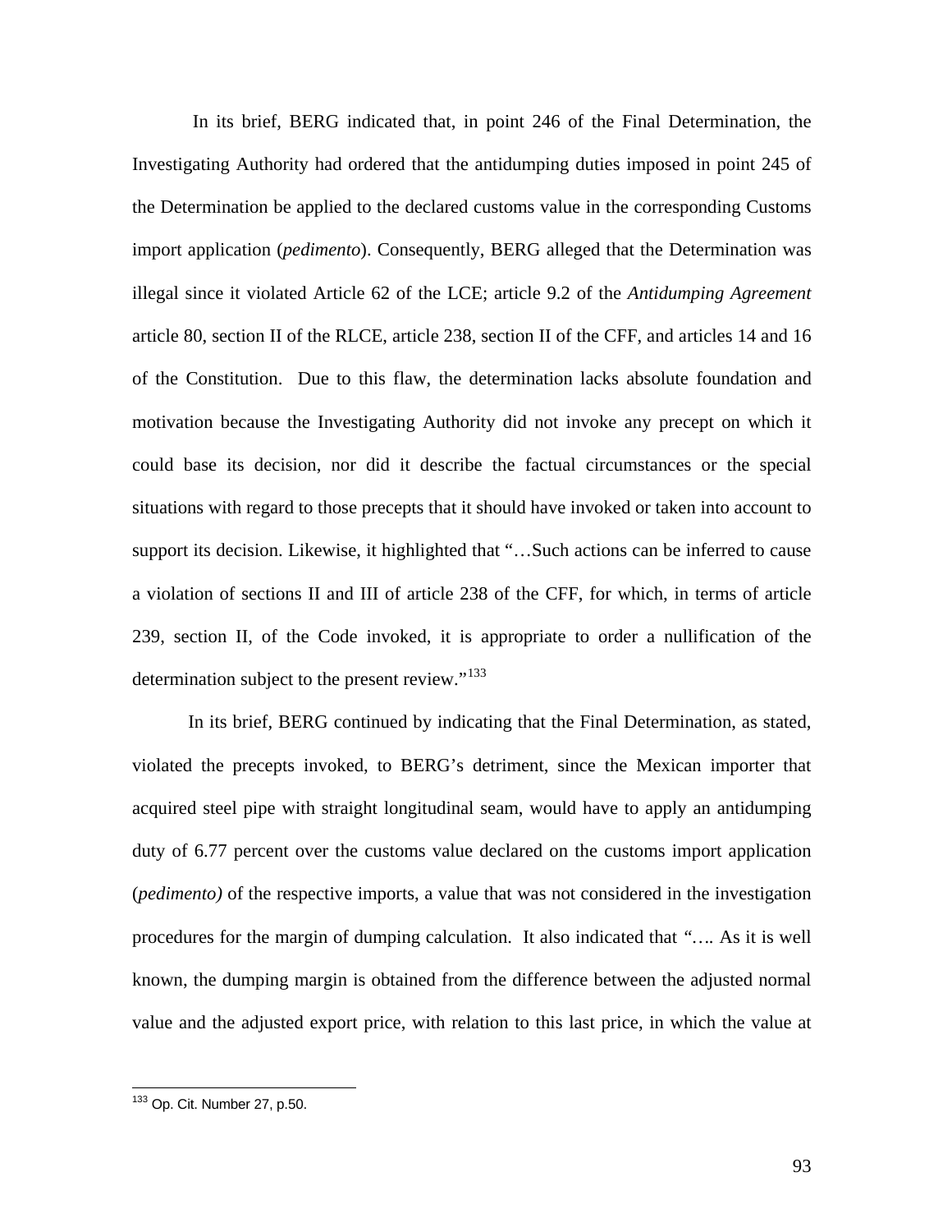In its brief, BERG indicated that, in point 246 of the Final Determination, the Investigating Authority had ordered that the antidumping duties imposed in point 245 of the Determination be applied to the declared customs value in the corresponding Customs import application (*pedimento*). Consequently, BERG alleged that the Determination was illegal since it violated Article 62 of the LCE; article 9.2 of the *Antidumping Agreement* article 80, section II of the RLCE, article 238, section II of the CFF, and articles 14 and 16 of the Constitution. Due to this flaw, the determination lacks absolute foundation and motivation because the Investigating Authority did not invoke any precept on which it could base its decision, nor did it describe the factual circumstances or the special situations with regard to those precepts that it should have invoked or taken into account to support its decision. Likewise, it highlighted that "…Such actions can be inferred to cause a violation of sections II and III of article 238 of the CFF, for which, in terms of article 239, section II, of the Code invoked, it is appropriate to order a nullification of the determination subject to the present review."[133]

In its brief, BERG continued by indicating that the Final Determination, as stated, violated the precepts invoked, to BERG's detriment, since the Mexican importer that acquired steel pipe with straight longitudinal seam, would have to apply an antidumping duty of 6.77 percent over the customs value declared on the customs import application (*pedimento)* of the respective imports, a value that was not considered in the investigation procedures for the margin of dumping calculation. It also indicated that *"….* As it is well known, the dumping margin is obtained from the difference between the adjusted normal value and the adjusted export price, with relation to this last price, in which the value at

---

[133] Op. Cit. Number 27, p.50.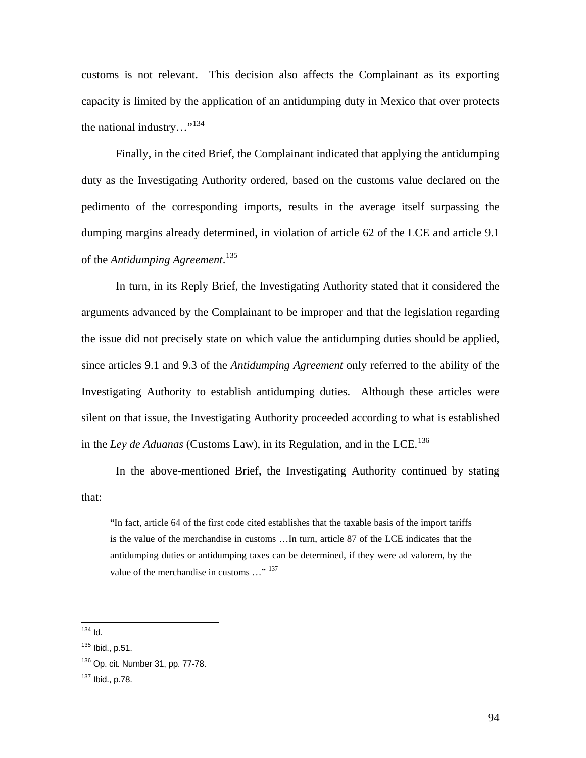customs is not relevant. This decision also affects the Complainant as its exporting capacity is limited by the application of an antidumping duty in Mexico that over protects the national industry…"[134]

Finally, in the cited Brief, the Complainant indicated that applying the antidumping duty as the Investigating Authority ordered, based on the customs value declared on the pedimento of the corresponding imports, results in the average itself surpassing the dumping margins already determined, in violation of article 62 of the LCE and article 9.1 of the *Antidumping Agreement*.[135]

In turn, in its Reply Brief, the Investigating Authority stated that it considered the arguments advanced by the Complainant to be improper and that the legislation regarding the issue did not precisely state on which value the antidumping duties should be applied, since articles 9.1 and 9.3 of the *Antidumping Agreement* only referred to the ability of the Investigating Authority to establish antidumping duties. Although these articles were silent on that issue, the Investigating Authority proceeded according to what is established in the *Ley de Aduanas* (Customs Law), in its Regulation, and in the LCE.[136]

In the above-mentioned Brief, the Investigating Authority continued by stating that:

> "In fact, article 64 of the first code cited establishes that the taxable basis of the import tariffs is the value of the merchandise in customs …In turn, article 87 of the LCE indicates that the antidumping duties or antidumping taxes can be determined, if they were ad valorem, by the value of the merchandise in customs …" [137]

---

[134] Id.

[135] Ibid., p.51.

[136] Op. cit. Number 31, pp. 77-78.

[137] Ibid., p.78.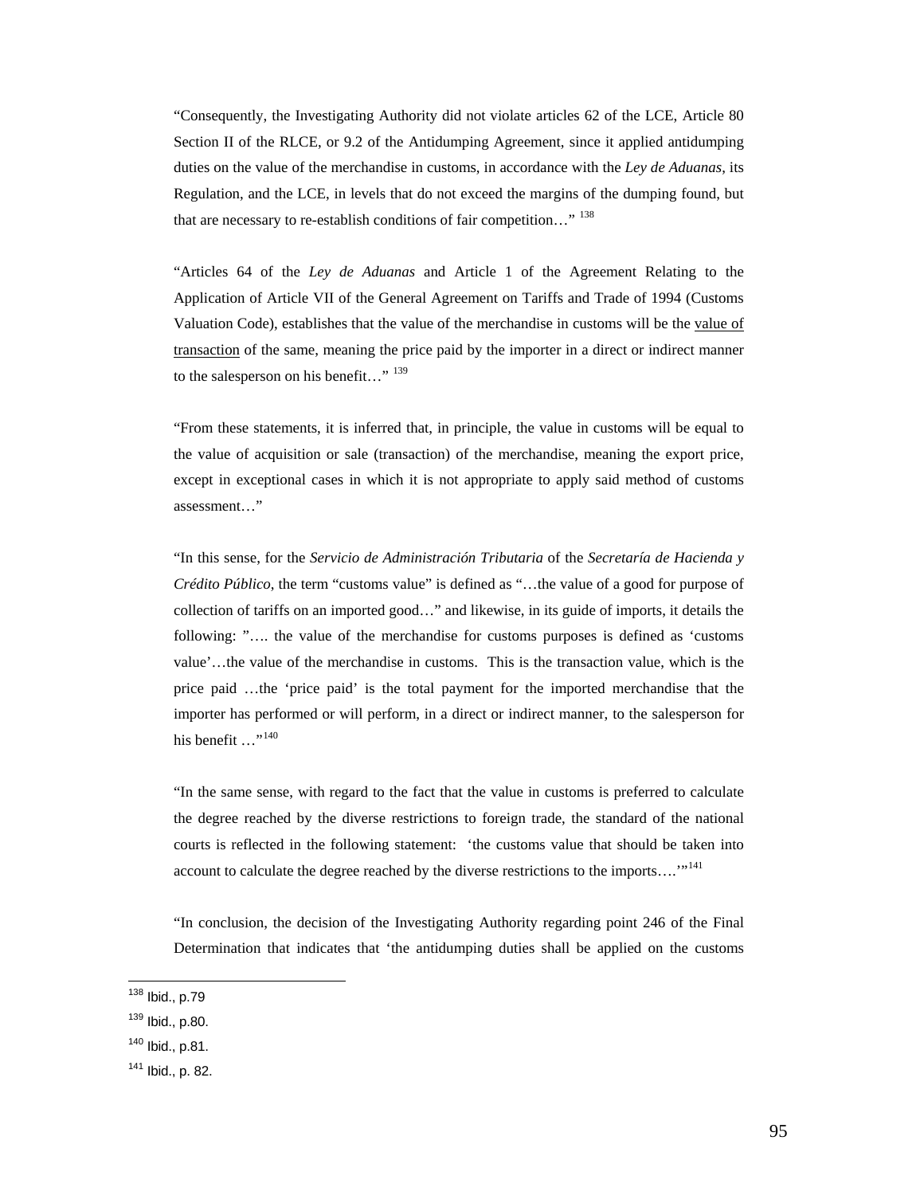"Consequently, the Investigating Authority did not violate articles 62 of the LCE, Article 80 Section II of the RLCE, or 9.2 of the Antidumping Agreement, since it applied antidumping duties on the value of the merchandise in customs, in accordance with the *Ley de Aduanas*, its Regulation, and the LCE, in levels that do not exceed the margins of the dumping found, but that are necessary to re-establish conditions of fair competition…" [138]

"Articles 64 of the *Ley de Aduanas* and Article 1 of the Agreement Relating to the Application of Article VII of the General Agreement on Tariffs and Trade of 1994 (Customs Valuation Code), establishes that the value of the merchandise in customs will be the value of transaction of the same, meaning the price paid by the importer in a direct or indirect manner to the salesperson on his benefit…" [139]

"From these statements, it is inferred that, in principle, the value in customs will be equal to the value of acquisition or sale (transaction) of the merchandise, meaning the export price, except in exceptional cases in which it is not appropriate to apply said method of customs assessment…"

"In this sense, for the *Servicio de Administración Tributaria* of the *Secretaría de Hacienda y Crédito Público*, the term "customs value" is defined as "…the value of a good for purpose of collection of tariffs on an imported good…" and likewise, in its guide of imports, it details the following: "…. the value of the merchandise for customs purposes is defined as 'customs value'…the value of the merchandise in customs. This is the transaction value, which is the price paid …the 'price paid' is the total payment for the imported merchandise that the importer has performed or will perform, in a direct or indirect manner, to the salesperson for his benefit …"[140]

"In the same sense, with regard to the fact that the value in customs is preferred to calculate the degree reached by the diverse restrictions to foreign trade, the standard of the national courts is reflected in the following statement: 'the customs value that should be taken into account to calculate the degree reached by the diverse restrictions to the imports….'"[141]

"In conclusion, the decision of the Investigating Authority regarding point 246 of the Final Determination that indicates that 'the antidumping duties shall be applied on the customs

---

[138] Ibid., p.79

[139] Ibid., p.80.

[140] Ibid., p.81.

[141] Ibid., p. 82.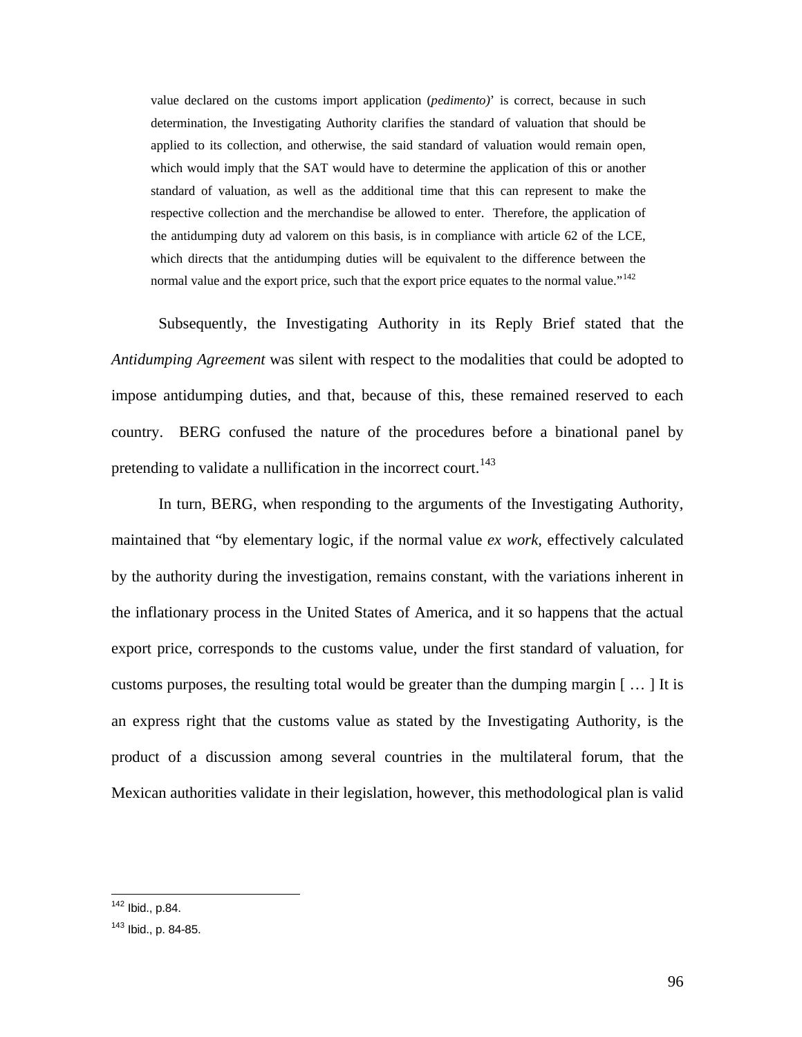> value declared on the customs import application (*pedimento*)' is correct, because in such determination, the Investigating Authority clarifies the standard of valuation that should be applied to its collection, and otherwise, the said standard of valuation would remain open, which would imply that the SAT would have to determine the application of this or another standard of valuation, as well as the additional time that this can represent to make the respective collection and the merchandise be allowed to enter. Therefore, the application of the antidumping duty ad valorem on this basis, is in compliance with article 62 of the LCE, which directs that the antidumping duties will be equivalent to the difference between the normal value and the export price, such that the export price equates to the normal value."[142]

Subsequently, the Investigating Authority in its Reply Brief stated that the *Antidumping Agreement* was silent with respect to the modalities that could be adopted to impose antidumping duties, and that, because of this, these remained reserved to each country. BERG confused the nature of the procedures before a binational panel by pretending to validate a nullification in the incorrect court.[143]

In turn, BERG, when responding to the arguments of the Investigating Authority, maintained that "by elementary logic, if the normal value *ex work*, effectively calculated by the authority during the investigation, remains constant, with the variations inherent in the inflationary process in the United States of America, and it so happens that the actual export price, corresponds to the customs value, under the first standard of valuation, for customs purposes, the resulting total would be greater than the dumping margin [ … ] It is an express right that the customs value as stated by the Investigating Authority, is the product of a discussion among several countries in the multilateral forum, that the Mexican authorities validate in their legislation, however, this methodological plan is valid

---

[142] Ibid., p.84.

[143] Ibid., p. 84-85.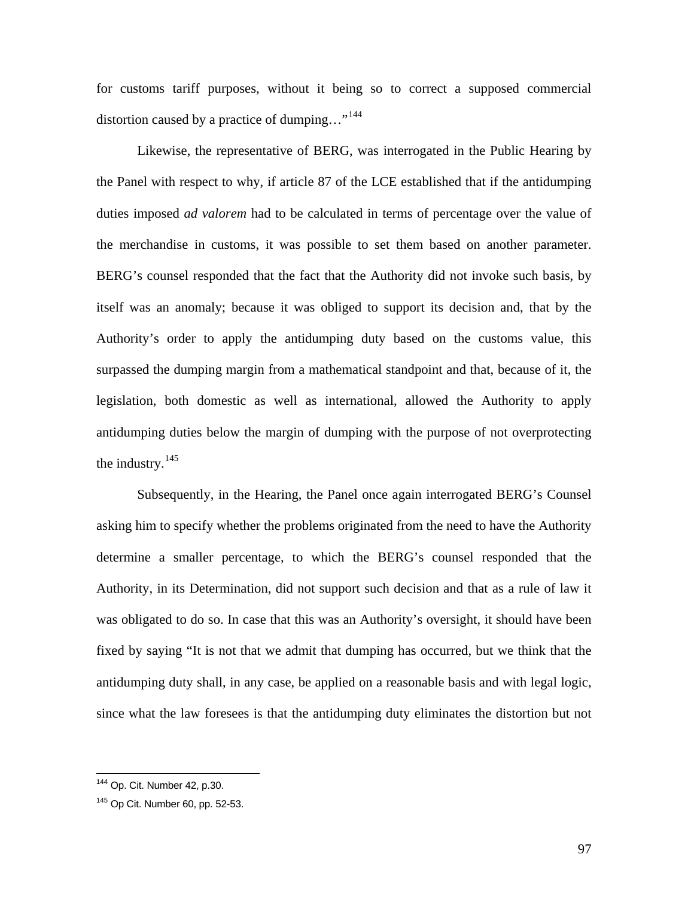for customs tariff purposes, without it being so to correct a supposed commercial distortion caused by a practice of dumping…"[144]

Likewise, the representative of BERG, was interrogated in the Public Hearing by the Panel with respect to why, if article 87 of the LCE established that if the antidumping duties imposed *ad valorem* had to be calculated in terms of percentage over the value of the merchandise in customs, it was possible to set them based on another parameter. BERG's counsel responded that the fact that the Authority did not invoke such basis, by itself was an anomaly; because it was obliged to support its decision and, that by the Authority's order to apply the antidumping duty based on the customs value, this surpassed the dumping margin from a mathematical standpoint and that, because of it, the legislation, both domestic as well as international, allowed the Authority to apply antidumping duties below the margin of dumping with the purpose of not overprotecting the industry.[145]

Subsequently, in the Hearing, the Panel once again interrogated BERG's Counsel asking him to specify whether the problems originated from the need to have the Authority determine a smaller percentage, to which the BERG's counsel responded that the Authority, in its Determination, did not support such decision and that as a rule of law it was obligated to do so. In case that this was an Authority's oversight, it should have been fixed by saying "It is not that we admit that dumping has occurred, but we think that the antidumping duty shall, in any case, be applied on a reasonable basis and with legal logic, since what the law foresees is that the antidumping duty eliminates the distortion but not

[144] Op. Cit. Number 42, p.30.

[145] Op Cit. Number 60, pp. 52-53.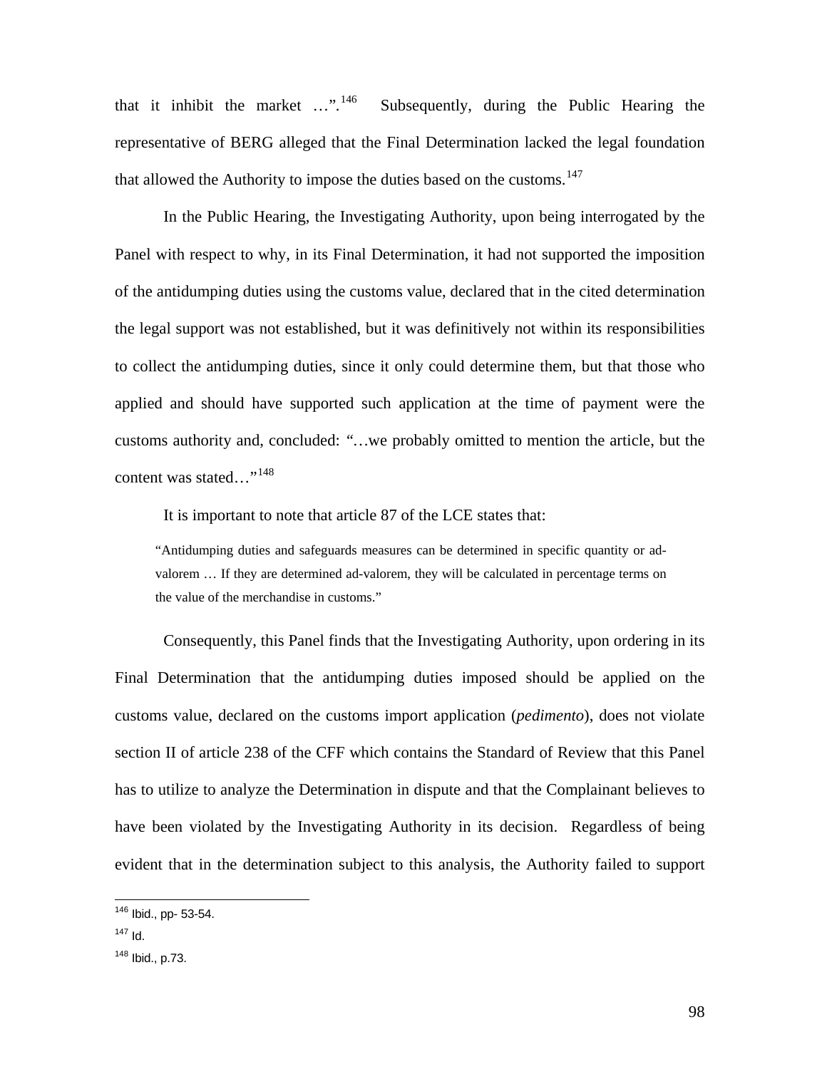that it inhibit the market …".[146] Subsequently, during the Public Hearing the representative of BERG alleged that the Final Determination lacked the legal foundation that allowed the Authority to impose the duties based on the customs.[147]

In the Public Hearing, the Investigating Authority, upon being interrogated by the Panel with respect to why, in its Final Determination, it had not supported the imposition of the antidumping duties using the customs value, declared that in the cited determination the legal support was not established, but it was definitively not within its responsibilities to collect the antidumping duties, since it only could determine them, but that those who applied and should have supported such application at the time of payment were the customs authority and, concluded: "…we probably omitted to mention the article, but the content was stated…"[148]

It is important to note that article 87 of the LCE states that:

> "Antidumping duties and safeguards measures can be determined in specific quantity or ad-valorem … If they are determined ad-valorem, they will be calculated in percentage terms on the value of the merchandise in customs."

Consequently, this Panel finds that the Investigating Authority, upon ordering in its Final Determination that the antidumping duties imposed should be applied on the customs value, declared on the customs import application (*pedimento*), does not violate section II of article 238 of the CFF which contains the Standard of Review that this Panel has to utilize to analyze the Determination in dispute and that the Complainant believes to have been violated by the Investigating Authority in its decision. Regardless of being evident that in the determination subject to this analysis, the Authority failed to support

---

[146] Ibid., pp- 53-54.

[147] Id.

[148] Ibid., p.73.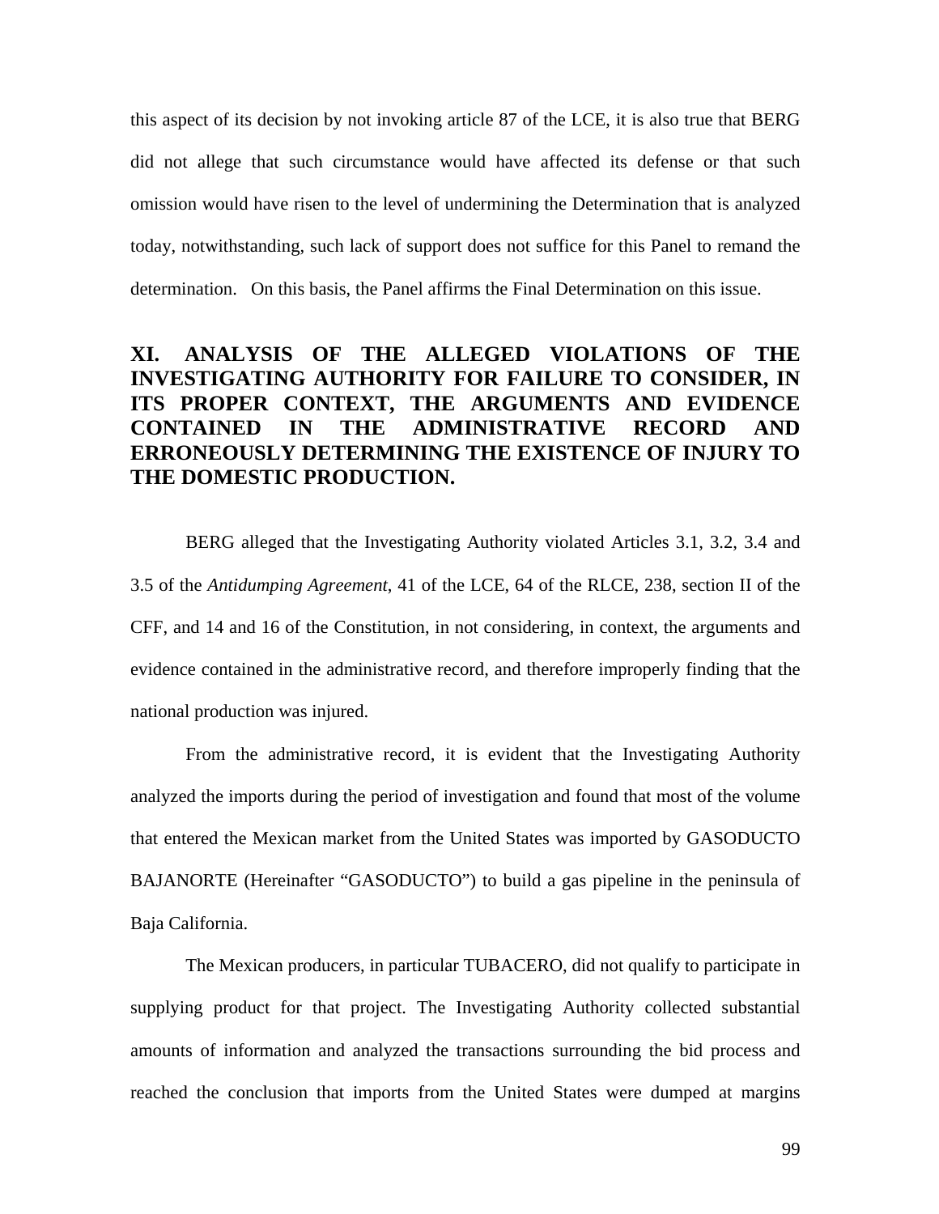this aspect of its decision by not invoking article 87 of the LCE, it is also true that BERG did not allege that such circumstance would have affected its defense or that such omission would have risen to the level of undermining the Determination that is analyzed today, notwithstanding, such lack of support does not suffice for this Panel to remand the determination. On this basis, the Panel affirms the Final Determination on this issue.

## XI. ANALYSIS OF THE ALLEGED VIOLATIONS OF THE INVESTIGATING AUTHORITY FOR FAILURE TO CONSIDER, IN ITS PROPER CONTEXT, THE ARGUMENTS AND EVIDENCE CONTAINED IN THE ADMINISTRATIVE RECORD AND ERRONEOUSLY DETERMINING THE EXISTENCE OF INJURY TO THE DOMESTIC PRODUCTION.

BERG alleged that the Investigating Authority violated Articles 3.1, 3.2, 3.4 and 3.5 of the *Antidumping Agreement*, 41 of the LCE, 64 of the RLCE, 238, section II of the CFF, and 14 and 16 of the Constitution, in not considering, in context, the arguments and evidence contained in the administrative record, and therefore improperly finding that the national production was injured.

From the administrative record, it is evident that the Investigating Authority analyzed the imports during the period of investigation and found that most of the volume that entered the Mexican market from the United States was imported by GASODUCTO BAJANORTE (Hereinafter "GASODUCTO") to build a gas pipeline in the peninsula of Baja California.

The Mexican producers, in particular TUBACERO, did not qualify to participate in supplying product for that project. The Investigating Authority collected substantial amounts of information and analyzed the transactions surrounding the bid process and reached the conclusion that imports from the United States were dumped at margins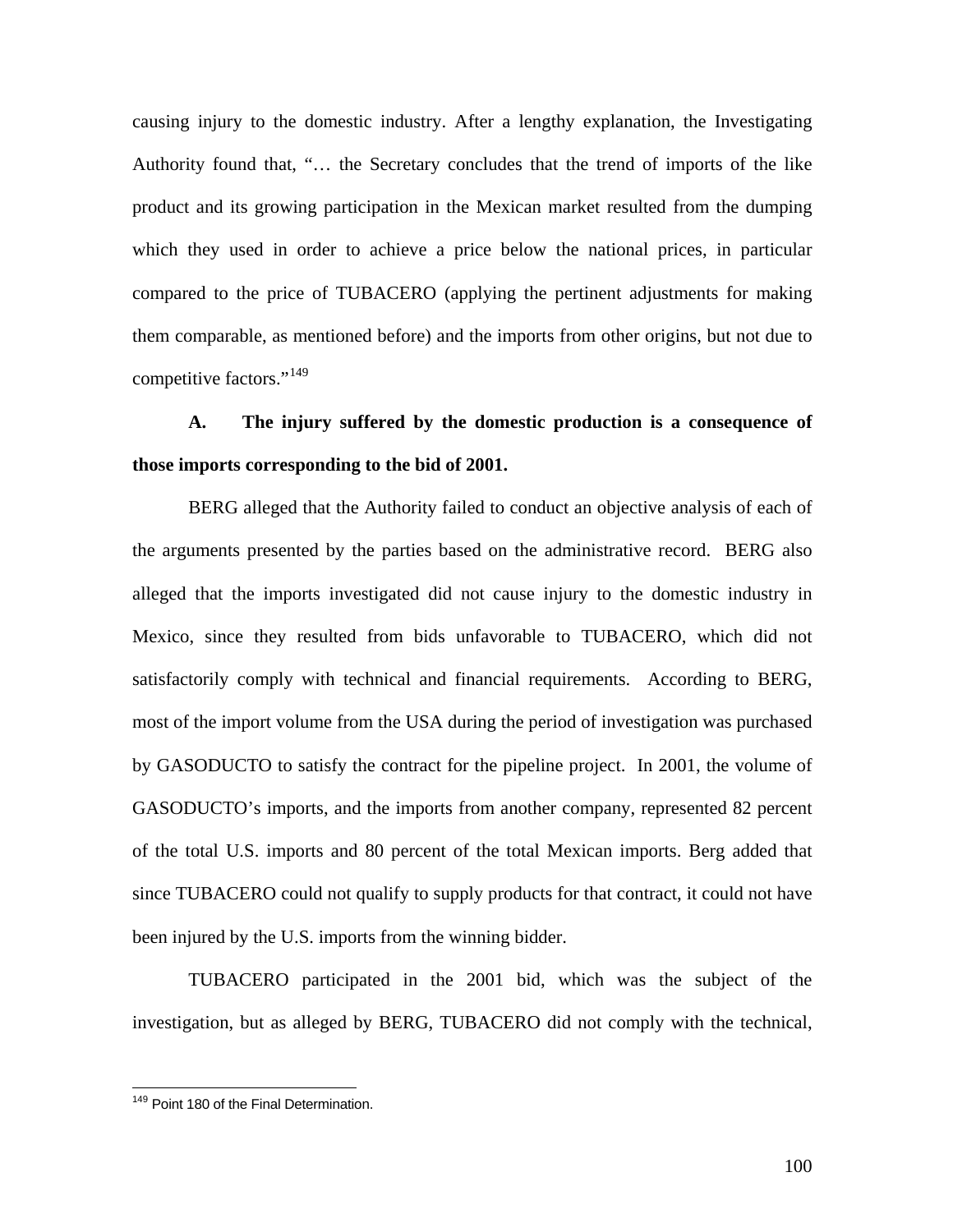causing injury to the domestic industry. After a lengthy explanation, the Investigating Authority found that, "… the Secretary concludes that the trend of imports of the like product and its growing participation in the Mexican market resulted from the dumping which they used in order to achieve a price below the national prices, in particular compared to the price of TUBACERO (applying the pertinent adjustments for making them comparable, as mentioned before) and the imports from other origins, but not due to competitive factors."[149]

**A. The injury suffered by the domestic production is a consequence of those imports corresponding to the bid of 2001.**

BERG alleged that the Authority failed to conduct an objective analysis of each of the arguments presented by the parties based on the administrative record. BERG also alleged that the imports investigated did not cause injury to the domestic industry in Mexico, since they resulted from bids unfavorable to TUBACERO, which did not satisfactorily comply with technical and financial requirements. According to BERG, most of the import volume from the USA during the period of investigation was purchased by GASODUCTO to satisfy the contract for the pipeline project. In 2001, the volume of GASODUCTO's imports, and the imports from another company, represented 82 percent of the total U.S. imports and 80 percent of the total Mexican imports. Berg added that since TUBACERO could not qualify to supply products for that contract, it could not have been injured by the U.S. imports from the winning bidder.

TUBACERO participated in the 2001 bid, which was the subject of the investigation, but as alleged by BERG, TUBACERO did not comply with the technical,

[149] Point 180 of the Final Determination.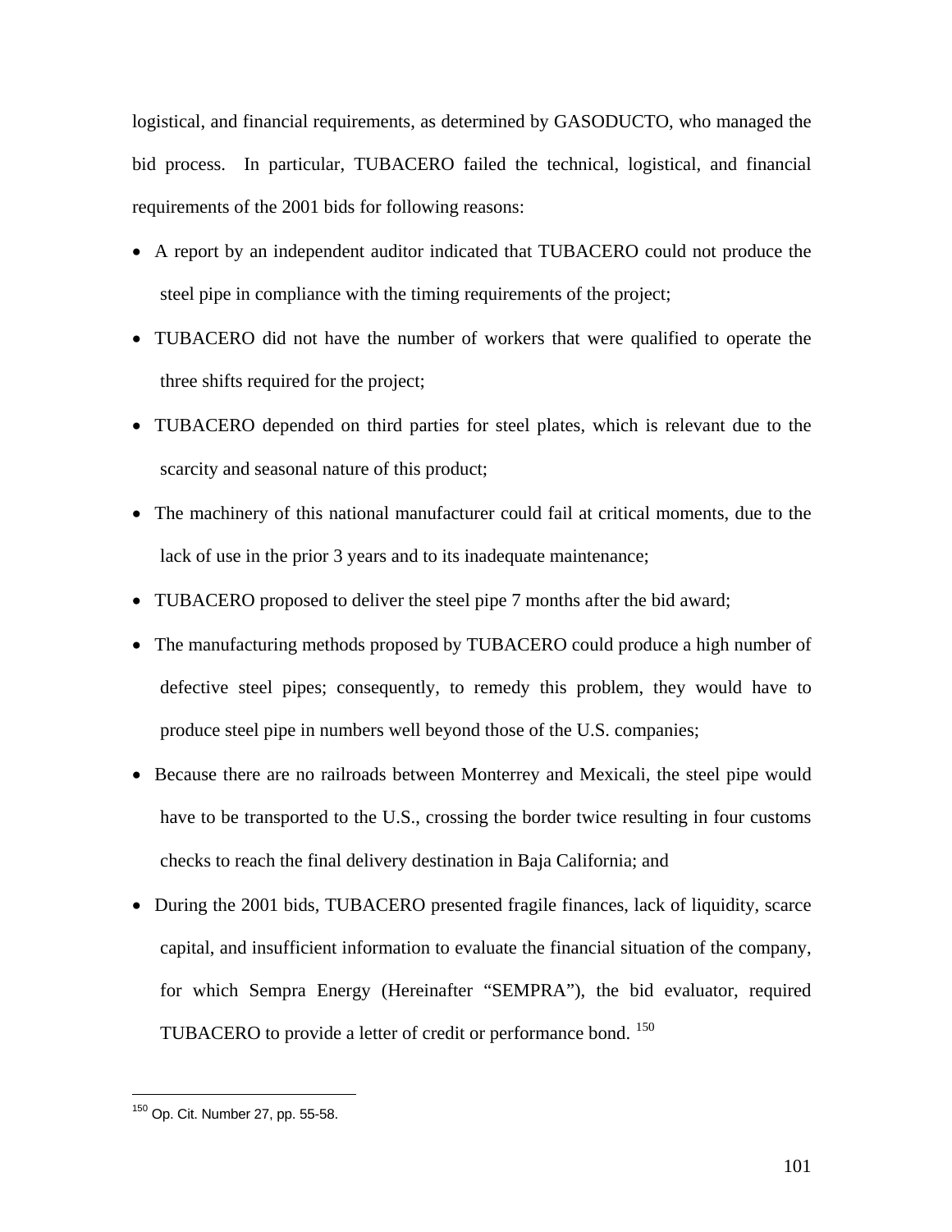logistical, and financial requirements, as determined by GASODUCTO, who managed the bid process. In particular, TUBACERO failed the technical, logistical, and financial requirements of the 2001 bids for following reasons:

- A report by an independent auditor indicated that TUBACERO could not produce the steel pipe in compliance with the timing requirements of the project;
- TUBACERO did not have the number of workers that were qualified to operate the three shifts required for the project;
- TUBACERO depended on third parties for steel plates, which is relevant due to the scarcity and seasonal nature of this product;
- The machinery of this national manufacturer could fail at critical moments, due to the lack of use in the prior 3 years and to its inadequate maintenance;
- TUBACERO proposed to deliver the steel pipe 7 months after the bid award;
- The manufacturing methods proposed by TUBACERO could produce a high number of defective steel pipes; consequently, to remedy this problem, they would have to produce steel pipe in numbers well beyond those of the U.S. companies;
- Because there are no railroads between Monterrey and Mexicali, the steel pipe would have to be transported to the U.S., crossing the border twice resulting in four customs checks to reach the final delivery destination in Baja California; and
- During the 2001 bids, TUBACERO presented fragile finances, lack of liquidity, scarce capital, and insufficient information to evaluate the financial situation of the company, for which Sempra Energy (Hereinafter "SEMPRA"), the bid evaluator, required TUBACERO to provide a letter of credit or performance bond. [150]

---

[150] Op. Cit. Number 27, pp. 55-58.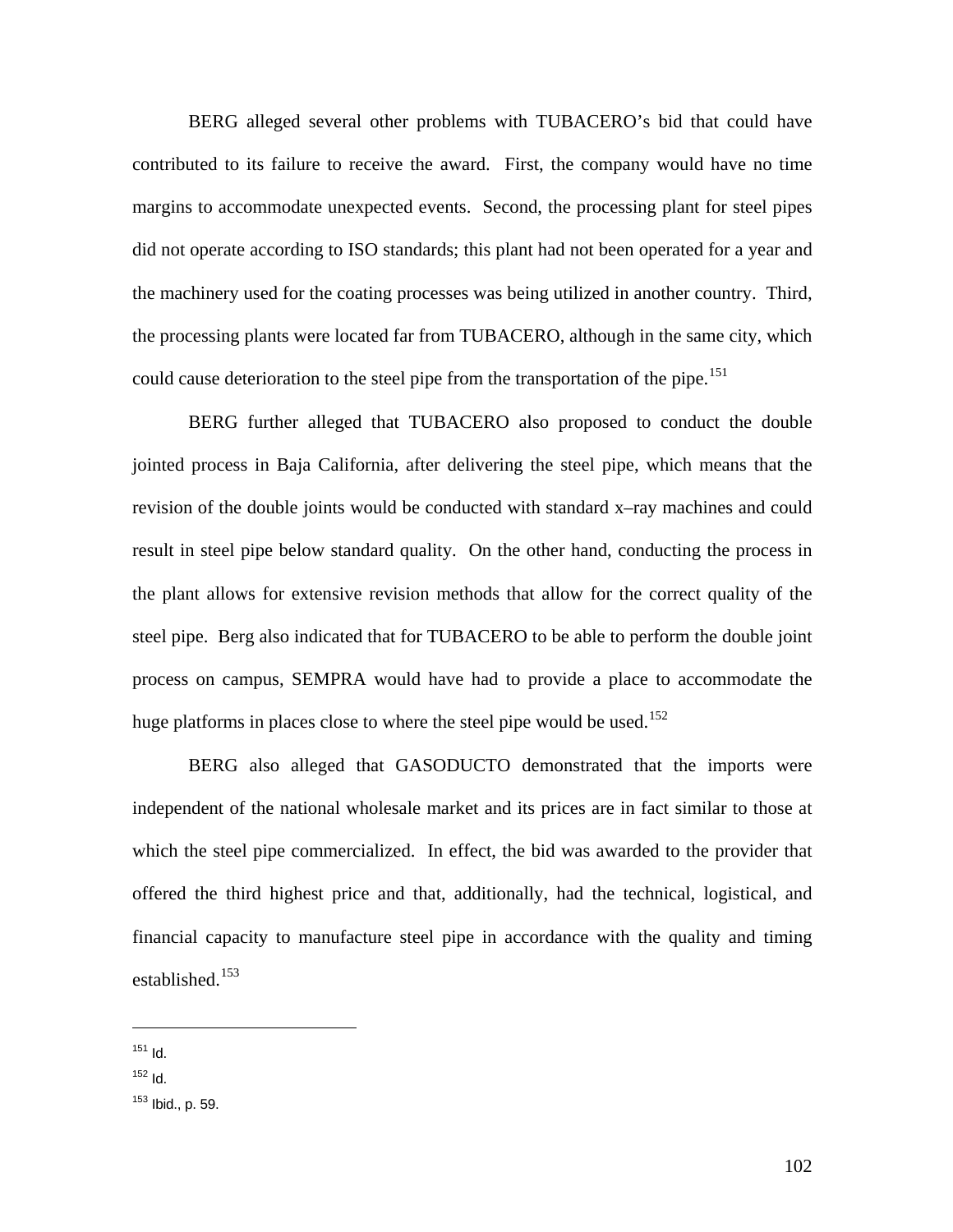BERG alleged several other problems with TUBACERO's bid that could have contributed to its failure to receive the award. First, the company would have no time margins to accommodate unexpected events. Second, the processing plant for steel pipes did not operate according to ISO standards; this plant had not been operated for a year and the machinery used for the coating processes was being utilized in another country. Third, the processing plants were located far from TUBACERO, although in the same city, which could cause deterioration to the steel pipe from the transportation of the pipe.[151]

BERG further alleged that TUBACERO also proposed to conduct the double jointed process in Baja California, after delivering the steel pipe, which means that the revision of the double joints would be conducted with standard x–ray machines and could result in steel pipe below standard quality. On the other hand, conducting the process in the plant allows for extensive revision methods that allow for the correct quality of the steel pipe. Berg also indicated that for TUBACERO to be able to perform the double joint process on campus, SEMPRA would have had to provide a place to accommodate the huge platforms in places close to where the steel pipe would be used.[152]

BERG also alleged that GASODUCTO demonstrated that the imports were independent of the national wholesale market and its prices are in fact similar to those at which the steel pipe commercialized. In effect, the bid was awarded to the provider that offered the third highest price and that, additionally, had the technical, logistical, and financial capacity to manufacture steel pipe in accordance with the quality and timing established.[153]

---

[151] Id.

[152] Id.

[153] Ibid., p. 59.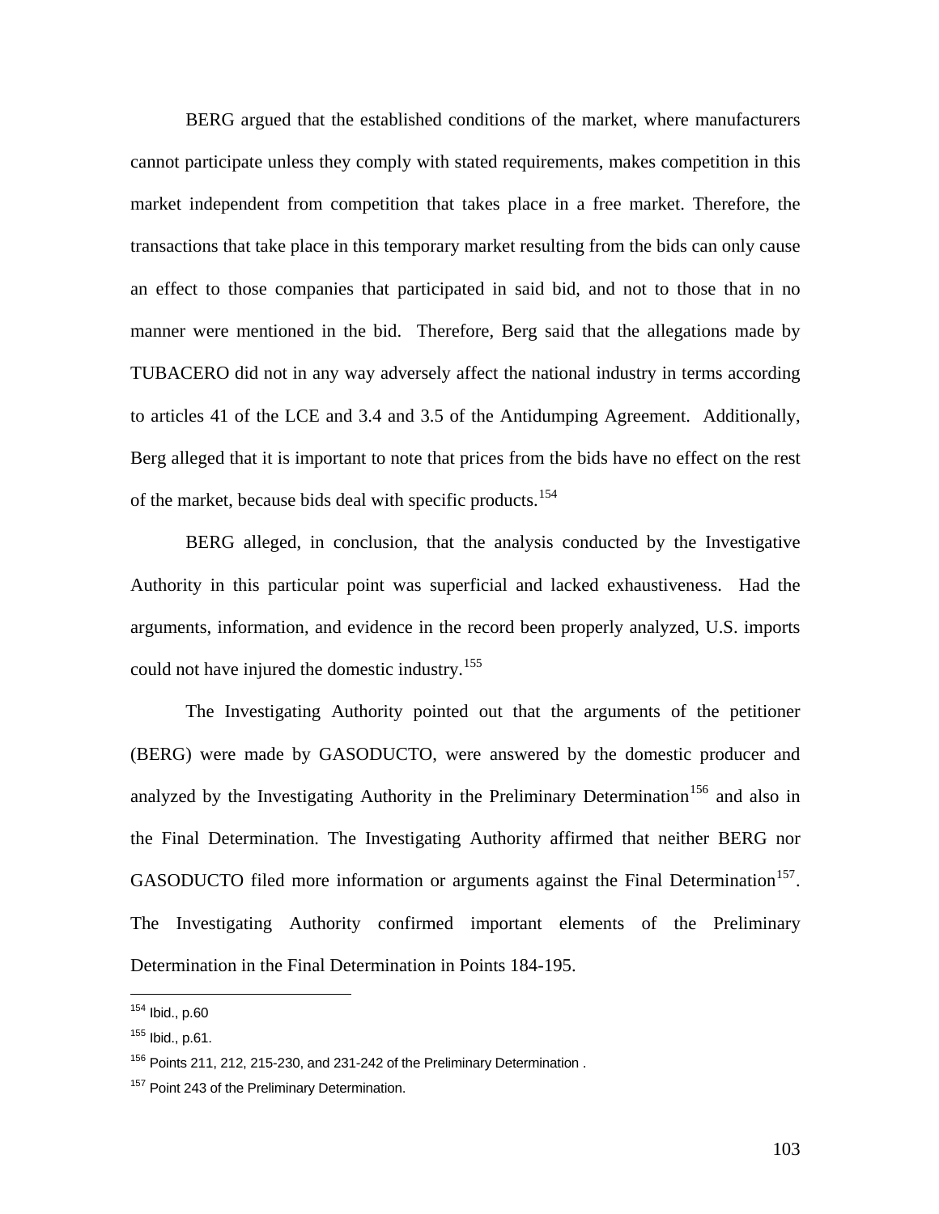BERG argued that the established conditions of the market, where manufacturers cannot participate unless they comply with stated requirements, makes competition in this market independent from competition that takes place in a free market. Therefore, the transactions that take place in this temporary market resulting from the bids can only cause an effect to those companies that participated in said bid, and not to those that in no manner were mentioned in the bid. Therefore, Berg said that the allegations made by TUBACERO did not in any way adversely affect the national industry in terms according to articles 41 of the LCE and 3.4 and 3.5 of the Antidumping Agreement. Additionally, Berg alleged that it is important to note that prices from the bids have no effect on the rest of the market, because bids deal with specific products.[154]

BERG alleged, in conclusion, that the analysis conducted by the Investigative Authority in this particular point was superficial and lacked exhaustiveness. Had the arguments, information, and evidence in the record been properly analyzed, U.S. imports could not have injured the domestic industry.[155]

The Investigating Authority pointed out that the arguments of the petitioner (BERG) were made by GASODUCTO, were answered by the domestic producer and analyzed by the Investigating Authority in the Preliminary Determination[156] and also in the Final Determination. The Investigating Authority affirmed that neither BERG nor GASODUCTO filed more information or arguments against the Final Determination[157]. The Investigating Authority confirmed important elements of the Preliminary Determination in the Final Determination in Points 184-195.

---

[154] Ibid., p.60

[155] Ibid., p.61.

[156] Points 211, 212, 215-230, and 231-242 of the Preliminary Determination .

[157] Point 243 of the Preliminary Determination.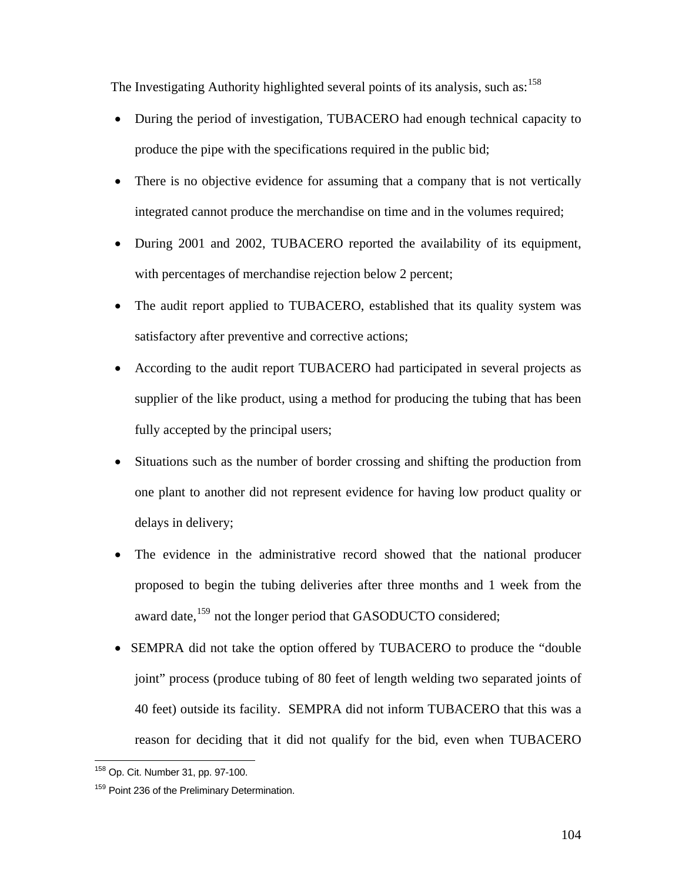The Investigating Authority highlighted several points of its analysis, such as:[158]

- During the period of investigation, TUBACERO had enough technical capacity to produce the pipe with the specifications required in the public bid;
- There is no objective evidence for assuming that a company that is not vertically integrated cannot produce the merchandise on time and in the volumes required;
- During 2001 and 2002, TUBACERO reported the availability of its equipment, with percentages of merchandise rejection below 2 percent;
- The audit report applied to TUBACERO, established that its quality system was satisfactory after preventive and corrective actions;
- According to the audit report TUBACERO had participated in several projects as supplier of the like product, using a method for producing the tubing that has been fully accepted by the principal users;
- Situations such as the number of border crossing and shifting the production from one plant to another did not represent evidence for having low product quality or delays in delivery;
- The evidence in the administrative record showed that the national producer proposed to begin the tubing deliveries after three months and 1 week from the award date,[159] not the longer period that GASODUCTO considered;
- SEMPRA did not take the option offered by TUBACERO to produce the "double joint" process (produce tubing of 80 feet of length welding two separated joints of 40 feet) outside its facility. SEMPRA did not inform TUBACERO that this was a reason for deciding that it did not qualify for the bid, even when TUBACERO

[158] Op. Cit. Number 31, pp. 97-100.

[159] Point 236 of the Preliminary Determination.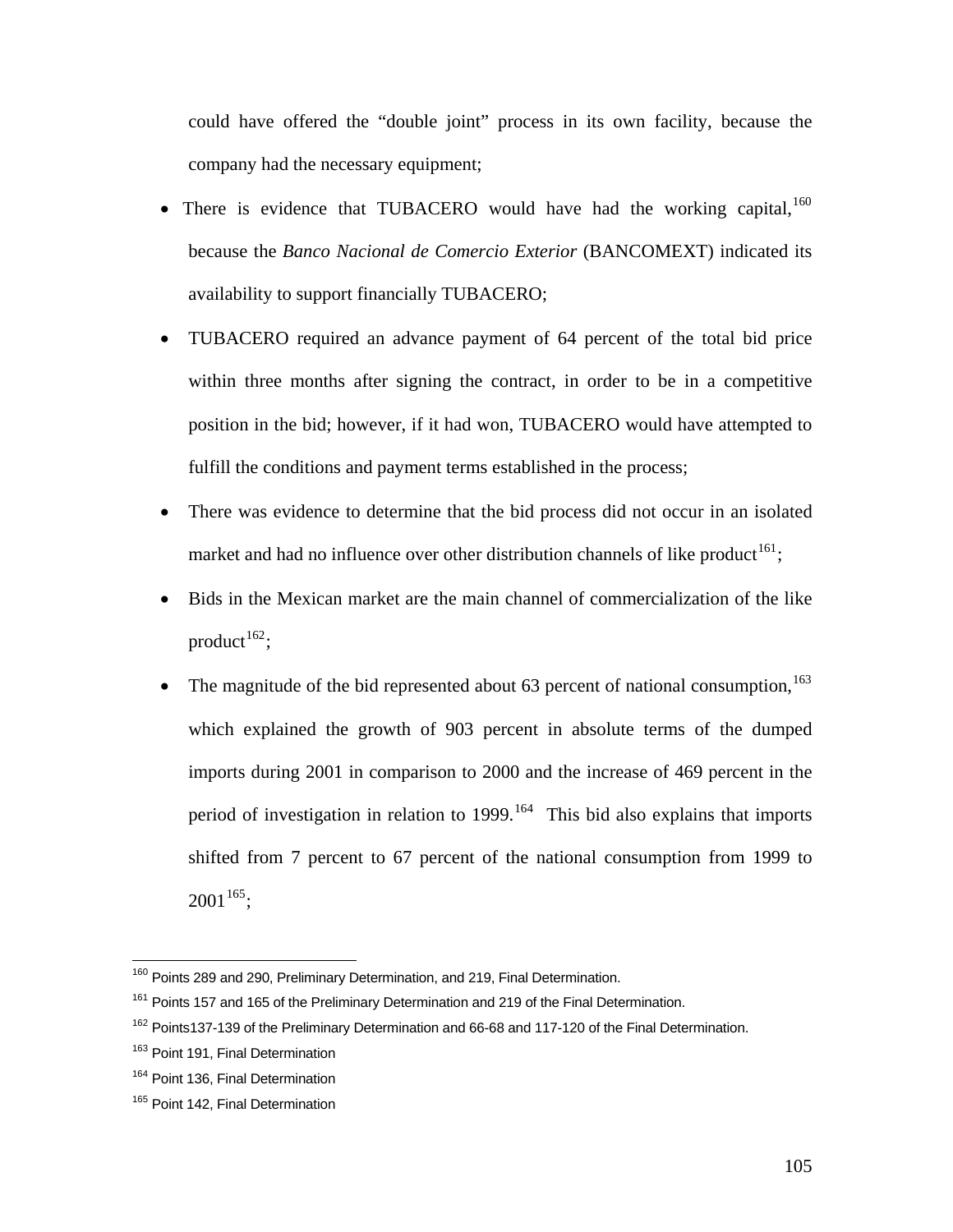could have offered the "double joint" process in its own facility, because the company had the necessary equipment;

- There is evidence that TUBACERO would have had the working capital,[160] because the *Banco Nacional de Comercio Exterior* (BANCOMEXT) indicated its availability to support financially TUBACERO;
- TUBACERO required an advance payment of 64 percent of the total bid price within three months after signing the contract, in order to be in a competitive position in the bid; however, if it had won, TUBACERO would have attempted to fulfill the conditions and payment terms established in the process;
- There was evidence to determine that the bid process did not occur in an isolated market and had no influence over other distribution channels of like product[161];
- Bids in the Mexican market are the main channel of commercialization of the like product[162];
- The magnitude of the bid represented about 63 percent of national consumption,[163] which explained the growth of 903 percent in absolute terms of the dumped imports during 2001 in comparison to 2000 and the increase of 469 percent in the period of investigation in relation to 1999.[164] This bid also explains that imports shifted from 7 percent to 67 percent of the national consumption from 1999 to 2001[165];

---

[160] Points 289 and 290, Preliminary Determination, and 219, Final Determination.

[161] Points 157 and 165 of the Preliminary Determination and 219 of the Final Determination.

[162] Points137-139 of the Preliminary Determination and 66-68 and 117-120 of the Final Determination.

[163] Point 191, Final Determination

[164] Point 136, Final Determination

[165] Point 142, Final Determination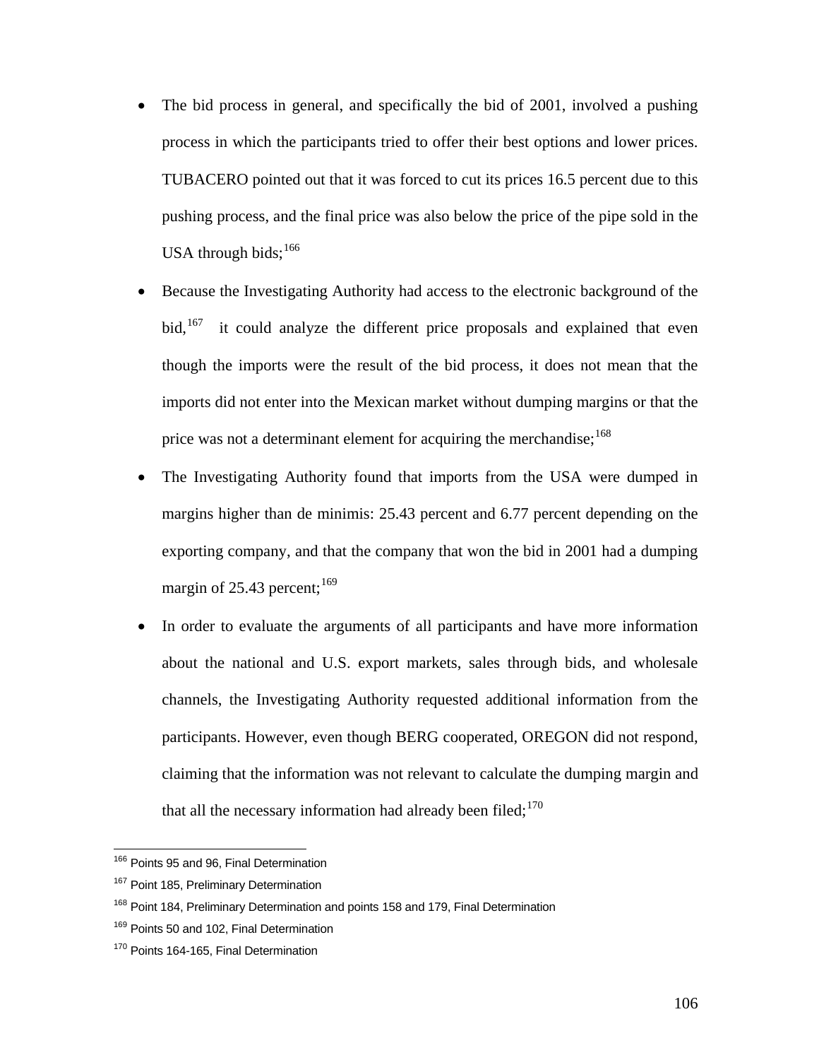- The bid process in general, and specifically the bid of 2001, involved a pushing process in which the participants tried to offer their best options and lower prices. TUBACERO pointed out that it was forced to cut its prices 16.5 percent due to this pushing process, and the final price was also below the price of the pipe sold in the USA through bids;[166]
- Because the Investigating Authority had access to the electronic background of the bid,[167] it could analyze the different price proposals and explained that even though the imports were the result of the bid process, it does not mean that the imports did not enter into the Mexican market without dumping margins or that the price was not a determinant element for acquiring the merchandise;[168]
- The Investigating Authority found that imports from the USA were dumped in margins higher than de minimis: 25.43 percent and 6.77 percent depending on the exporting company, and that the company that won the bid in 2001 had a dumping margin of 25.43 percent;[169]
- In order to evaluate the arguments of all participants and have more information about the national and U.S. export markets, sales through bids, and wholesale channels, the Investigating Authority requested additional information from the participants. However, even though BERG cooperated, OREGON did not respond, claiming that the information was not relevant to calculate the dumping margin and that all the necessary information had already been filed;[170]

---

[166] Points 95 and 96, Final Determination

[167] Point 185, Preliminary Determination

[168] Point 184, Preliminary Determination and points 158 and 179, Final Determination

[169] Points 50 and 102, Final Determination

[170] Points 164-165, Final Determination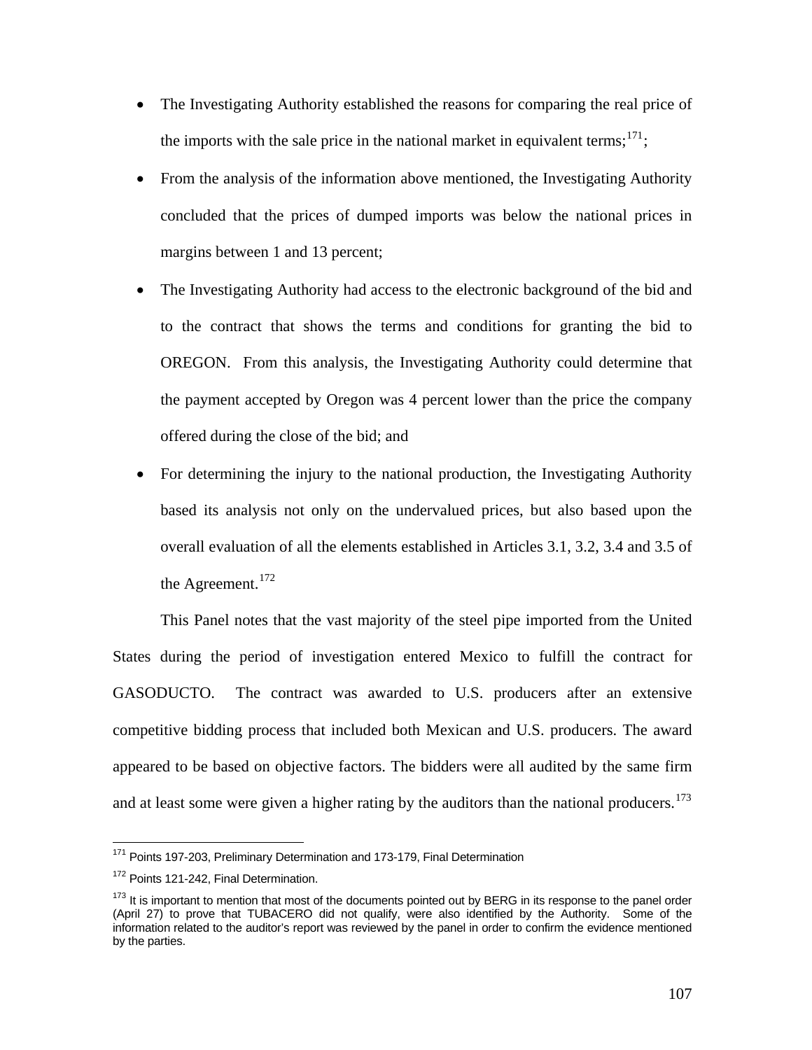- The Investigating Authority established the reasons for comparing the real price of the imports with the sale price in the national market in equivalent terms;[171];
- From the analysis of the information above mentioned, the Investigating Authority concluded that the prices of dumped imports was below the national prices in margins between 1 and 13 percent;
- The Investigating Authority had access to the electronic background of the bid and to the contract that shows the terms and conditions for granting the bid to OREGON. From this analysis, the Investigating Authority could determine that the payment accepted by Oregon was 4 percent lower than the price the company offered during the close of the bid; and
- For determining the injury to the national production, the Investigating Authority based its analysis not only on the undervalued prices, but also based upon the overall evaluation of all the elements established in Articles 3.1, 3.2, 3.4 and 3.5 of the Agreement.[172]

This Panel notes that the vast majority of the steel pipe imported from the United States during the period of investigation entered Mexico to fulfill the contract for GASODUCTO. The contract was awarded to U.S. producers after an extensive competitive bidding process that included both Mexican and U.S. producers. The award appeared to be based on objective factors. The bidders were all audited by the same firm and at least some were given a higher rating by the auditors than the national producers.[173]

---

[171] Points 197-203, Preliminary Determination and 173-179, Final Determination

[172] Points 121-242, Final Determination.

[173] It is important to mention that most of the documents pointed out by BERG in its response to the panel order (April 27) to prove that TUBACERO did not qualify, were also identified by the Authority. Some of the information related to the auditor's report was reviewed by the panel in order to confirm the evidence mentioned by the parties.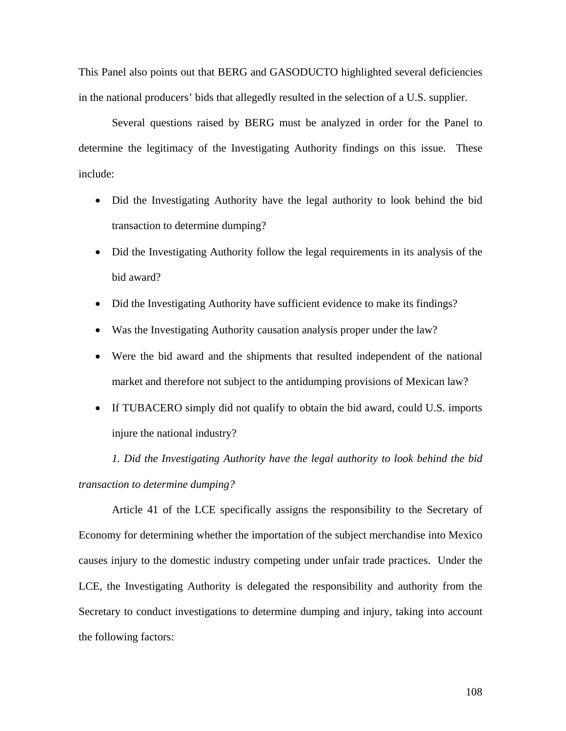This Panel also points out that BERG and GASODUCTO highlighted several deficiencies in the national producers' bids that allegedly resulted in the selection of a U.S. supplier.

Several questions raised by BERG must be analyzed in order for the Panel to determine the legitimacy of the Investigating Authority findings on this issue. These include:

- Did the Investigating Authority have the legal authority to look behind the bid transaction to determine dumping?
- Did the Investigating Authority follow the legal requirements in its analysis of the bid award?
- Did the Investigating Authority have sufficient evidence to make its findings?
- Was the Investigating Authority causation analysis proper under the law?
- Were the bid award and the shipments that resulted independent of the national market and therefore not subject to the antidumping provisions of Mexican law?
- If TUBACERO simply did not qualify to obtain the bid award, could U.S. imports injure the national industry?

*1. Did the Investigating Authority have the legal authority to look behind the bid transaction to determine dumping?*

Article 41 of the LCE specifically assigns the responsibility to the Secretary of Economy for determining whether the importation of the subject merchandise into Mexico causes injury to the domestic industry competing under unfair trade practices. Under the LCE, the Investigating Authority is delegated the responsibility and authority from the Secretary to conduct investigations to determine dumping and injury, taking into account the following factors: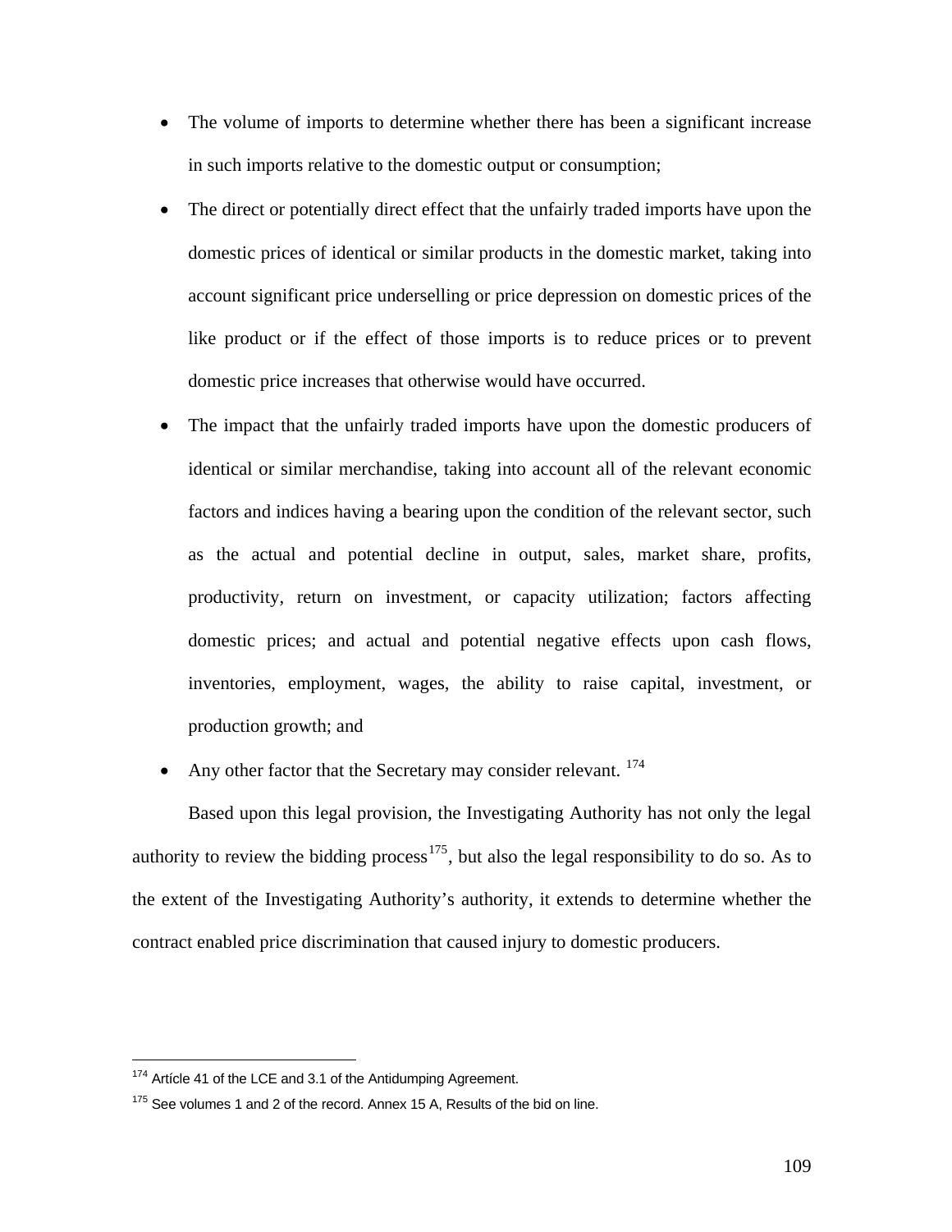- The volume of imports to determine whether there has been a significant increase in such imports relative to the domestic output or consumption;
- The direct or potentially direct effect that the unfairly traded imports have upon the domestic prices of identical or similar products in the domestic market, taking into account significant price underselling or price depression on domestic prices of the like product or if the effect of those imports is to reduce prices or to prevent domestic price increases that otherwise would have occurred.
- The impact that the unfairly traded imports have upon the domestic producers of identical or similar merchandise, taking into account all of the relevant economic factors and indices having a bearing upon the condition of the relevant sector, such as the actual and potential decline in output, sales, market share, profits, productivity, return on investment, or capacity utilization; factors affecting domestic prices; and actual and potential negative effects upon cash flows, inventories, employment, wages, the ability to raise capital, investment, or production growth; and
- Any other factor that the Secretary may consider relevant. [174]

Based upon this legal provision, the Investigating Authority has not only the legal authority to review the bidding process[175], but also the legal responsibility to do so. As to the extent of the Investigating Authority's authority, it extends to determine whether the contract enabled price discrimination that caused injury to domestic producers.

---

[174] Artícle 41 of the LCE and 3.1 of the Antidumping Agreement.

[175] See volumes 1 and 2 of the record. Annex 15 A, Results of the bid on line.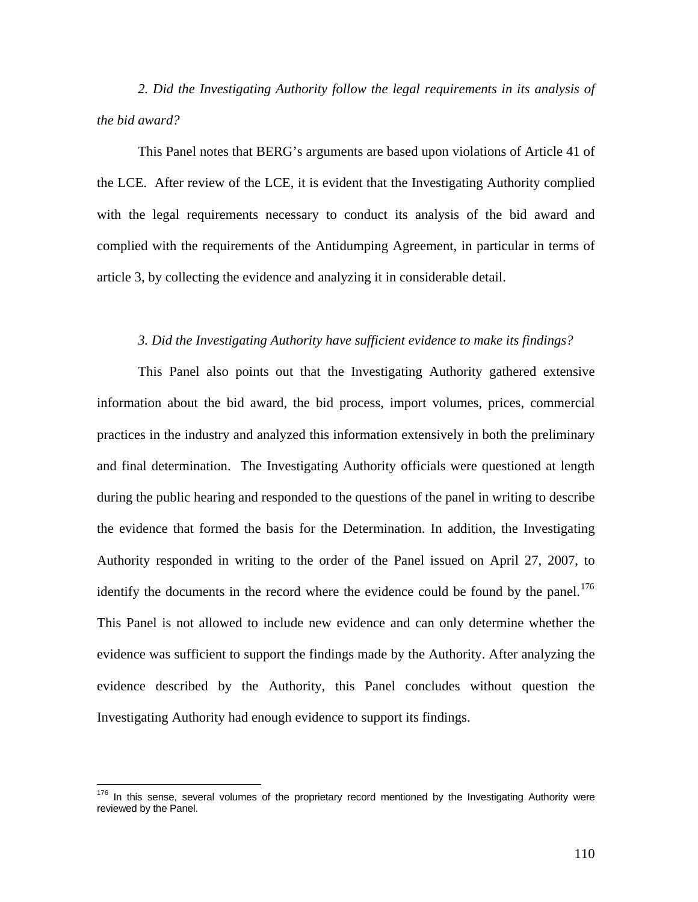*2. Did the Investigating Authority follow the legal requirements in its analysis of the bid award?*

This Panel notes that BERG's arguments are based upon violations of Article 41 of the LCE. After review of the LCE, it is evident that the Investigating Authority complied with the legal requirements necessary to conduct its analysis of the bid award and complied with the requirements of the Antidumping Agreement, in particular in terms of article 3, by collecting the evidence and analyzing it in considerable detail.

*3. Did the Investigating Authority have sufficient evidence to make its findings?*

This Panel also points out that the Investigating Authority gathered extensive information about the bid award, the bid process, import volumes, prices, commercial practices in the industry and analyzed this information extensively in both the preliminary and final determination. The Investigating Authority officials were questioned at length during the public hearing and responded to the questions of the panel in writing to describe the evidence that formed the basis for the Determination. In addition, the Investigating Authority responded in writing to the order of the Panel issued on April 27, 2007, to identify the documents in the record where the evidence could be found by the panel.[176] This Panel is not allowed to include new evidence and can only determine whether the evidence was sufficient to support the findings made by the Authority. After analyzing the evidence described by the Authority, this Panel concludes without question the Investigating Authority had enough evidence to support its findings.

---

[176] In this sense, several volumes of the proprietary record mentioned by the Investigating Authority were reviewed by the Panel.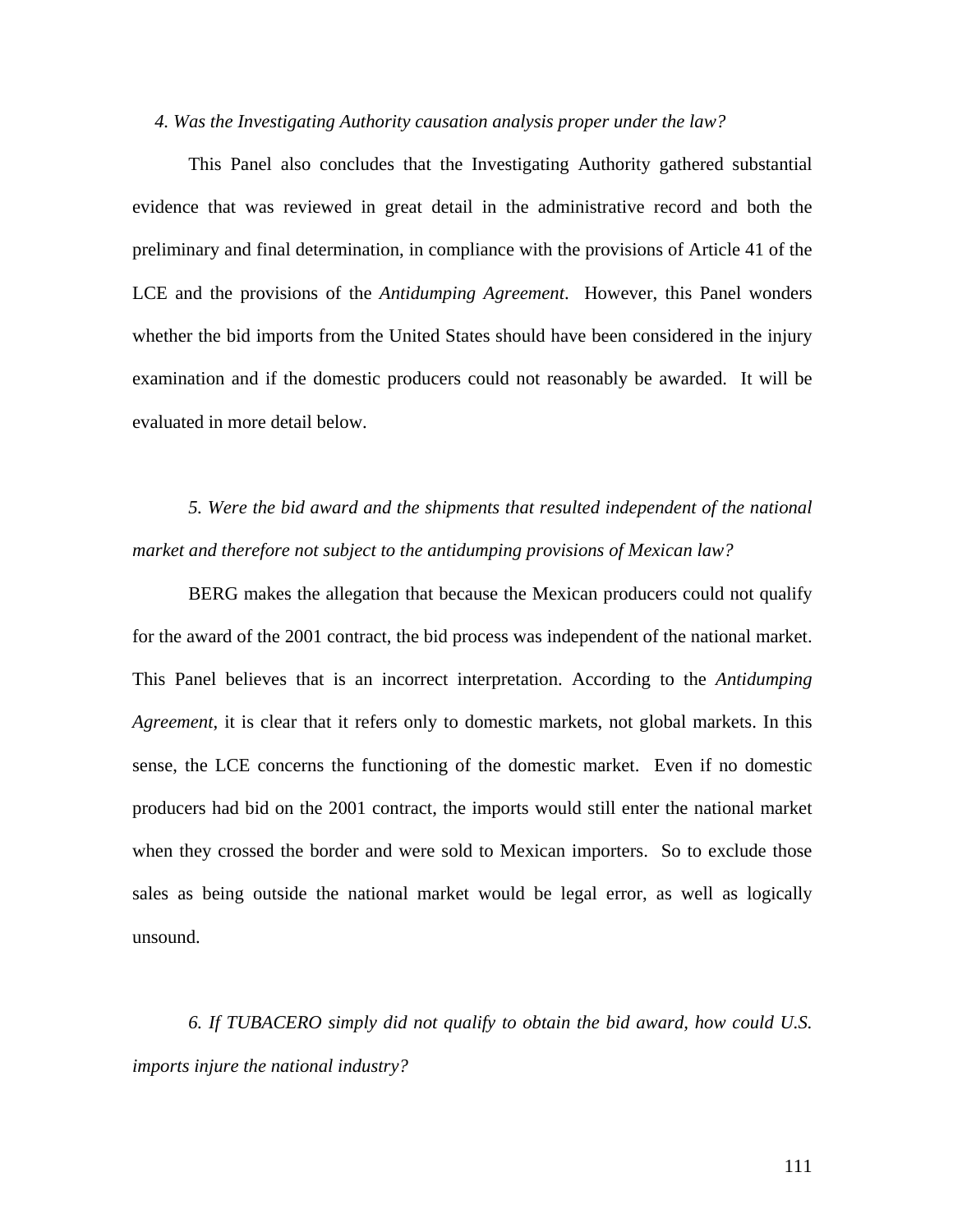*4. Was the Investigating Authority causation analysis proper under the law?*

This Panel also concludes that the Investigating Authority gathered substantial evidence that was reviewed in great detail in the administrative record and both the preliminary and final determination, in compliance with the provisions of Article 41 of the LCE and the provisions of the *Antidumping Agreement*. However, this Panel wonders whether the bid imports from the United States should have been considered in the injury examination and if the domestic producers could not reasonably be awarded. It will be evaluated in more detail below.

*5. Were the bid award and the shipments that resulted independent of the national market and therefore not subject to the antidumping provisions of Mexican law?*

BERG makes the allegation that because the Mexican producers could not qualify for the award of the 2001 contract, the bid process was independent of the national market. This Panel believes that is an incorrect interpretation. According to the *Antidumping Agreement*, it is clear that it refers only to domestic markets, not global markets. In this sense, the LCE concerns the functioning of the domestic market. Even if no domestic producers had bid on the 2001 contract, the imports would still enter the national market when they crossed the border and were sold to Mexican importers. So to exclude those sales as being outside the national market would be legal error, as well as logically unsound.

*6. If TUBACERO simply did not qualify to obtain the bid award, how could U.S. imports injure the national industry?*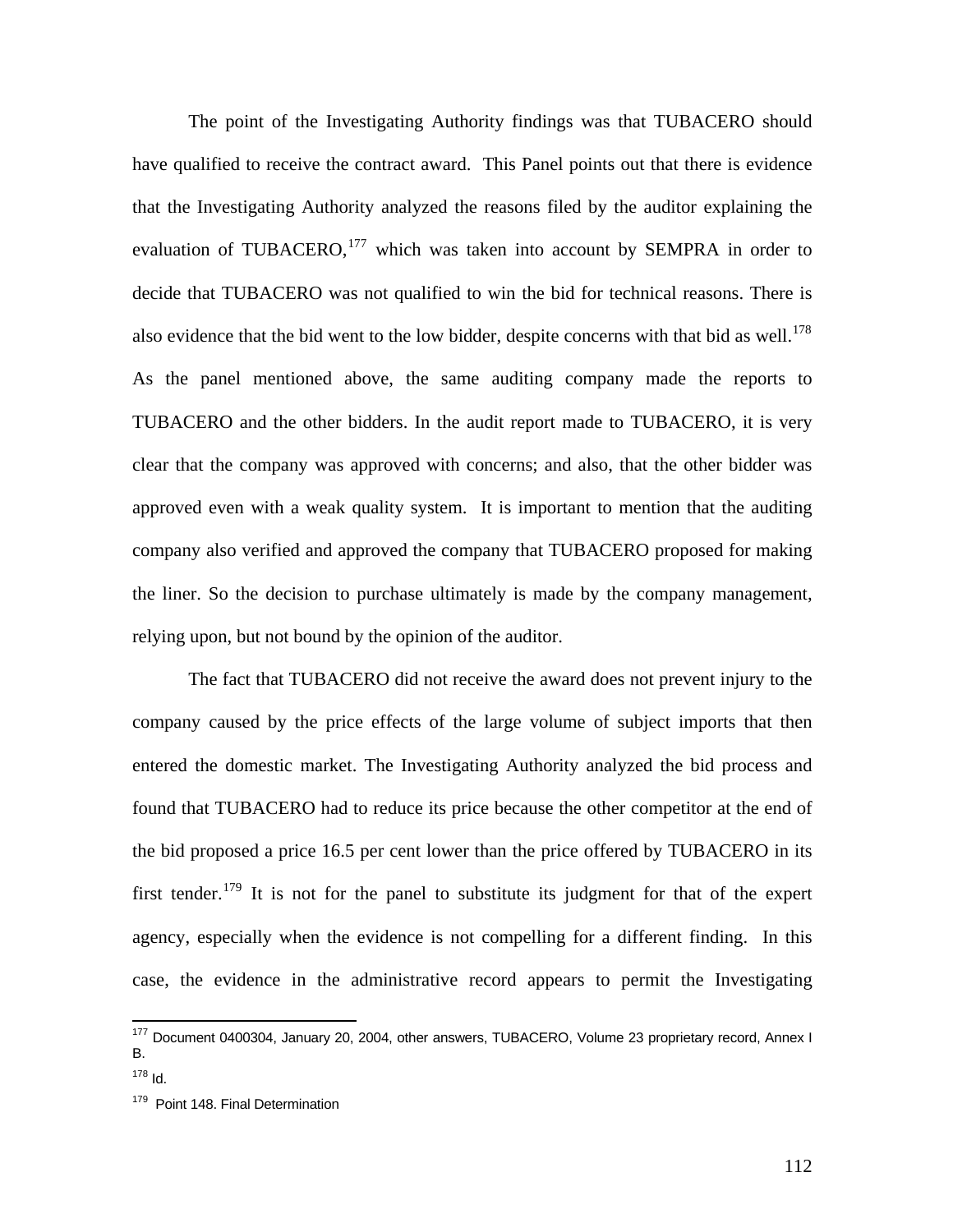The point of the Investigating Authority findings was that TUBACERO should have qualified to receive the contract award. This Panel points out that there is evidence that the Investigating Authority analyzed the reasons filed by the auditor explaining the evaluation of TUBACERO,[177] which was taken into account by SEMPRA in order to decide that TUBACERO was not qualified to win the bid for technical reasons. There is also evidence that the bid went to the low bidder, despite concerns with that bid as well.[178] As the panel mentioned above, the same auditing company made the reports to TUBACERO and the other bidders. In the audit report made to TUBACERO, it is very clear that the company was approved with concerns; and also, that the other bidder was approved even with a weak quality system. It is important to mention that the auditing company also verified and approved the company that TUBACERO proposed for making the liner. So the decision to purchase ultimately is made by the company management, relying upon, but not bound by the opinion of the auditor.

The fact that TUBACERO did not receive the award does not prevent injury to the company caused by the price effects of the large volume of subject imports that then entered the domestic market. The Investigating Authority analyzed the bid process and found that TUBACERO had to reduce its price because the other competitor at the end of the bid proposed a price 16.5 per cent lower than the price offered by TUBACERO in its first tender.[179] It is not for the panel to substitute its judgment for that of the expert agency, especially when the evidence is not compelling for a different finding. In this case, the evidence in the administrative record appears to permit the Investigating

---

[177] Document 0400304, January 20, 2004, other answers, TUBACERO, Volume 23 proprietary record, Annex I B.

[178] Id.

[179] Point 148. Final Determination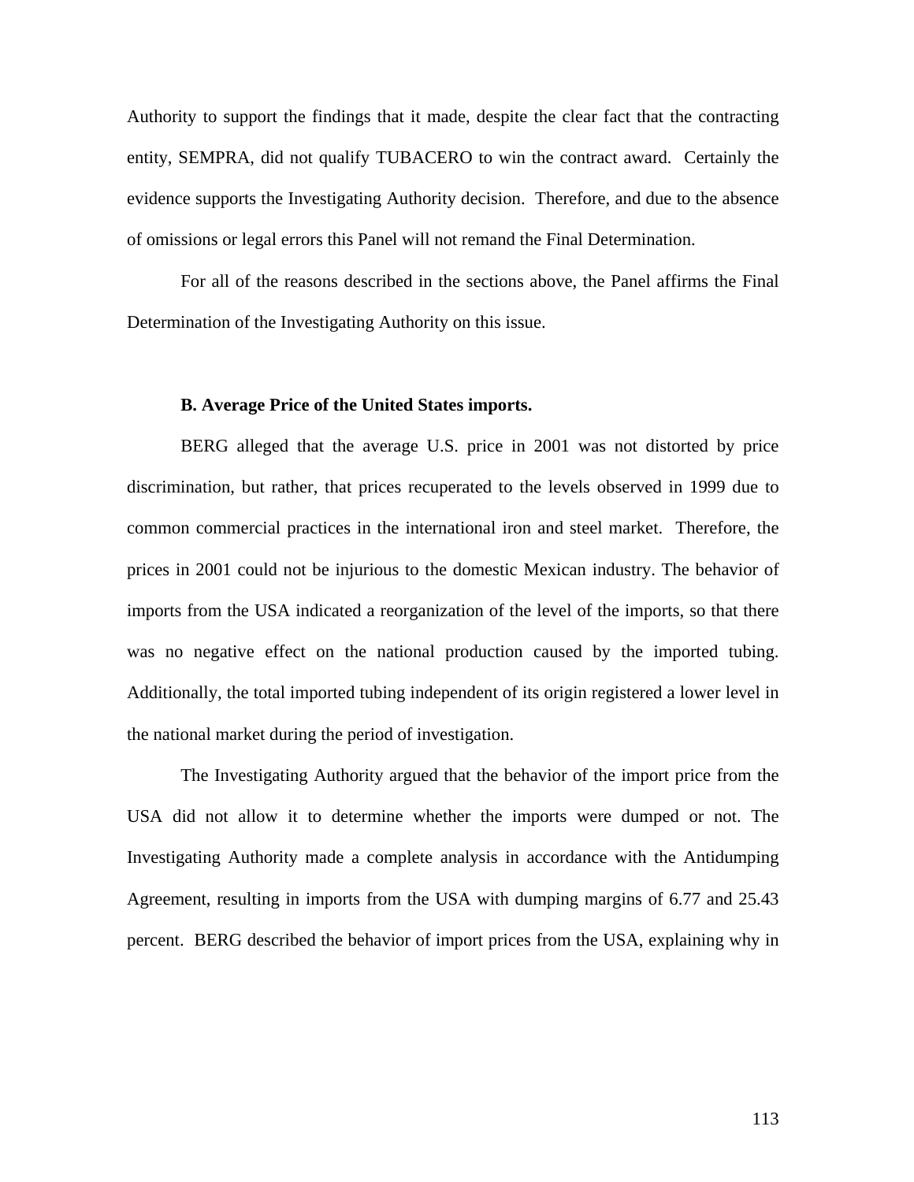Authority to support the findings that it made, despite the clear fact that the contracting entity, SEMPRA, did not qualify TUBACERO to win the contract award. Certainly the evidence supports the Investigating Authority decision. Therefore, and due to the absence of omissions or legal errors this Panel will not remand the Final Determination.

For all of the reasons described in the sections above, the Panel affirms the Final Determination of the Investigating Authority on this issue.

**B. Average Price of the United States imports.**

BERG alleged that the average U.S. price in 2001 was not distorted by price discrimination, but rather, that prices recuperated to the levels observed in 1999 due to common commercial practices in the international iron and steel market. Therefore, the prices in 2001 could not be injurious to the domestic Mexican industry. The behavior of imports from the USA indicated a reorganization of the level of the imports, so that there was no negative effect on the national production caused by the imported tubing. Additionally, the total imported tubing independent of its origin registered a lower level in the national market during the period of investigation.

The Investigating Authority argued that the behavior of the import price from the USA did not allow it to determine whether the imports were dumped or not. The Investigating Authority made a complete analysis in accordance with the Antidumping Agreement, resulting in imports from the USA with dumping margins of 6.77 and 25.43 percent. BERG described the behavior of import prices from the USA, explaining why in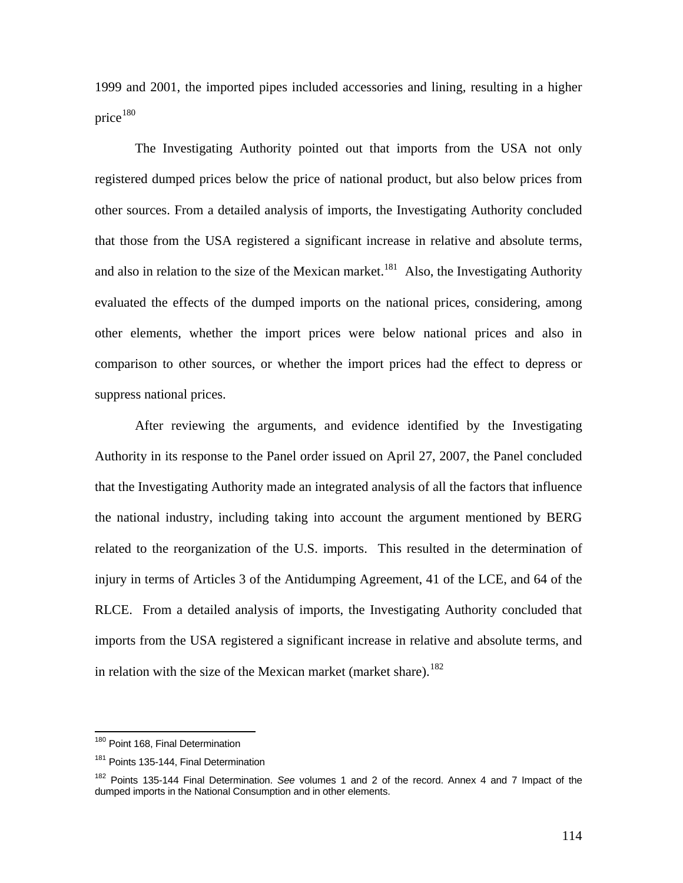1999 and 2001, the imported pipes included accessories and lining, resulting in a higher price[180]

The Investigating Authority pointed out that imports from the USA not only registered dumped prices below the price of national product, but also below prices from other sources. From a detailed analysis of imports, the Investigating Authority concluded that those from the USA registered a significant increase in relative and absolute terms, and also in relation to the size of the Mexican market.[181] Also, the Investigating Authority evaluated the effects of the dumped imports on the national prices, considering, among other elements, whether the import prices were below national prices and also in comparison to other sources, or whether the import prices had the effect to depress or suppress national prices.

After reviewing the arguments, and evidence identified by the Investigating Authority in its response to the Panel order issued on April 27, 2007, the Panel concluded that the Investigating Authority made an integrated analysis of all the factors that influence the national industry, including taking into account the argument mentioned by BERG related to the reorganization of the U.S. imports. This resulted in the determination of injury in terms of Articles 3 of the Antidumping Agreement, 41 of the LCE, and 64 of the RLCE. From a detailed analysis of imports, the Investigating Authority concluded that imports from the USA registered a significant increase in relative and absolute terms, and in relation with the size of the Mexican market (market share).[182]

---

[180] Point 168, Final Determination

[181] Points 135-144, Final Determination

[182] Points 135-144 Final Determination. *See* volumes 1 and 2 of the record. Annex 4 and 7 Impact of the dumped imports in the National Consumption and in other elements.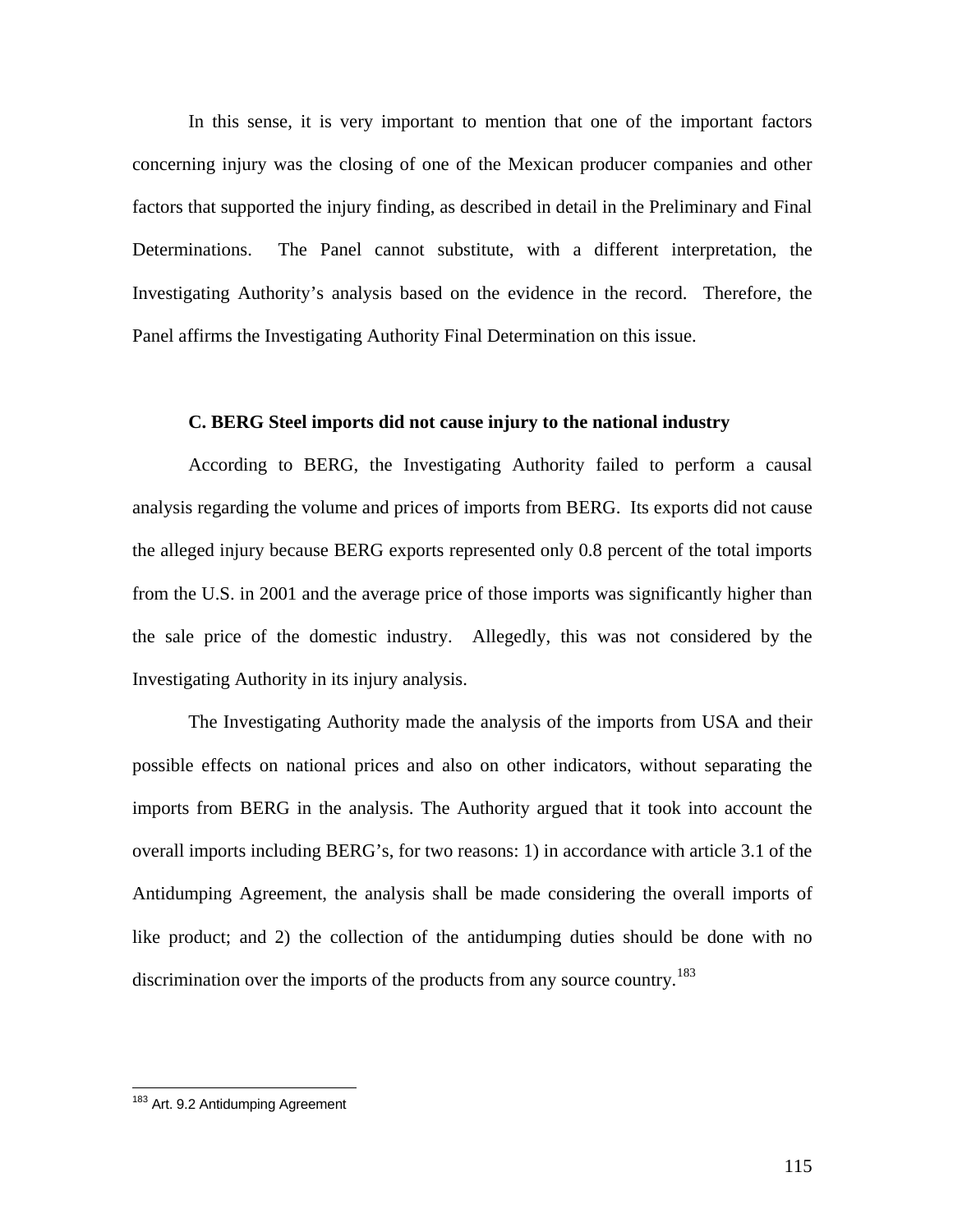In this sense, it is very important to mention that one of the important factors concerning injury was the closing of one of the Mexican producer companies and other factors that supported the injury finding, as described in detail in the Preliminary and Final Determinations. The Panel cannot substitute, with a different interpretation, the Investigating Authority's analysis based on the evidence in the record. Therefore, the Panel affirms the Investigating Authority Final Determination on this issue.

**C. BERG Steel imports did not cause injury to the national industry**

According to BERG, the Investigating Authority failed to perform a causal analysis regarding the volume and prices of imports from BERG. Its exports did not cause the alleged injury because BERG exports represented only 0.8 percent of the total imports from the U.S. in 2001 and the average price of those imports was significantly higher than the sale price of the domestic industry. Allegedly, this was not considered by the Investigating Authority in its injury analysis.

The Investigating Authority made the analysis of the imports from USA and their possible effects on national prices and also on other indicators, without separating the imports from BERG in the analysis. The Authority argued that it took into account the overall imports including BERG's, for two reasons: 1) in accordance with article 3.1 of the Antidumping Agreement, the analysis shall be made considering the overall imports of like product; and 2) the collection of the antidumping duties should be done with no discrimination over the imports of the products from any source country.[183]

---

[183] Art. 9.2 Antidumping Agreement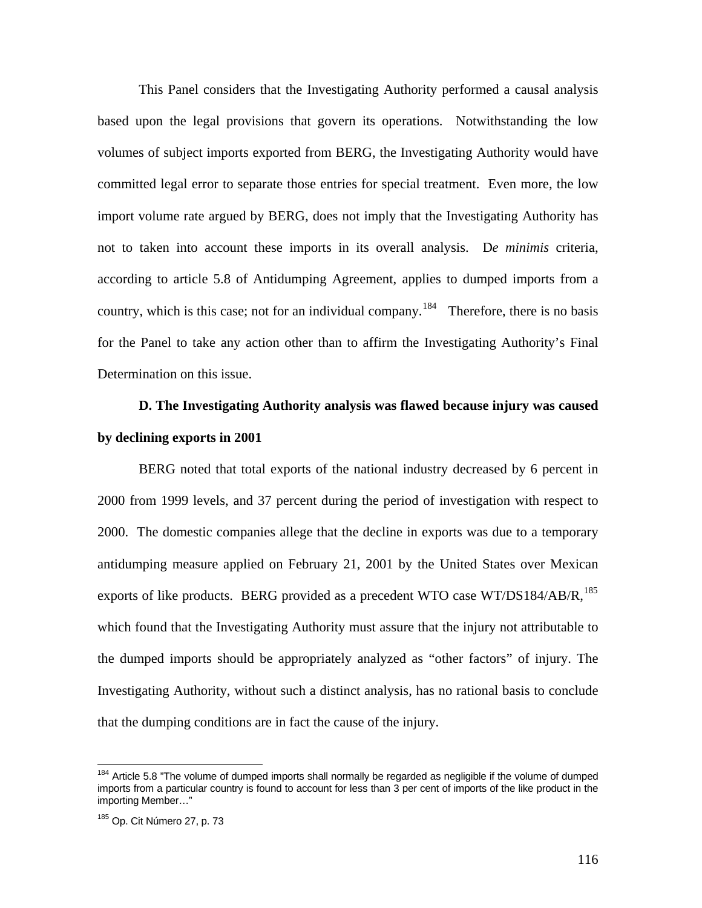This Panel considers that the Investigating Authority performed a causal analysis based upon the legal provisions that govern its operations. Notwithstanding the low volumes of subject imports exported from BERG, the Investigating Authority would have committed legal error to separate those entries for special treatment. Even more, the low import volume rate argued by BERG, does not imply that the Investigating Authority has not to taken into account these imports in its overall analysis. D*e minimis* criteria, according to article 5.8 of Antidumping Agreement, applies to dumped imports from a country, which is this case; not for an individual company.[184] Therefore, there is no basis for the Panel to take any action other than to affirm the Investigating Authority's Final Determination on this issue.

**D. The Investigating Authority analysis was flawed because injury was caused by declining exports in 2001**

BERG noted that total exports of the national industry decreased by 6 percent in 2000 from 1999 levels, and 37 percent during the period of investigation with respect to 2000. The domestic companies allege that the decline in exports was due to a temporary antidumping measure applied on February 21, 2001 by the United States over Mexican exports of like products. BERG provided as a precedent WTO case WT/DS184/AB/R,[185] which found that the Investigating Authority must assure that the injury not attributable to the dumped imports should be appropriately analyzed as "other factors" of injury. The Investigating Authority, without such a distinct analysis, has no rational basis to conclude that the dumping conditions are in fact the cause of the injury.

---

[184] Article 5.8 "The volume of dumped imports shall normally be regarded as negligible if the volume of dumped imports from a particular country is found to account for less than 3 per cent of imports of the like product in the importing Member…"

[185] Op. Cit Número 27, p. 73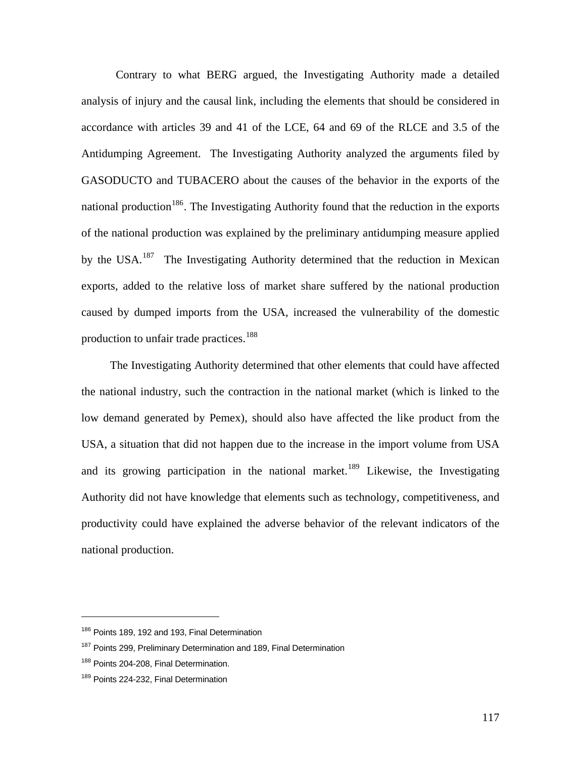Contrary to what BERG argued, the Investigating Authority made a detailed analysis of injury and the causal link, including the elements that should be considered in accordance with articles 39 and 41 of the LCE, 64 and 69 of the RLCE and 3.5 of the Antidumping Agreement. The Investigating Authority analyzed the arguments filed by GASODUCTO and TUBACERO about the causes of the behavior in the exports of the national production[186]. The Investigating Authority found that the reduction in the exports of the national production was explained by the preliminary antidumping measure applied by the USA.[187] The Investigating Authority determined that the reduction in Mexican exports, added to the relative loss of market share suffered by the national production caused by dumped imports from the USA, increased the vulnerability of the domestic production to unfair trade practices.[188]

The Investigating Authority determined that other elements that could have affected the national industry, such the contraction in the national market (which is linked to the low demand generated by Pemex), should also have affected the like product from the USA, a situation that did not happen due to the increase in the import volume from USA and its growing participation in the national market.[189] Likewise, the Investigating Authority did not have knowledge that elements such as technology, competitiveness, and productivity could have explained the adverse behavior of the relevant indicators of the national production.

---

[186] Points 189, 192 and 193, Final Determination

[187] Points 299, Preliminary Determination and 189, Final Determination

[188] Points 204-208, Final Determination.

[189] Points 224-232, Final Determination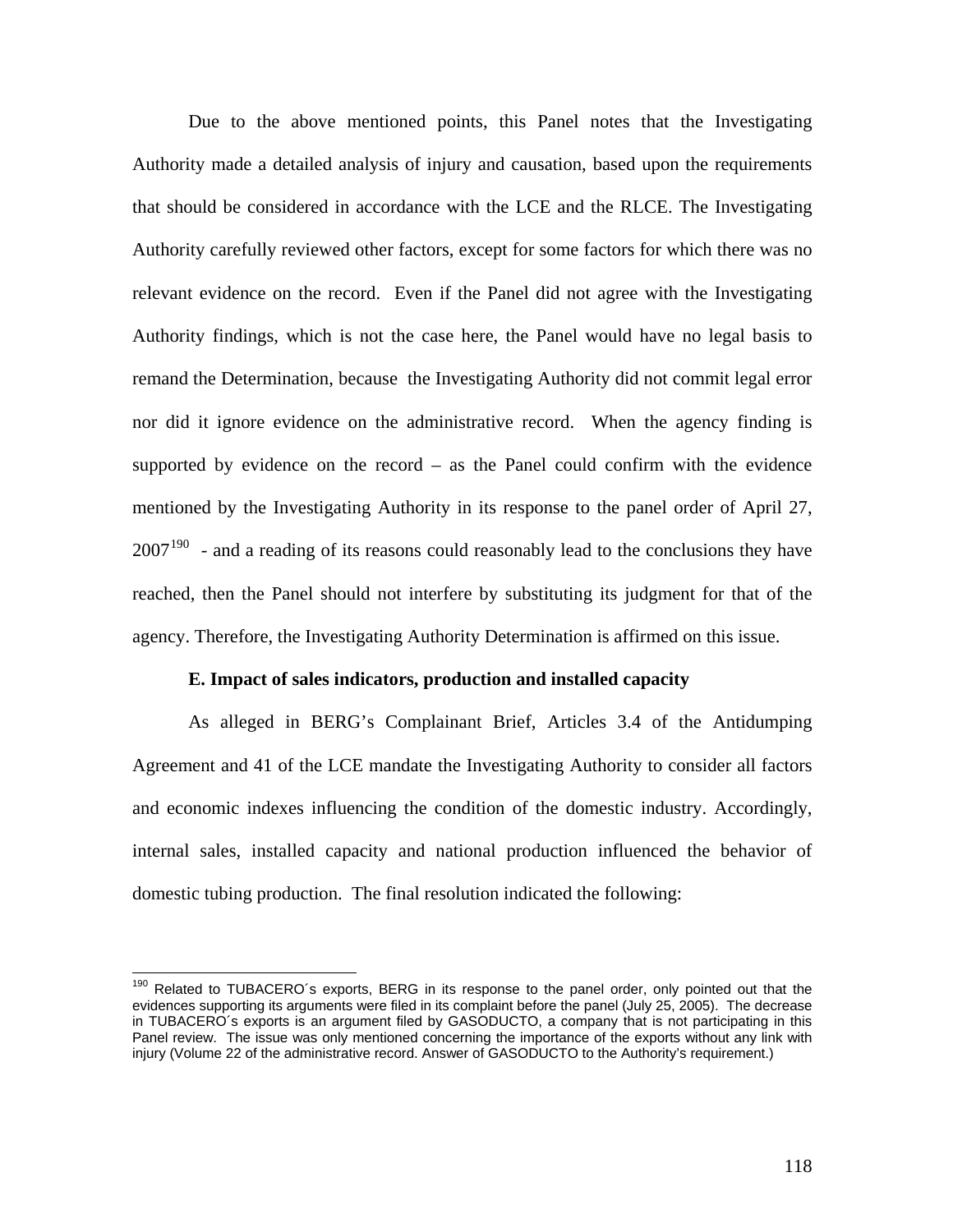Due to the above mentioned points, this Panel notes that the Investigating Authority made a detailed analysis of injury and causation, based upon the requirements that should be considered in accordance with the LCE and the RLCE. The Investigating Authority carefully reviewed other factors, except for some factors for which there was no relevant evidence on the record. Even if the Panel did not agree with the Investigating Authority findings, which is not the case here, the Panel would have no legal basis to remand the Determination, because the Investigating Authority did not commit legal error nor did it ignore evidence on the administrative record. When the agency finding is supported by evidence on the record – as the Panel could confirm with the evidence mentioned by the Investigating Authority in its response to the panel order of April 27, 2007[190] - and a reading of its reasons could reasonably lead to the conclusions they have reached, then the Panel should not interfere by substituting its judgment for that of the agency. Therefore, the Investigating Authority Determination is affirmed on this issue.

**E. Impact of sales indicators, production and installed capacity**

As alleged in BERG's Complainant Brief, Articles 3.4 of the Antidumping Agreement and 41 of the LCE mandate the Investigating Authority to consider all factors and economic indexes influencing the condition of the domestic industry. Accordingly, internal sales, installed capacity and national production influenced the behavior of domestic tubing production. The final resolution indicated the following:

---

[190] Related to TUBACERO´s exports, BERG in its response to the panel order, only pointed out that the evidences supporting its arguments were filed in its complaint before the panel (July 25, 2005). The decrease in TUBACERO´s exports is an argument filed by GASODUCTO, a company that is not participating in this Panel review. The issue was only mentioned concerning the importance of the exports without any link with injury (Volume 22 of the administrative record. Answer of GASODUCTO to the Authority's requirement.)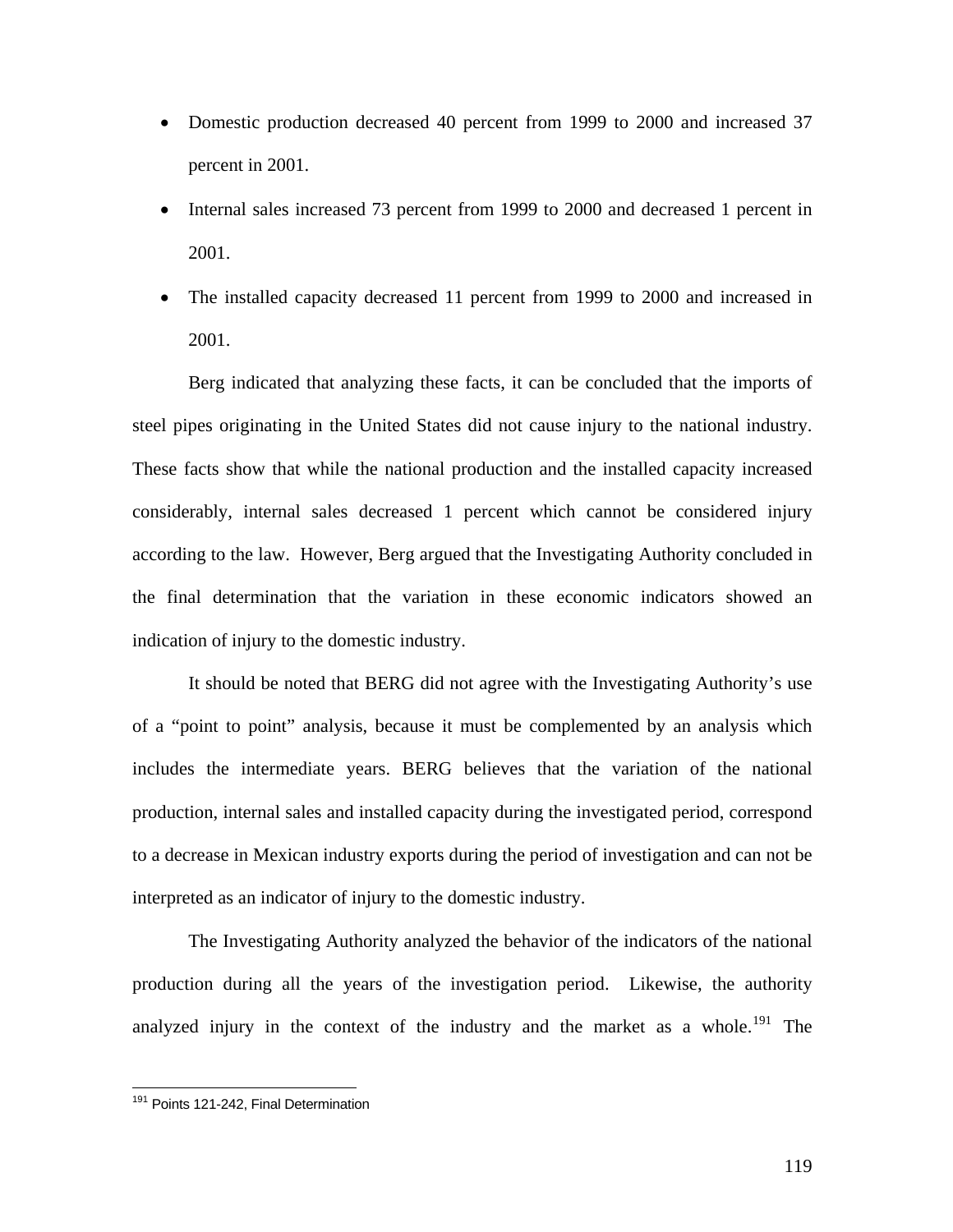- Domestic production decreased 40 percent from 1999 to 2000 and increased 37 percent in 2001.
- Internal sales increased 73 percent from 1999 to 2000 and decreased 1 percent in 2001.
- The installed capacity decreased 11 percent from 1999 to 2000 and increased in 2001.

Berg indicated that analyzing these facts, it can be concluded that the imports of steel pipes originating in the United States did not cause injury to the national industry. These facts show that while the national production and the installed capacity increased considerably, internal sales decreased 1 percent which cannot be considered injury according to the law. However, Berg argued that the Investigating Authority concluded in the final determination that the variation in these economic indicators showed an indication of injury to the domestic industry.

It should be noted that BERG did not agree with the Investigating Authority's use of a "point to point" analysis, because it must be complemented by an analysis which includes the intermediate years. BERG believes that the variation of the national production, internal sales and installed capacity during the investigated period, correspond to a decrease in Mexican industry exports during the period of investigation and can not be interpreted as an indicator of injury to the domestic industry.

The Investigating Authority analyzed the behavior of the indicators of the national production during all the years of the investigation period. Likewise, the authority analyzed injury in the context of the industry and the market as a whole.[191] The

[191] Points 121-242, Final Determination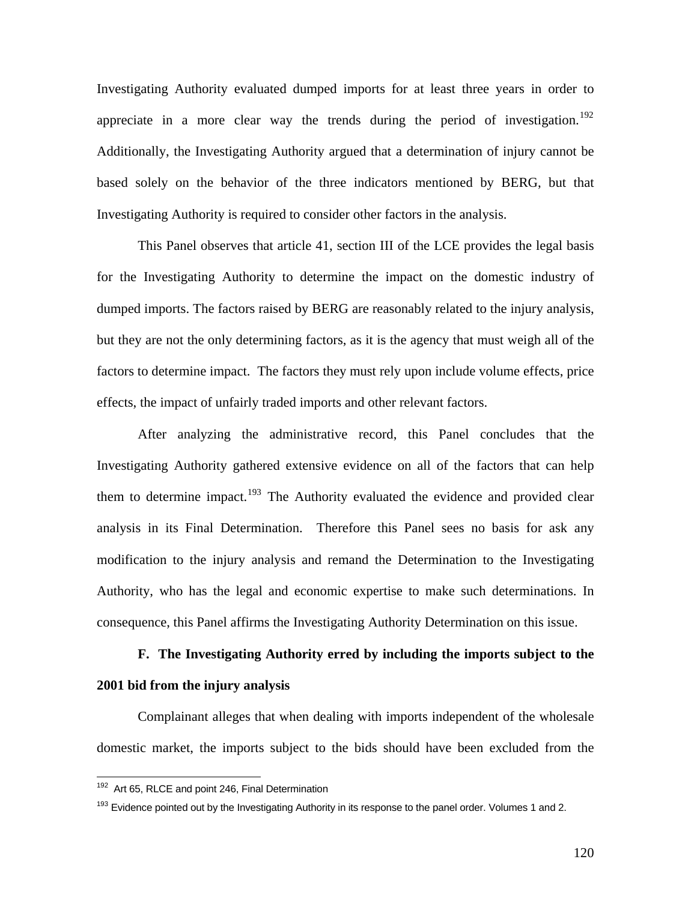Investigating Authority evaluated dumped imports for at least three years in order to appreciate in a more clear way the trends during the period of investigation.[192] Additionally, the Investigating Authority argued that a determination of injury cannot be based solely on the behavior of the three indicators mentioned by BERG, but that Investigating Authority is required to consider other factors in the analysis.

This Panel observes that article 41, section III of the LCE provides the legal basis for the Investigating Authority to determine the impact on the domestic industry of dumped imports. The factors raised by BERG are reasonably related to the injury analysis, but they are not the only determining factors, as it is the agency that must weigh all of the factors to determine impact. The factors they must rely upon include volume effects, price effects, the impact of unfairly traded imports and other relevant factors.

After analyzing the administrative record, this Panel concludes that the Investigating Authority gathered extensive evidence on all of the factors that can help them to determine impact.[193] The Authority evaluated the evidence and provided clear analysis in its Final Determination. Therefore this Panel sees no basis for ask any modification to the injury analysis and remand the Determination to the Investigating Authority, who has the legal and economic expertise to make such determinations. In consequence, this Panel affirms the Investigating Authority Determination on this issue.

**F. The Investigating Authority erred by including the imports subject to the 2001 bid from the injury analysis**

Complainant alleges that when dealing with imports independent of the wholesale domestic market, the imports subject to the bids should have been excluded from the

[192] Art 65, RLCE and point 246, Final Determination

[193] Evidence pointed out by the Investigating Authority in its response to the panel order. Volumes 1 and 2.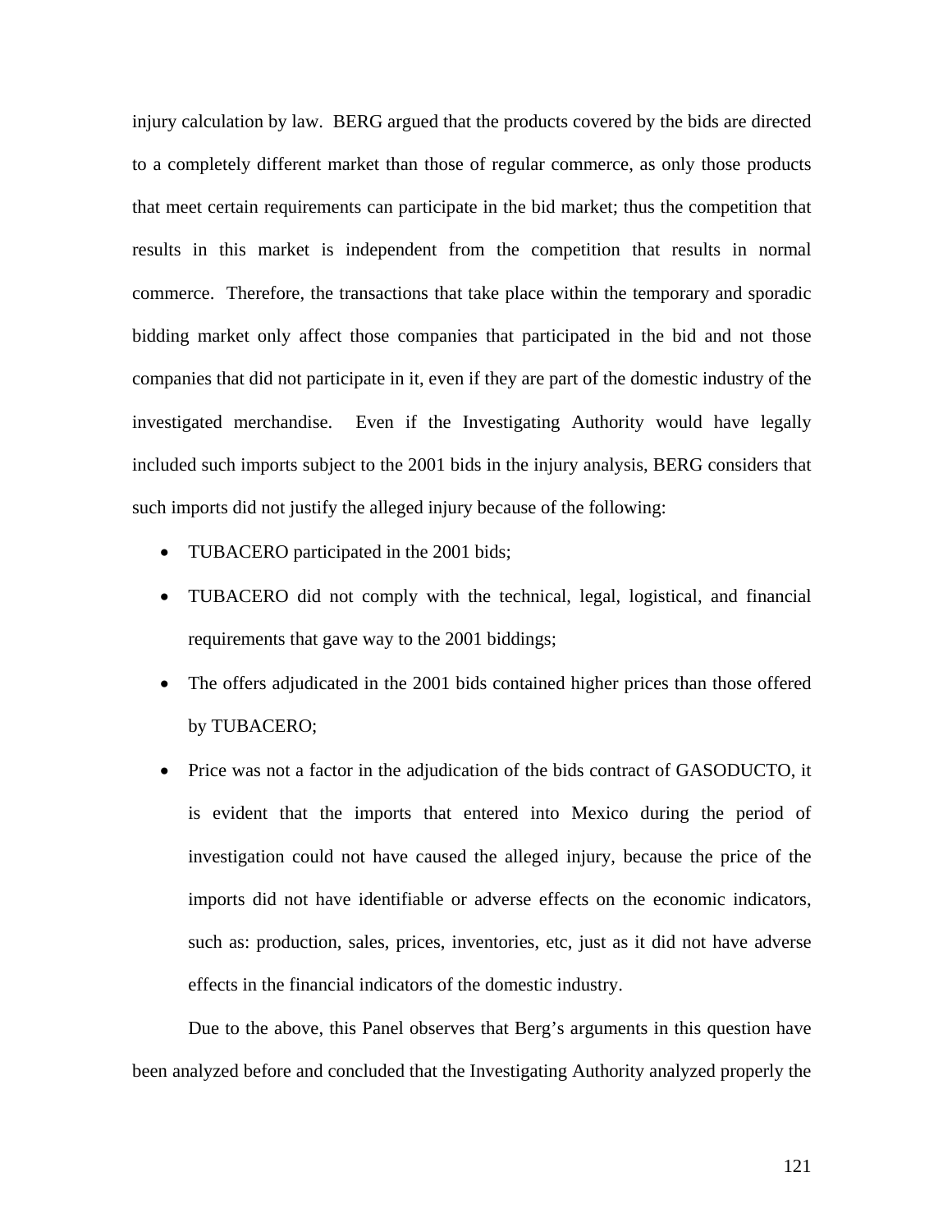injury calculation by law. BERG argued that the products covered by the bids are directed to a completely different market than those of regular commerce, as only those products that meet certain requirements can participate in the bid market; thus the competition that results in this market is independent from the competition that results in normal commerce. Therefore, the transactions that take place within the temporary and sporadic bidding market only affect those companies that participated in the bid and not those companies that did not participate in it, even if they are part of the domestic industry of the investigated merchandise. Even if the Investigating Authority would have legally included such imports subject to the 2001 bids in the injury analysis, BERG considers that such imports did not justify the alleged injury because of the following:

- TUBACERO participated in the 2001 bids;
- TUBACERO did not comply with the technical, legal, logistical, and financial requirements that gave way to the 2001 biddings;
- The offers adjudicated in the 2001 bids contained higher prices than those offered by TUBACERO;
- Price was not a factor in the adjudication of the bids contract of GASODUCTO, it is evident that the imports that entered into Mexico during the period of investigation could not have caused the alleged injury, because the price of the imports did not have identifiable or adverse effects on the economic indicators, such as: production, sales, prices, inventories, etc, just as it did not have adverse effects in the financial indicators of the domestic industry.

Due to the above, this Panel observes that Berg's arguments in this question have been analyzed before and concluded that the Investigating Authority analyzed properly the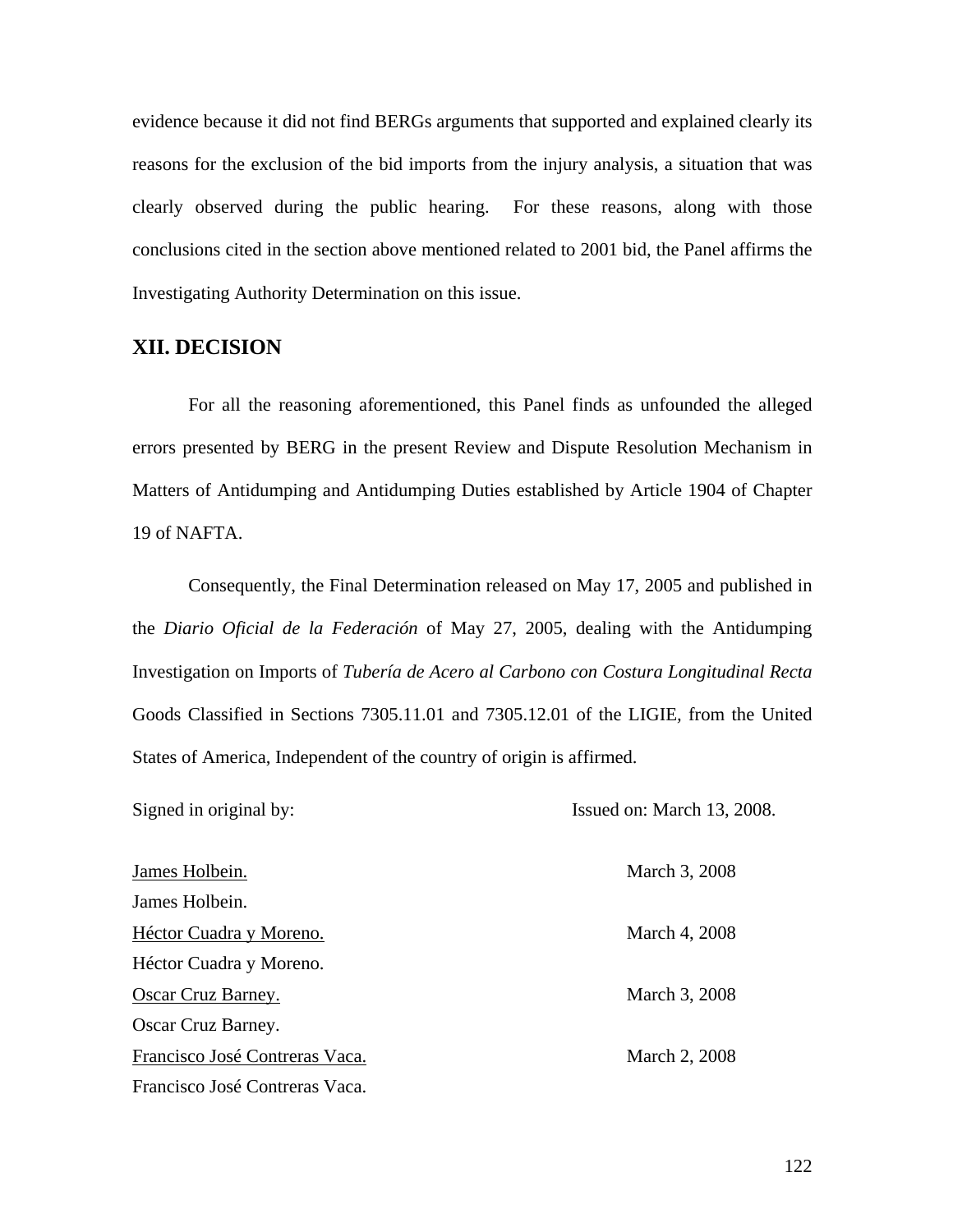evidence because it did not find BERGs arguments that supported and explained clearly its reasons for the exclusion of the bid imports from the injury analysis, a situation that was clearly observed during the public hearing. For these reasons, along with those conclusions cited in the section above mentioned related to 2001 bid, the Panel affirms the Investigating Authority Determination on this issue.

## XII. DECISION

For all the reasoning aforementioned, this Panel finds as unfounded the alleged errors presented by BERG in the present Review and Dispute Resolution Mechanism in Matters of Antidumping and Antidumping Duties established by Article 1904 of Chapter 19 of NAFTA.

Consequently, the Final Determination released on May 17, 2005 and published in the *Diario Oficial de la Federación* of May 27, 2005, dealing with the Antidumping Investigation on Imports of *Tubería de Acero al Carbono con Costura Longitudinal Recta* Goods Classified in Sections 7305.11.01 and 7305.12.01 of the LIGIE, from the United States of America, Independent of the country of origin is affirmed.

Signed in original by: Issued on: March 13, 2008.

James Holbein. March 3, 2008
James Holbein.

Héctor Cuadra y Moreno. March 4, 2008
Héctor Cuadra y Moreno.

Oscar Cruz Barney. March 3, 2008
Oscar Cruz Barney.

Francisco José Contreras Vaca. March 2, 2008
Francisco José Contreras Vaca.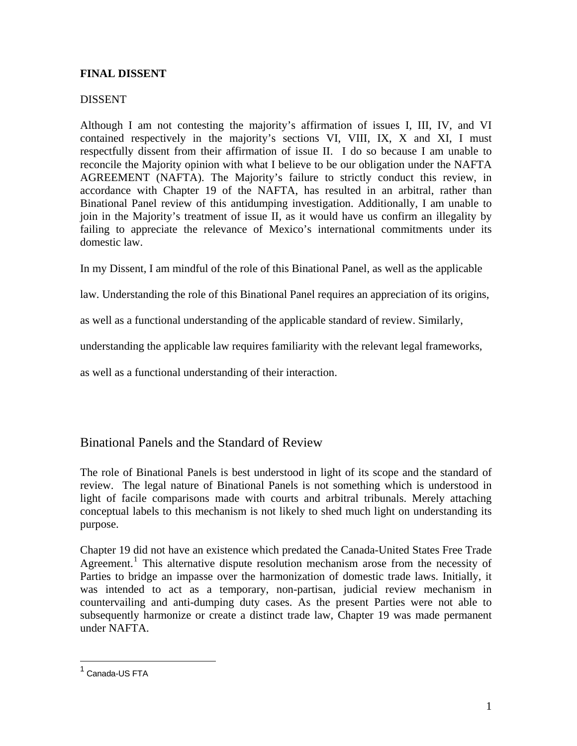**FINAL DISSENT**

DISSENT

Although I am not contesting the majority's affirmation of issues I, III, IV, and VI contained respectively in the majority's sections VI, VIII, IX, X and XI, I must respectfully dissent from their affirmation of issue II. I do so because I am unable to reconcile the Majority opinion with what I believe to be our obligation under the NAFTA AGREEMENT (NAFTA). The Majority's failure to strictly conduct this review, in accordance with Chapter 19 of the NAFTA, has resulted in an arbitral, rather than Binational Panel review of this antidumping investigation. Additionally, I am unable to join in the Majority's treatment of issue II, as it would have us confirm an illegality by failing to appreciate the relevance of Mexico's international commitments under its domestic law.

In my Dissent, I am mindful of the role of this Binational Panel, as well as the applicable law. Understanding the role of this Binational Panel requires an appreciation of its origins, as well as a functional understanding of the applicable standard of review. Similarly, understanding the applicable law requires familiarity with the relevant legal frameworks, as well as a functional understanding of their interaction.

## Binational Panels and the Standard of Review

The role of Binational Panels is best understood in light of its scope and the standard of review. The legal nature of Binational Panels is not something which is understood in light of facile comparisons made with courts and arbitral tribunals. Merely attaching conceptual labels to this mechanism is not likely to shed much light on understanding its purpose.

Chapter 19 did not have an existence which predated the Canada-United States Free Trade Agreement.[1] This alternative dispute resolution mechanism arose from the necessity of Parties to bridge an impasse over the harmonization of domestic trade laws. Initially, it was intended to act as a temporary, non-partisan, judicial review mechanism in countervailing and anti-dumping duty cases. As the present Parties were not able to subsequently harmonize or create a distinct trade law, Chapter 19 was made permanent under NAFTA.

[1] Canada-US FTA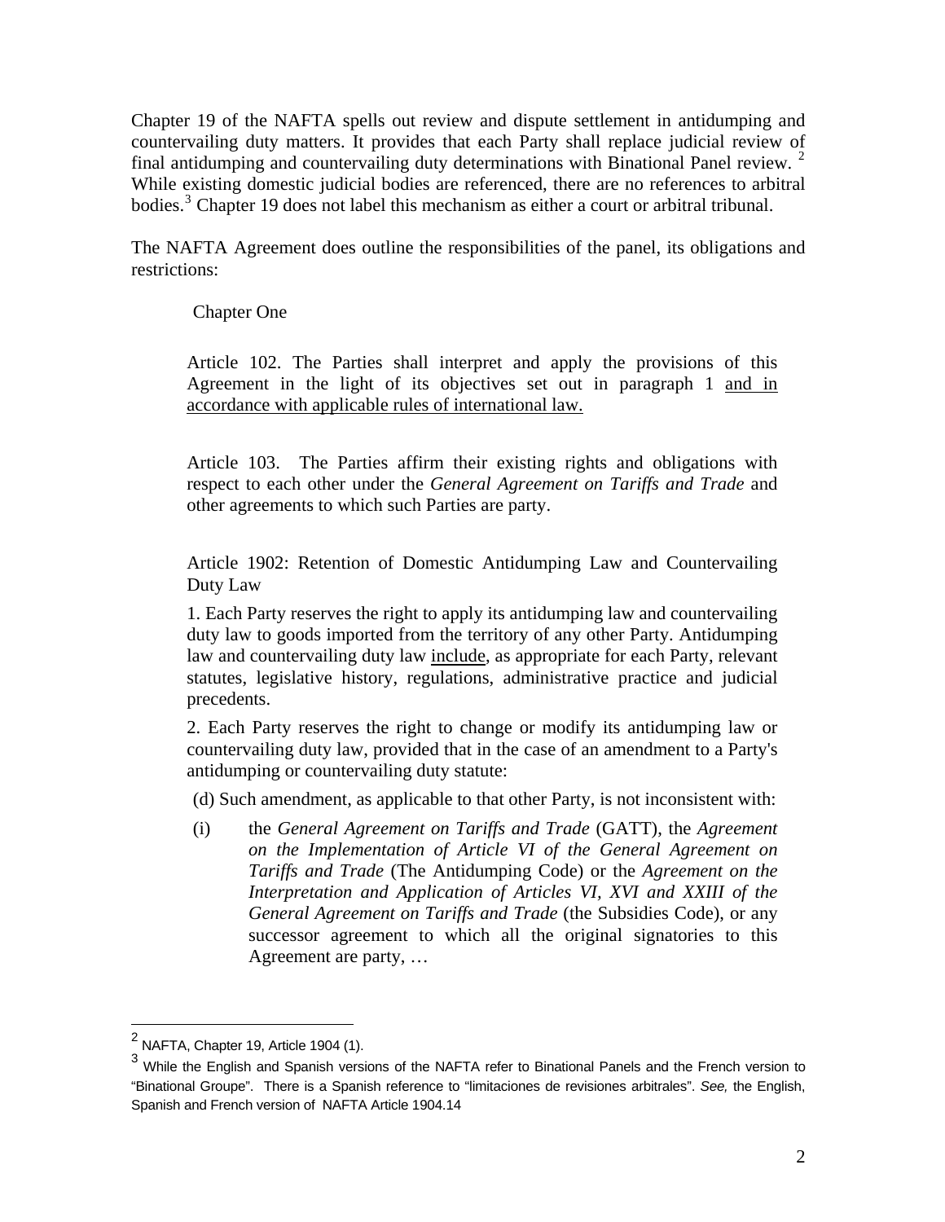Chapter 19 of the NAFTA spells out review and dispute settlement in antidumping and countervailing duty matters. It provides that each Party shall replace judicial review of final antidumping and countervailing duty determinations with Binational Panel review. [2] While existing domestic judicial bodies are referenced, there are no references to arbitral bodies.[3] Chapter 19 does not label this mechanism as either a court or arbitral tribunal.

The NAFTA Agreement does outline the responsibilities of the panel, its obligations and restrictions:

> Chapter One
>
> Article 102. The Parties shall interpret and apply the provisions of this Agreement in the light of its objectives set out in paragraph 1 <u>and in accordance with applicable rules of international law.</u>
>
> Article 103. The Parties affirm their existing rights and obligations with respect to each other under the *General Agreement on Tariffs and Trade* and other agreements to which such Parties are party.
>
> Article 1902: Retention of Domestic Antidumping Law and Countervailing Duty Law
>
> 1. Each Party reserves the right to apply its antidumping law and countervailing duty law to goods imported from the territory of any other Party. Antidumping law and countervailing duty law <u>include</u>, as appropriate for each Party, relevant statutes, legislative history, regulations, administrative practice and judicial precedents.
>
> 2. Each Party reserves the right to change or modify its antidumping law or countervailing duty law, provided that in the case of an amendment to a Party's antidumping or countervailing duty statute:
>
> (d) Such amendment, as applicable to that other Party, is not inconsistent with:
>
> (i) the *General Agreement on Tariffs and Trade* (GATT), the *Agreement on the Implementation of Article VI of the General Agreement on Tariffs and Trade* (The Antidumping Code) or the *Agreement on the Interpretation and Application of Articles VI, XVI and XXIII of the General Agreement on Tariffs and Trade* (the Subsidies Code), or any successor agreement to which all the original signatories to this Agreement are party, …

---

[2] NAFTA, Chapter 19, Article 1904 (1).

[3] While the English and Spanish versions of the NAFTA refer to Binational Panels and the French version to "Binational Groupe". There is a Spanish reference to "limitaciones de revisiones arbitrales". *See,* the English, Spanish and French version of NAFTA Article 1904.14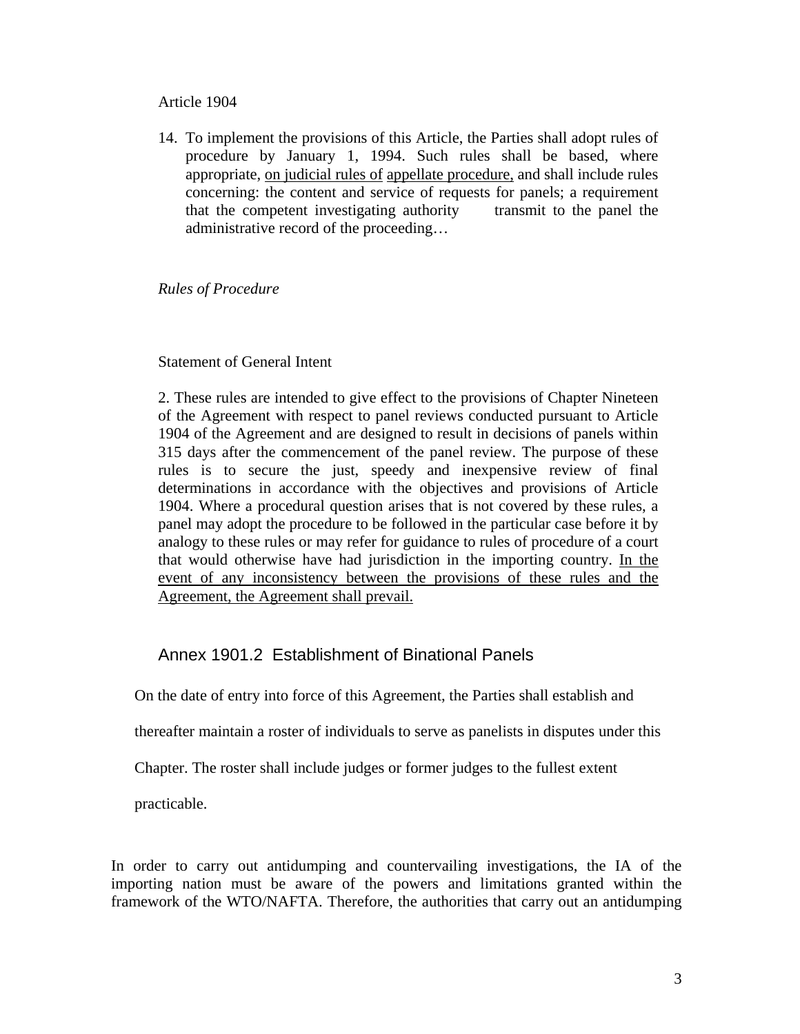Article 1904

14. To implement the provisions of this Article, the Parties shall adopt rules of procedure by January 1, 1994. Such rules shall be based, where appropriate, <u>on judicial rules of</u> <u>appellate procedure,</u> and shall include rules concerning: the content and service of requests for panels; a requirement that the competent investigating authority transmit to the panel the administrative record of the proceeding…

*Rules of Procedure*

Statement of General Intent

2. These rules are intended to give effect to the provisions of Chapter Nineteen of the Agreement with respect to panel reviews conducted pursuant to Article 1904 of the Agreement and are designed to result in decisions of panels within 315 days after the commencement of the panel review. The purpose of these rules is to secure the just, speedy and inexpensive review of final determinations in accordance with the objectives and provisions of Article 1904. Where a procedural question arises that is not covered by these rules, a panel may adopt the procedure to be followed in the particular case before it by analogy to these rules or may refer for guidance to rules of procedure of a court that would otherwise have had jurisdiction in the importing country. <u>In the event of any inconsistency between the provisions of these rules and the Agreement, the Agreement shall prevail.</u>

## Annex 1901.2 Establishment of Binational Panels

On the date of entry into force of this Agreement, the Parties shall establish and thereafter maintain a roster of individuals to serve as panelists in disputes under this Chapter. The roster shall include judges or former judges to the fullest extent practicable.

In order to carry out antidumping and countervailing investigations, the IA of the importing nation must be aware of the powers and limitations granted within the framework of the WTO/NAFTA. Therefore, the authorities that carry out an antidumping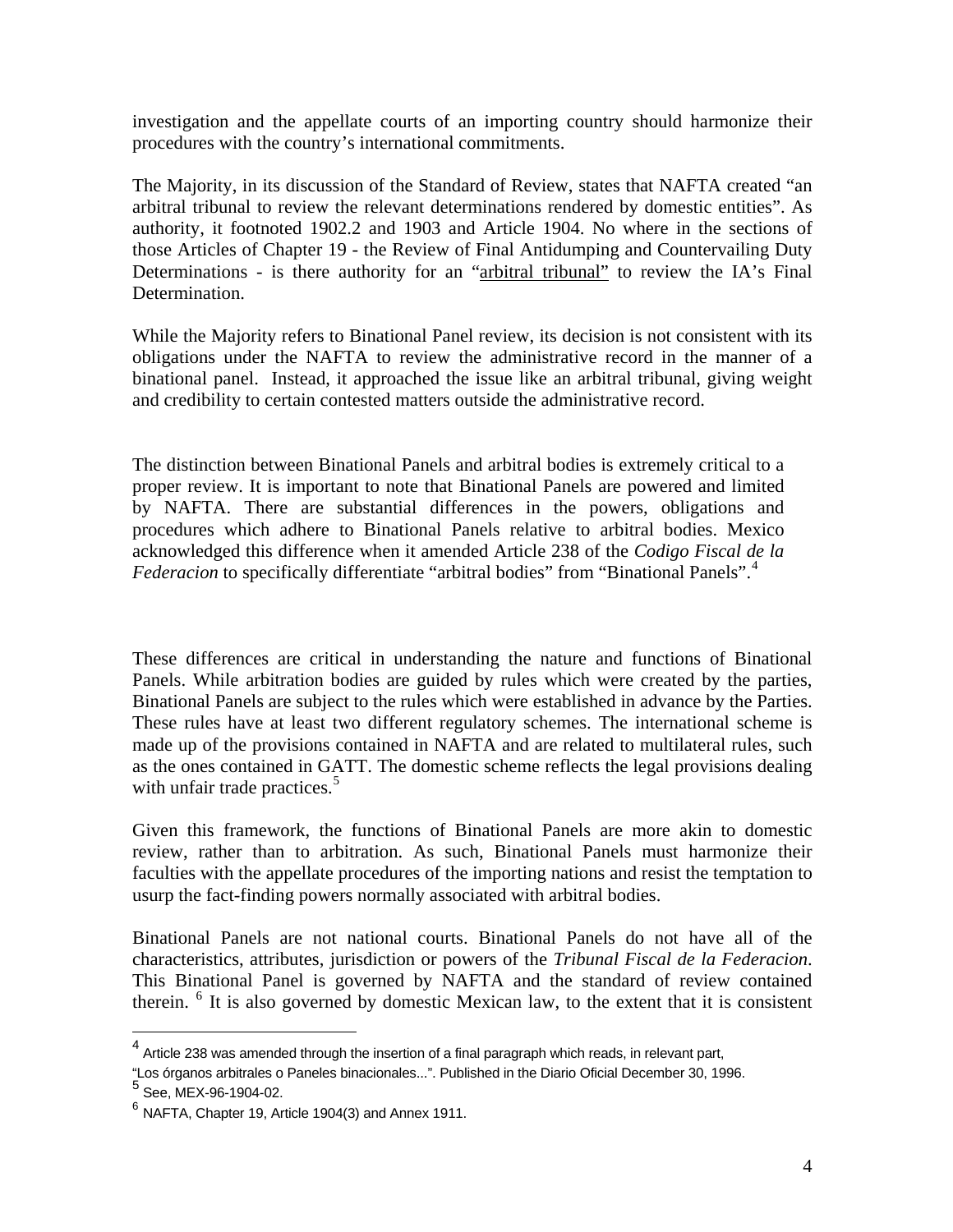investigation and the appellate courts of an importing country should harmonize their procedures with the country's international commitments.

The Majority, in its discussion of the Standard of Review, states that NAFTA created "an arbitral tribunal to review the relevant determinations rendered by domestic entities". As authority, it footnoted 1902.2 and 1903 and Article 1904. No where in the sections of those Articles of Chapter 19 - the Review of Final Antidumping and Countervailing Duty Determinations - is there authority for an "arbitral tribunal" to review the IA's Final Determination.

While the Majority refers to Binational Panel review, its decision is not consistent with its obligations under the NAFTA to review the administrative record in the manner of a binational panel. Instead, it approached the issue like an arbitral tribunal, giving weight and credibility to certain contested matters outside the administrative record.

The distinction between Binational Panels and arbitral bodies is extremely critical to a proper review. It is important to note that Binational Panels are powered and limited by NAFTA. There are substantial differences in the powers, obligations and procedures which adhere to Binational Panels relative to arbitral bodies. Mexico acknowledged this difference when it amended Article 238 of the *Codigo Fiscal de la Federacion* to specifically differentiate "arbitral bodies" from "Binational Panels".[4]

These differences are critical in understanding the nature and functions of Binational Panels. While arbitration bodies are guided by rules which were created by the parties, Binational Panels are subject to the rules which were established in advance by the Parties. These rules have at least two different regulatory schemes. The international scheme is made up of the provisions contained in NAFTA and are related to multilateral rules, such as the ones contained in GATT. The domestic scheme reflects the legal provisions dealing with unfair trade practices.[5]

Given this framework, the functions of Binational Panels are more akin to domestic review, rather than to arbitration. As such, Binational Panels must harmonize their faculties with the appellate procedures of the importing nations and resist the temptation to usurp the fact-finding powers normally associated with arbitral bodies.

Binational Panels are not national courts. Binational Panels do not have all of the characteristics, attributes, jurisdiction or powers of the *Tribunal Fiscal de la Federacion*. This Binational Panel is governed by NAFTA and the standard of review contained therein. [6] It is also governed by domestic Mexican law, to the extent that it is consistent

---

[4] Article 238 was amended through the insertion of a final paragraph which reads, in relevant part, "Los órganos arbitrales o Paneles binacionales...". Published in the Diario Oficial December 30, 1996.

[5] See, MEX-96-1904-02.

[6] NAFTA, Chapter 19, Article 1904(3) and Annex 1911.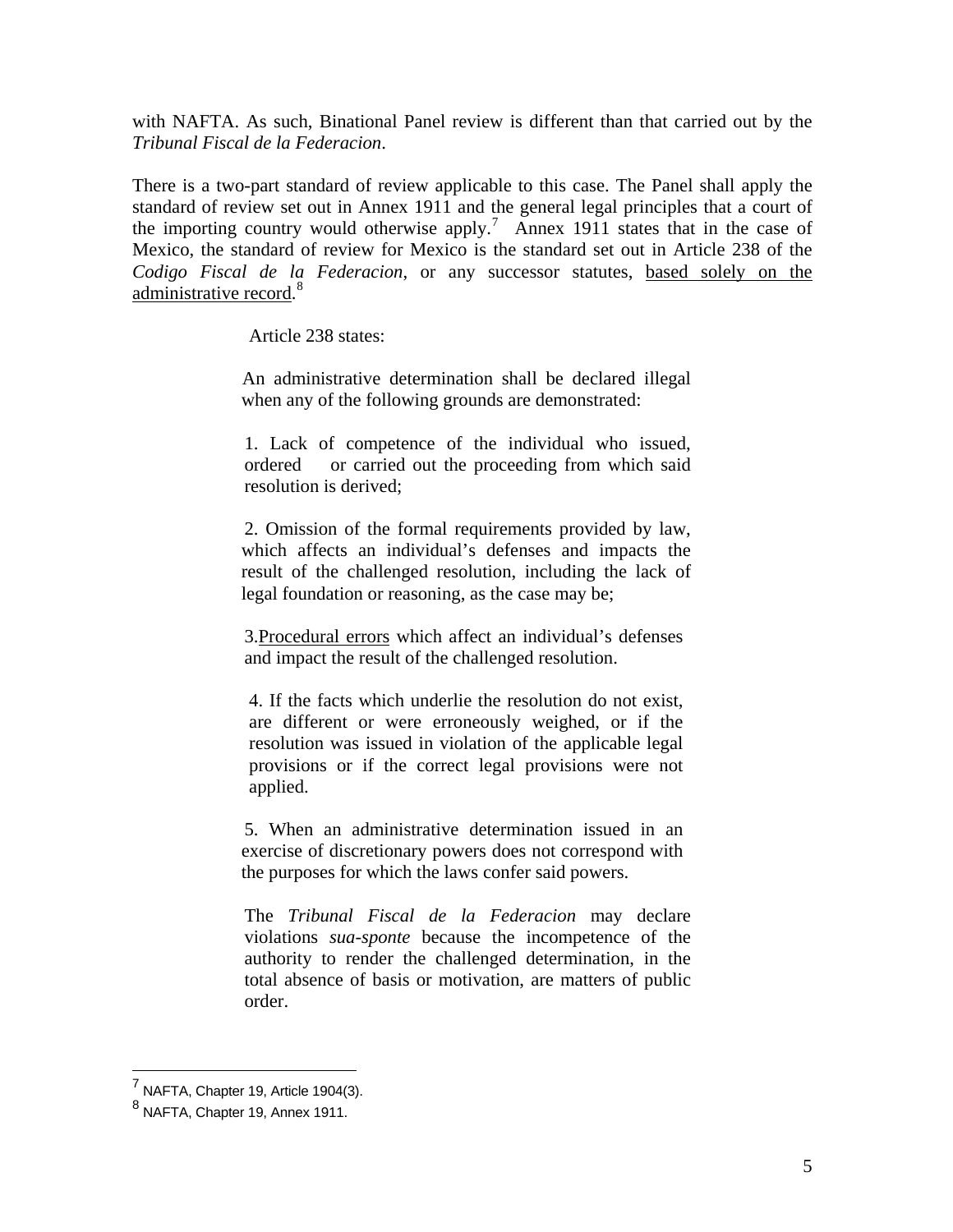with NAFTA. As such, Binational Panel review is different than that carried out by the *Tribunal Fiscal de la Federacion*.

There is a two-part standard of review applicable to this case. The Panel shall apply the standard of review set out in Annex 1911 and the general legal principles that a court of the importing country would otherwise apply.[7] Annex 1911 states that in the case of Mexico, the standard of review for Mexico is the standard set out in Article 238 of the *Codigo Fiscal de la Federacion*, or any successor statutes, <u>based solely on the administrative record</u>.[8]

> Article 238 states:
>
> An administrative determination shall be declared illegal when any of the following grounds are demonstrated:
>
> 1. Lack of competence of the individual who issued, ordered or carried out the proceeding from which said resolution is derived;
>
> 2. Omission of the formal requirements provided by law, which affects an individual's defenses and impacts the result of the challenged resolution, including the lack of legal foundation or reasoning, as the case may be;
>
> 3. <u>Procedural errors</u> which affect an individual's defenses and impact the result of the challenged resolution.
>
> 4. If the facts which underlie the resolution do not exist, are different or were erroneously weighed, or if the resolution was issued in violation of the applicable legal provisions or if the correct legal provisions were not applied.
>
> 5. When an administrative determination issued in an exercise of discretionary powers does not correspond with the purposes for which the laws confer said powers.
>
> The *Tribunal Fiscal de la Federacion* may declare violations *sua-sponte* because the incompetence of the authority to render the challenged determination, in the total absence of basis or motivation, are matters of public order.

---

[7] NAFTA, Chapter 19, Article 1904(3).

[8] NAFTA, Chapter 19, Annex 1911.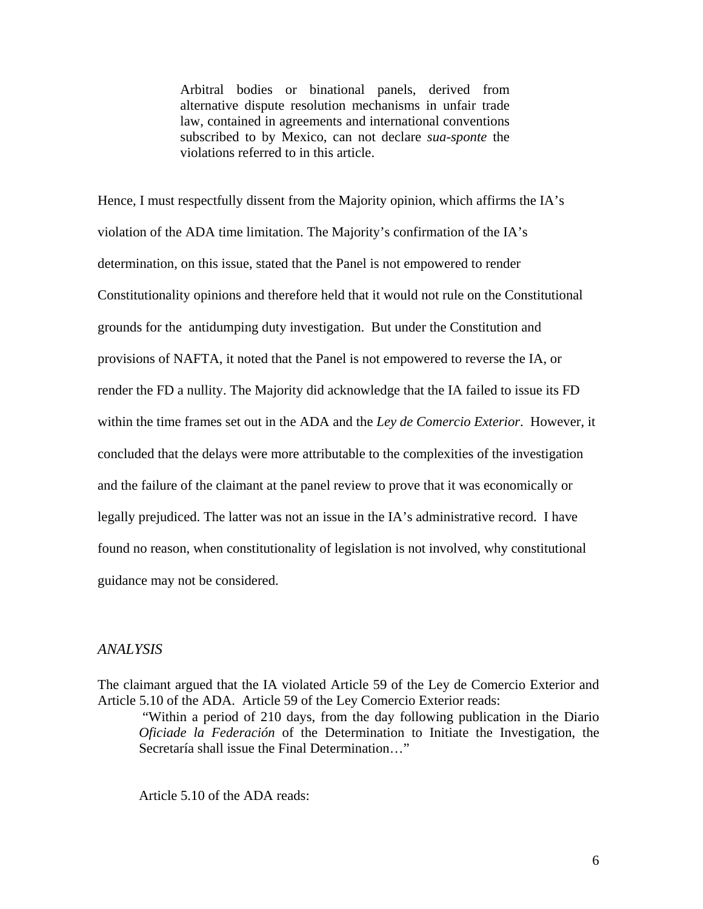> Arbitral bodies or binational panels, derived from alternative dispute resolution mechanisms in unfair trade law, contained in agreements and international conventions subscribed to by Mexico, can not declare *sua-sponte* the violations referred to in this article.

Hence, I must respectfully dissent from the Majority opinion, which affirms the IA's violation of the ADA time limitation. The Majority's confirmation of the IA's determination, on this issue, stated that the Panel is not empowered to render Constitutionality opinions and therefore held that it would not rule on the Constitutional grounds for the antidumping duty investigation. But under the Constitution and provisions of NAFTA, it noted that the Panel is not empowered to reverse the IA, or render the FD a nullity. The Majority did acknowledge that the IA failed to issue its FD within the time frames set out in the ADA and the *Ley de Comercio Exterior*. However, it concluded that the delays were more attributable to the complexities of the investigation and the failure of the claimant at the panel review to prove that it was economically or legally prejudiced. The latter was not an issue in the IA's administrative record. I have found no reason, when constitutionality of legislation is not involved, why constitutional guidance may not be considered.

*ANALYSIS*

The claimant argued that the IA violated Article 59 of the Ley de Comercio Exterior and Article 5.10 of the ADA. Article 59 of the Ley Comercio Exterior reads:

> "Within a period of 210 days, from the day following publication in the Diario *Oficiade la Federación* of the Determination to Initiate the Investigation, the Secretaría shall issue the Final Determination…"

Article 5.10 of the ADA reads: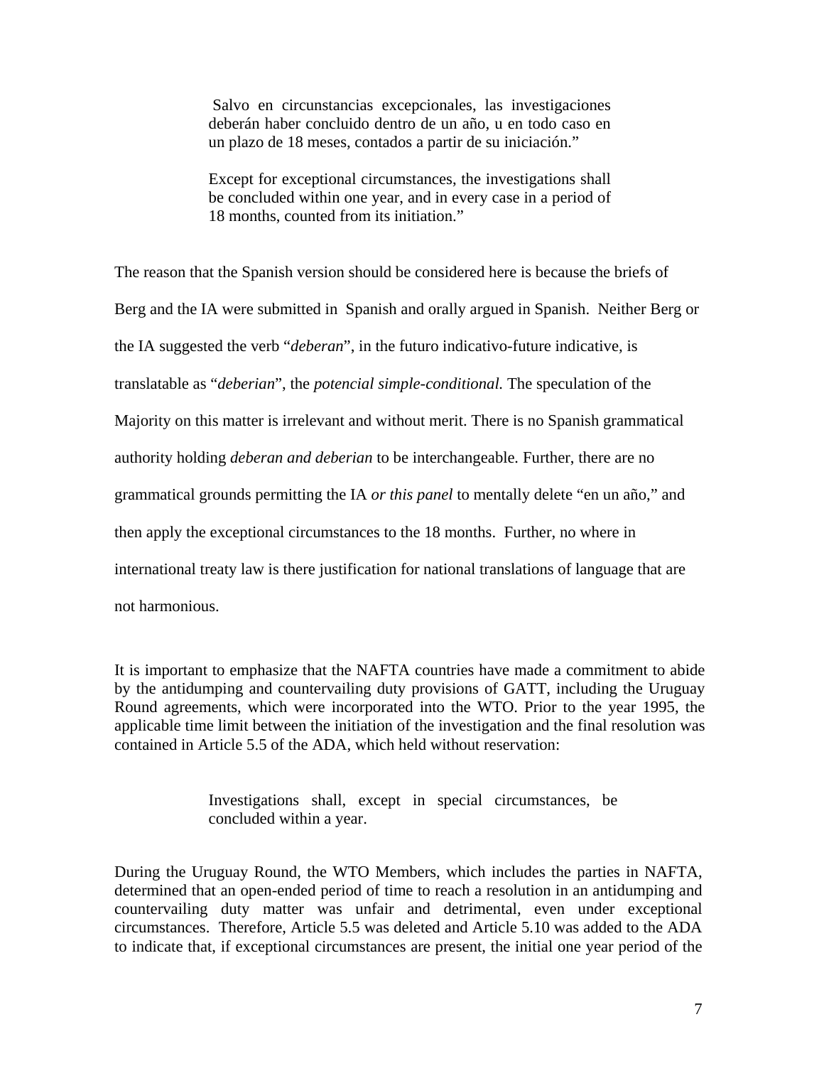> Salvo en circunstancias excepcionales, las investigaciones deberán haber concluido dentro de un año, u en todo caso en un plazo de 18 meses, contados a partir de su iniciación."
>
> Except for exceptional circumstances, the investigations shall be concluded within one year, and in every case in a period of 18 months, counted from its initiation."

The reason that the Spanish version should be considered here is because the briefs of Berg and the IA were submitted in Spanish and orally argued in Spanish. Neither Berg or the IA suggested the verb "*deberan*", in the futuro indicativo-future indicative, is translatable as "*deberian*", the *potencial simple-conditional.* The speculation of the Majority on this matter is irrelevant and without merit. There is no Spanish grammatical authority holding *deberan and deberian* to be interchangeable. Further, there are no grammatical grounds permitting the IA *or this panel* to mentally delete "en un año," and then apply the exceptional circumstances to the 18 months. Further, no where in international treaty law is there justification for national translations of language that are not harmonious.

It is important to emphasize that the NAFTA countries have made a commitment to abide by the antidumping and countervailing duty provisions of GATT, including the Uruguay Round agreements, which were incorporated into the WTO. Prior to the year 1995, the applicable time limit between the initiation of the investigation and the final resolution was contained in Article 5.5 of the ADA, which held without reservation:

> Investigations shall, except in special circumstances, be concluded within a year.

During the Uruguay Round, the WTO Members, which includes the parties in NAFTA, determined that an open-ended period of time to reach a resolution in an antidumping and countervailing duty matter was unfair and detrimental, even under exceptional circumstances. Therefore, Article 5.5 was deleted and Article 5.10 was added to the ADA to indicate that, if exceptional circumstances are present, the initial one year period of the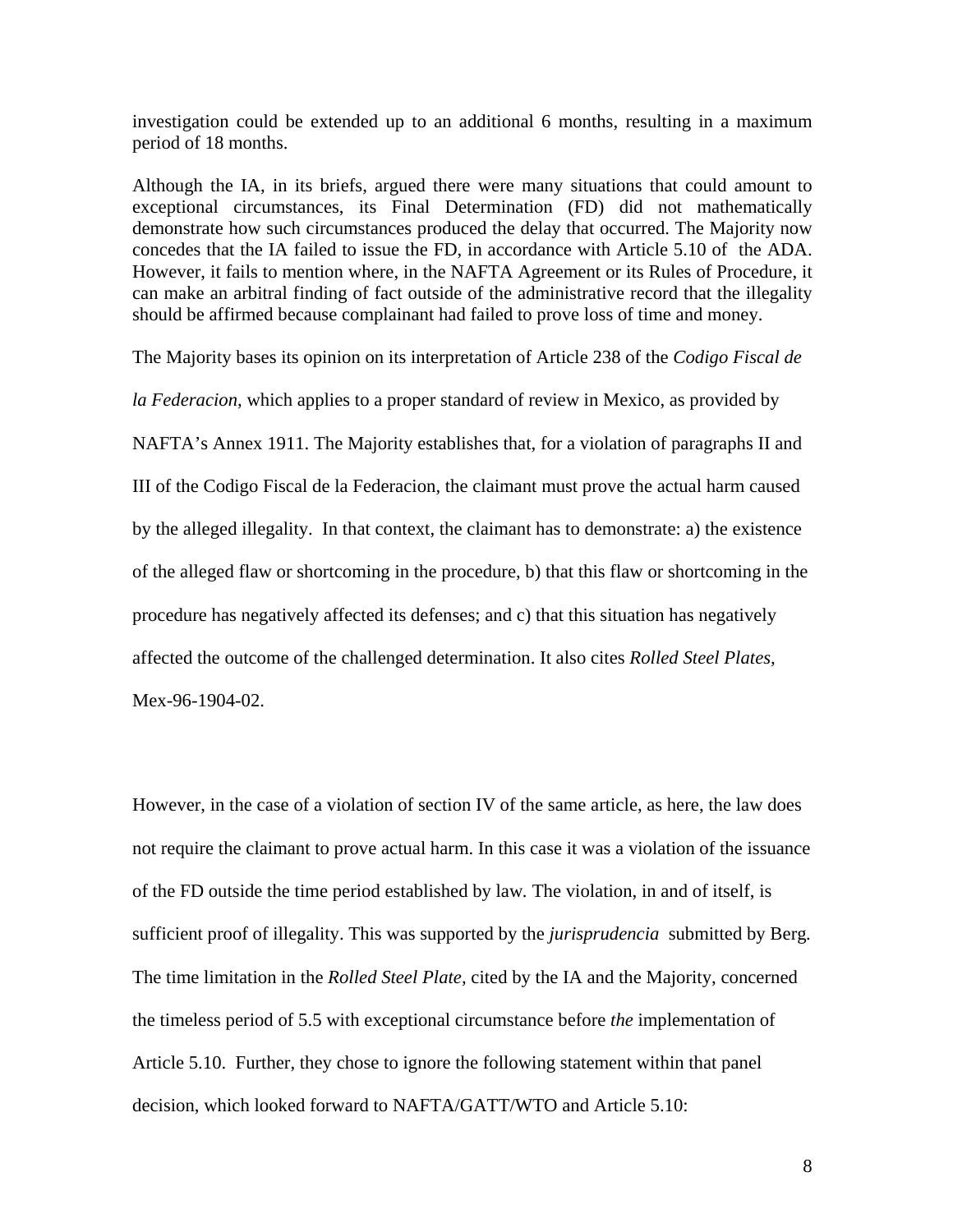investigation could be extended up to an additional 6 months, resulting in a maximum period of 18 months.

Although the IA, in its briefs, argued there were many situations that could amount to exceptional circumstances, its Final Determination (FD) did not mathematically demonstrate how such circumstances produced the delay that occurred. The Majority now concedes that the IA failed to issue the FD, in accordance with Article 5.10 of the ADA. However, it fails to mention where, in the NAFTA Agreement or its Rules of Procedure, it can make an arbitral finding of fact outside of the administrative record that the illegality should be affirmed because complainant had failed to prove loss of time and money.

The Majority bases its opinion on its interpretation of Article 238 of the *Codigo Fiscal de la Federacion*, which applies to a proper standard of review in Mexico, as provided by NAFTA's Annex 1911. The Majority establishes that, for a violation of paragraphs II and III of the Codigo Fiscal de la Federacion, the claimant must prove the actual harm caused by the alleged illegality. In that context, the claimant has to demonstrate: a) the existence of the alleged flaw or shortcoming in the procedure, b) that this flaw or shortcoming in the procedure has negatively affected its defenses; and c) that this situation has negatively affected the outcome of the challenged determination. It also cites *Rolled Steel Plates,* Mex-96-1904-02.

However, in the case of a violation of section IV of the same article, as here, the law does not require the claimant to prove actual harm. In this case it was a violation of the issuance of the FD outside the time period established by law. The violation, in and of itself, is sufficient proof of illegality. This was supported by the *jurisprudencia* submitted by Berg. The time limitation in the *Rolled Steel Plate,* cited by the IA and the Majority, concerned the timeless period of 5.5 with exceptional circumstance before *the* implementation of Article 5.10. Further, they chose to ignore the following statement within that panel decision, which looked forward to NAFTA/GATT/WTO and Article 5.10: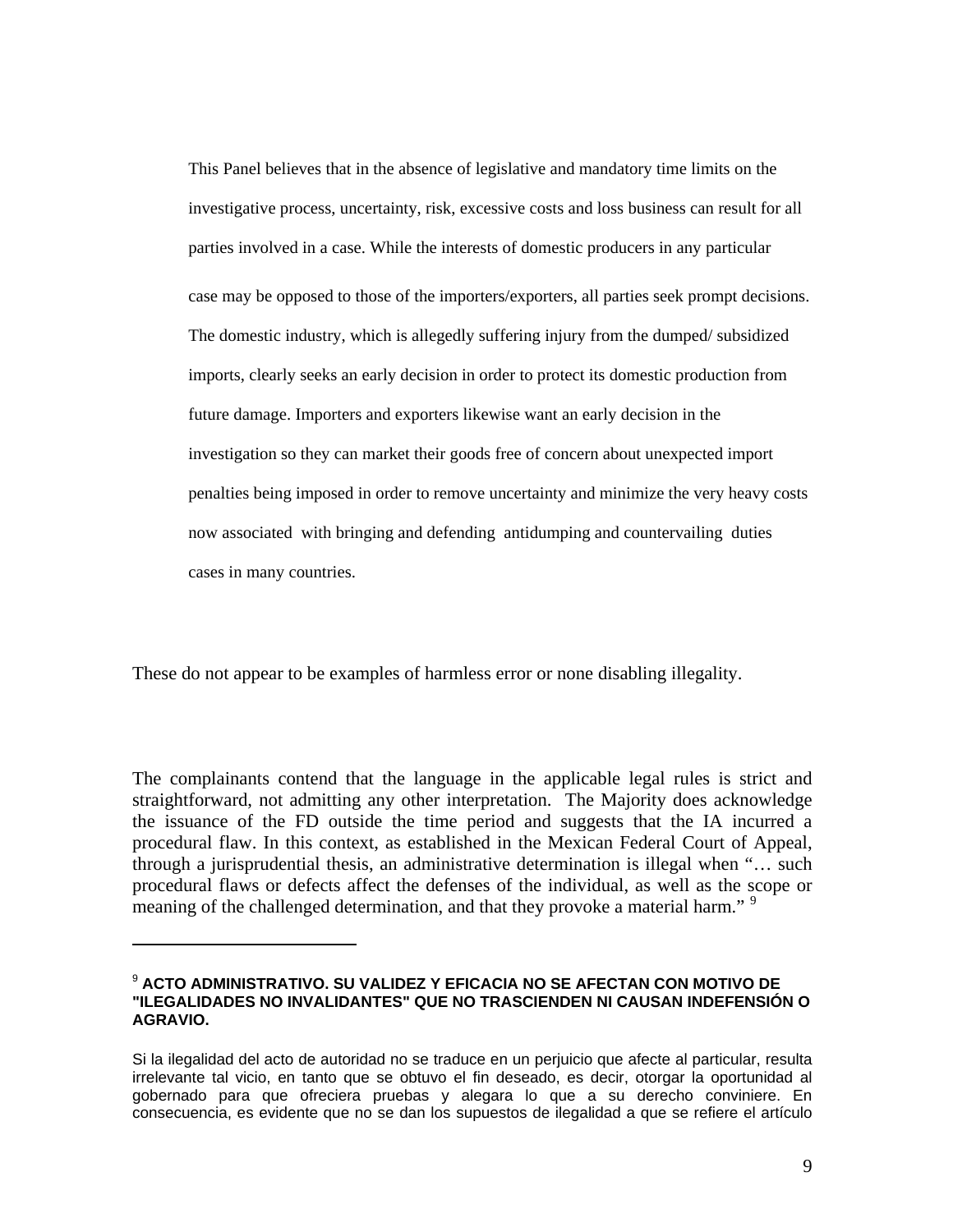> This Panel believes that in the absence of legislative and mandatory time limits on the investigative process, uncertainty, risk, excessive costs and loss business can result for all parties involved in a case. While the interests of domestic producers in any particular case may be opposed to those of the importers/exporters, all parties seek prompt decisions. The domestic industry, which is allegedly suffering injury from the dumped/ subsidized imports, clearly seeks an early decision in order to protect its domestic production from future damage. Importers and exporters likewise want an early decision in the investigation so they can market their goods free of concern about unexpected import penalties being imposed in order to remove uncertainty and minimize the very heavy costs now associated with bringing and defending antidumping and countervailing duties cases in many countries.

These do not appear to be examples of harmless error or none disabling illegality.

The complainants contend that the language in the applicable legal rules is strict and straightforward, not admitting any other interpretation. The Majority does acknowledge the issuance of the FD outside the time period and suggests that the IA incurred a procedural flaw. In this context, as established in the Mexican Federal Court of Appeal, through a jurisprudential thesis, an administrative determination is illegal when "… such procedural flaws or defects affect the defenses of the individual, as well as the scope or meaning of the challenged determination, and that they provoke a material harm." [9]

---

[9] **ACTO ADMINISTRATIVO. SU VALIDEZ Y EFICACIA NO SE AFECTAN CON MOTIVO DE "ILEGALIDADES NO INVALIDANTES" QUE NO TRASCIENDEN NI CAUSAN INDEFENSIÓN O AGRAVIO.**

Si la ilegalidad del acto de autoridad no se traduce en un perjuicio que afecte al particular, resulta irrelevante tal vicio, en tanto que se obtuvo el fin deseado, es decir, otorgar la oportunidad al gobernado para que ofreciera pruebas y alegara lo que a su derecho conviniere. En consecuencia, es evidente que no se dan los supuestos de ilegalidad a que se refiere el artículo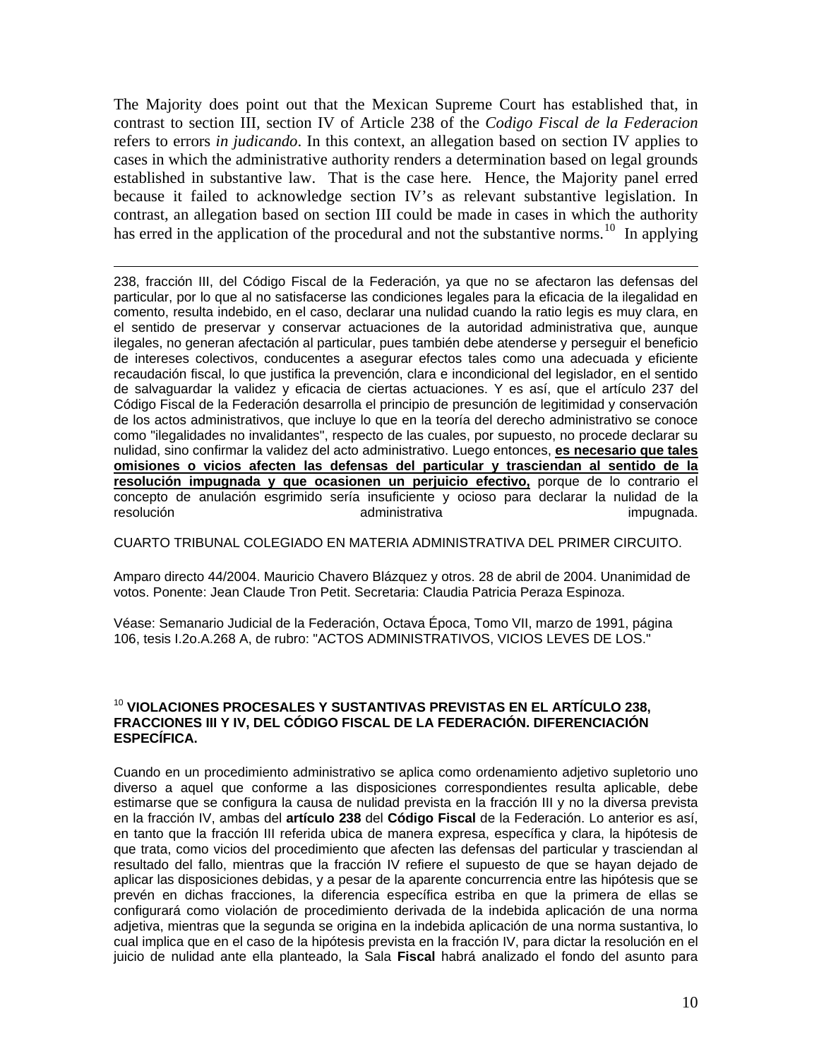The Majority does point out that the Mexican Supreme Court has established that, in contrast to section III, section IV of Article 238 of the *Codigo Fiscal de la Federacion* refers to errors *in judicando*. In this context, an allegation based on section IV applies to cases in which the administrative authority renders a determination based on legal grounds established in substantive law. That is the case here. Hence, the Majority panel erred because it failed to acknowledge section IV's as relevant substantive legislation. In contrast, an allegation based on section III could be made in cases in which the authority has erred in the application of the procedural and not the substantive norms.[10] In applying

---

238, fracción III, del Código Fiscal de la Federación, ya que no se afectaron las defensas del particular, por lo que al no satisfacerse las condiciones legales para la eficacia de la ilegalidad en comento, resulta indebido, en el caso, declarar una nulidad cuando la ratio legis es muy clara, en el sentido de preservar y conservar actuaciones de la autoridad administrativa que, aunque ilegales, no generan afectación al particular, pues también debe atenderse y perseguir el beneficio de intereses colectivos, conducentes a asegurar efectos tales como una adecuada y eficiente recaudación fiscal, lo que justifica la prevención, clara e incondicional del legislador, en el sentido de salvaguardar la validez y eficacia de ciertas actuaciones. Y es así, que el artículo 237 del Código Fiscal de la Federación desarrolla el principio de presunción de legitimidad y conservación de los actos administrativos, que incluye lo que en la teoría del derecho administrativo se conoce como "ilegalidades no invalidantes", respecto de las cuales, por supuesto, no procede declarar su nulidad, sino confirmar la validez del acto administrativo. Luego entonces, **es necesario que tales omisiones o vicios afecten las defensas del particular y trasciendan al sentido de la resolución impugnada y que ocasionen un perjuicio efectivo,** porque de lo contrario el concepto de anulación esgrimido sería insuficiente y ocioso para declarar la nulidad de la resolución administrativa impugnada.

CUARTO TRIBUNAL COLEGIADO EN MATERIA ADMINISTRATIVA DEL PRIMER CIRCUITO.

Amparo directo 44/2004. Mauricio Chavero Blázquez y otros. 28 de abril de 2004. Unanimidad de votos. Ponente: Jean Claude Tron Petit. Secretaria: Claudia Patricia Peraza Espinoza.

Véase: Semanario Judicial de la Federación, Octava Época, Tomo VII, marzo de 1991, página 106, tesis I.2o.A.268 A, de rubro: "ACTOS ADMINISTRATIVOS, VICIOS LEVES DE LOS."

[10] **VIOLACIONES PROCESALES Y SUSTANTIVAS PREVISTAS EN EL ARTÍCULO 238, FRACCIONES III Y IV, DEL CÓDIGO FISCAL DE LA FEDERACIÓN. DIFERENCIACIÓN ESPECÍFICA.**

Cuando en un procedimiento administrativo se aplica como ordenamiento adjetivo supletorio uno diverso a aquel que conforme a las disposiciones correspondientes resulta aplicable, debe estimarse que se configura la causa de nulidad prevista en la fracción III y no la diversa prevista en la fracción IV, ambas del **artículo 238** del **Código Fiscal** de la Federación. Lo anterior es así, en tanto que la fracción III referida ubica de manera expresa, específica y clara, la hipótesis de que trata, como vicios del procedimiento que afecten las defensas del particular y trasciendan al resultado del fallo, mientras que la fracción IV refiere el supuesto de que se hayan dejado de aplicar las disposiciones debidas, y a pesar de la aparente concurrencia entre las hipótesis que se prevén en dichas fracciones, la diferencia específica estriba en que la primera de ellas se configurará como violación de procedimiento derivada de la indebida aplicación de una norma adjetiva, mientras que la segunda se origina en la indebida aplicación de una norma sustantiva, lo cual implica que en el caso de la hipótesis prevista en la fracción IV, para dictar la resolución en el juicio de nulidad ante ella planteado, la Sala **Fiscal** habrá analizado el fondo del asunto para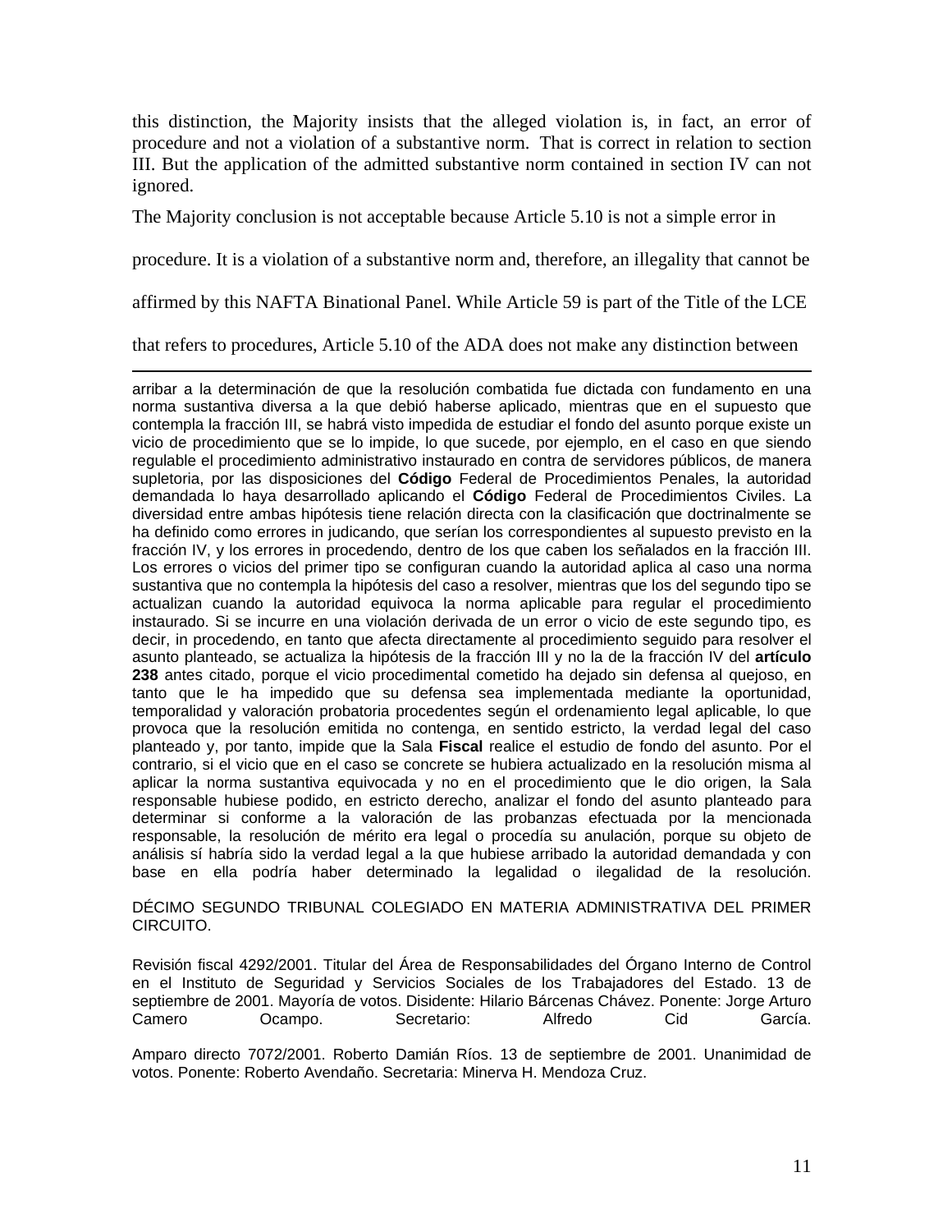this distinction, the Majority insists that the alleged violation is, in fact, an error of procedure and not a violation of a substantive norm. That is correct in relation to section III. But the application of the admitted substantive norm contained in section IV can not ignored.

The Majority conclusion is not acceptable because Article 5.10 is not a simple error in procedure. It is a violation of a substantive norm and, therefore, an illegality that cannot be affirmed by this NAFTA Binational Panel. While Article 59 is part of the Title of the LCE that refers to procedures, Article 5.10 of the ADA does not make any distinction between

---

arribar a la determinación de que la resolución combatida fue dictada con fundamento en una norma sustantiva diversa a la que debió haberse aplicado, mientras que en el supuesto que contempla la fracción III, se habrá visto impedida de estudiar el fondo del asunto porque existe un vicio de procedimiento que se lo impide, lo que sucede, por ejemplo, en el caso en que siendo regulable el procedimiento administrativo instaurado en contra de servidores públicos, de manera supletoria, por las disposiciones del **Código** Federal de Procedimientos Penales, la autoridad demandada lo haya desarrollado aplicando el **Código** Federal de Procedimientos Civiles. La diversidad entre ambas hipótesis tiene relación directa con la clasificación que doctrinalmente se ha definido como errores in judicando, que serían los correspondientes al supuesto previsto en la fracción IV, y los errores in procedendo, dentro de los que caben los señalados en la fracción III. Los errores o vicios del primer tipo se configuran cuando la autoridad aplica al caso una norma sustantiva que no contempla la hipótesis del caso a resolver, mientras que los del segundo tipo se actualizan cuando la autoridad equivoca la norma aplicable para regular el procedimiento instaurado. Si se incurre en una violación derivada de un error o vicio de este segundo tipo, es decir, in procedendo, en tanto que afecta directamente al procedimiento seguido para resolver el asunto planteado, se actualiza la hipótesis de la fracción III y no la de la fracción IV del **artículo 238** antes citado, porque el vicio procedimental cometido ha dejado sin defensa al quejoso, en tanto que le ha impedido que su defensa sea implementada mediante la oportunidad, temporalidad y valoración probatoria procedentes según el ordenamiento legal aplicable, lo que provoca que la resolución emitida no contenga, en sentido estricto, la verdad legal del caso planteado y, por tanto, impide que la Sala **Fiscal** realice el estudio de fondo del asunto. Por el contrario, si el vicio que en el caso se concrete se hubiera actualizado en la resolución misma al aplicar la norma sustantiva equivocada y no en el procedimiento que le dio origen, la Sala responsable hubiese podido, en estricto derecho, analizar el fondo del asunto planteado para determinar si conforme a la valoración de las probanzas efectuada por la mencionada responsable, la resolución de mérito era legal o procedía su anulación, porque su objeto de análisis sí habría sido la verdad legal a la que hubiese arribado la autoridad demandada y con base en ella podría haber determinado la legalidad o ilegalidad de la resolución.

DÉCIMO SEGUNDO TRIBUNAL COLEGIADO EN MATERIA ADMINISTRATIVA DEL PRIMER CIRCUITO.

Revisión fiscal 4292/2001. Titular del Área de Responsabilidades del Órgano Interno de Control en el Instituto de Seguridad y Servicios Sociales de los Trabajadores del Estado. 13 de septiembre de 2001. Mayoría de votos. Disidente: Hilario Bárcenas Chávez. Ponente: Jorge Arturo Camero Ocampo. Secretario: Alfredo Cid García.

Amparo directo 7072/2001. Roberto Damián Ríos. 13 de septiembre de 2001. Unanimidad de votos. Ponente: Roberto Avendaño. Secretaria: Minerva H. Mendoza Cruz.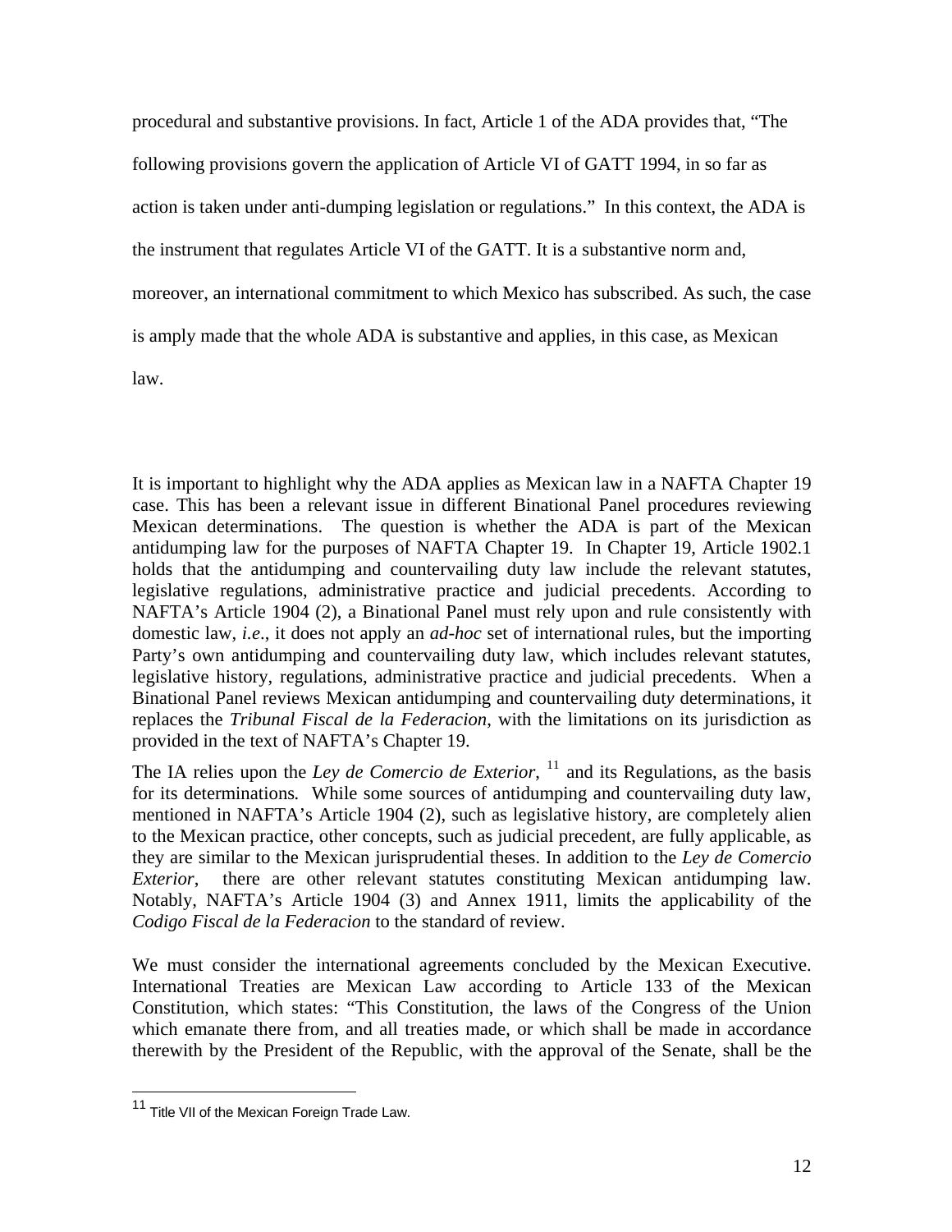procedural and substantive provisions. In fact, Article 1 of the ADA provides that, "The following provisions govern the application of Article VI of GATT 1994, in so far as action is taken under anti-dumping legislation or regulations." In this context, the ADA is the instrument that regulates Article VI of the GATT. It is a substantive norm and, moreover, an international commitment to which Mexico has subscribed. As such, the case is amply made that the whole ADA is substantive and applies, in this case, as Mexican law.

It is important to highlight why the ADA applies as Mexican law in a NAFTA Chapter 19 case. This has been a relevant issue in different Binational Panel procedures reviewing Mexican determinations. The question is whether the ADA is part of the Mexican antidumping law for the purposes of NAFTA Chapter 19. In Chapter 19, Article 1902.1 holds that the antidumping and countervailing duty law include the relevant statutes, legislative regulations, administrative practice and judicial precedents. According to NAFTA's Article 1904 (2), a Binational Panel must rely upon and rule consistently with domestic law, *i.e*., it does not apply an *ad-hoc* set of international rules, but the importing Party's own antidumping and countervailing duty law, which includes relevant statutes, legislative history, regulations, administrative practice and judicial precedents. When a Binational Panel reviews Mexican antidumping and countervailing duty determinations, it replaces the *Tribunal Fiscal de la Federacion*, with the limitations on its jurisdiction as provided in the text of NAFTA's Chapter 19.

The IA relies upon the *Ley de Comercio de Exterior*, [11] and its Regulations, as the basis for its determinations. While some sources of antidumping and countervailing duty law, mentioned in NAFTA's Article 1904 (2), such as legislative history, are completely alien to the Mexican practice, other concepts, such as judicial precedent, are fully applicable, as they are similar to the Mexican jurisprudential theses. In addition to the *Ley de Comercio Exterior*, there are other relevant statutes constituting Mexican antidumping law. Notably, NAFTA's Article 1904 (3) and Annex 1911, limits the applicability of the *Codigo Fiscal de la Federacion* to the standard of review.

We must consider the international agreements concluded by the Mexican Executive. International Treaties are Mexican Law according to Article 133 of the Mexican Constitution, which states: "This Constitution, the laws of the Congress of the Union which emanate there from, and all treaties made, or which shall be made in accordance therewith by the President of the Republic, with the approval of the Senate, shall be the

[11] Title VII of the Mexican Foreign Trade Law.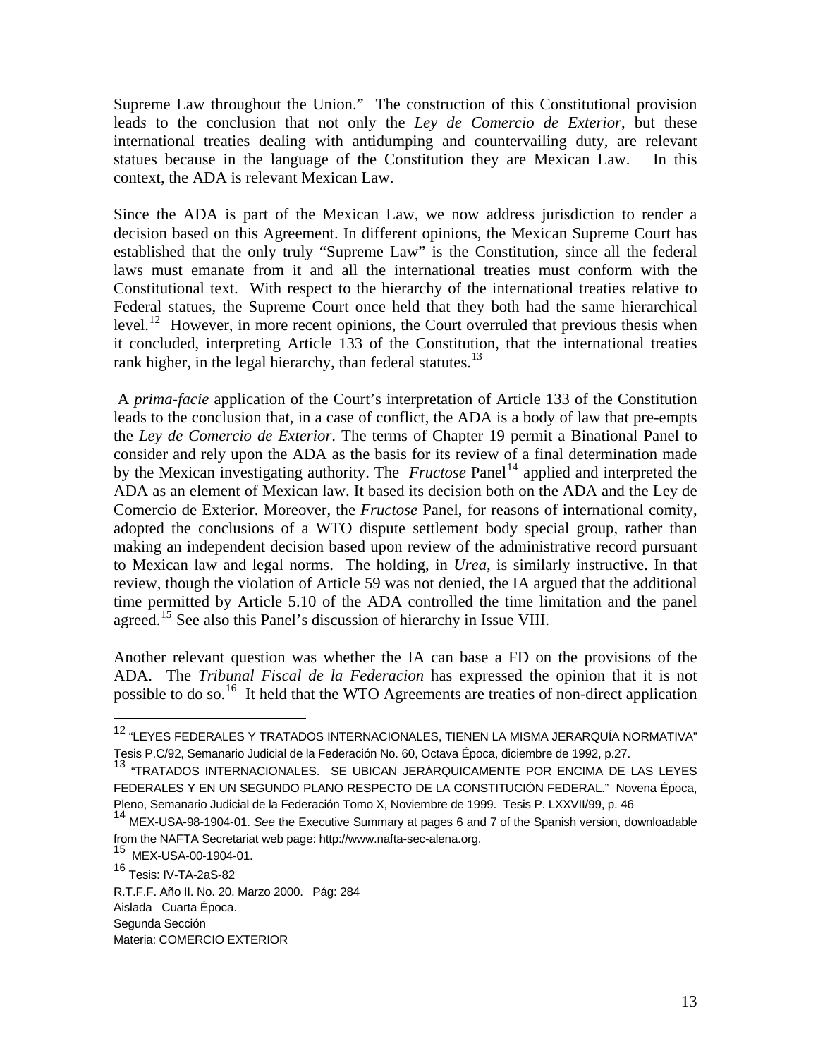Supreme Law throughout the Union." The construction of this Constitutional provision leads to the conclusion that not only the *Ley de Comercio de Exterior*, but these international treaties dealing with antidumping and countervailing duty, are relevant statues because in the language of the Constitution they are Mexican Law. In this context, the ADA is relevant Mexican Law.

Since the ADA is part of the Mexican Law, we now address jurisdiction to render a decision based on this Agreement. In different opinions, the Mexican Supreme Court has established that the only truly "Supreme Law" is the Constitution, since all the federal laws must emanate from it and all the international treaties must conform with the Constitutional text. With respect to the hierarchy of the international treaties relative to Federal statues, the Supreme Court once held that they both had the same hierarchical level.[12] However, in more recent opinions, the Court overruled that previous thesis when it concluded, interpreting Article 133 of the Constitution, that the international treaties rank higher, in the legal hierarchy, than federal statutes.[13]

A *prima-facie* application of the Court's interpretation of Article 133 of the Constitution leads to the conclusion that, in a case of conflict, the ADA is a body of law that pre-empts the *Ley de Comercio de Exterior*. The terms of Chapter 19 permit a Binational Panel to consider and rely upon the ADA as the basis for its review of a final determination made by the Mexican investigating authority. The *Fructose* Panel[14] applied and interpreted the ADA as an element of Mexican law. It based its decision both on the ADA and the Ley de Comercio de Exterior. Moreover, the *Fructose* Panel, for reasons of international comity, adopted the conclusions of a WTO dispute settlement body special group, rather than making an independent decision based upon review of the administrative record pursuant to Mexican law and legal norms. The holding, in *Urea,* is similarly instructive. In that review, though the violation of Article 59 was not denied, the IA argued that the additional time permitted by Article 5.10 of the ADA controlled the time limitation and the panel agreed.[15] See also this Panel's discussion of hierarchy in Issue VIII.

Another relevant question was whether the IA can base a FD on the provisions of the ADA. The *Tribunal Fiscal de la Federacion* has expressed the opinion that it is not possible to do so.[16] It held that the WTO Agreements are treaties of non-direct application

---

[12] "LEYES FEDERALES Y TRATADOS INTERNACIONALES, TIENEN LA MISMA JERARQUÍA NORMATIVA" Tesis P.C/92, Semanario Judicial de la Federación No. 60, Octava Época, diciembre de 1992, p.27.

[13] "TRATADOS INTERNACIONALES. SE UBICAN JERÁRQUICAMENTE POR ENCIMA DE LAS LEYES FEDERALES Y EN UN SEGUNDO PLANO RESPECTO DE LA CONSTITUCIÓN FEDERAL." Novena Época, Pleno, Semanario Judicial de la Federación Tomo X, Noviembre de 1999. Tesis P. LXXVII/99, p. 46

[14] MEX-USA-98-1904-01. *See* the Executive Summary at pages 6 and 7 of the Spanish version, downloadable from the NAFTA Secretariat web page: http://www.nafta-sec-alena.org.

[15] MEX-USA-00-1904-01.

[16] Tesis: IV-TA-2aS-82
R.T.F.F. Año II. No. 20. Marzo 2000. Pág: 284
Aislada Cuarta Época.
Segunda Sección
Materia: COMERCIO EXTERIOR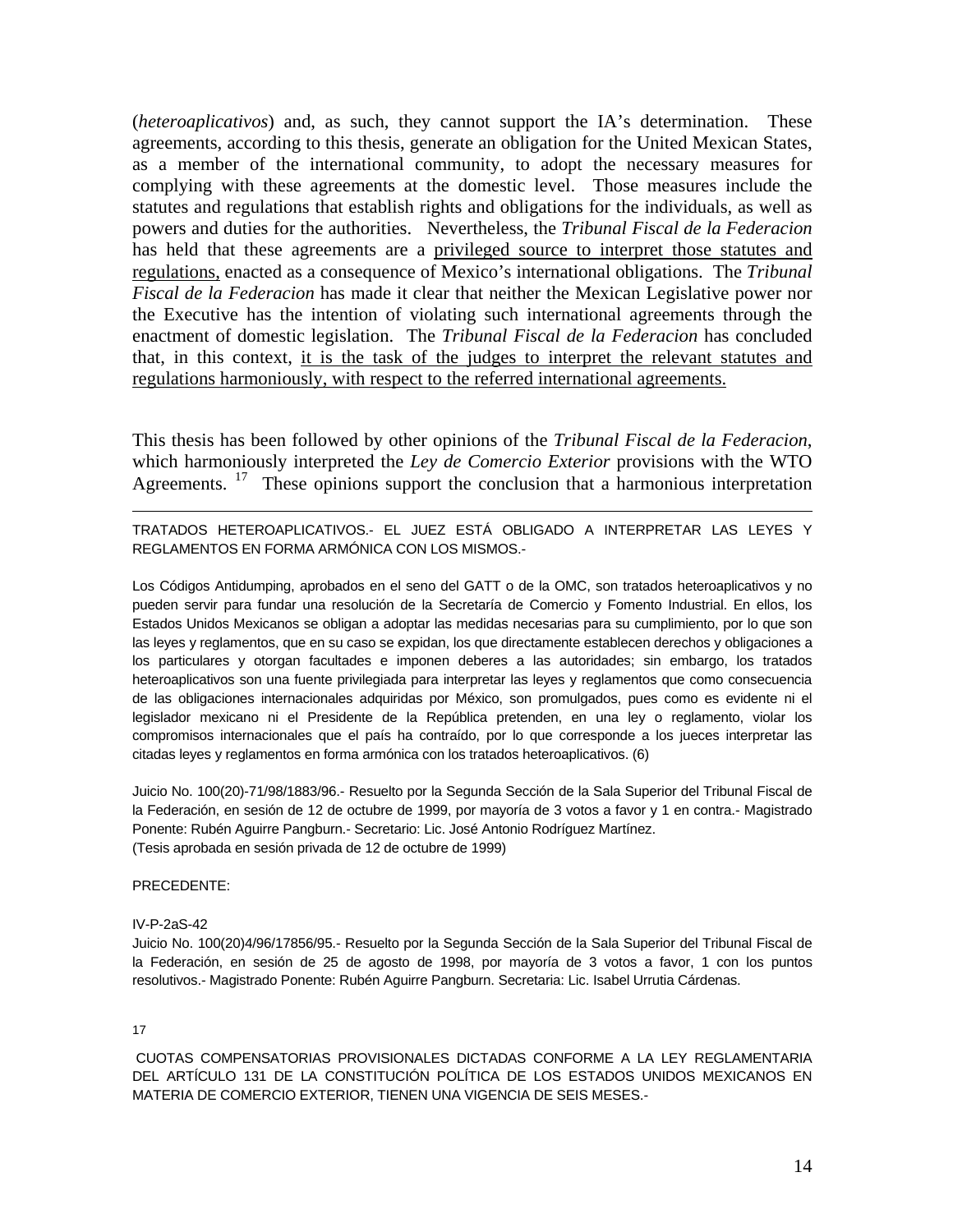(*heteroaplicativos*) and, as such, they cannot support the IA's determination. These agreements, according to this thesis, generate an obligation for the United Mexican States, as a member of the international community, to adopt the necessary measures for complying with these agreements at the domestic level. Those measures include the statutes and regulations that establish rights and obligations for the individuals, as well as powers and duties for the authorities. Nevertheless, the *Tribunal Fiscal de la Federacion* has held that these agreements are a <u>privileged source to interpret those statutes and regulations,</u> enacted as a consequence of Mexico's international obligations. The *Tribunal Fiscal de la Federacion* has made it clear that neither the Mexican Legislative power nor the Executive has the intention of violating such international agreements through the enactment of domestic legislation. The *Tribunal Fiscal de la Federacion* has concluded that, in this context, <u>it is the task of the judges to interpret the relevant statutes and regulations harmoniously, with respect to the referred international agreements.</u>

This thesis has been followed by other opinions of the *Tribunal Fiscal de la Federacion*, which harmoniously interpreted the *Ley de Comercio Exterior* provisions with the WTO Agreements. [17] These opinions support the conclusion that a harmonious interpretation

---

TRATADOS HETEROAPLICATIVOS.- EL JUEZ ESTÁ OBLIGADO A INTERPRETAR LAS LEYES Y REGLAMENTOS EN FORMA ARMÓNICA CON LOS MISMOS.-

Los Códigos Antidumping, aprobados en el seno del GATT o de la OMC, son tratados heteroaplicativos y no pueden servir para fundar una resolución de la Secretaría de Comercio y Fomento Industrial. En ellos, los Estados Unidos Mexicanos se obligan a adoptar las medidas necesarias para su cumplimiento, por lo que son las leyes y reglamentos, que en su caso se expidan, los que directamente establecen derechos y obligaciones a los particulares y otorgan facultades e imponen deberes a las autoridades; sin embargo, los tratados heteroaplicativos son una fuente privilegiada para interpretar las leyes y reglamentos que como consecuencia de las obligaciones internacionales adquiridas por México, son promulgados, pues como es evidente ni el legislador mexicano ni el Presidente de la República pretenden, en una ley o reglamento, violar los compromisos internacionales que el país ha contraído, por lo que corresponde a los jueces interpretar las citadas leyes y reglamentos en forma armónica con los tratados heteroaplicativos. (6)

Juicio No. 100(20)-71/98/1883/96.- Resuelto por la Segunda Sección de la Sala Superior del Tribunal Fiscal de la Federación, en sesión de 12 de octubre de 1999, por mayoría de 3 votos a favor y 1 en contra.- Magistrado Ponente: Rubén Aguirre Pangburn.- Secretario: Lic. José Antonio Rodríguez Martínez.
(Tesis aprobada en sesión privada de 12 de octubre de 1999)

PRECEDENTE:

IV-P-2aS-42
Juicio No. 100(20)4/96/17856/95.- Resuelto por la Segunda Sección de la Sala Superior del Tribunal Fiscal de la Federación, en sesión de 25 de agosto de 1998, por mayoría de 3 votos a favor, 1 con los puntos resolutivos.- Magistrado Ponente: Rubén Aguirre Pangburn. Secretaria: Lic. Isabel Urrutia Cárdenas.

17

CUOTAS COMPENSATORIAS PROVISIONALES DICTADAS CONFORME A LA LEY REGLAMENTARIA DEL ARTÍCULO 131 DE LA CONSTITUCIÓN POLÍTICA DE LOS ESTADOS UNIDOS MEXICANOS EN MATERIA DE COMERCIO EXTERIOR, TIENEN UNA VIGENCIA DE SEIS MESES.-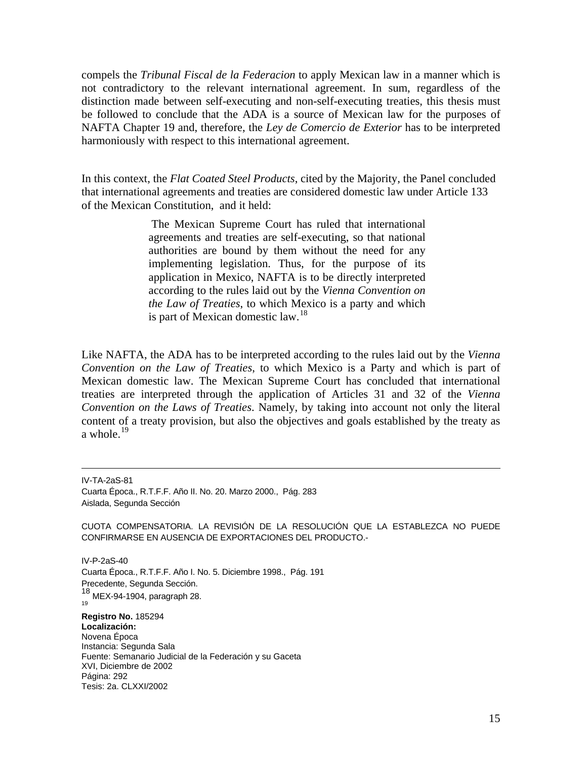compels the *Tribunal Fiscal de la Federacion* to apply Mexican law in a manner which is not contradictory to the relevant international agreement. In sum, regardless of the distinction made between self-executing and non-self-executing treaties, this thesis must be followed to conclude that the ADA is a source of Mexican law for the purposes of NAFTA Chapter 19 and, therefore, the *Ley de Comercio de Exterior* has to be interpreted harmoniously with respect to this international agreement.

In this context, the *Flat Coated Steel Products*, cited by the Majority, the Panel concluded that international agreements and treaties are considered domestic law under Article 133 of the Mexican Constitution, and it held:

> The Mexican Supreme Court has ruled that international agreements and treaties are self-executing, so that national authorities are bound by them without the need for any implementing legislation. Thus, for the purpose of its application in Mexico, NAFTA is to be directly interpreted according to the rules laid out by the *Vienna Convention on the Law of Treaties*, to which Mexico is a party and which is part of Mexican domestic law.[18]

Like NAFTA, the ADA has to be interpreted according to the rules laid out by the *Vienna Convention on the Law of Treaties*, to which Mexico is a Party and which is part of Mexican domestic law. The Mexican Supreme Court has concluded that international treaties are interpreted through the application of Articles 31 and 32 of the *Vienna Convention on the Laws of Treaties*. Namely, by taking into account not only the literal content of a treaty provision, but also the objectives and goals established by the treaty as a whole.[19]

---

IV-TA-2aS-81
Cuarta Época., R.T.F.F. Año II. No. 20. Marzo 2000., Pág. 283
Aislada, Segunda Sección

CUOTA COMPENSATORIA. LA REVISIÓN DE LA RESOLUCIÓN QUE LA ESTABLEZCA NO PUEDE CONFIRMARSE EN AUSENCIA DE EXPORTACIONES DEL PRODUCTO.-

IV-P-2aS-40
Cuarta Época., R.T.F.F. Año I. No. 5. Diciembre 1998., Pág. 191
Precedente, Segunda Sección.

[18] MEX-94-1904, paragraph 28.

[19]

**Registro No.** 185294
**Localización:**
Novena Época
Instancia: Segunda Sala
Fuente: Semanario Judicial de la Federación y su Gaceta
XVI, Diciembre de 2002
Página: 292
Tesis: 2a. CLXXI/2002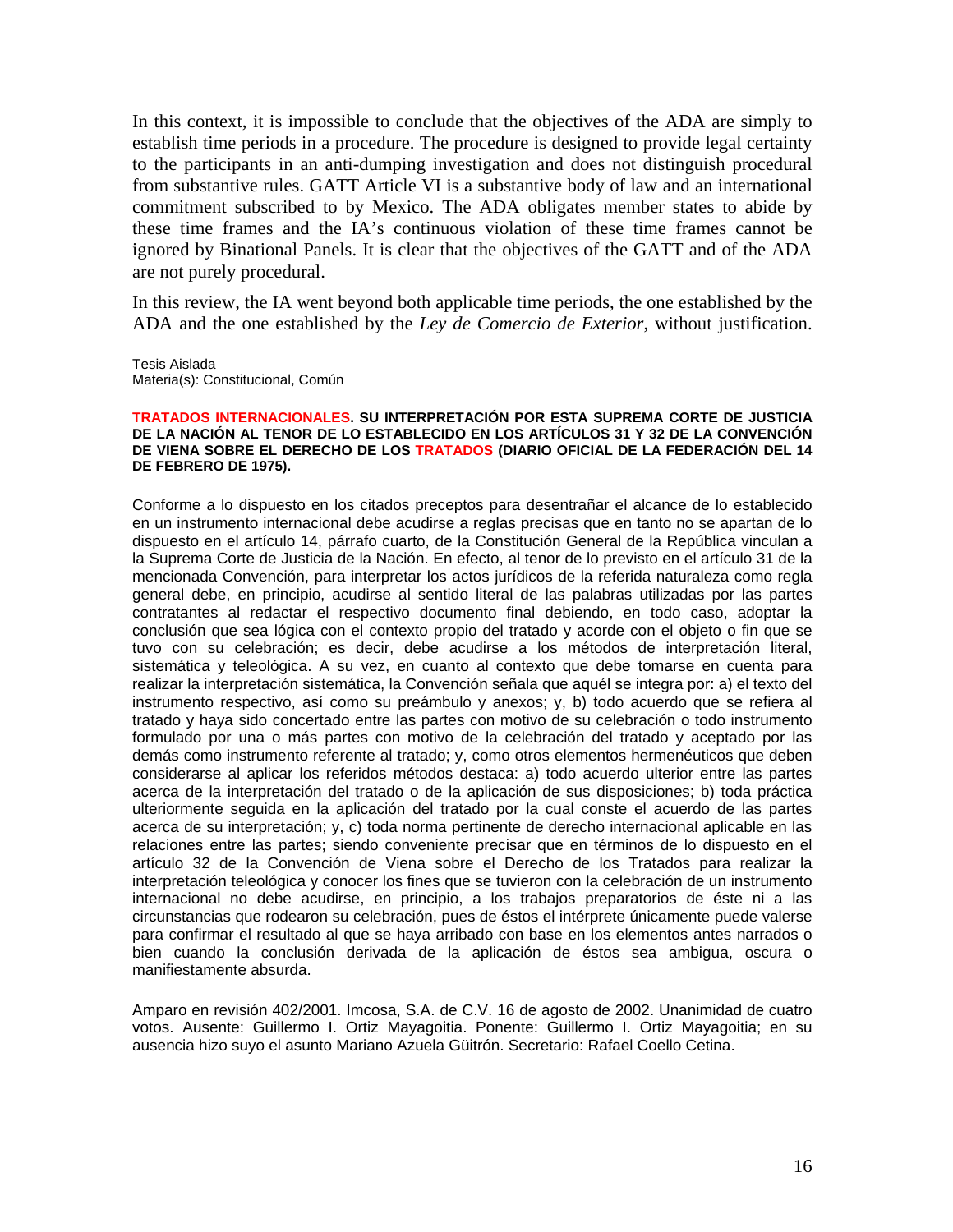In this context, it is impossible to conclude that the objectives of the ADA are simply to establish time periods in a procedure. The procedure is designed to provide legal certainty to the participants in an anti-dumping investigation and does not distinguish procedural from substantive rules. GATT Article VI is a substantive body of law and an international commitment subscribed to by Mexico. The ADA obligates member states to abide by these time frames and the IA's continuous violation of these time frames cannot be ignored by Binational Panels. It is clear that the objectives of the GATT and of the ADA are not purely procedural.

In this review, the IA went beyond both applicable time periods, the one established by the ADA and the one established by the *Ley de Comercio de Exterior*, without justification.

---

Tesis Aislada
Materia(s): Constitucional, Común

**TRATADOS INTERNACIONALES. SU INTERPRETACIÓN POR ESTA SUPREMA CORTE DE JUSTICIA DE LA NACIÓN AL TENOR DE LO ESTABLECIDO EN LOS ARTÍCULOS 31 Y 32 DE LA CONVENCIÓN DE VIENA SOBRE EL DERECHO DE LOS TRATADOS (DIARIO OFICIAL DE LA FEDERACIÓN DEL 14 DE FEBRERO DE 1975).**

Conforme a lo dispuesto en los citados preceptos para desentrañar el alcance de lo establecido en un instrumento internacional debe acudirse a reglas precisas que en tanto no se apartan de lo dispuesto en el artículo 14, párrafo cuarto, de la Constitución General de la República vinculan a la Suprema Corte de Justicia de la Nación. En efecto, al tenor de lo previsto en el artículo 31 de la mencionada Convención, para interpretar los actos jurídicos de la referida naturaleza como regla general debe, en principio, acudirse al sentido literal de las palabras utilizadas por las partes contratantes al redactar el respectivo documento final debiendo, en todo caso, adoptar la conclusión que sea lógica con el contexto propio del tratado y acorde con el objeto o fin que se tuvo con su celebración; es decir, debe acudirse a los métodos de interpretación literal, sistemática y teleológica. A su vez, en cuanto al contexto que debe tomarse en cuenta para realizar la interpretación sistemática, la Convención señala que aquél se integra por: a) el texto del instrumento respectivo, así como su preámbulo y anexos; y, b) todo acuerdo que se refiera al tratado y haya sido concertado entre las partes con motivo de su celebración o todo instrumento formulado por una o más partes con motivo de la celebración del tratado y aceptado por las demás como instrumento referente al tratado; y, como otros elementos hermenéuticos que deben considerarse al aplicar los referidos métodos destaca: a) todo acuerdo ulterior entre las partes acerca de la interpretación del tratado o de la aplicación de sus disposiciones; b) toda práctica ulteriormente seguida en la aplicación del tratado por la cual conste el acuerdo de las partes acerca de su interpretación; y, c) toda norma pertinente de derecho internacional aplicable en las relaciones entre las partes; siendo conveniente precisar que en términos de lo dispuesto en el artículo 32 de la Convención de Viena sobre el Derecho de los Tratados para realizar la interpretación teleológica y conocer los fines que se tuvieron con la celebración de un instrumento internacional no debe acudirse, en principio, a los trabajos preparatorios de éste ni a las circunstancias que rodearon su celebración, pues de éstos el intérprete únicamente puede valerse para confirmar el resultado al que se haya arribado con base en los elementos antes narrados o bien cuando la conclusión derivada de la aplicación de éstos sea ambigua, oscura o manifiestamente absurda.

Amparo en revisión 402/2001. Imcosa, S.A. de C.V. 16 de agosto de 2002. Unanimidad de cuatro votos. Ausente: Guillermo I. Ortiz Mayagoitia. Ponente: Guillermo I. Ortiz Mayagoitia; en su ausencia hizo suyo el asunto Mariano Azuela Güitrón. Secretario: Rafael Coello Cetina.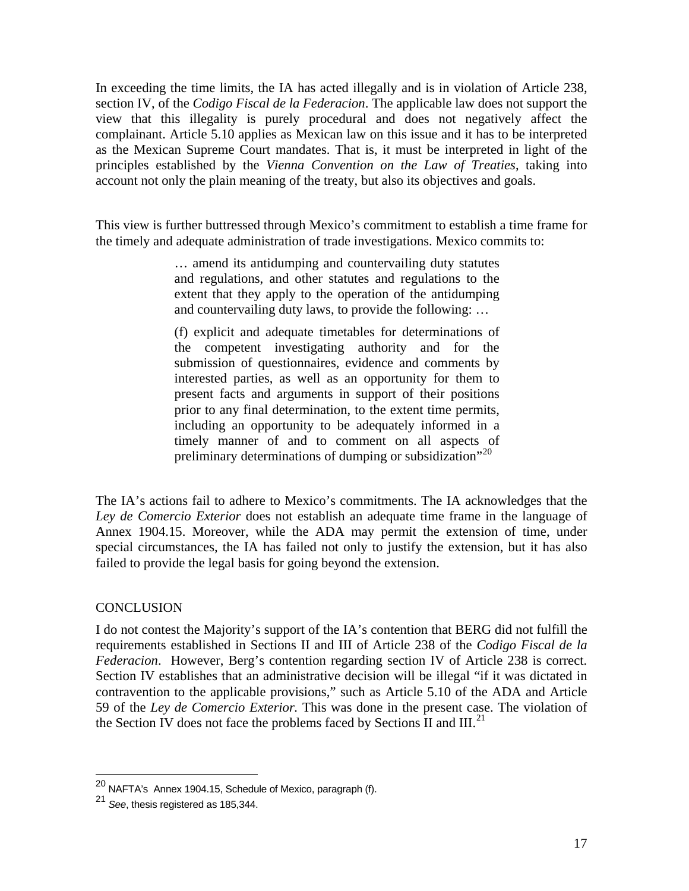In exceeding the time limits, the IA has acted illegally and is in violation of Article 238, section IV, of the *Codigo Fiscal de la Federacion*. The applicable law does not support the view that this illegality is purely procedural and does not negatively affect the complainant. Article 5.10 applies as Mexican law on this issue and it has to be interpreted as the Mexican Supreme Court mandates. That is, it must be interpreted in light of the principles established by the *Vienna Convention on the Law of Treaties*, taking into account not only the plain meaning of the treaty, but also its objectives and goals.

This view is further buttressed through Mexico's commitment to establish a time frame for the timely and adequate administration of trade investigations. Mexico commits to:

> … amend its antidumping and countervailing duty statutes and regulations, and other statutes and regulations to the extent that they apply to the operation of the antidumping and countervailing duty laws, to provide the following: …
>
> (f) explicit and adequate timetables for determinations of the competent investigating authority and for the submission of questionnaires, evidence and comments by interested parties, as well as an opportunity for them to present facts and arguments in support of their positions prior to any final determination, to the extent time permits, including an opportunity to be adequately informed in a timely manner of and to comment on all aspects of preliminary determinations of dumping or subsidization"[20]

The IA's actions fail to adhere to Mexico's commitments. The IA acknowledges that the *Ley de Comercio Exterior* does not establish an adequate time frame in the language of Annex 1904.15. Moreover, while the ADA may permit the extension of time, under special circumstances, the IA has failed not only to justify the extension, but it has also failed to provide the legal basis for going beyond the extension.

## CONCLUSION

I do not contest the Majority's support of the IA's contention that BERG did not fulfill the requirements established in Sections II and III of Article 238 of the *Codigo Fiscal de la Federacion*. However, Berg's contention regarding section IV of Article 238 is correct. Section IV establishes that an administrative decision will be illegal "if it was dictated in contravention to the applicable provisions," such as Article 5.10 of the ADA and Article 59 of the *Ley de Comercio Exterior.* This was done in the present case. The violation of the Section IV does not face the problems faced by Sections II and III.[21]

---

[20] NAFTA's Annex 1904.15, Schedule of Mexico, paragraph (f).

[21] *See*, thesis registered as 185,344.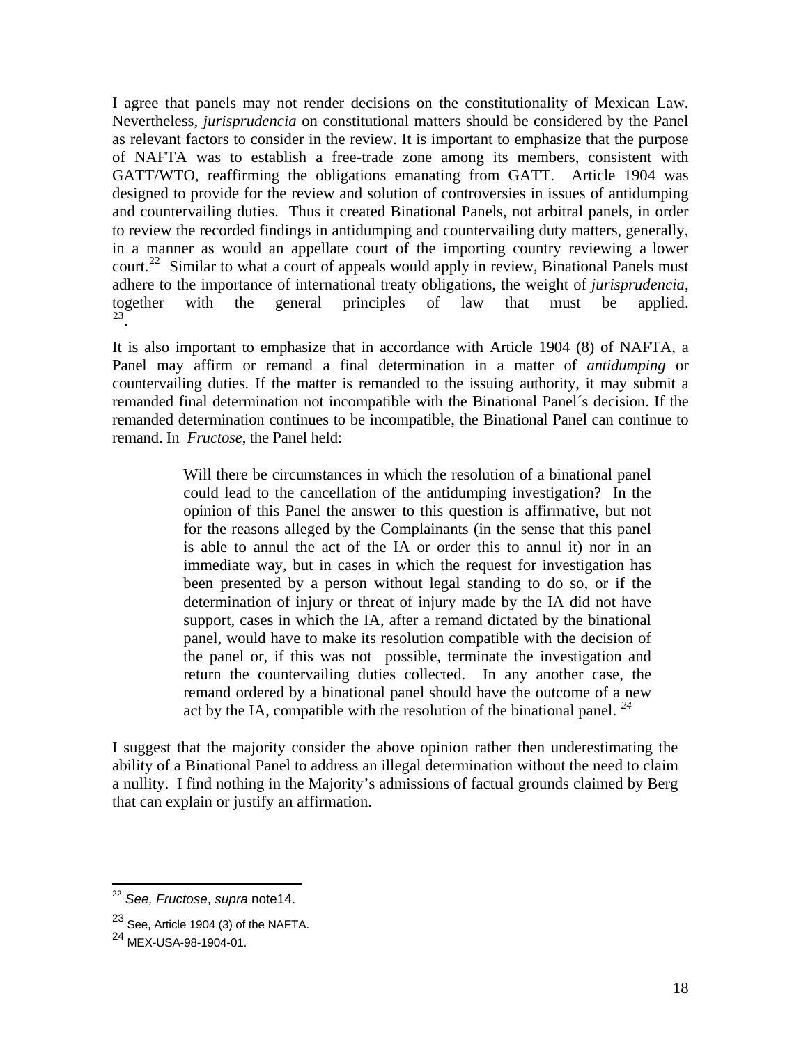I agree that panels may not render decisions on the constitutionality of Mexican Law. Nevertheless, *jurisprudencia* on constitutional matters should be considered by the Panel as relevant factors to consider in the review. It is important to emphasize that the purpose of NAFTA was to establish a free-trade zone among its members, consistent with GATT/WTO, reaffirming the obligations emanating from GATT. Article 1904 was designed to provide for the review and solution of controversies in issues of antidumping and countervailing duties. Thus it created Binational Panels, not arbitral panels, in order to review the recorded findings in antidumping and countervailing duty matters, generally, in a manner as would an appellate court of the importing country reviewing a lower court.[22] Similar to what a court of appeals would apply in review, Binational Panels must adhere to the importance of international treaty obligations, the weight of *jurisprudencia*, together with the general principles of law that must be applied.[23].

It is also important to emphasize that in accordance with Article 1904 (8) of NAFTA, a Panel may affirm or remand a final determination in a matter of *antidumping* or countervailing duties. If the matter is remanded to the issuing authority, it may submit a remanded final determination not incompatible with the Binational Panel´s decision. If the remanded determination continues to be incompatible, the Binational Panel can continue to remand. In *Fructose*, the Panel held:

> Will there be circumstances in which the resolution of a binational panel could lead to the cancellation of the antidumping investigation? In the opinion of this Panel the answer to this question is affirmative, but not for the reasons alleged by the Complainants (in the sense that this panel is able to annul the act of the IA or order this to annul it) nor in an immediate way, but in cases in which the request for investigation has been presented by a person without legal standing to do so, or if the determination of injury or threat of injury made by the IA did not have support, cases in which the IA, after a remand dictated by the binational panel, would have to make its resolution compatible with the decision of the panel or, if this was not possible, terminate the investigation and return the countervailing duties collected. In any another case, the remand ordered by a binational panel should have the outcome of a new act by the IA, compatible with the resolution of the binational panel. [24]

I suggest that the majority consider the above opinion rather then underestimating the ability of a Binational Panel to address an illegal determination without the need to claim a nullity. I find nothing in the Majority's admissions of factual grounds claimed by Berg that can explain or justify an affirmation.

---

[22] *See, Fructose*, *supra* note14.

[23] See, Article 1904 (3) of the NAFTA.

[24] MEX-USA-98-1904-01.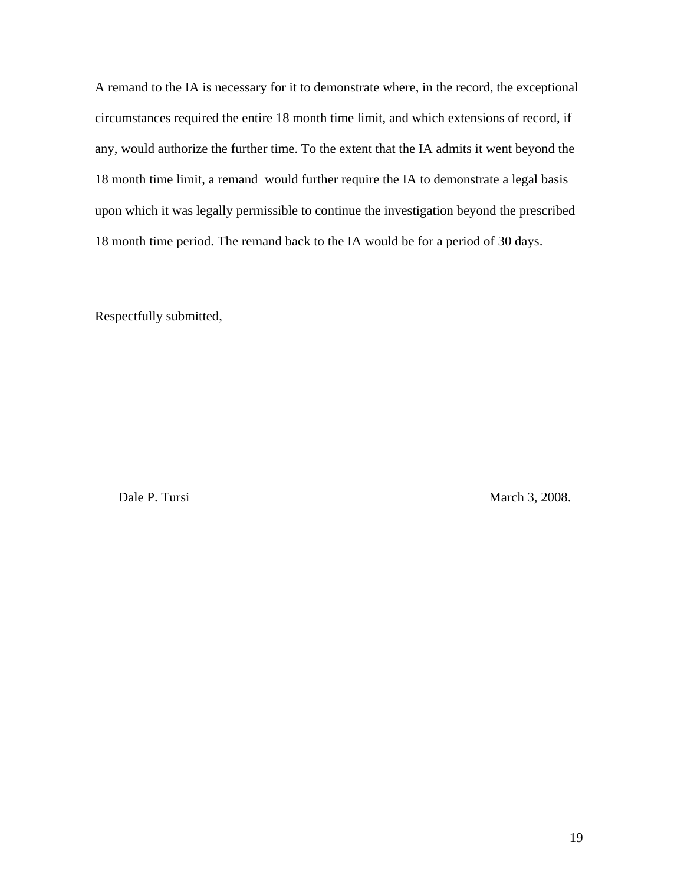A remand to the IA is necessary for it to demonstrate where, in the record, the exceptional circumstances required the entire 18 month time limit, and which extensions of record, if any, would authorize the further time. To the extent that the IA admits it went beyond the 18 month time limit, a remand would further require the IA to demonstrate a legal basis upon which it was legally permissible to continue the investigation beyond the prescribed 18 month time period. The remand back to the IA would be for a period of 30 days.

Respectfully submitted,

Dale P. Tursi

March 3, 2008.